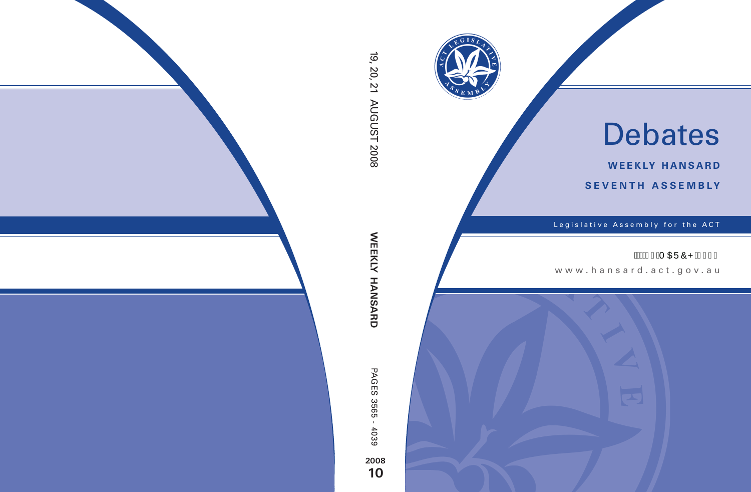# Debates

**WEEKLY HANSARD**

**SEVENTH ASSEMBLY**

Legislative Assembly for the ACT

www.hansard.act.gov.au

19, 20, 21 AUGUST 2008

WEEKLY HANSARD

PAGES 3565 - 4039

2008

10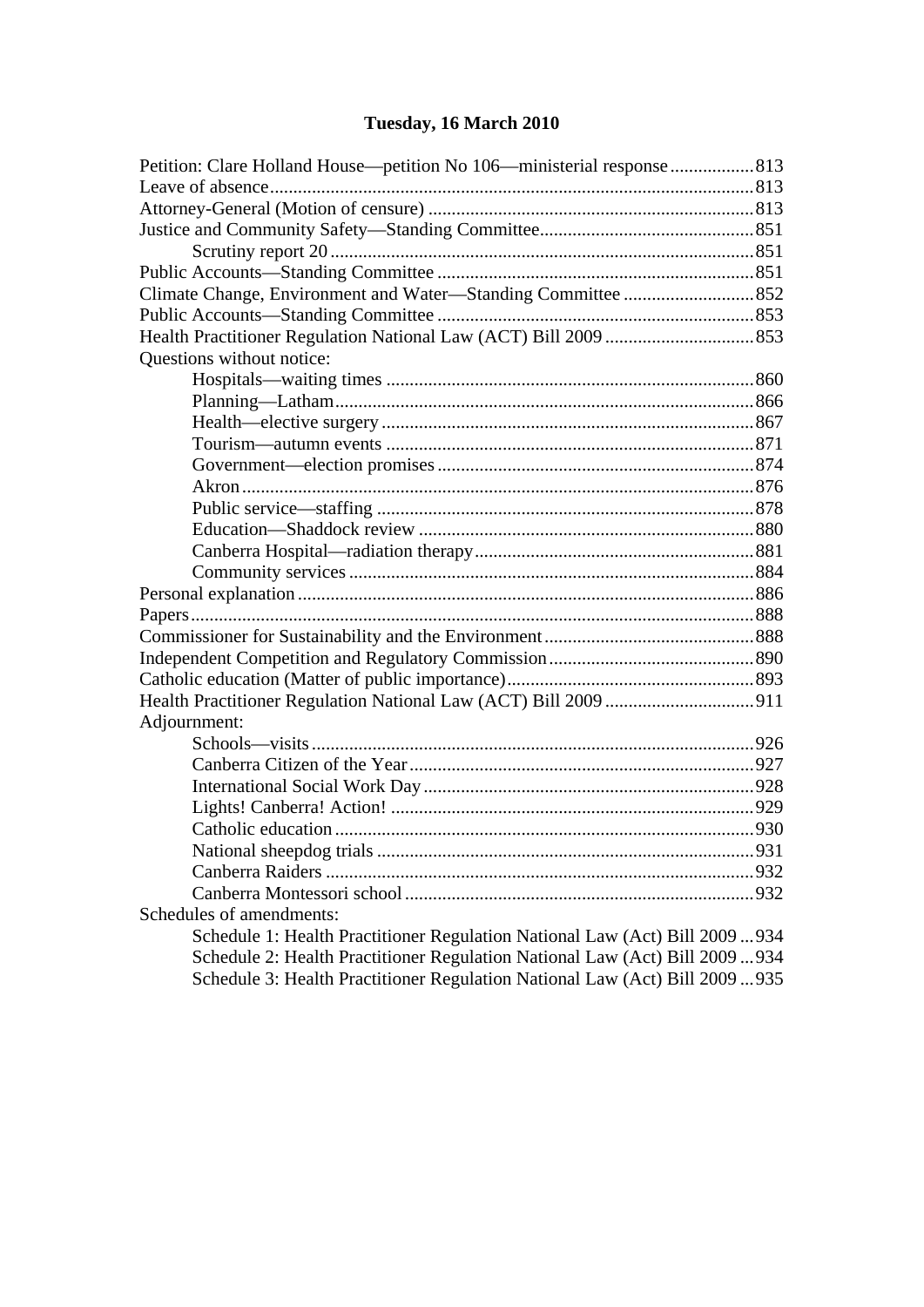# Tuesday, 16 March 2010

Petition: Clare Holland House—petition No 106—ministerial response .................. 813
Leave of absence ........................................................................................................ 813
Attorney-General (Motion of censure) ..................................................................... 813
Justice and Community Safety—Standing Committee ............................................. 851
  Scrutiny report 20 .................................................................................................. 851
Public Accounts—Standing Committee .................................................................... 851
Climate Change, Environment and Water—Standing Committee ............................ 852
Public Accounts—Standing Committee .................................................................... 853
Health Practitioner Regulation National Law (ACT) Bill 2009 ................................ 853
Questions without notice:
  Hospitals—waiting times ....................................................................................... 860
  Planning—Latham .................................................................................................. 866
  Health—elective surgery ........................................................................................ 867
  Tourism—autumn events ....................................................................................... 871
  Government—election promises ............................................................................ 874
  Akron ..................................................................................................................... 876
  Public service—staffing ......................................................................................... 878
  Education—Shaddock review ................................................................................ 880
  Canberra Hospital—radiation therapy .................................................................... 881
  Community services ............................................................................................... 884
Personal explanation .................................................................................................. 886
Papers ......................................................................................................................... 888
Commissioner for Sustainability and the Environment ............................................. 888
Independent Competition and Regulatory Commission ............................................ 890
Catholic education (Matter of public importance) ..................................................... 893
Health Practitioner Regulation National Law (ACT) Bill 2009 ................................ 911
Adjournment:
  Schools—visits ....................................................................................................... 926
  Canberra Citizen of the Year .................................................................................. 927
  International Social Work Day ............................................................................... 928
  Lights! Canberra! Action! ...................................................................................... 929
  Catholic education .................................................................................................. 930
  National sheepdog trials ......................................................................................... 931
  Canberra Raiders .................................................................................................... 932
  Canberra Montessori school ................................................................................... 932
Schedules of amendments:
  Schedule 1: Health Practitioner Regulation National Law (Act) Bill 2009 ... 934
  Schedule 2: Health Practitioner Regulation National Law (Act) Bill 2009 ... 934
  Schedule 3: Health Practitioner Regulation National Law (Act) Bill 2009 ... 935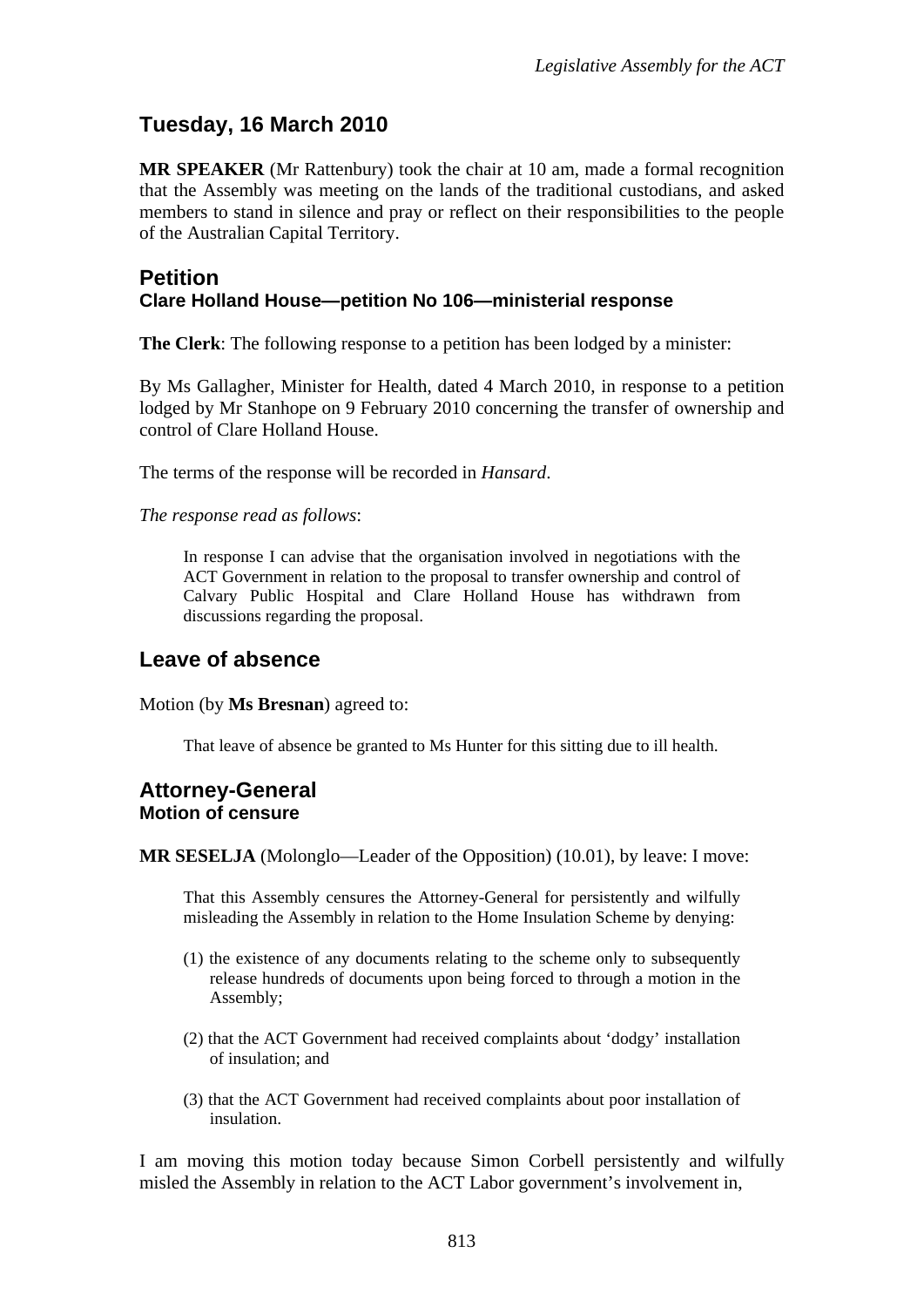# Tuesday, 16 March 2010

**MR SPEAKER** (Mr Rattenbury) took the chair at 10 am, made a formal recognition that the Assembly was meeting on the lands of the traditional custodians, and asked members to stand in silence and pray or reflect on their responsibilities to the people of the Australian Capital Territory.

## Petition

### Clare Holland House—petition No 106—ministerial response

**The Clerk**: The following response to a petition has been lodged by a minister:

By Ms Gallagher, Minister for Health, dated 4 March 2010, in response to a petition lodged by Mr Stanhope on 9 February 2010 concerning the transfer of ownership and control of Clare Holland House.

The terms of the response will be recorded in *Hansard*.

*The response read as follows*:

> In response I can advise that the organisation involved in negotiations with the ACT Government in relation to the proposal to transfer ownership and control of Calvary Public Hospital and Clare Holland House has withdrawn from discussions regarding the proposal.

## Leave of absence

Motion (by **Ms Bresnan**) agreed to:

> That leave of absence be granted to Ms Hunter for this sitting due to ill health.

## Attorney-General

### Motion of censure

**MR SESELJA** (Molonglo—Leader of the Opposition) (10.01), by leave: I move:

> That this Assembly censures the Attorney-General for persistently and wilfully misleading the Assembly in relation to the Home Insulation Scheme by denying:
>
> (1) the existence of any documents relating to the scheme only to subsequently release hundreds of documents upon being forced to through a motion in the Assembly;
>
> (2) that the ACT Government had received complaints about 'dodgy' installation of insulation; and
>
> (3) that the ACT Government had received complaints about poor installation of insulation.

I am moving this motion today because Simon Corbell persistently and wilfully misled the Assembly in relation to the ACT Labor government's involvement in,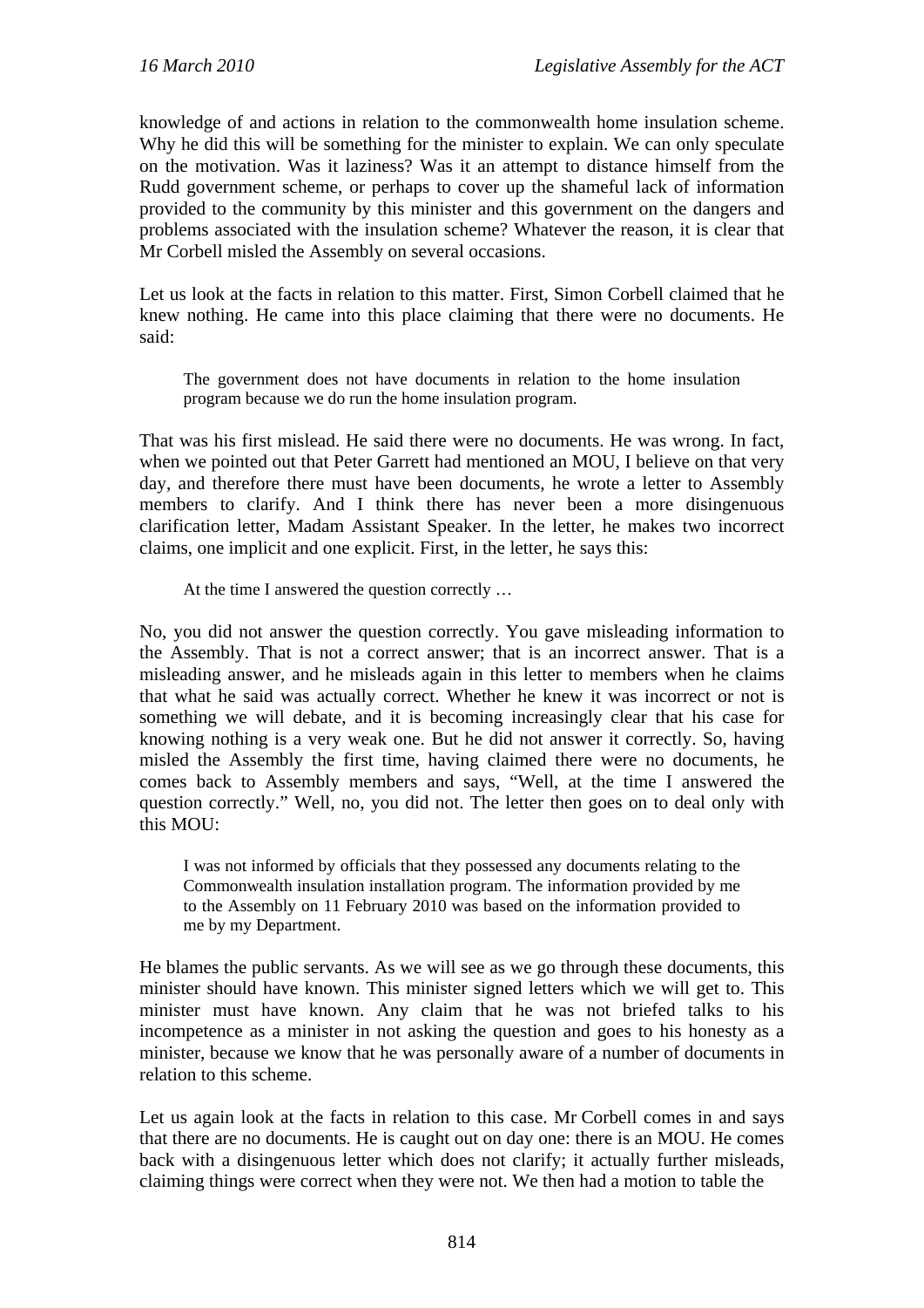knowledge of and actions in relation to the commonwealth home insulation scheme. Why he did this will be something for the minister to explain. We can only speculate on the motivation. Was it laziness? Was it an attempt to distance himself from the Rudd government scheme, or perhaps to cover up the shameful lack of information provided to the community by this minister and this government on the dangers and problems associated with the insulation scheme? Whatever the reason, it is clear that Mr Corbell misled the Assembly on several occasions.

Let us look at the facts in relation to this matter. First, Simon Corbell claimed that he knew nothing. He came into this place claiming that there were no documents. He said:

> The government does not have documents in relation to the home insulation program because we do run the home insulation program.

That was his first mislead. He said there were no documents. He was wrong. In fact, when we pointed out that Peter Garrett had mentioned an MOU, I believe on that very day, and therefore there must have been documents, he wrote a letter to Assembly members to clarify. And I think there has never been a more disingenuous clarification letter, Madam Assistant Speaker. In the letter, he makes two incorrect claims, one implicit and one explicit. First, in the letter, he says this:

> At the time I answered the question correctly …

No, you did not answer the question correctly. You gave misleading information to the Assembly. That is not a correct answer; that is an incorrect answer. That is a misleading answer, and he misleads again in this letter to members when he claims that what he said was actually correct. Whether he knew it was incorrect or not is something we will debate, and it is becoming increasingly clear that his case for knowing nothing is a very weak one. But he did not answer it correctly. So, having misled the Assembly the first time, having claimed there were no documents, he comes back to Assembly members and says, "Well, at the time I answered the question correctly." Well, no, you did not. The letter then goes on to deal only with this MOU:

> I was not informed by officials that they possessed any documents relating to the Commonwealth insulation installation program. The information provided by me to the Assembly on 11 February 2010 was based on the information provided to me by my Department.

He blames the public servants. As we will see as we go through these documents, this minister should have known. This minister signed letters which we will get to. This minister must have known. Any claim that he was not briefed talks to his incompetence as a minister in not asking the question and goes to his honesty as a minister, because we know that he was personally aware of a number of documents in relation to this scheme.

Let us again look at the facts in relation to this case. Mr Corbell comes in and says that there are no documents. He is caught out on day one: there is an MOU. He comes back with a disingenuous letter which does not clarify; it actually further misleads, claiming things were correct when they were not. We then had a motion to table the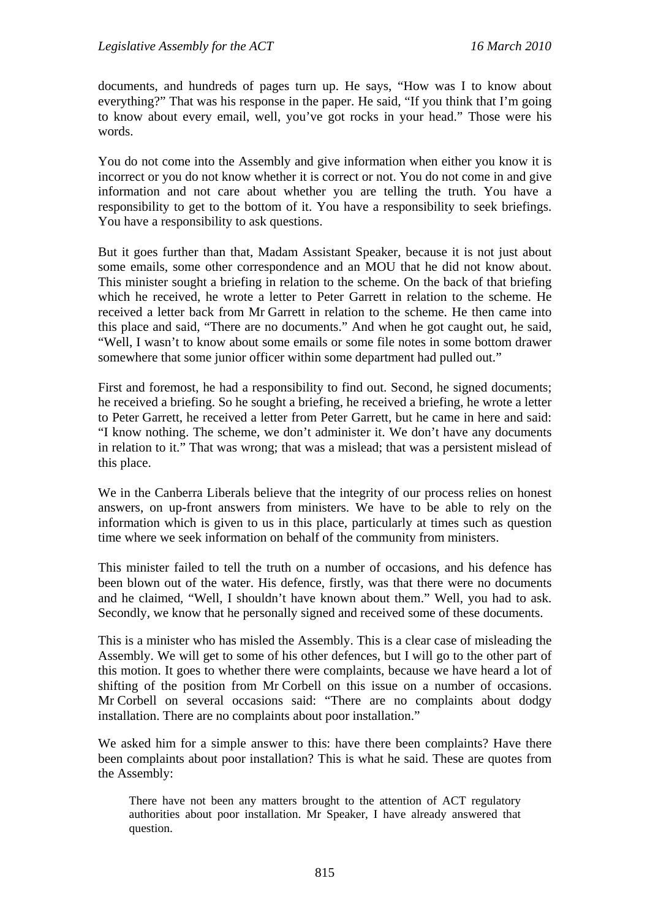documents, and hundreds of pages turn up. He says, "How was I to know about everything?" That was his response in the paper. He said, "If you think that I'm going to know about every email, well, you've got rocks in your head." Those were his words.

You do not come into the Assembly and give information when either you know it is incorrect or you do not know whether it is correct or not. You do not come in and give information and not care about whether you are telling the truth. You have a responsibility to get to the bottom of it. You have a responsibility to seek briefings. You have a responsibility to ask questions.

But it goes further than that, Madam Assistant Speaker, because it is not just about some emails, some other correspondence and an MOU that he did not know about. This minister sought a briefing in relation to the scheme. On the back of that briefing which he received, he wrote a letter to Peter Garrett in relation to the scheme. He received a letter back from Mr Garrett in relation to the scheme. He then came into this place and said, "There are no documents." And when he got caught out, he said, "Well, I wasn't to know about some emails or some file notes in some bottom drawer somewhere that some junior officer within some department had pulled out."

First and foremost, he had a responsibility to find out. Second, he signed documents; he received a briefing. So he sought a briefing, he received a briefing, he wrote a letter to Peter Garrett, he received a letter from Peter Garrett, but he came in here and said: "I know nothing. The scheme, we don't administer it. We don't have any documents in relation to it." That was wrong; that was a mislead; that was a persistent mislead of this place.

We in the Canberra Liberals believe that the integrity of our process relies on honest answers, on up-front answers from ministers. We have to be able to rely on the information which is given to us in this place, particularly at times such as question time where we seek information on behalf of the community from ministers.

This minister failed to tell the truth on a number of occasions, and his defence has been blown out of the water. His defence, firstly, was that there were no documents and he claimed, "Well, I shouldn't have known about them." Well, you had to ask. Secondly, we know that he personally signed and received some of these documents.

This is a minister who has misled the Assembly. This is a clear case of misleading the Assembly. We will get to some of his other defences, but I will go to the other part of this motion. It goes to whether there were complaints, because we have heard a lot of shifting of the position from Mr Corbell on this issue on a number of occasions. Mr Corbell on several occasions said: "There are no complaints about dodgy installation. There are no complaints about poor installation."

We asked him for a simple answer to this: have there been complaints? Have there been complaints about poor installation? This is what he said. These are quotes from the Assembly:

> There have not been any matters brought to the attention of ACT regulatory authorities about poor installation. Mr Speaker, I have already answered that question.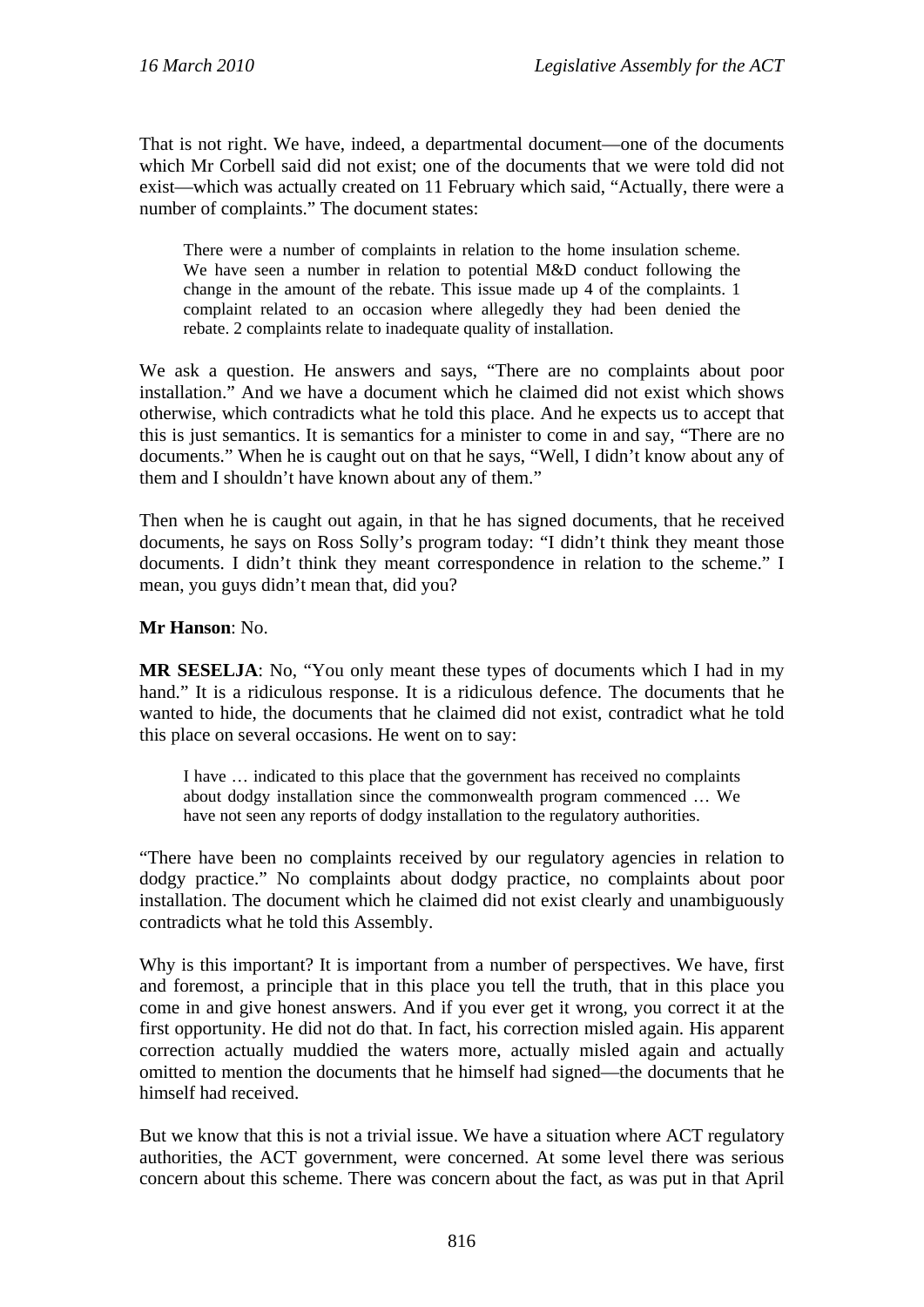That is not right. We have, indeed, a departmental document—one of the documents which Mr Corbell said did not exist; one of the documents that we were told did not exist—which was actually created on 11 February which said, "Actually, there were a number of complaints." The document states:

> There were a number of complaints in relation to the home insulation scheme. We have seen a number in relation to potential M&D conduct following the change in the amount of the rebate. This issue made up 4 of the complaints. 1 complaint related to an occasion where allegedly they had been denied the rebate. 2 complaints relate to inadequate quality of installation.

We ask a question. He answers and says, "There are no complaints about poor installation." And we have a document which he claimed did not exist which shows otherwise, which contradicts what he told this place. And he expects us to accept that this is just semantics. It is semantics for a minister to come in and say, "There are no documents." When he is caught out on that he says, "Well, I didn't know about any of them and I shouldn't have known about any of them."

Then when he is caught out again, in that he has signed documents, that he received documents, he says on Ross Solly's program today: "I didn't think they meant those documents. I didn't think they meant correspondence in relation to the scheme." I mean, you guys didn't mean that, did you?

**Mr Hanson**: No.

**MR SESELJA**: No, "You only meant these types of documents which I had in my hand." It is a ridiculous response. It is a ridiculous defence. The documents that he wanted to hide, the documents that he claimed did not exist, contradict what he told this place on several occasions. He went on to say:

> I have … indicated to this place that the government has received no complaints about dodgy installation since the commonwealth program commenced … We have not seen any reports of dodgy installation to the regulatory authorities.

"There have been no complaints received by our regulatory agencies in relation to dodgy practice." No complaints about dodgy practice, no complaints about poor installation. The document which he claimed did not exist clearly and unambiguously contradicts what he told this Assembly.

Why is this important? It is important from a number of perspectives. We have, first and foremost, a principle that in this place you tell the truth, that in this place you come in and give honest answers. And if you ever get it wrong, you correct it at the first opportunity. He did not do that. In fact, his correction misled again. His apparent correction actually muddied the waters more, actually misled again and actually omitted to mention the documents that he himself had signed—the documents that he himself had received.

But we know that this is not a trivial issue. We have a situation where ACT regulatory authorities, the ACT government, were concerned. At some level there was serious concern about this scheme. There was concern about the fact, as was put in that April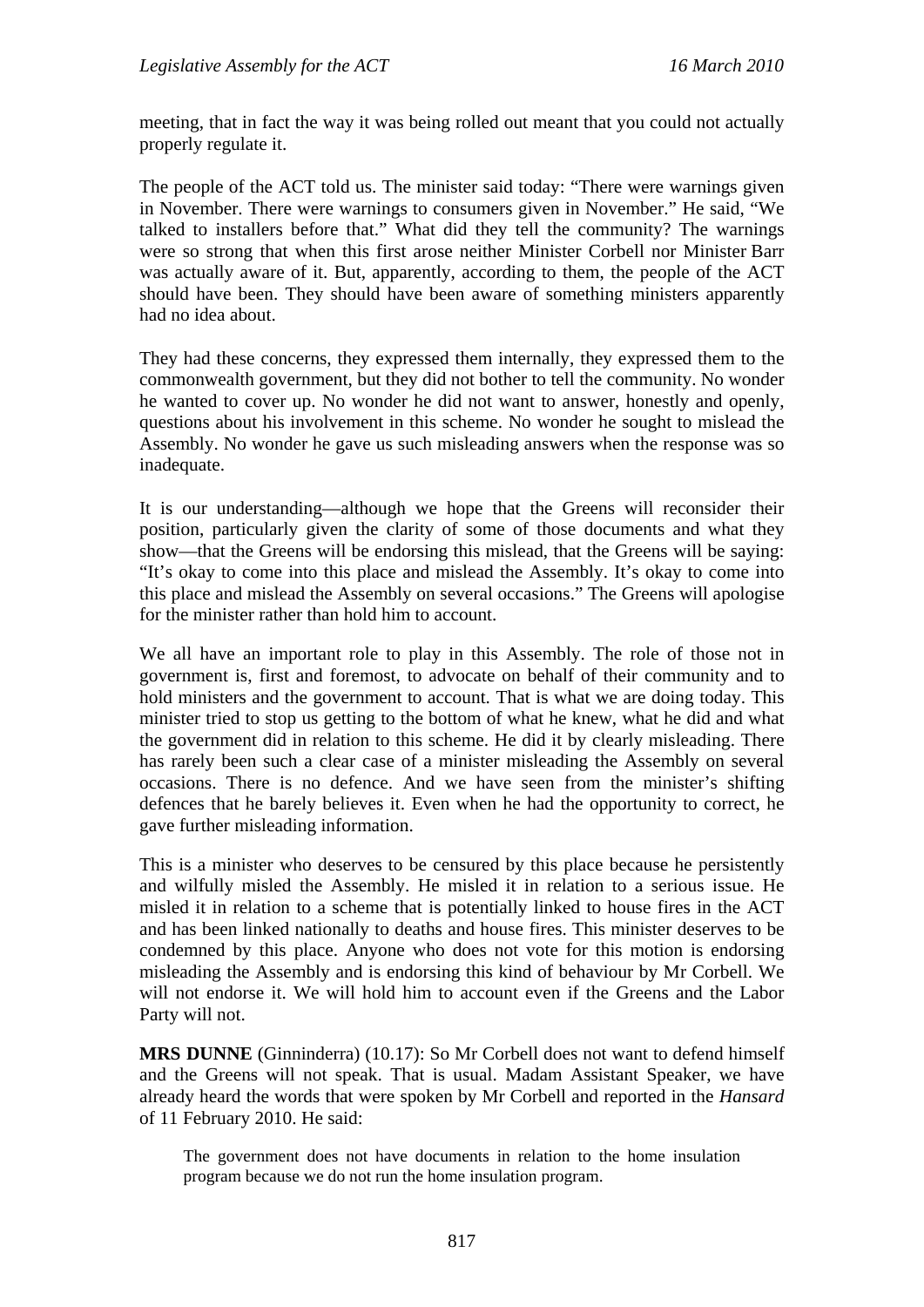meeting, that in fact the way it was being rolled out meant that you could not actually properly regulate it.

The people of the ACT told us. The minister said today: "There were warnings given in November. There were warnings to consumers given in November." He said, "We talked to installers before that." What did they tell the community? The warnings were so strong that when this first arose neither Minister Corbell nor Minister Barr was actually aware of it. But, apparently, according to them, the people of the ACT should have been. They should have been aware of something ministers apparently had no idea about.

They had these concerns, they expressed them internally, they expressed them to the commonwealth government, but they did not bother to tell the community. No wonder he wanted to cover up. No wonder he did not want to answer, honestly and openly, questions about his involvement in this scheme. No wonder he sought to mislead the Assembly. No wonder he gave us such misleading answers when the response was so inadequate.

It is our understanding—although we hope that the Greens will reconsider their position, particularly given the clarity of some of those documents and what they show—that the Greens will be endorsing this mislead, that the Greens will be saying: "It's okay to come into this place and mislead the Assembly. It's okay to come into this place and mislead the Assembly on several occasions." The Greens will apologise for the minister rather than hold him to account.

We all have an important role to play in this Assembly. The role of those not in government is, first and foremost, to advocate on behalf of their community and to hold ministers and the government to account. That is what we are doing today. This minister tried to stop us getting to the bottom of what he knew, what he did and what the government did in relation to this scheme. He did it by clearly misleading. There has rarely been such a clear case of a minister misleading the Assembly on several occasions. There is no defence. And we have seen from the minister's shifting defences that he barely believes it. Even when he had the opportunity to correct, he gave further misleading information.

This is a minister who deserves to be censured by this place because he persistently and wilfully misled the Assembly. He misled it in relation to a serious issue. He misled it in relation to a scheme that is potentially linked to house fires in the ACT and has been linked nationally to deaths and house fires. This minister deserves to be condemned by this place. Anyone who does not vote for this motion is endorsing misleading the Assembly and is endorsing this kind of behaviour by Mr Corbell. We will not endorse it. We will hold him to account even if the Greens and the Labor Party will not.

**MRS DUNNE** (Ginninderra) (10.17): So Mr Corbell does not want to defend himself and the Greens will not speak. That is usual. Madam Assistant Speaker, we have already heard the words that were spoken by Mr Corbell and reported in the *Hansard* of 11 February 2010. He said:

> The government does not have documents in relation to the home insulation program because we do not run the home insulation program.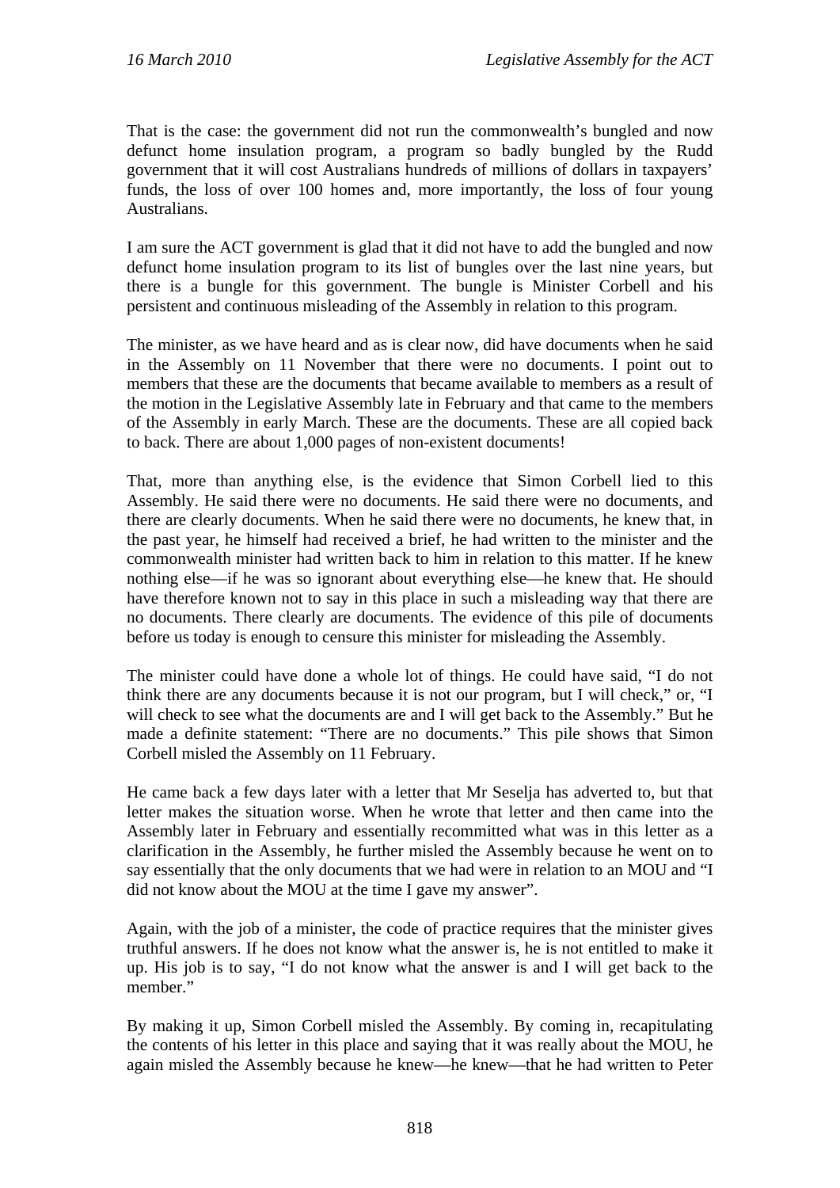That is the case: the government did not run the commonwealth's bungled and now defunct home insulation program, a program so badly bungled by the Rudd government that it will cost Australians hundreds of millions of dollars in taxpayers' funds, the loss of over 100 homes and, more importantly, the loss of four young Australians.

I am sure the ACT government is glad that it did not have to add the bungled and now defunct home insulation program to its list of bungles over the last nine years, but there is a bungle for this government. The bungle is Minister Corbell and his persistent and continuous misleading of the Assembly in relation to this program.

The minister, as we have heard and as is clear now, did have documents when he said in the Assembly on 11 November that there were no documents. I point out to members that these are the documents that became available to members as a result of the motion in the Legislative Assembly late in February and that came to the members of the Assembly in early March. These are the documents. These are all copied back to back. There are about 1,000 pages of non-existent documents!

That, more than anything else, is the evidence that Simon Corbell lied to this Assembly. He said there were no documents. He said there were no documents, and there are clearly documents. When he said there were no documents, he knew that, in the past year, he himself had received a brief, he had written to the minister and the commonwealth minister had written back to him in relation to this matter. If he knew nothing else—if he was so ignorant about everything else—he knew that. He should have therefore known not to say in this place in such a misleading way that there are no documents. There clearly are documents. The evidence of this pile of documents before us today is enough to censure this minister for misleading the Assembly.

The minister could have done a whole lot of things. He could have said, "I do not think there are any documents because it is not our program, but I will check," or, "I will check to see what the documents are and I will get back to the Assembly." But he made a definite statement: "There are no documents." This pile shows that Simon Corbell misled the Assembly on 11 February.

He came back a few days later with a letter that Mr Seselja has adverted to, but that letter makes the situation worse. When he wrote that letter and then came into the Assembly later in February and essentially recommitted what was in this letter as a clarification in the Assembly, he further misled the Assembly because he went on to say essentially that the only documents that we had were in relation to an MOU and "I did not know about the MOU at the time I gave my answer".

Again, with the job of a minister, the code of practice requires that the minister gives truthful answers. If he does not know what the answer is, he is not entitled to make it up. His job is to say, "I do not know what the answer is and I will get back to the member."

By making it up, Simon Corbell misled the Assembly. By coming in, recapitulating the contents of his letter in this place and saying that it was really about the MOU, he again misled the Assembly because he knew—he knew—that he had written to Peter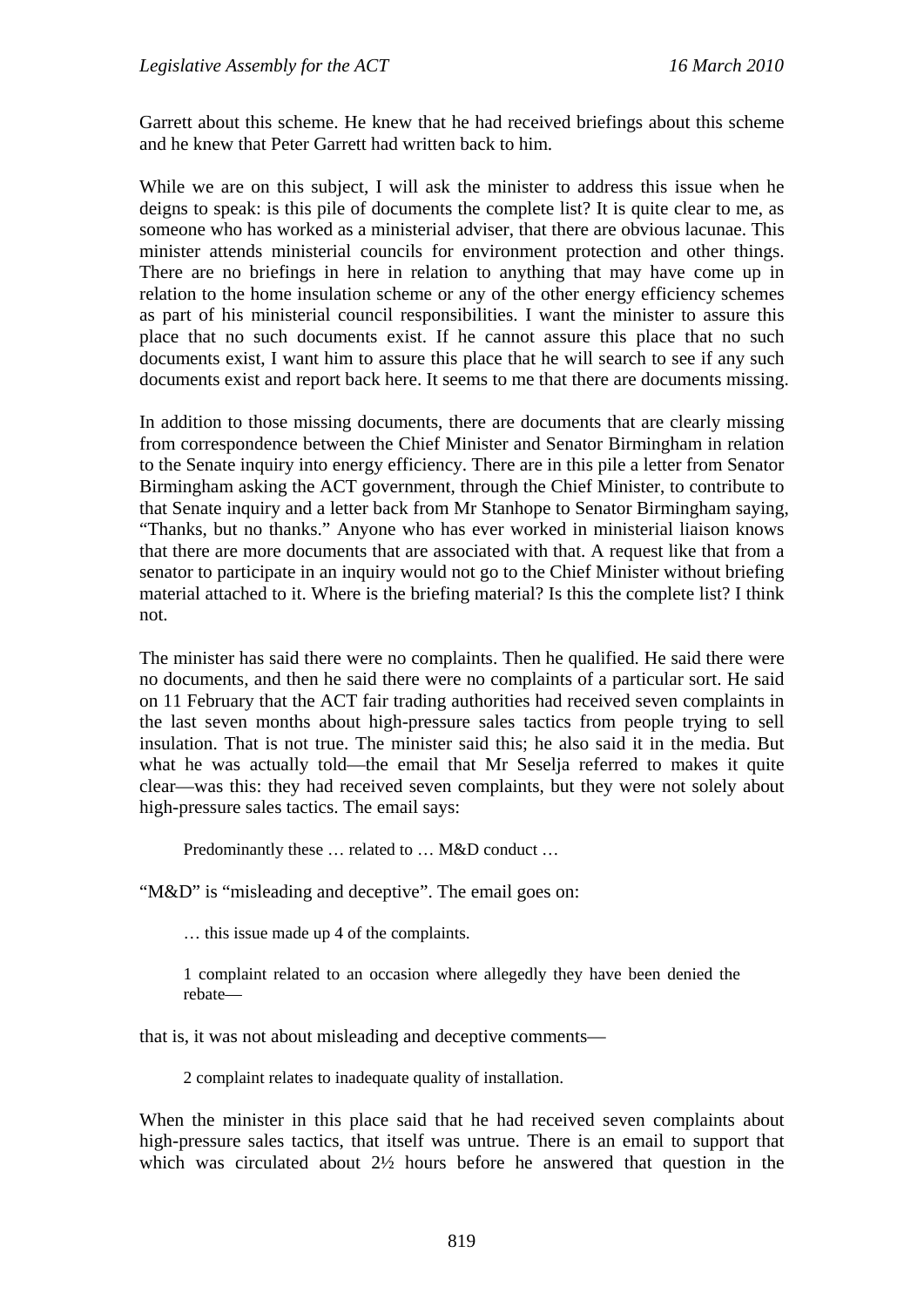Garrett about this scheme. He knew that he had received briefings about this scheme and he knew that Peter Garrett had written back to him.

While we are on this subject, I will ask the minister to address this issue when he deigns to speak: is this pile of documents the complete list? It is quite clear to me, as someone who has worked as a ministerial adviser, that there are obvious lacunae. This minister attends ministerial councils for environment protection and other things. There are no briefings in here in relation to anything that may have come up in relation to the home insulation scheme or any of the other energy efficiency schemes as part of his ministerial council responsibilities. I want the minister to assure this place that no such documents exist. If he cannot assure this place that no such documents exist, I want him to assure this place that he will search to see if any such documents exist and report back here. It seems to me that there are documents missing.

In addition to those missing documents, there are documents that are clearly missing from correspondence between the Chief Minister and Senator Birmingham in relation to the Senate inquiry into energy efficiency. There are in this pile a letter from Senator Birmingham asking the ACT government, through the Chief Minister, to contribute to that Senate inquiry and a letter back from Mr Stanhope to Senator Birmingham saying, "Thanks, but no thanks." Anyone who has ever worked in ministerial liaison knows that there are more documents that are associated with that. A request like that from a senator to participate in an inquiry would not go to the Chief Minister without briefing material attached to it. Where is the briefing material? Is this the complete list? I think not.

The minister has said there were no complaints. Then he qualified. He said there were no documents, and then he said there were no complaints of a particular sort. He said on 11 February that the ACT fair trading authorities had received seven complaints in the last seven months about high-pressure sales tactics from people trying to sell insulation. That is not true. The minister said this; he also said it in the media. But what he was actually told—the email that Mr Seselja referred to makes it quite clear—was this: they had received seven complaints, but they were not solely about high-pressure sales tactics. The email says:

> Predominantly these … related to … M&D conduct …

"M&D" is "misleading and deceptive". The email goes on:

> … this issue made up 4 of the complaints.
>
> 1 complaint related to an occasion where allegedly they have been denied the rebate—

that is, it was not about misleading and deceptive comments—

> 2 complaint relates to inadequate quality of installation.

When the minister in this place said that he had received seven complaints about high-pressure sales tactics, that itself was untrue. There is an email to support that which was circulated about 2½ hours before he answered that question in the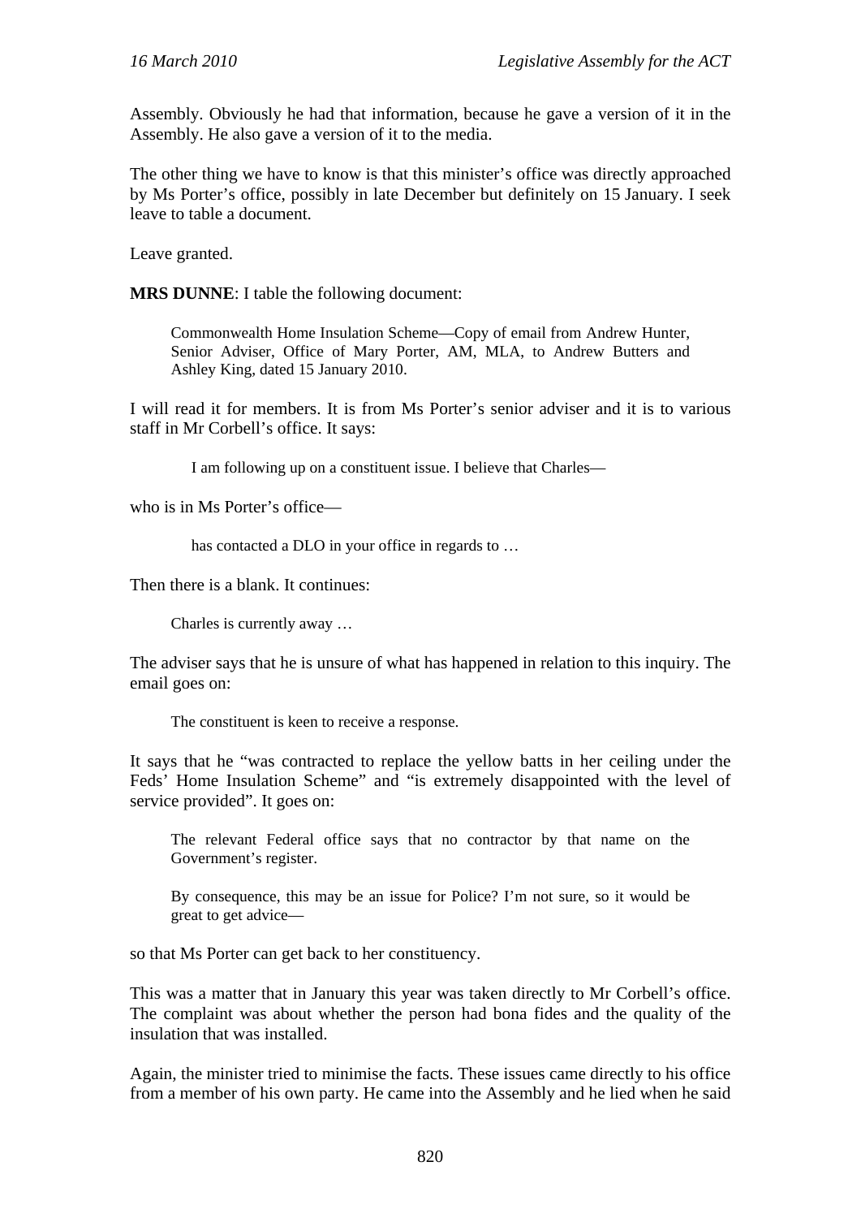Assembly. Obviously he had that information, because he gave a version of it in the Assembly. He also gave a version of it to the media.

The other thing we have to know is that this minister's office was directly approached by Ms Porter's office, possibly in late December but definitely on 15 January. I seek leave to table a document.

Leave granted.

**MRS DUNNE**: I table the following document:

> Commonwealth Home Insulation Scheme—Copy of email from Andrew Hunter, Senior Adviser, Office of Mary Porter, AM, MLA, to Andrew Butters and Ashley King, dated 15 January 2010.

I will read it for members. It is from Ms Porter's senior adviser and it is to various staff in Mr Corbell's office. It says:

> I am following up on a constituent issue. I believe that Charles—

who is in Ms Porter's office—

> has contacted a DLO in your office in regards to …

Then there is a blank. It continues:

> Charles is currently away …

The adviser says that he is unsure of what has happened in relation to this inquiry. The email goes on:

> The constituent is keen to receive a response.

It says that he "was contracted to replace the yellow batts in her ceiling under the Feds' Home Insulation Scheme" and "is extremely disappointed with the level of service provided". It goes on:

> The relevant Federal office says that no contractor by that name on the Government's register.
>
> By consequence, this may be an issue for Police? I'm not sure, so it would be great to get advice—

so that Ms Porter can get back to her constituency.

This was a matter that in January this year was taken directly to Mr Corbell's office. The complaint was about whether the person had bona fides and the quality of the insulation that was installed.

Again, the minister tried to minimise the facts. These issues came directly to his office from a member of his own party. He came into the Assembly and he lied when he said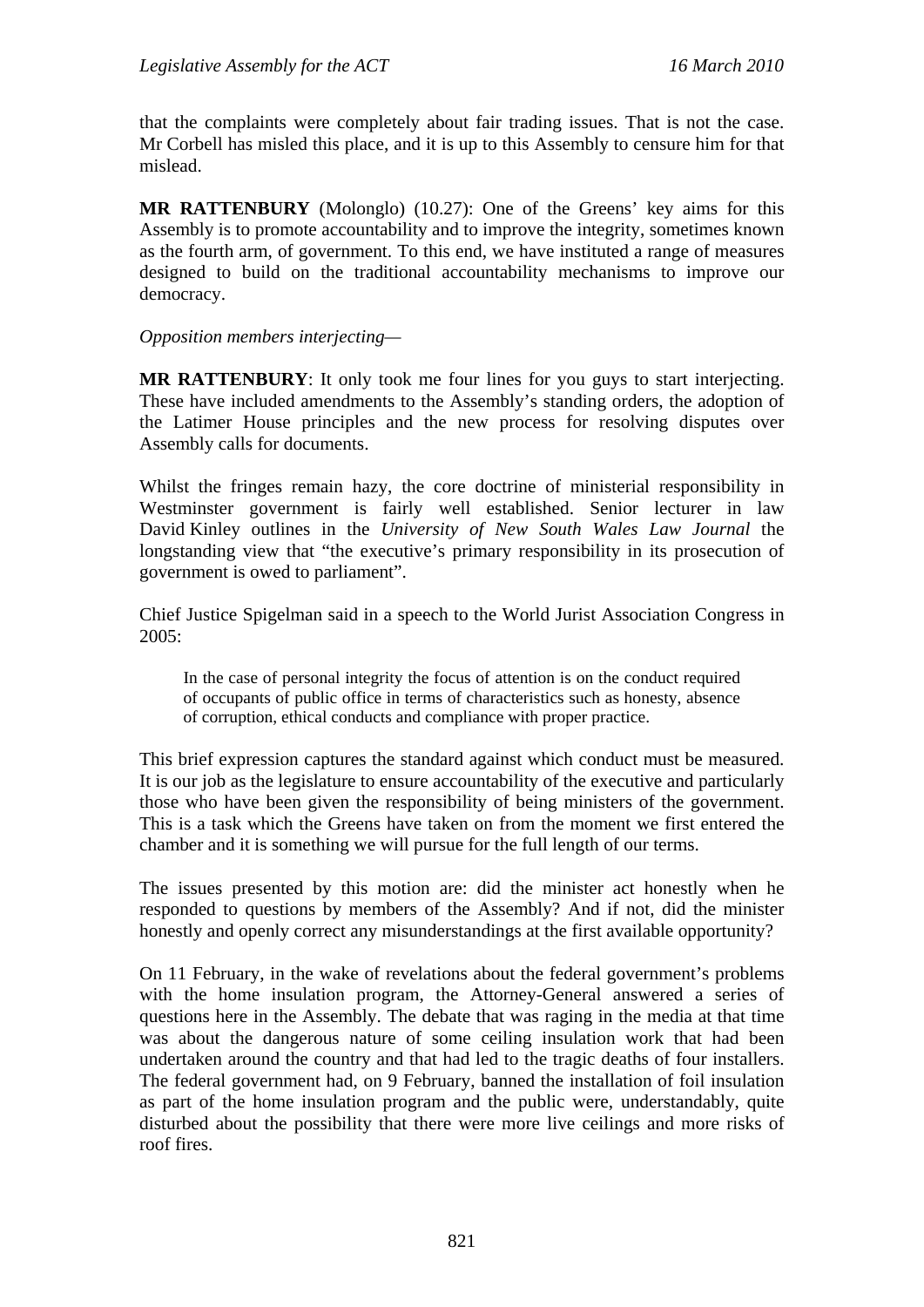that the complaints were completely about fair trading issues. That is not the case. Mr Corbell has misled this place, and it is up to this Assembly to censure him for that mislead.

**MR RATTENBURY** (Molonglo) (10.27): One of the Greens' key aims for this Assembly is to promote accountability and to improve the integrity, sometimes known as the fourth arm, of government. To this end, we have instituted a range of measures designed to build on the traditional accountability mechanisms to improve our democracy.

*Opposition members interjecting—*

**MR RATTENBURY**: It only took me four lines for you guys to start interjecting. These have included amendments to the Assembly's standing orders, the adoption of the Latimer House principles and the new process for resolving disputes over Assembly calls for documents.

Whilst the fringes remain hazy, the core doctrine of ministerial responsibility in Westminster government is fairly well established. Senior lecturer in law David Kinley outlines in the *University of New South Wales Law Journal* the longstanding view that "the executive's primary responsibility in its prosecution of government is owed to parliament".

Chief Justice Spigelman said in a speech to the World Jurist Association Congress in 2005:

> In the case of personal integrity the focus of attention is on the conduct required of occupants of public office in terms of characteristics such as honesty, absence of corruption, ethical conducts and compliance with proper practice.

This brief expression captures the standard against which conduct must be measured. It is our job as the legislature to ensure accountability of the executive and particularly those who have been given the responsibility of being ministers of the government. This is a task which the Greens have taken on from the moment we first entered the chamber and it is something we will pursue for the full length of our terms.

The issues presented by this motion are: did the minister act honestly when he responded to questions by members of the Assembly? And if not, did the minister honestly and openly correct any misunderstandings at the first available opportunity?

On 11 February, in the wake of revelations about the federal government's problems with the home insulation program, the Attorney-General answered a series of questions here in the Assembly. The debate that was raging in the media at that time was about the dangerous nature of some ceiling insulation work that had been undertaken around the country and that had led to the tragic deaths of four installers. The federal government had, on 9 February, banned the installation of foil insulation as part of the home insulation program and the public were, understandably, quite disturbed about the possibility that there were more live ceilings and more risks of roof fires.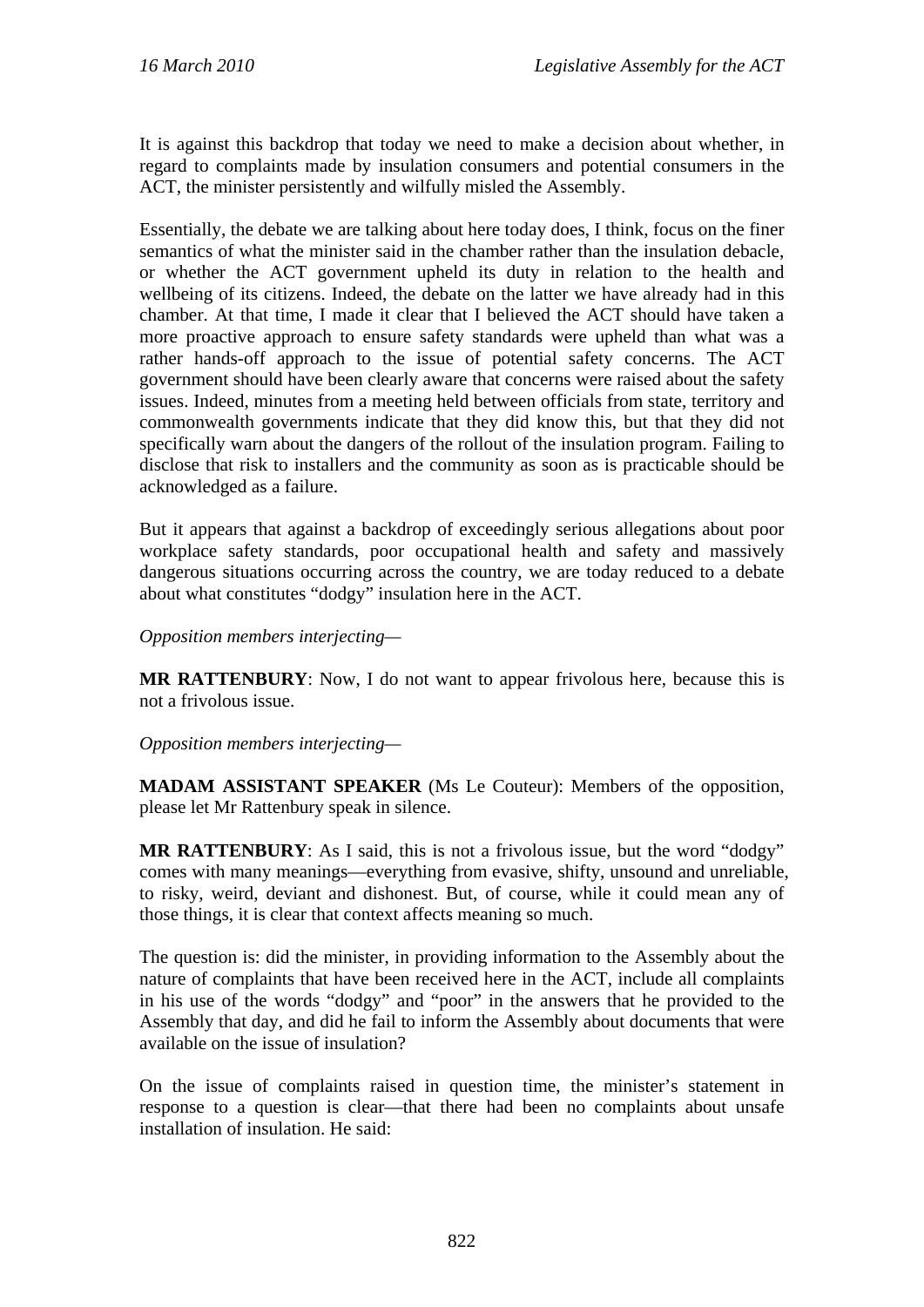It is against this backdrop that today we need to make a decision about whether, in regard to complaints made by insulation consumers and potential consumers in the ACT, the minister persistently and wilfully misled the Assembly.

Essentially, the debate we are talking about here today does, I think, focus on the finer semantics of what the minister said in the chamber rather than the insulation debacle, or whether the ACT government upheld its duty in relation to the health and wellbeing of its citizens. Indeed, the debate on the latter we have already had in this chamber. At that time, I made it clear that I believed the ACT should have taken a more proactive approach to ensure safety standards were upheld than what was a rather hands-off approach to the issue of potential safety concerns. The ACT government should have been clearly aware that concerns were raised about the safety issues. Indeed, minutes from a meeting held between officials from state, territory and commonwealth governments indicate that they did know this, but that they did not specifically warn about the dangers of the rollout of the insulation program. Failing to disclose that risk to installers and the community as soon as is practicable should be acknowledged as a failure.

But it appears that against a backdrop of exceedingly serious allegations about poor workplace safety standards, poor occupational health and safety and massively dangerous situations occurring across the country, we are today reduced to a debate about what constitutes "dodgy" insulation here in the ACT.

*Opposition members interjecting*—

**MR RATTENBURY**: Now, I do not want to appear frivolous here, because this is not a frivolous issue.

*Opposition members interjecting*—

**MADAM ASSISTANT SPEAKER** (Ms Le Couteur): Members of the opposition, please let Mr Rattenbury speak in silence.

**MR RATTENBURY**: As I said, this is not a frivolous issue, but the word "dodgy" comes with many meanings—everything from evasive, shifty, unsound and unreliable, to risky, weird, deviant and dishonest. But, of course, while it could mean any of those things, it is clear that context affects meaning so much.

The question is: did the minister, in providing information to the Assembly about the nature of complaints that have been received here in the ACT, include all complaints in his use of the words "dodgy" and "poor" in the answers that he provided to the Assembly that day, and did he fail to inform the Assembly about documents that were available on the issue of insulation?

On the issue of complaints raised in question time, the minister's statement in response to a question is clear—that there had been no complaints about unsafe installation of insulation. He said: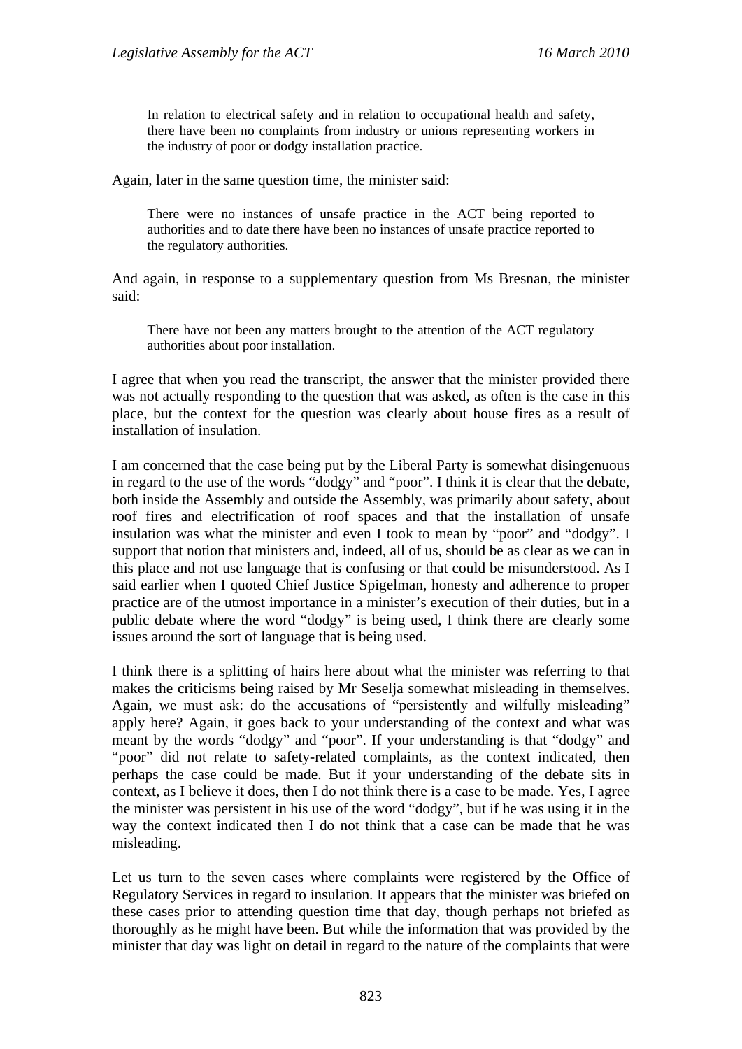> In relation to electrical safety and in relation to occupational health and safety, there have been no complaints from industry or unions representing workers in the industry of poor or dodgy installation practice.

Again, later in the same question time, the minister said:

> There were no instances of unsafe practice in the ACT being reported to authorities and to date there have been no instances of unsafe practice reported to the regulatory authorities.

And again, in response to a supplementary question from Ms Bresnan, the minister said:

> There have not been any matters brought to the attention of the ACT regulatory authorities about poor installation.

I agree that when you read the transcript, the answer that the minister provided there was not actually responding to the question that was asked, as often is the case in this place, but the context for the question was clearly about house fires as a result of installation of insulation.

I am concerned that the case being put by the Liberal Party is somewhat disingenuous in regard to the use of the words "dodgy" and "poor". I think it is clear that the debate, both inside the Assembly and outside the Assembly, was primarily about safety, about roof fires and electrification of roof spaces and that the installation of unsafe insulation was what the minister and even I took to mean by "poor" and "dodgy". I support that notion that ministers and, indeed, all of us, should be as clear as we can in this place and not use language that is confusing or that could be misunderstood. As I said earlier when I quoted Chief Justice Spigelman, honesty and adherence to proper practice are of the utmost importance in a minister's execution of their duties, but in a public debate where the word "dodgy" is being used, I think there are clearly some issues around the sort of language that is being used.

I think there is a splitting of hairs here about what the minister was referring to that makes the criticisms being raised by Mr Seselja somewhat misleading in themselves. Again, we must ask: do the accusations of "persistently and wilfully misleading" apply here? Again, it goes back to your understanding of the context and what was meant by the words "dodgy" and "poor". If your understanding is that "dodgy" and "poor" did not relate to safety-related complaints, as the context indicated, then perhaps the case could be made. But if your understanding of the debate sits in context, as I believe it does, then I do not think there is a case to be made. Yes, I agree the minister was persistent in his use of the word "dodgy", but if he was using it in the way the context indicated then I do not think that a case can be made that he was misleading.

Let us turn to the seven cases where complaints were registered by the Office of Regulatory Services in regard to insulation. It appears that the minister was briefed on these cases prior to attending question time that day, though perhaps not briefed as thoroughly as he might have been. But while the information that was provided by the minister that day was light on detail in regard to the nature of the complaints that were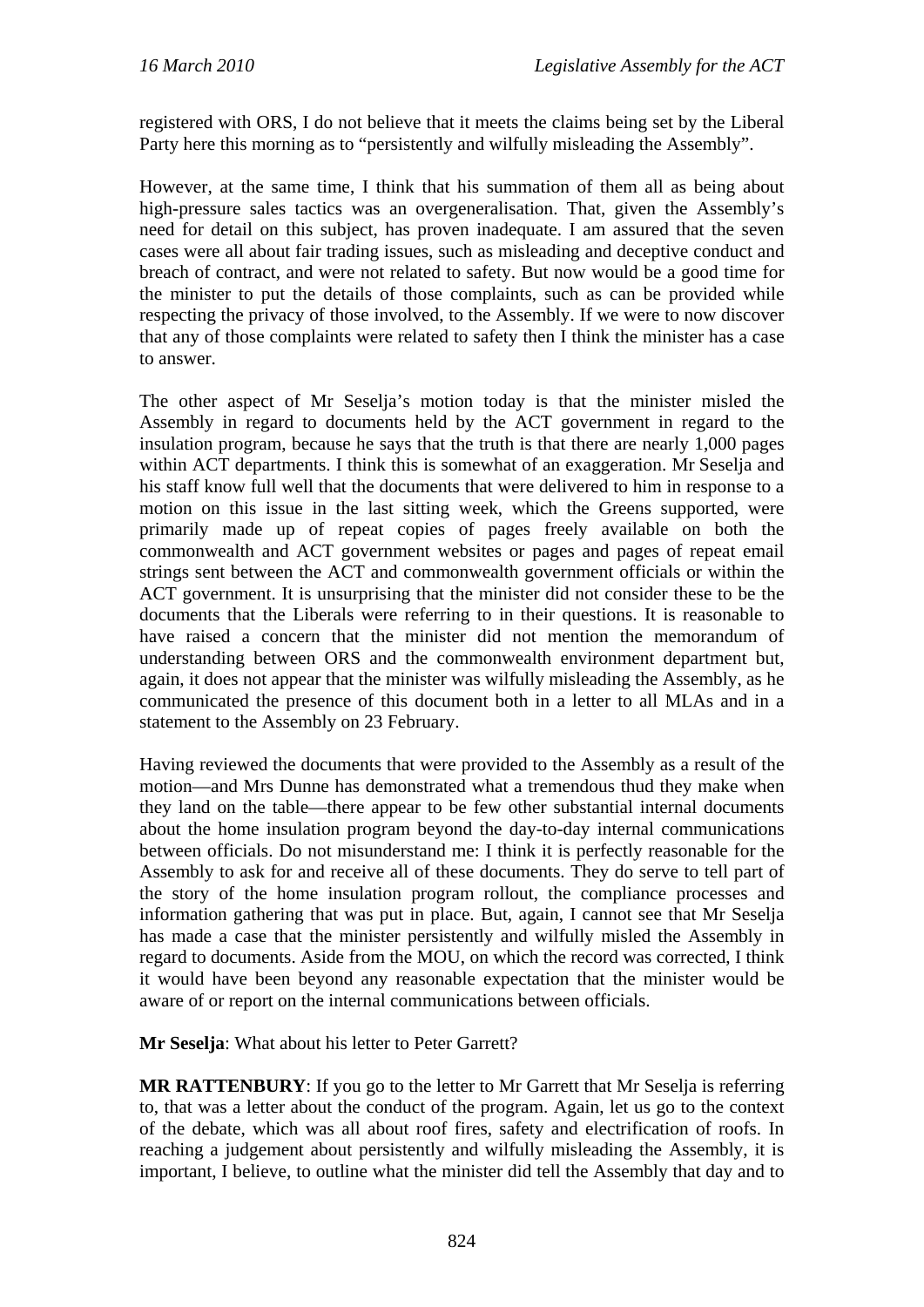registered with ORS, I do not believe that it meets the claims being set by the Liberal Party here this morning as to "persistently and wilfully misleading the Assembly".

However, at the same time, I think that his summation of them all as being about high-pressure sales tactics was an overgeneralisation. That, given the Assembly's need for detail on this subject, has proven inadequate. I am assured that the seven cases were all about fair trading issues, such as misleading and deceptive conduct and breach of contract, and were not related to safety. But now would be a good time for the minister to put the details of those complaints, such as can be provided while respecting the privacy of those involved, to the Assembly. If we were to now discover that any of those complaints were related to safety then I think the minister has a case to answer.

The other aspect of Mr Seselja's motion today is that the minister misled the Assembly in regard to documents held by the ACT government in regard to the insulation program, because he says that the truth is that there are nearly 1,000 pages within ACT departments. I think this is somewhat of an exaggeration. Mr Seselja and his staff know full well that the documents that were delivered to him in response to a motion on this issue in the last sitting week, which the Greens supported, were primarily made up of repeat copies of pages freely available on both the commonwealth and ACT government websites or pages and pages of repeat email strings sent between the ACT and commonwealth government officials or within the ACT government. It is unsurprising that the minister did not consider these to be the documents that the Liberals were referring to in their questions. It is reasonable to have raised a concern that the minister did not mention the memorandum of understanding between ORS and the commonwealth environment department but, again, it does not appear that the minister was wilfully misleading the Assembly, as he communicated the presence of this document both in a letter to all MLAs and in a statement to the Assembly on 23 February.

Having reviewed the documents that were provided to the Assembly as a result of the motion—and Mrs Dunne has demonstrated what a tremendous thud they make when they land on the table—there appear to be few other substantial internal documents about the home insulation program beyond the day-to-day internal communications between officials. Do not misunderstand me: I think it is perfectly reasonable for the Assembly to ask for and receive all of these documents. They do serve to tell part of the story of the home insulation program rollout, the compliance processes and information gathering that was put in place. But, again, I cannot see that Mr Seselja has made a case that the minister persistently and wilfully misled the Assembly in regard to documents. Aside from the MOU, on which the record was corrected, I think it would have been beyond any reasonable expectation that the minister would be aware of or report on the internal communications between officials.

**Mr Seselja**: What about his letter to Peter Garrett?

**MR RATTENBURY**: If you go to the letter to Mr Garrett that Mr Seselja is referring to, that was a letter about the conduct of the program. Again, let us go to the context of the debate, which was all about roof fires, safety and electrification of roofs. In reaching a judgement about persistently and wilfully misleading the Assembly, it is important, I believe, to outline what the minister did tell the Assembly that day and to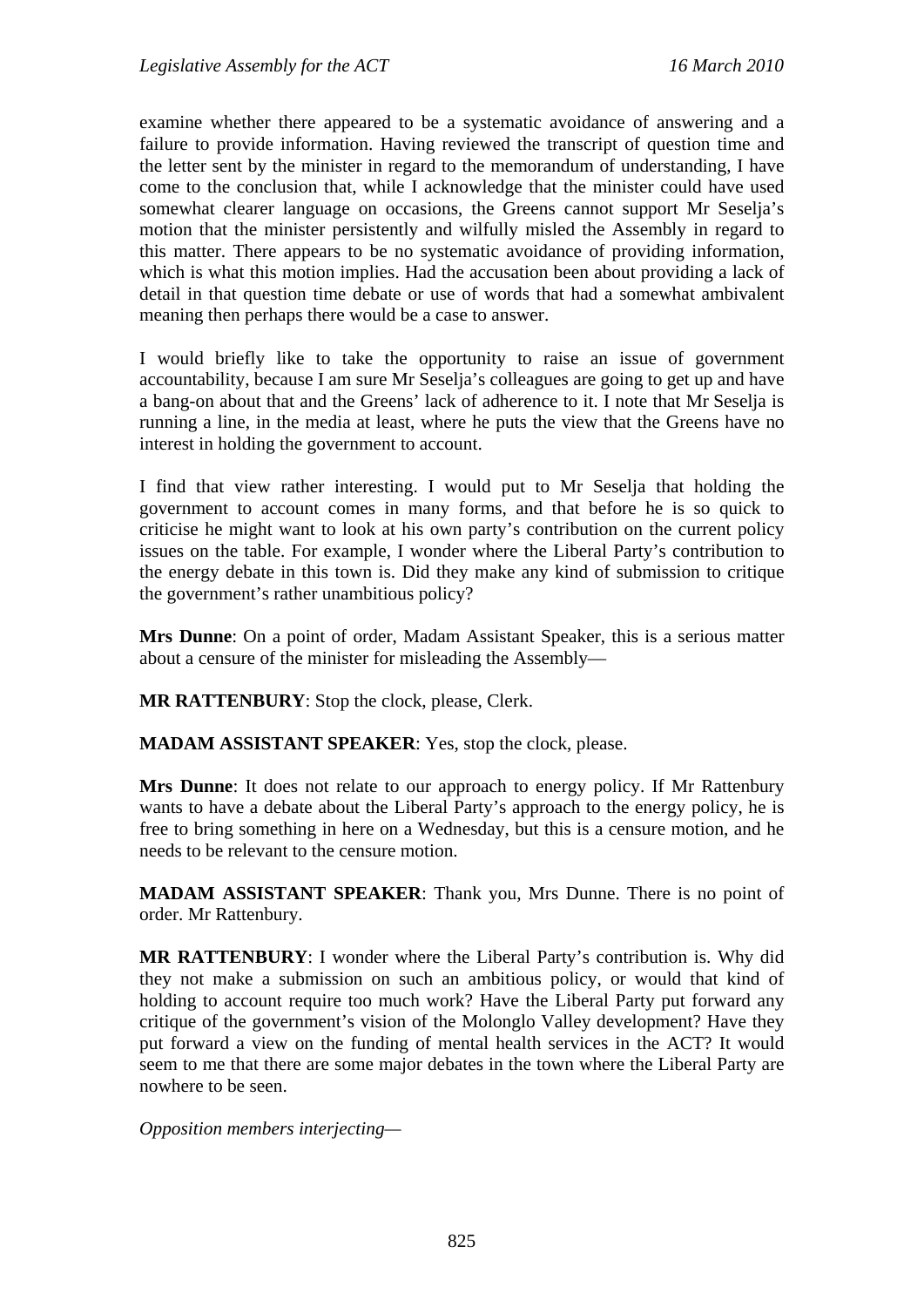examine whether there appeared to be a systematic avoidance of answering and a failure to provide information. Having reviewed the transcript of question time and the letter sent by the minister in regard to the memorandum of understanding, I have come to the conclusion that, while I acknowledge that the minister could have used somewhat clearer language on occasions, the Greens cannot support Mr Seselja's motion that the minister persistently and wilfully misled the Assembly in regard to this matter. There appears to be no systematic avoidance of providing information, which is what this motion implies. Had the accusation been about providing a lack of detail in that question time debate or use of words that had a somewhat ambivalent meaning then perhaps there would be a case to answer.

I would briefly like to take the opportunity to raise an issue of government accountability, because I am sure Mr Seselja's colleagues are going to get up and have a bang-on about that and the Greens' lack of adherence to it. I note that Mr Seselja is running a line, in the media at least, where he puts the view that the Greens have no interest in holding the government to account.

I find that view rather interesting. I would put to Mr Seselja that holding the government to account comes in many forms, and that before he is so quick to criticise he might want to look at his own party's contribution on the current policy issues on the table. For example, I wonder where the Liberal Party's contribution to the energy debate in this town is. Did they make any kind of submission to critique the government's rather unambitious policy?

**Mrs Dunne**: On a point of order, Madam Assistant Speaker, this is a serious matter about a censure of the minister for misleading the Assembly—

**MR RATTENBURY**: Stop the clock, please, Clerk.

**MADAM ASSISTANT SPEAKER**: Yes, stop the clock, please.

**Mrs Dunne**: It does not relate to our approach to energy policy. If Mr Rattenbury wants to have a debate about the Liberal Party's approach to the energy policy, he is free to bring something in here on a Wednesday, but this is a censure motion, and he needs to be relevant to the censure motion.

**MADAM ASSISTANT SPEAKER**: Thank you, Mrs Dunne. There is no point of order. Mr Rattenbury.

**MR RATTENBURY**: I wonder where the Liberal Party's contribution is. Why did they not make a submission on such an ambitious policy, or would that kind of holding to account require too much work? Have the Liberal Party put forward any critique of the government's vision of the Molonglo Valley development? Have they put forward a view on the funding of mental health services in the ACT? It would seem to me that there are some major debates in the town where the Liberal Party are nowhere to be seen.

*Opposition members interjecting—*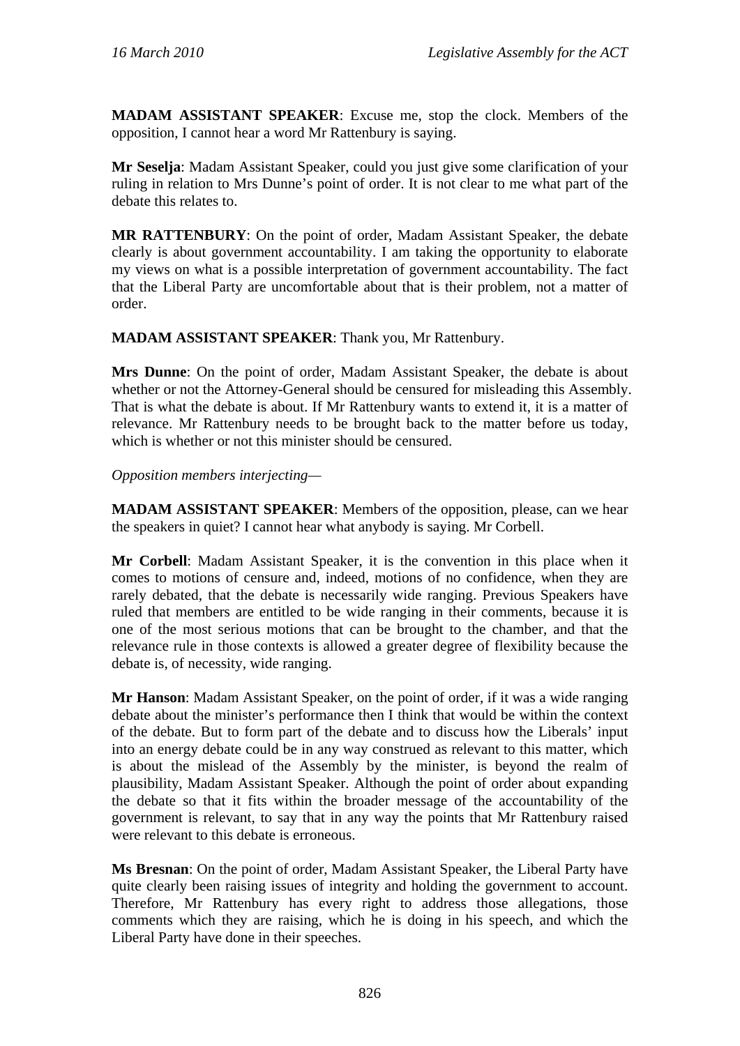**MADAM ASSISTANT SPEAKER**: Excuse me, stop the clock. Members of the opposition, I cannot hear a word Mr Rattenbury is saying.

**Mr Seselja**: Madam Assistant Speaker, could you just give some clarification of your ruling in relation to Mrs Dunne's point of order. It is not clear to me what part of the debate this relates to.

**MR RATTENBURY**: On the point of order, Madam Assistant Speaker, the debate clearly is about government accountability. I am taking the opportunity to elaborate my views on what is a possible interpretation of government accountability. The fact that the Liberal Party are uncomfortable about that is their problem, not a matter of order.

**MADAM ASSISTANT SPEAKER**: Thank you, Mr Rattenbury.

**Mrs Dunne**: On the point of order, Madam Assistant Speaker, the debate is about whether or not the Attorney-General should be censured for misleading this Assembly. That is what the debate is about. If Mr Rattenbury wants to extend it, it is a matter of relevance. Mr Rattenbury needs to be brought back to the matter before us today, which is whether or not this minister should be censured.

*Opposition members interjecting—*

**MADAM ASSISTANT SPEAKER**: Members of the opposition, please, can we hear the speakers in quiet? I cannot hear what anybody is saying. Mr Corbell.

**Mr Corbell**: Madam Assistant Speaker, it is the convention in this place when it comes to motions of censure and, indeed, motions of no confidence, when they are rarely debated, that the debate is necessarily wide ranging. Previous Speakers have ruled that members are entitled to be wide ranging in their comments, because it is one of the most serious motions that can be brought to the chamber, and that the relevance rule in those contexts is allowed a greater degree of flexibility because the debate is, of necessity, wide ranging.

**Mr Hanson**: Madam Assistant Speaker, on the point of order, if it was a wide ranging debate about the minister's performance then I think that would be within the context of the debate. But to form part of the debate and to discuss how the Liberals' input into an energy debate could be in any way construed as relevant to this matter, which is about the mislead of the Assembly by the minister, is beyond the realm of plausibility, Madam Assistant Speaker. Although the point of order about expanding the debate so that it fits within the broader message of the accountability of the government is relevant, to say that in any way the points that Mr Rattenbury raised were relevant to this debate is erroneous.

**Ms Bresnan**: On the point of order, Madam Assistant Speaker, the Liberal Party have quite clearly been raising issues of integrity and holding the government to account. Therefore, Mr Rattenbury has every right to address those allegations, those comments which they are raising, which he is doing in his speech, and which the Liberal Party have done in their speeches.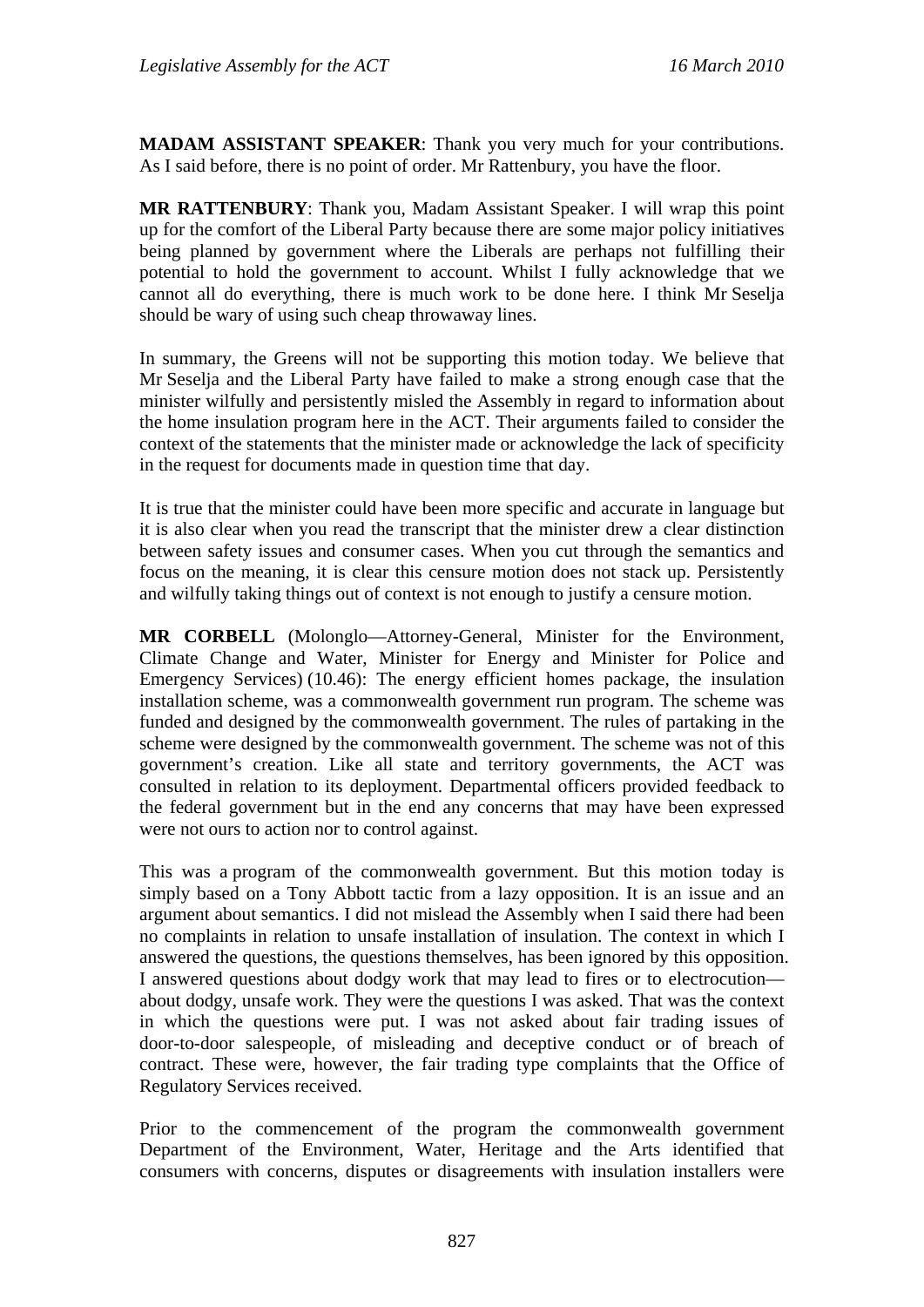**MADAM ASSISTANT SPEAKER**: Thank you very much for your contributions. As I said before, there is no point of order. Mr Rattenbury, you have the floor.

**MR RATTENBURY**: Thank you, Madam Assistant Speaker. I will wrap this point up for the comfort of the Liberal Party because there are some major policy initiatives being planned by government where the Liberals are perhaps not fulfilling their potential to hold the government to account. Whilst I fully acknowledge that we cannot all do everything, there is much work to be done here. I think Mr Seselja should be wary of using such cheap throwaway lines.

In summary, the Greens will not be supporting this motion today. We believe that Mr Seselja and the Liberal Party have failed to make a strong enough case that the minister wilfully and persistently misled the Assembly in regard to information about the home insulation program here in the ACT. Their arguments failed to consider the context of the statements that the minister made or acknowledge the lack of specificity in the request for documents made in question time that day.

It is true that the minister could have been more specific and accurate in language but it is also clear when you read the transcript that the minister drew a clear distinction between safety issues and consumer cases. When you cut through the semantics and focus on the meaning, it is clear this censure motion does not stack up. Persistently and wilfully taking things out of context is not enough to justify a censure motion.

**MR CORBELL** (Molonglo—Attorney-General, Minister for the Environment, Climate Change and Water, Minister for Energy and Minister for Police and Emergency Services) (10.46): The energy efficient homes package, the insulation installation scheme, was a commonwealth government run program. The scheme was funded and designed by the commonwealth government. The rules of partaking in the scheme were designed by the commonwealth government. The scheme was not of this government's creation. Like all state and territory governments, the ACT was consulted in relation to its deployment. Departmental officers provided feedback to the federal government but in the end any concerns that may have been expressed were not ours to action nor to control against.

This was a program of the commonwealth government. But this motion today is simply based on a Tony Abbott tactic from a lazy opposition. It is an issue and an argument about semantics. I did not mislead the Assembly when I said there had been no complaints in relation to unsafe installation of insulation. The context in which I answered the questions, the questions themselves, has been ignored by this opposition. I answered questions about dodgy work that may lead to fires or to electrocution—about dodgy, unsafe work. They were the questions I was asked. That was the context in which the questions were put. I was not asked about fair trading issues of door-to-door salespeople, of misleading and deceptive conduct or of breach of contract. These were, however, the fair trading type complaints that the Office of Regulatory Services received.

Prior to the commencement of the program the commonwealth government Department of the Environment, Water, Heritage and the Arts identified that consumers with concerns, disputes or disagreements with insulation installers were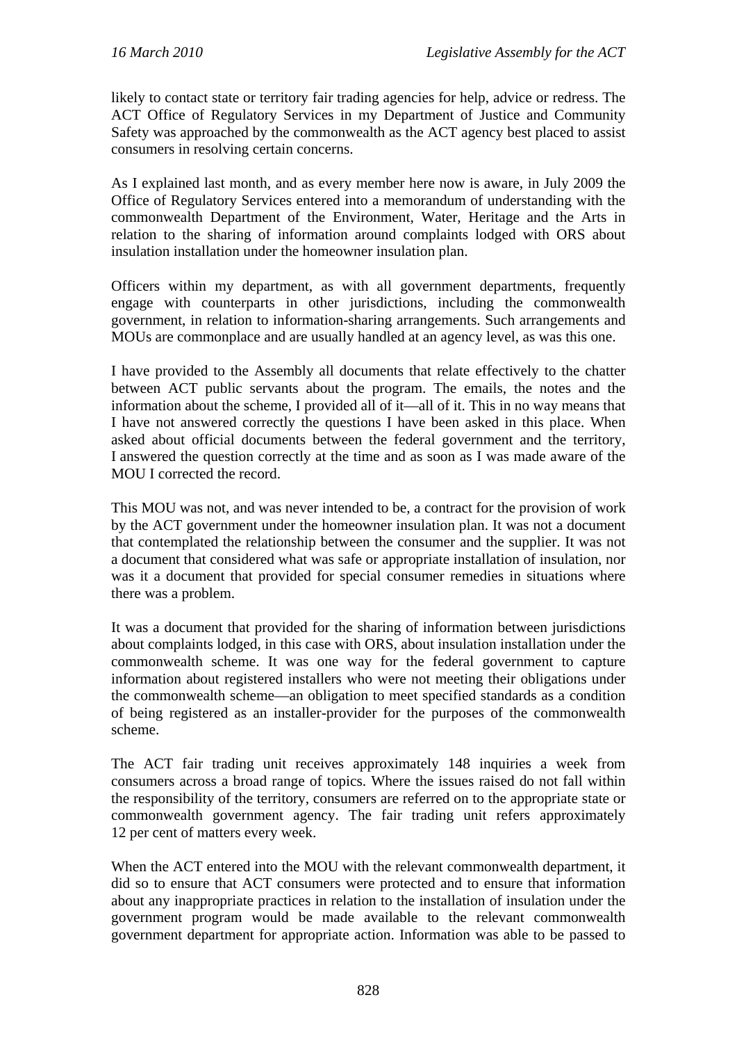likely to contact state or territory fair trading agencies for help, advice or redress. The ACT Office of Regulatory Services in my Department of Justice and Community Safety was approached by the commonwealth as the ACT agency best placed to assist consumers in resolving certain concerns.

As I explained last month, and as every member here now is aware, in July 2009 the Office of Regulatory Services entered into a memorandum of understanding with the commonwealth Department of the Environment, Water, Heritage and the Arts in relation to the sharing of information around complaints lodged with ORS about insulation installation under the homeowner insulation plan.

Officers within my department, as with all government departments, frequently engage with counterparts in other jurisdictions, including the commonwealth government, in relation to information-sharing arrangements. Such arrangements and MOUs are commonplace and are usually handled at an agency level, as was this one.

I have provided to the Assembly all documents that relate effectively to the chatter between ACT public servants about the program. The emails, the notes and the information about the scheme, I provided all of it—all of it. This in no way means that I have not answered correctly the questions I have been asked in this place. When asked about official documents between the federal government and the territory, I answered the question correctly at the time and as soon as I was made aware of the MOU I corrected the record.

This MOU was not, and was never intended to be, a contract for the provision of work by the ACT government under the homeowner insulation plan. It was not a document that contemplated the relationship between the consumer and the supplier. It was not a document that considered what was safe or appropriate installation of insulation, nor was it a document that provided for special consumer remedies in situations where there was a problem.

It was a document that provided for the sharing of information between jurisdictions about complaints lodged, in this case with ORS, about insulation installation under the commonwealth scheme. It was one way for the federal government to capture information about registered installers who were not meeting their obligations under the commonwealth scheme—an obligation to meet specified standards as a condition of being registered as an installer-provider for the purposes of the commonwealth scheme.

The ACT fair trading unit receives approximately 148 inquiries a week from consumers across a broad range of topics. Where the issues raised do not fall within the responsibility of the territory, consumers are referred on to the appropriate state or commonwealth government agency. The fair trading unit refers approximately 12 per cent of matters every week.

When the ACT entered into the MOU with the relevant commonwealth department, it did so to ensure that ACT consumers were protected and to ensure that information about any inappropriate practices in relation to the installation of insulation under the government program would be made available to the relevant commonwealth government department for appropriate action. Information was able to be passed to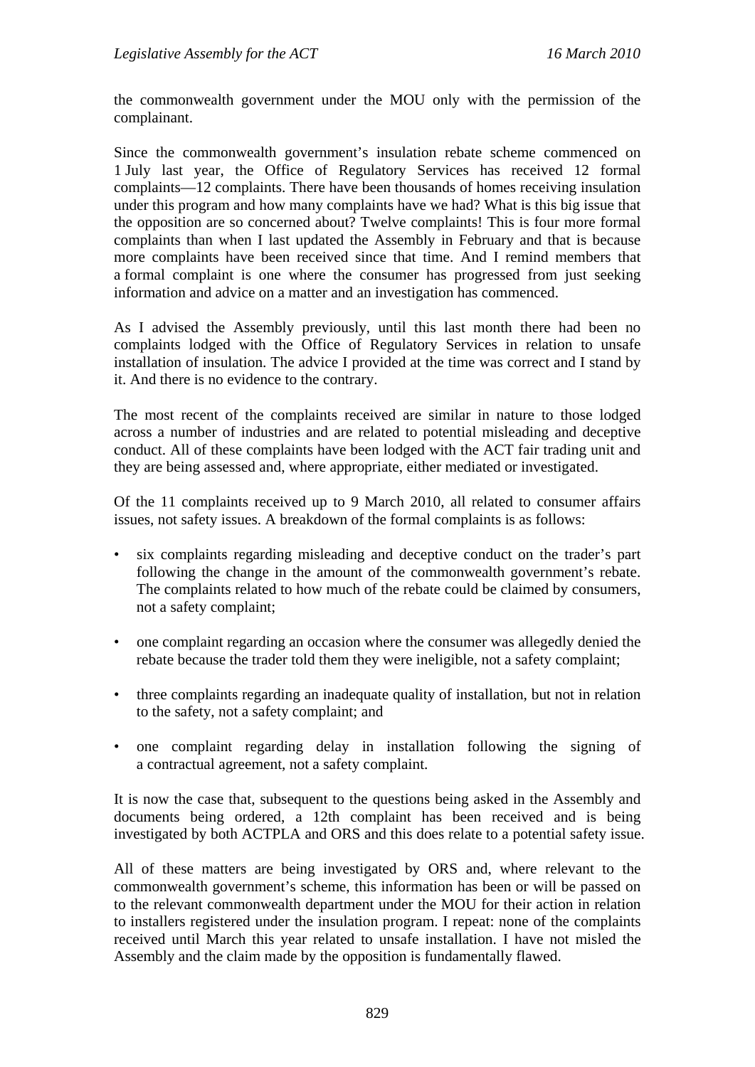the commonwealth government under the MOU only with the permission of the complainant.

Since the commonwealth government's insulation rebate scheme commenced on 1 July last year, the Office of Regulatory Services has received 12 formal complaints—12 complaints. There have been thousands of homes receiving insulation under this program and how many complaints have we had? What is this big issue that the opposition are so concerned about? Twelve complaints! This is four more formal complaints than when I last updated the Assembly in February and that is because more complaints have been received since that time. And I remind members that a formal complaint is one where the consumer has progressed from just seeking information and advice on a matter and an investigation has commenced.

As I advised the Assembly previously, until this last month there had been no complaints lodged with the Office of Regulatory Services in relation to unsafe installation of insulation. The advice I provided at the time was correct and I stand by it. And there is no evidence to the contrary.

The most recent of the complaints received are similar in nature to those lodged across a number of industries and are related to potential misleading and deceptive conduct. All of these complaints have been lodged with the ACT fair trading unit and they are being assessed and, where appropriate, either mediated or investigated.

Of the 11 complaints received up to 9 March 2010, all related to consumer affairs issues, not safety issues. A breakdown of the formal complaints is as follows:

- six complaints regarding misleading and deceptive conduct on the trader's part following the change in the amount of the commonwealth government's rebate. The complaints related to how much of the rebate could be claimed by consumers, not a safety complaint;
- one complaint regarding an occasion where the consumer was allegedly denied the rebate because the trader told them they were ineligible, not a safety complaint;
- three complaints regarding an inadequate quality of installation, but not in relation to the safety, not a safety complaint; and
- one complaint regarding delay in installation following the signing of a contractual agreement, not a safety complaint.

It is now the case that, subsequent to the questions being asked in the Assembly and documents being ordered, a 12th complaint has been received and is being investigated by both ACTPLA and ORS and this does relate to a potential safety issue.

All of these matters are being investigated by ORS and, where relevant to the commonwealth government's scheme, this information has been or will be passed on to the relevant commonwealth department under the MOU for their action in relation to installers registered under the insulation program. I repeat: none of the complaints received until March this year related to unsafe installation. I have not misled the Assembly and the claim made by the opposition is fundamentally flawed.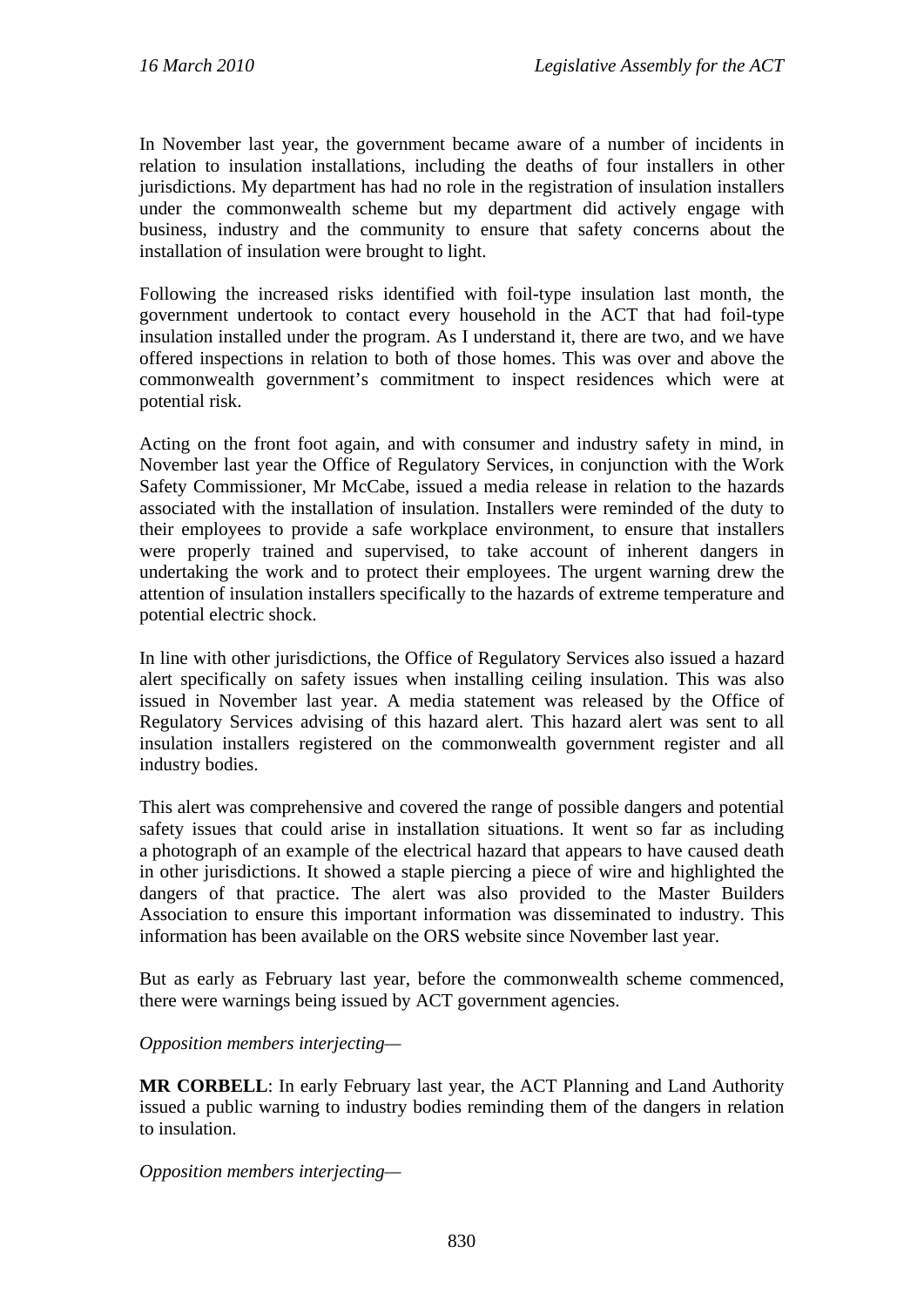In November last year, the government became aware of a number of incidents in relation to insulation installations, including the deaths of four installers in other jurisdictions. My department has had no role in the registration of insulation installers under the commonwealth scheme but my department did actively engage with business, industry and the community to ensure that safety concerns about the installation of insulation were brought to light.

Following the increased risks identified with foil-type insulation last month, the government undertook to contact every household in the ACT that had foil-type insulation installed under the program. As I understand it, there are two, and we have offered inspections in relation to both of those homes. This was over and above the commonwealth government's commitment to inspect residences which were at potential risk.

Acting on the front foot again, and with consumer and industry safety in mind, in November last year the Office of Regulatory Services, in conjunction with the Work Safety Commissioner, Mr McCabe, issued a media release in relation to the hazards associated with the installation of insulation. Installers were reminded of the duty to their employees to provide a safe workplace environment, to ensure that installers were properly trained and supervised, to take account of inherent dangers in undertaking the work and to protect their employees. The urgent warning drew the attention of insulation installers specifically to the hazards of extreme temperature and potential electric shock.

In line with other jurisdictions, the Office of Regulatory Services also issued a hazard alert specifically on safety issues when installing ceiling insulation. This was also issued in November last year. A media statement was released by the Office of Regulatory Services advising of this hazard alert. This hazard alert was sent to all insulation installers registered on the commonwealth government register and all industry bodies.

This alert was comprehensive and covered the range of possible dangers and potential safety issues that could arise in installation situations. It went so far as including a photograph of an example of the electrical hazard that appears to have caused death in other jurisdictions. It showed a staple piercing a piece of wire and highlighted the dangers of that practice. The alert was also provided to the Master Builders Association to ensure this important information was disseminated to industry. This information has been available on the ORS website since November last year.

But as early as February last year, before the commonwealth scheme commenced, there were warnings being issued by ACT government agencies.

*Opposition members interjecting*—

**MR CORBELL**: In early February last year, the ACT Planning and Land Authority issued a public warning to industry bodies reminding them of the dangers in relation to insulation.

*Opposition members interjecting*—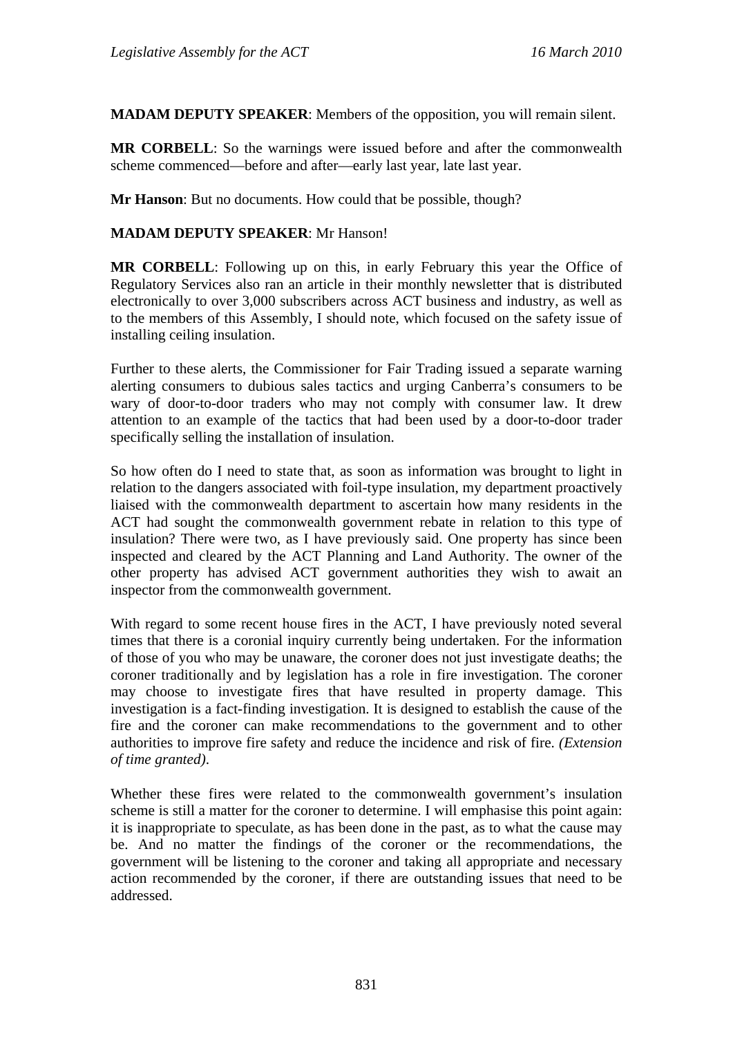**MADAM DEPUTY SPEAKER**: Members of the opposition, you will remain silent.

**MR CORBELL**: So the warnings were issued before and after the commonwealth scheme commenced—before and after—early last year, late last year.

**Mr Hanson**: But no documents. How could that be possible, though?

**MADAM DEPUTY SPEAKER**: Mr Hanson!

**MR CORBELL**: Following up on this, in early February this year the Office of Regulatory Services also ran an article in their monthly newsletter that is distributed electronically to over 3,000 subscribers across ACT business and industry, as well as to the members of this Assembly, I should note, which focused on the safety issue of installing ceiling insulation.

Further to these alerts, the Commissioner for Fair Trading issued a separate warning alerting consumers to dubious sales tactics and urging Canberra's consumers to be wary of door-to-door traders who may not comply with consumer law. It drew attention to an example of the tactics that had been used by a door-to-door trader specifically selling the installation of insulation.

So how often do I need to state that, as soon as information was brought to light in relation to the dangers associated with foil-type insulation, my department proactively liaised with the commonwealth department to ascertain how many residents in the ACT had sought the commonwealth government rebate in relation to this type of insulation? There were two, as I have previously said. One property has since been inspected and cleared by the ACT Planning and Land Authority. The owner of the other property has advised ACT government authorities they wish to await an inspector from the commonwealth government.

With regard to some recent house fires in the ACT, I have previously noted several times that there is a coronial inquiry currently being undertaken. For the information of those of you who may be unaware, the coroner does not just investigate deaths; the coroner traditionally and by legislation has a role in fire investigation. The coroner may choose to investigate fires that have resulted in property damage. This investigation is a fact-finding investigation. It is designed to establish the cause of the fire and the coroner can make recommendations to the government and to other authorities to improve fire safety and reduce the incidence and risk of fire. *(Extension of time granted)*.

Whether these fires were related to the commonwealth government's insulation scheme is still a matter for the coroner to determine. I will emphasise this point again: it is inappropriate to speculate, as has been done in the past, as to what the cause may be. And no matter the findings of the coroner or the recommendations, the government will be listening to the coroner and taking all appropriate and necessary action recommended by the coroner, if there are outstanding issues that need to be addressed.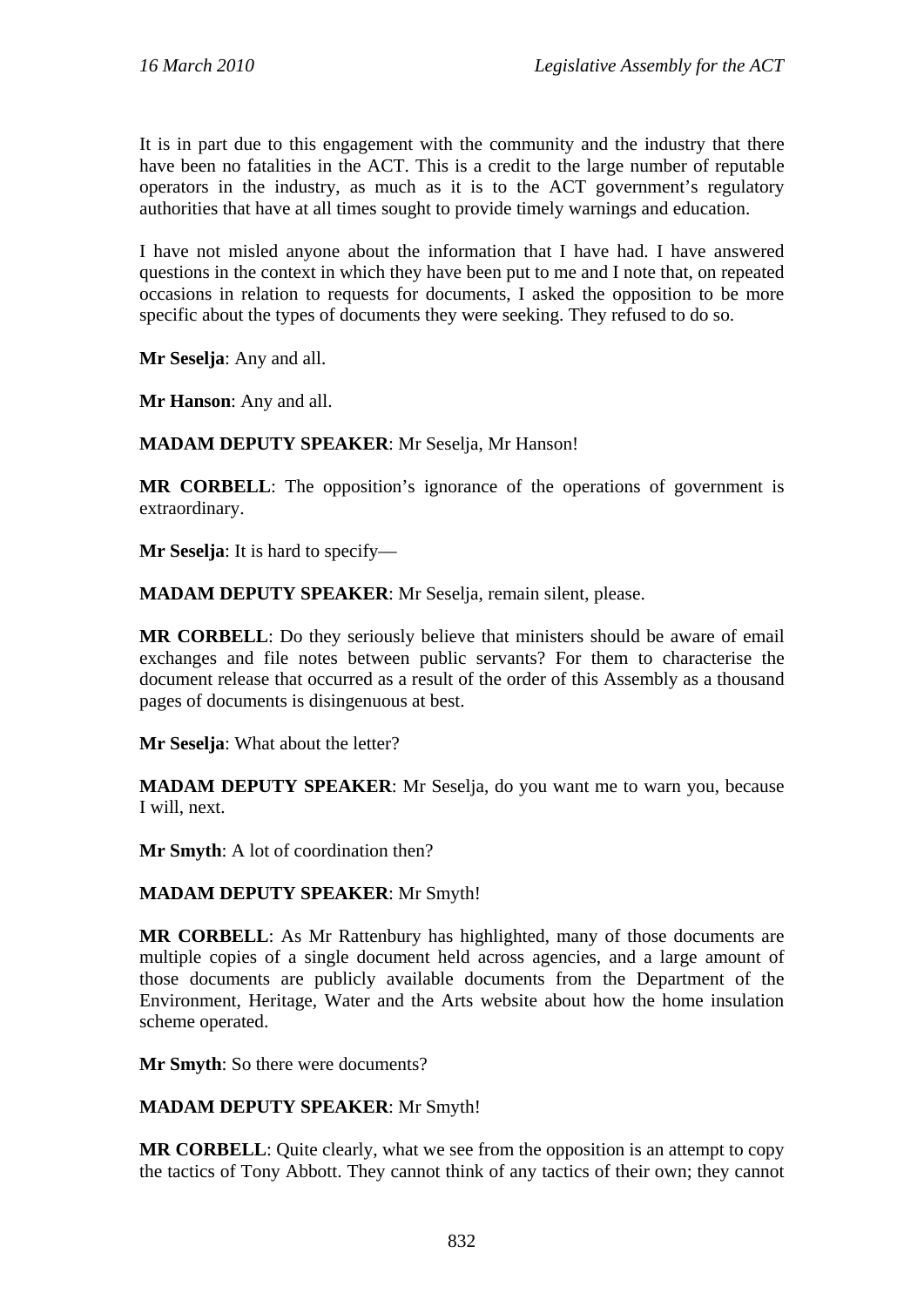It is in part due to this engagement with the community and the industry that there have been no fatalities in the ACT. This is a credit to the large number of reputable operators in the industry, as much as it is to the ACT government's regulatory authorities that have at all times sought to provide timely warnings and education.

I have not misled anyone about the information that I have had. I have answered questions in the context in which they have been put to me and I note that, on repeated occasions in relation to requests for documents, I asked the opposition to be more specific about the types of documents they were seeking. They refused to do so.

**Mr Seselja**: Any and all.

**Mr Hanson**: Any and all.

**MADAM DEPUTY SPEAKER**: Mr Seselja, Mr Hanson!

**MR CORBELL**: The opposition's ignorance of the operations of government is extraordinary.

**Mr Seselja**: It is hard to specify—

**MADAM DEPUTY SPEAKER**: Mr Seselja, remain silent, please.

**MR CORBELL**: Do they seriously believe that ministers should be aware of email exchanges and file notes between public servants? For them to characterise the document release that occurred as a result of the order of this Assembly as a thousand pages of documents is disingenuous at best.

**Mr Seselja**: What about the letter?

**MADAM DEPUTY SPEAKER**: Mr Seselja, do you want me to warn you, because I will, next.

**Mr Smyth**: A lot of coordination then?

**MADAM DEPUTY SPEAKER**: Mr Smyth!

**MR CORBELL**: As Mr Rattenbury has highlighted, many of those documents are multiple copies of a single document held across agencies, and a large amount of those documents are publicly available documents from the Department of the Environment, Heritage, Water and the Arts website about how the home insulation scheme operated.

**Mr Smyth**: So there were documents?

**MADAM DEPUTY SPEAKER**: Mr Smyth!

**MR CORBELL**: Quite clearly, what we see from the opposition is an attempt to copy the tactics of Tony Abbott. They cannot think of any tactics of their own; they cannot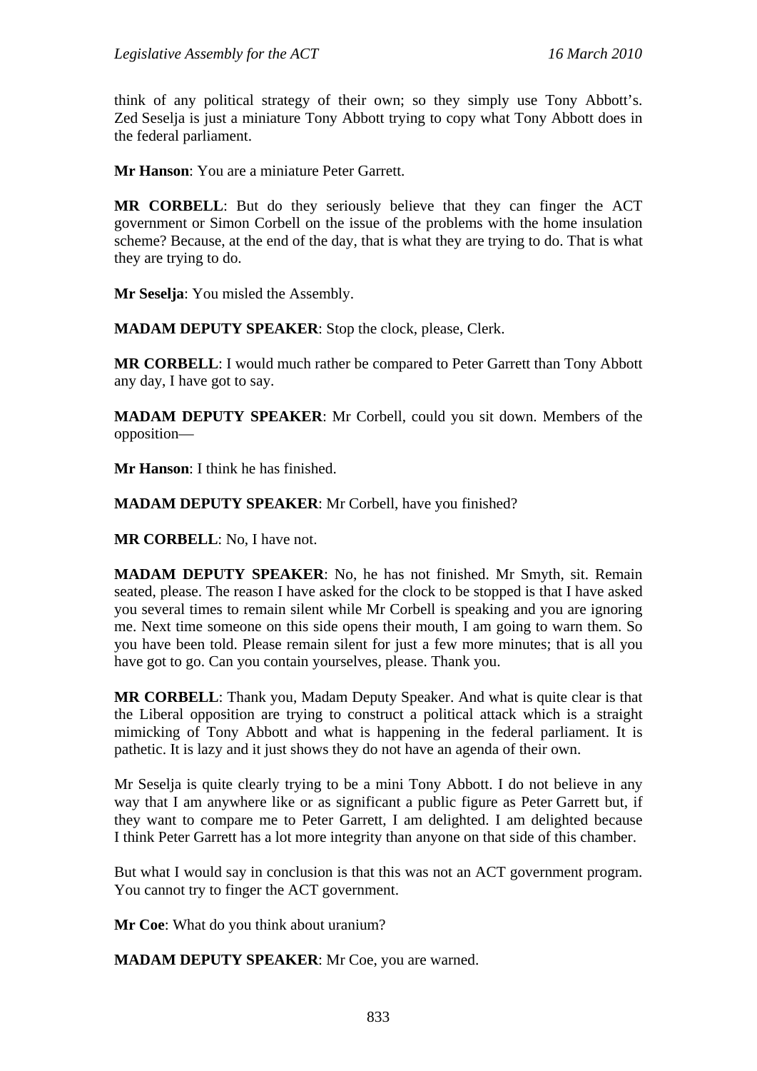think of any political strategy of their own; so they simply use Tony Abbott's. Zed Seselja is just a miniature Tony Abbott trying to copy what Tony Abbott does in the federal parliament.

**Mr Hanson**: You are a miniature Peter Garrett.

**MR CORBELL**: But do they seriously believe that they can finger the ACT government or Simon Corbell on the issue of the problems with the home insulation scheme? Because, at the end of the day, that is what they are trying to do. That is what they are trying to do.

**Mr Seselja**: You misled the Assembly.

**MADAM DEPUTY SPEAKER**: Stop the clock, please, Clerk.

**MR CORBELL**: I would much rather be compared to Peter Garrett than Tony Abbott any day, I have got to say.

**MADAM DEPUTY SPEAKER**: Mr Corbell, could you sit down. Members of the opposition—

**Mr Hanson**: I think he has finished.

**MADAM DEPUTY SPEAKER**: Mr Corbell, have you finished?

**MR CORBELL**: No, I have not.

**MADAM DEPUTY SPEAKER**: No, he has not finished. Mr Smyth, sit. Remain seated, please. The reason I have asked for the clock to be stopped is that I have asked you several times to remain silent while Mr Corbell is speaking and you are ignoring me. Next time someone on this side opens their mouth, I am going to warn them. So you have been told. Please remain silent for just a few more minutes; that is all you have got to go. Can you contain yourselves, please. Thank you.

**MR CORBELL**: Thank you, Madam Deputy Speaker. And what is quite clear is that the Liberal opposition are trying to construct a political attack which is a straight mimicking of Tony Abbott and what is happening in the federal parliament. It is pathetic. It is lazy and it just shows they do not have an agenda of their own.

Mr Seselja is quite clearly trying to be a mini Tony Abbott. I do not believe in any way that I am anywhere like or as significant a public figure as Peter Garrett but, if they want to compare me to Peter Garrett, I am delighted. I am delighted because I think Peter Garrett has a lot more integrity than anyone on that side of this chamber.

But what I would say in conclusion is that this was not an ACT government program. You cannot try to finger the ACT government.

**Mr Coe**: What do you think about uranium?

**MADAM DEPUTY SPEAKER**: Mr Coe, you are warned.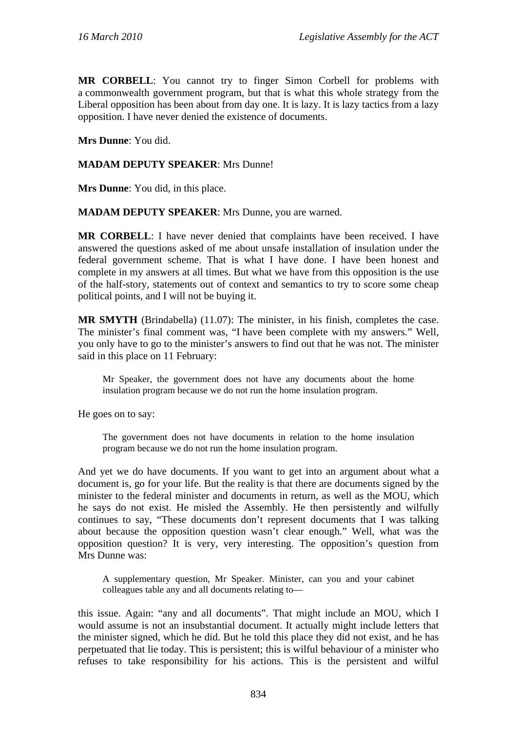**MR CORBELL**: You cannot try to finger Simon Corbell for problems with a commonwealth government program, but that is what this whole strategy from the Liberal opposition has been about from day one. It is lazy. It is lazy tactics from a lazy opposition. I have never denied the existence of documents.

**Mrs Dunne**: You did.

**MADAM DEPUTY SPEAKER**: Mrs Dunne!

**Mrs Dunne**: You did, in this place.

**MADAM DEPUTY SPEAKER**: Mrs Dunne, you are warned.

**MR CORBELL**: I have never denied that complaints have been received. I have answered the questions asked of me about unsafe installation of insulation under the federal government scheme. That is what I have done. I have been honest and complete in my answers at all times. But what we have from this opposition is the use of the half-story, statements out of context and semantics to try to score some cheap political points, and I will not be buying it.

**MR SMYTH** (Brindabella) (11.07): The minister, in his finish, completes the case. The minister's final comment was, "I have been complete with my answers." Well, you only have to go to the minister's answers to find out that he was not. The minister said in this place on 11 February:

> Mr Speaker, the government does not have any documents about the home insulation program because we do not run the home insulation program.

He goes on to say:

> The government does not have documents in relation to the home insulation program because we do not run the home insulation program.

And yet we do have documents. If you want to get into an argument about what a document is, go for your life. But the reality is that there are documents signed by the minister to the federal minister and documents in return, as well as the MOU, which he says do not exist. He misled the Assembly. He then persistently and wilfully continues to say, "These documents don't represent documents that I was talking about because the opposition question wasn't clear enough." Well, what was the opposition question? It is very, very interesting. The opposition's question from Mrs Dunne was:

> A supplementary question, Mr Speaker. Minister, can you and your cabinet colleagues table any and all documents relating to—

this issue. Again: "any and all documents". That might include an MOU, which I would assume is not an insubstantial document. It actually might include letters that the minister signed, which he did. But he told this place they did not exist, and he has perpetuated that lie today. This is persistent; this is wilful behaviour of a minister who refuses to take responsibility for his actions. This is the persistent and wilful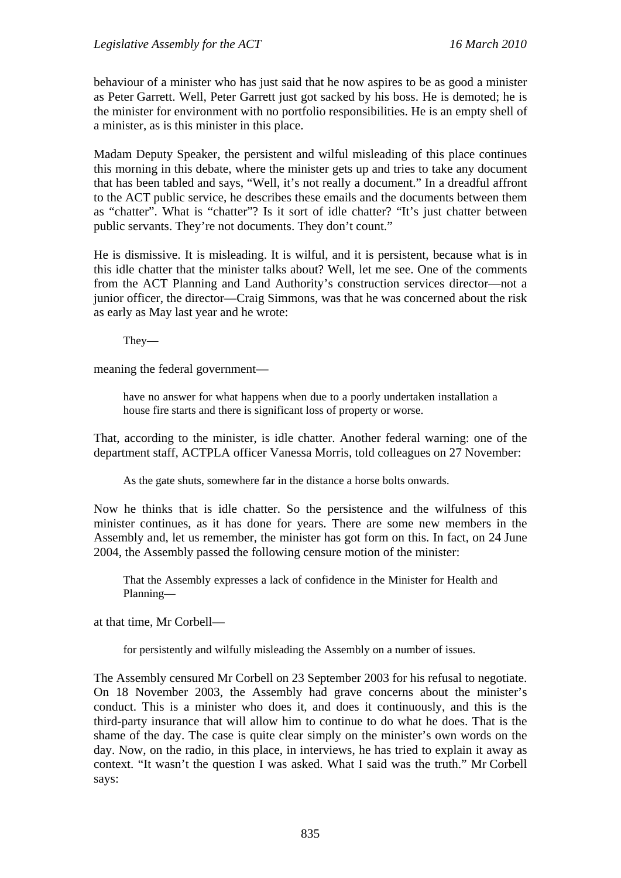behaviour of a minister who has just said that he now aspires to be as good a minister as Peter Garrett. Well, Peter Garrett just got sacked by his boss. He is demoted; he is the minister for environment with no portfolio responsibilities. He is an empty shell of a minister, as is this minister in this place.

Madam Deputy Speaker, the persistent and wilful misleading of this place continues this morning in this debate, where the minister gets up and tries to take any document that has been tabled and says, "Well, it's not really a document." In a dreadful affront to the ACT public service, he describes these emails and the documents between them as "chatter". What is "chatter"? Is it sort of idle chatter? "It's just chatter between public servants. They're not documents. They don't count."

He is dismissive. It is misleading. It is wilful, and it is persistent, because what is in this idle chatter that the minister talks about? Well, let me see. One of the comments from the ACT Planning and Land Authority's construction services director—not a junior officer, the director—Craig Simmons, was that he was concerned about the risk as early as May last year and he wrote:

> They—

meaning the federal government—

> have no answer for what happens when due to a poorly undertaken installation a house fire starts and there is significant loss of property or worse.

That, according to the minister, is idle chatter. Another federal warning: one of the department staff, ACTPLA officer Vanessa Morris, told colleagues on 27 November:

> As the gate shuts, somewhere far in the distance a horse bolts onwards.

Now he thinks that is idle chatter. So the persistence and the wilfulness of this minister continues, as it has done for years. There are some new members in the Assembly and, let us remember, the minister has got form on this. In fact, on 24 June 2004, the Assembly passed the following censure motion of the minister:

> That the Assembly expresses a lack of confidence in the Minister for Health and Planning—

at that time, Mr Corbell—

> for persistently and wilfully misleading the Assembly on a number of issues.

The Assembly censured Mr Corbell on 23 September 2003 for his refusal to negotiate. On 18 November 2003, the Assembly had grave concerns about the minister's conduct. This is a minister who does it, and does it continuously, and this is the third-party insurance that will allow him to continue to do what he does. That is the shame of the day. The case is quite clear simply on the minister's own words on the day. Now, on the radio, in this place, in interviews, he has tried to explain it away as context. "It wasn't the question I was asked. What I said was the truth." Mr Corbell says: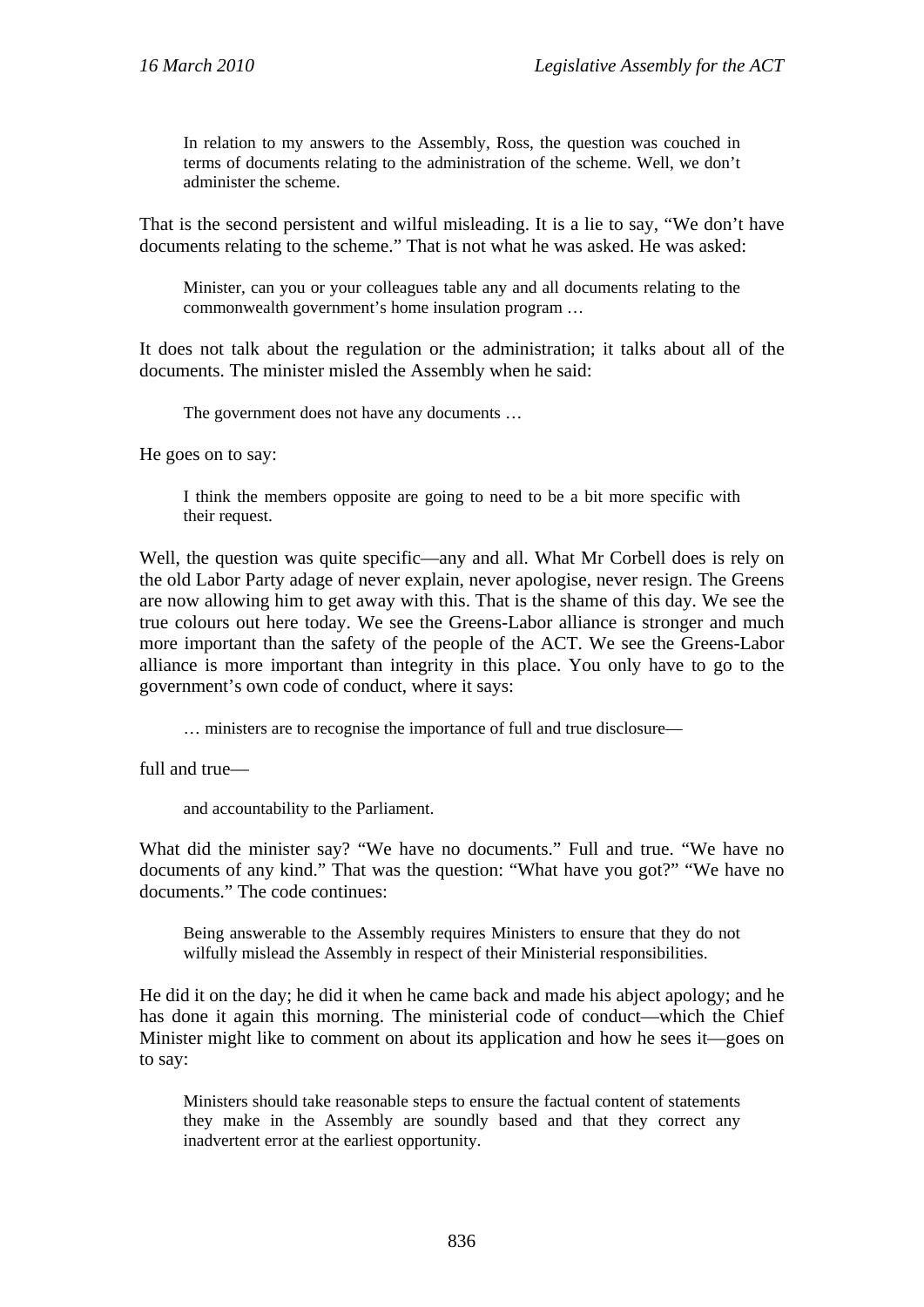> In relation to my answers to the Assembly, Ross, the question was couched in terms of documents relating to the administration of the scheme. Well, we don't administer the scheme.

That is the second persistent and wilful misleading. It is a lie to say, "We don't have documents relating to the scheme." That is not what he was asked. He was asked:

> Minister, can you or your colleagues table any and all documents relating to the commonwealth government's home insulation program …

It does not talk about the regulation or the administration; it talks about all of the documents. The minister misled the Assembly when he said:

> The government does not have any documents …

He goes on to say:

> I think the members opposite are going to need to be a bit more specific with their request.

Well, the question was quite specific—any and all. What Mr Corbell does is rely on the old Labor Party adage of never explain, never apologise, never resign. The Greens are now allowing him to get away with this. That is the shame of this day. We see the true colours out here today. We see the Greens-Labor alliance is stronger and much more important than the safety of the people of the ACT. We see the Greens-Labor alliance is more important than integrity in this place. You only have to go to the government's own code of conduct, where it says:

> … ministers are to recognise the importance of full and true disclosure—

full and true—

> and accountability to the Parliament.

What did the minister say? "We have no documents." Full and true. "We have no documents of any kind." That was the question: "What have you got?" "We have no documents." The code continues:

> Being answerable to the Assembly requires Ministers to ensure that they do not wilfully mislead the Assembly in respect of their Ministerial responsibilities.

He did it on the day; he did it when he came back and made his abject apology; and he has done it again this morning. The ministerial code of conduct—which the Chief Minister might like to comment on about its application and how he sees it—goes on to say:

> Ministers should take reasonable steps to ensure the factual content of statements they make in the Assembly are soundly based and that they correct any inadvertent error at the earliest opportunity.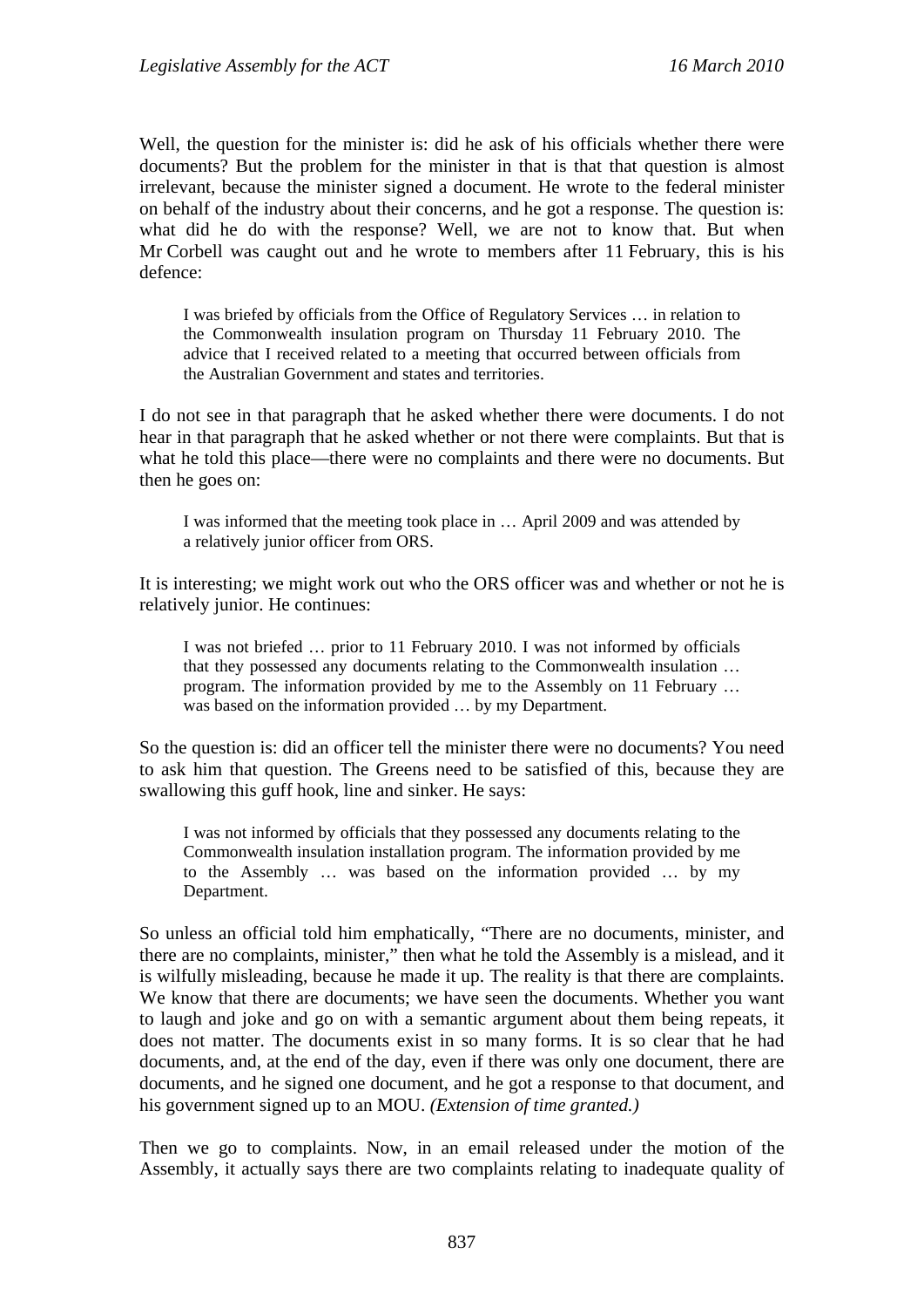Well, the question for the minister is: did he ask of his officials whether there were documents? But the problem for the minister in that is that that question is almost irrelevant, because the minister signed a document. He wrote to the federal minister on behalf of the industry about their concerns, and he got a response. The question is: what did he do with the response? Well, we are not to know that. But when Mr Corbell was caught out and he wrote to members after 11 February, this is his defence:

> I was briefed by officials from the Office of Regulatory Services … in relation to the Commonwealth insulation program on Thursday 11 February 2010. The advice that I received related to a meeting that occurred between officials from the Australian Government and states and territories.

I do not see in that paragraph that he asked whether there were documents. I do not hear in that paragraph that he asked whether or not there were complaints. But that is what he told this place—there were no complaints and there were no documents. But then he goes on:

> I was informed that the meeting took place in … April 2009 and was attended by a relatively junior officer from ORS.

It is interesting; we might work out who the ORS officer was and whether or not he is relatively junior. He continues:

> I was not briefed … prior to 11 February 2010. I was not informed by officials that they possessed any documents relating to the Commonwealth insulation … program. The information provided by me to the Assembly on 11 February … was based on the information provided … by my Department.

So the question is: did an officer tell the minister there were no documents? You need to ask him that question. The Greens need to be satisfied of this, because they are swallowing this guff hook, line and sinker. He says:

> I was not informed by officials that they possessed any documents relating to the Commonwealth insulation installation program. The information provided by me to the Assembly … was based on the information provided … by my Department.

So unless an official told him emphatically, "There are no documents, minister, and there are no complaints, minister," then what he told the Assembly is a mislead, and it is wilfully misleading, because he made it up. The reality is that there are complaints. We know that there are documents; we have seen the documents. Whether you want to laugh and joke and go on with a semantic argument about them being repeats, it does not matter. The documents exist in so many forms. It is so clear that he had documents, and, at the end of the day, even if there was only one document, there are documents, and he signed one document, and he got a response to that document, and his government signed up to an MOU. *(Extension of time granted.)*

Then we go to complaints. Now, in an email released under the motion of the Assembly, it actually says there are two complaints relating to inadequate quality of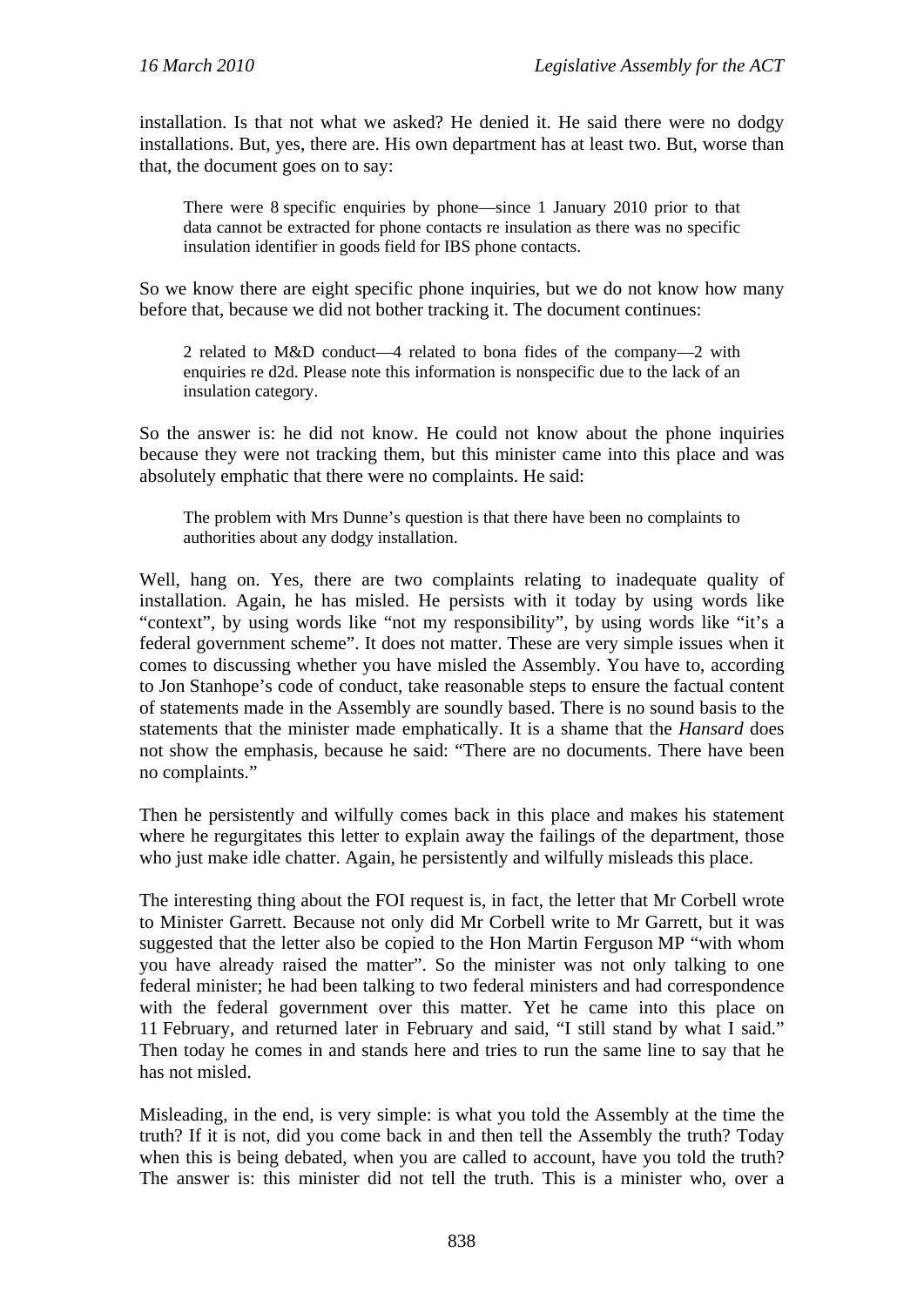installation. Is that not what we asked? He denied it. He said there were no dodgy installations. But, yes, there are. His own department has at least two. But, worse than that, the document goes on to say:

> There were 8 specific enquiries by phone—since 1 January 2010 prior to that data cannot be extracted for phone contacts re insulation as there was no specific insulation identifier in goods field for IBS phone contacts.

So we know there are eight specific phone inquiries, but we do not know how many before that, because we did not bother tracking it. The document continues:

> 2 related to M&D conduct—4 related to bona fides of the company—2 with enquiries re d2d. Please note this information is nonspecific due to the lack of an insulation category.

So the answer is: he did not know. He could not know about the phone inquiries because they were not tracking them, but this minister came into this place and was absolutely emphatic that there were no complaints. He said:

> The problem with Mrs Dunne's question is that there have been no complaints to authorities about any dodgy installation.

Well, hang on. Yes, there are two complaints relating to inadequate quality of installation. Again, he has misled. He persists with it today by using words like "context", by using words like "not my responsibility", by using words like "it's a federal government scheme". It does not matter. These are very simple issues when it comes to discussing whether you have misled the Assembly. You have to, according to Jon Stanhope's code of conduct, take reasonable steps to ensure the factual content of statements made in the Assembly are soundly based. There is no sound basis to the statements that the minister made emphatically. It is a shame that the *Hansard* does not show the emphasis, because he said: "There are no documents. There have been no complaints."

Then he persistently and wilfully comes back in this place and makes his statement where he regurgitates this letter to explain away the failings of the department, those who just make idle chatter. Again, he persistently and wilfully misleads this place.

The interesting thing about the FOI request is, in fact, the letter that Mr Corbell wrote to Minister Garrett. Because not only did Mr Corbell write to Mr Garrett, but it was suggested that the letter also be copied to the Hon Martin Ferguson MP "with whom you have already raised the matter". So the minister was not only talking to one federal minister; he had been talking to two federal ministers and had correspondence with the federal government over this matter. Yet he came into this place on 11 February, and returned later in February and said, "I still stand by what I said." Then today he comes in and stands here and tries to run the same line to say that he has not misled.

Misleading, in the end, is very simple: is what you told the Assembly at the time the truth? If it is not, did you come back in and then tell the Assembly the truth? Today when this is being debated, when you are called to account, have you told the truth? The answer is: this minister did not tell the truth. This is a minister who, over a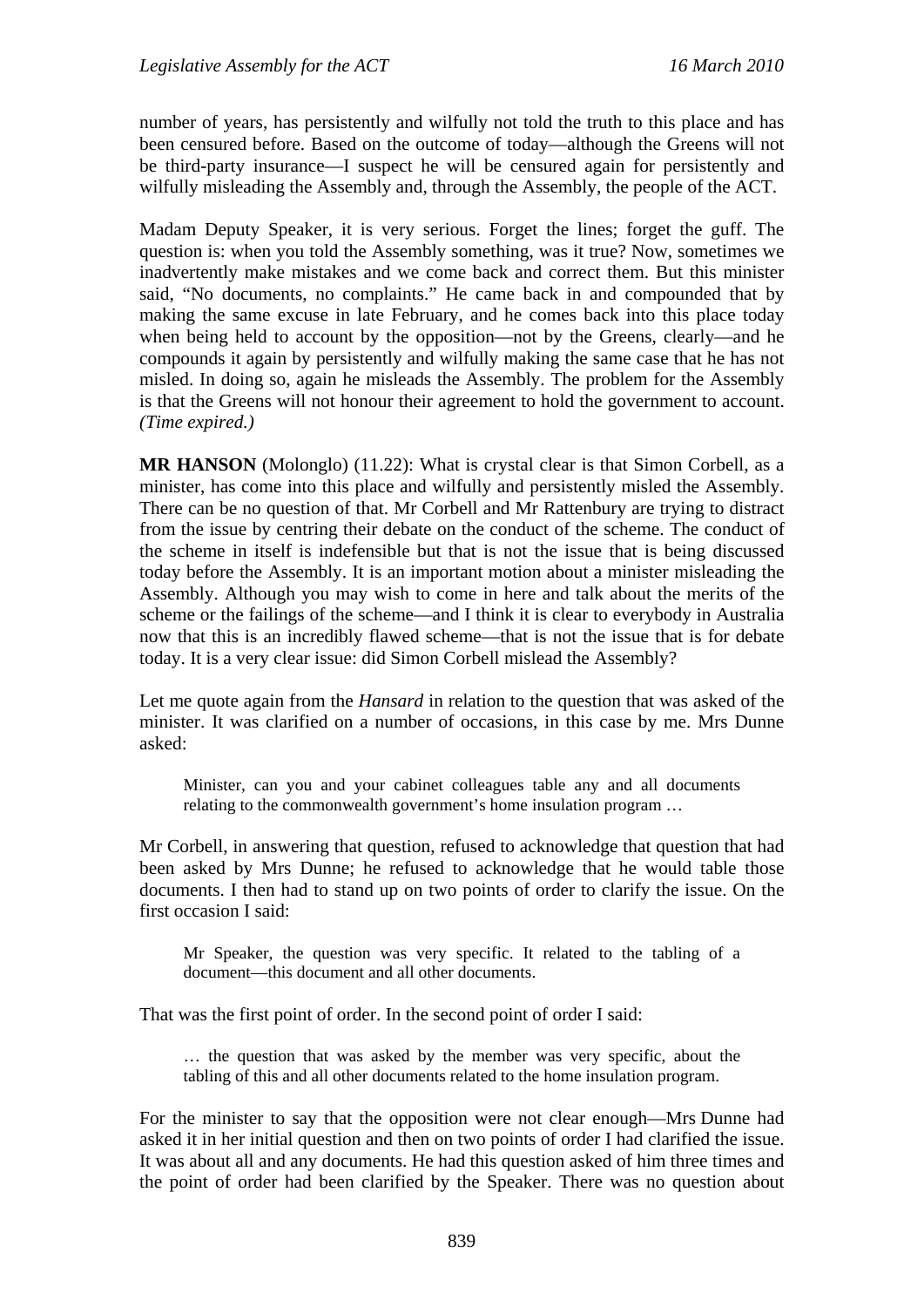number of years, has persistently and wilfully not told the truth to this place and has been censured before. Based on the outcome of today—although the Greens will not be third-party insurance—I suspect he will be censured again for persistently and wilfully misleading the Assembly and, through the Assembly, the people of the ACT.

Madam Deputy Speaker, it is very serious. Forget the lines; forget the guff. The question is: when you told the Assembly something, was it true? Now, sometimes we inadvertently make mistakes and we come back and correct them. But this minister said, "No documents, no complaints." He came back in and compounded that by making the same excuse in late February, and he comes back into this place today when being held to account by the opposition—not by the Greens, clearly—and he compounds it again by persistently and wilfully making the same case that he has not misled. In doing so, again he misleads the Assembly. The problem for the Assembly is that the Greens will not honour their agreement to hold the government to account. *(Time expired.)*

**MR HANSON** (Molonglo) (11.22): What is crystal clear is that Simon Corbell, as a minister, has come into this place and wilfully and persistently misled the Assembly. There can be no question of that. Mr Corbell and Mr Rattenbury are trying to distract from the issue by centring their debate on the conduct of the scheme. The conduct of the scheme in itself is indefensible but that is not the issue that is being discussed today before the Assembly. It is an important motion about a minister misleading the Assembly. Although you may wish to come in here and talk about the merits of the scheme or the failings of the scheme—and I think it is clear to everybody in Australia now that this is an incredibly flawed scheme—that is not the issue that is for debate today. It is a very clear issue: did Simon Corbell mislead the Assembly?

Let me quote again from the *Hansard* in relation to the question that was asked of the minister. It was clarified on a number of occasions, in this case by me. Mrs Dunne asked:

> Minister, can you and your cabinet colleagues table any and all documents relating to the commonwealth government's home insulation program …

Mr Corbell, in answering that question, refused to acknowledge that question that had been asked by Mrs Dunne; he refused to acknowledge that he would table those documents. I then had to stand up on two points of order to clarify the issue. On the first occasion I said:

> Mr Speaker, the question was very specific. It related to the tabling of a document—this document and all other documents.

That was the first point of order. In the second point of order I said:

> … the question that was asked by the member was very specific, about the tabling of this and all other documents related to the home insulation program.

For the minister to say that the opposition were not clear enough—Mrs Dunne had asked it in her initial question and then on two points of order I had clarified the issue. It was about all and any documents. He had this question asked of him three times and the point of order had been clarified by the Speaker. There was no question about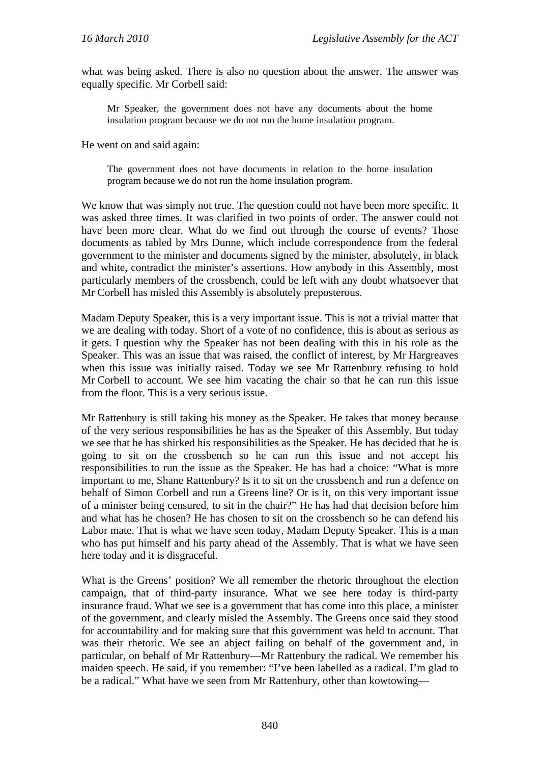what was being asked. There is also no question about the answer. The answer was equally specific. Mr Corbell said:

> Mr Speaker, the government does not have any documents about the home insulation program because we do not run the home insulation program.

He went on and said again:

> The government does not have documents in relation to the home insulation program because we do not run the home insulation program.

We know that was simply not true. The question could not have been more specific. It was asked three times. It was clarified in two points of order. The answer could not have been more clear. What do we find out through the course of events? Those documents as tabled by Mrs Dunne, which include correspondence from the federal government to the minister and documents signed by the minister, absolutely, in black and white, contradict the minister's assertions. How anybody in this Assembly, most particularly members of the crossbench, could be left with any doubt whatsoever that Mr Corbell has misled this Assembly is absolutely preposterous.

Madam Deputy Speaker, this is a very important issue. This is not a trivial matter that we are dealing with today. Short of a vote of no confidence, this is about as serious as it gets. I question why the Speaker has not been dealing with this in his role as the Speaker. This was an issue that was raised, the conflict of interest, by Mr Hargreaves when this issue was initially raised. Today we see Mr Rattenbury refusing to hold Mr Corbell to account. We see him vacating the chair so that he can run this issue from the floor. This is a very serious issue.

Mr Rattenbury is still taking his money as the Speaker. He takes that money because of the very serious responsibilities he has as the Speaker of this Assembly. But today we see that he has shirked his responsibilities as the Speaker. He has decided that he is going to sit on the crossbench so he can run this issue and not accept his responsibilities to run the issue as the Speaker. He has had a choice: "What is more important to me, Shane Rattenbury? Is it to sit on the crossbench and run a defence on behalf of Simon Corbell and run a Greens line? Or is it, on this very important issue of a minister being censured, to sit in the chair?" He has had that decision before him and what has he chosen? He has chosen to sit on the crossbench so he can defend his Labor mate. That is what we have seen today, Madam Deputy Speaker. This is a man who has put himself and his party ahead of the Assembly. That is what we have seen here today and it is disgraceful.

What is the Greens' position? We all remember the rhetoric throughout the election campaign, that of third-party insurance. What we see here today is third-party insurance fraud. What we see is a government that has come into this place, a minister of the government, and clearly misled the Assembly. The Greens once said they stood for accountability and for making sure that this government was held to account. That was their rhetoric. We see an abject failing on behalf of the government and, in particular, on behalf of Mr Rattenbury—Mr Rattenbury the radical. We remember his maiden speech. He said, if you remember: "I've been labelled as a radical. I'm glad to be a radical." What have we seen from Mr Rattenbury, other than kowtowing—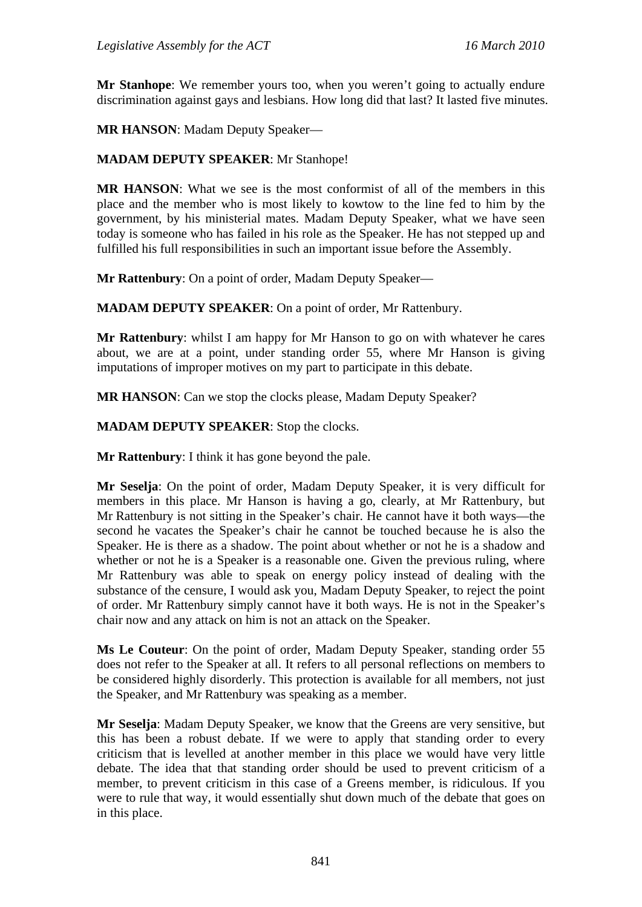**Mr Stanhope**: We remember yours too, when you weren't going to actually endure discrimination against gays and lesbians. How long did that last? It lasted five minutes.

**MR HANSON**: Madam Deputy Speaker—

**MADAM DEPUTY SPEAKER**: Mr Stanhope!

**MR HANSON**: What we see is the most conformist of all of the members in this place and the member who is most likely to kowtow to the line fed to him by the government, by his ministerial mates. Madam Deputy Speaker, what we have seen today is someone who has failed in his role as the Speaker. He has not stepped up and fulfilled his full responsibilities in such an important issue before the Assembly.

**Mr Rattenbury**: On a point of order, Madam Deputy Speaker—

**MADAM DEPUTY SPEAKER**: On a point of order, Mr Rattenbury.

**Mr Rattenbury**: whilst I am happy for Mr Hanson to go on with whatever he cares about, we are at a point, under standing order 55, where Mr Hanson is giving imputations of improper motives on my part to participate in this debate.

**MR HANSON**: Can we stop the clocks please, Madam Deputy Speaker?

**MADAM DEPUTY SPEAKER**: Stop the clocks.

**Mr Rattenbury**: I think it has gone beyond the pale.

**Mr Seselja**: On the point of order, Madam Deputy Speaker, it is very difficult for members in this place. Mr Hanson is having a go, clearly, at Mr Rattenbury, but Mr Rattenbury is not sitting in the Speaker's chair. He cannot have it both ways—the second he vacates the Speaker's chair he cannot be touched because he is also the Speaker. He is there as a shadow. The point about whether or not he is a shadow and whether or not he is a Speaker is a reasonable one. Given the previous ruling, where Mr Rattenbury was able to speak on energy policy instead of dealing with the substance of the censure, I would ask you, Madam Deputy Speaker, to reject the point of order. Mr Rattenbury simply cannot have it both ways. He is not in the Speaker's chair now and any attack on him is not an attack on the Speaker.

**Ms Le Couteur**: On the point of order, Madam Deputy Speaker, standing order 55 does not refer to the Speaker at all. It refers to all personal reflections on members to be considered highly disorderly. This protection is available for all members, not just the Speaker, and Mr Rattenbury was speaking as a member.

**Mr Seselja**: Madam Deputy Speaker, we know that the Greens are very sensitive, but this has been a robust debate. If we were to apply that standing order to every criticism that is levelled at another member in this place we would have very little debate. The idea that that standing order should be used to prevent criticism of a member, to prevent criticism in this case of a Greens member, is ridiculous. If you were to rule that way, it would essentially shut down much of the debate that goes on in this place.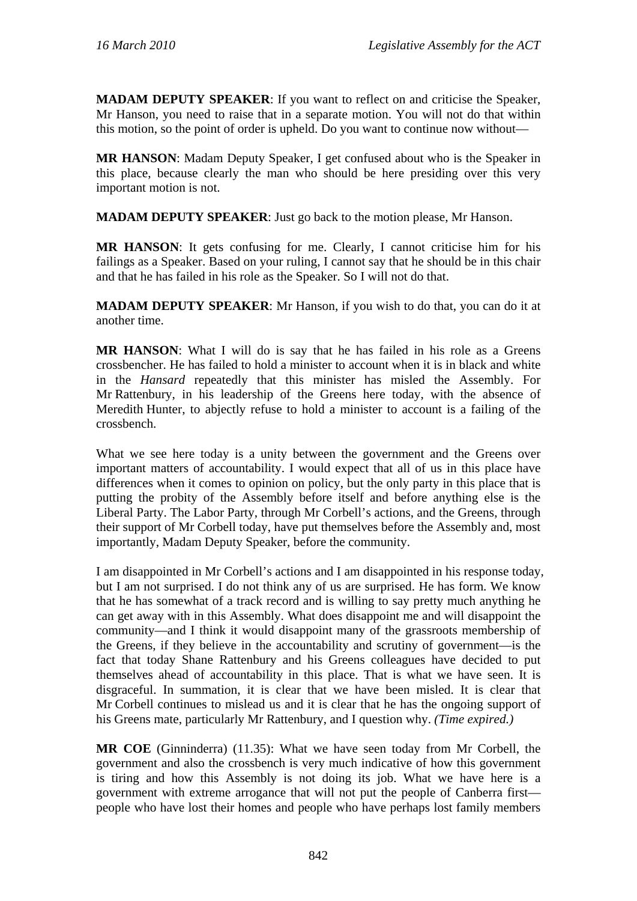**MADAM DEPUTY SPEAKER**: If you want to reflect on and criticise the Speaker, Mr Hanson, you need to raise that in a separate motion. You will not do that within this motion, so the point of order is upheld. Do you want to continue now without—

**MR HANSON**: Madam Deputy Speaker, I get confused about who is the Speaker in this place, because clearly the man who should be here presiding over this very important motion is not.

**MADAM DEPUTY SPEAKER**: Just go back to the motion please, Mr Hanson.

**MR HANSON**: It gets confusing for me. Clearly, I cannot criticise him for his failings as a Speaker. Based on your ruling, I cannot say that he should be in this chair and that he has failed in his role as the Speaker. So I will not do that.

**MADAM DEPUTY SPEAKER**: Mr Hanson, if you wish to do that, you can do it at another time.

**MR HANSON**: What I will do is say that he has failed in his role as a Greens crossbencher. He has failed to hold a minister to account when it is in black and white in the *Hansard* repeatedly that this minister has misled the Assembly. For Mr Rattenbury, in his leadership of the Greens here today, with the absence of Meredith Hunter, to abjectly refuse to hold a minister to account is a failing of the crossbench.

What we see here today is a unity between the government and the Greens over important matters of accountability. I would expect that all of us in this place have differences when it comes to opinion on policy, but the only party in this place that is putting the probity of the Assembly before itself and before anything else is the Liberal Party. The Labor Party, through Mr Corbell's actions, and the Greens, through their support of Mr Corbell today, have put themselves before the Assembly and, most importantly, Madam Deputy Speaker, before the community.

I am disappointed in Mr Corbell's actions and I am disappointed in his response today, but I am not surprised. I do not think any of us are surprised. He has form. We know that he has somewhat of a track record and is willing to say pretty much anything he can get away with in this Assembly. What does disappoint me and will disappoint the community—and I think it would disappoint many of the grassroots membership of the Greens, if they believe in the accountability and scrutiny of government—is the fact that today Shane Rattenbury and his Greens colleagues have decided to put themselves ahead of accountability in this place. That is what we have seen. It is disgraceful. In summation, it is clear that we have been misled. It is clear that Mr Corbell continues to mislead us and it is clear that he has the ongoing support of his Greens mate, particularly Mr Rattenbury, and I question why. *(Time expired.)*

**MR COE** (Ginninderra) (11.35): What we have seen today from Mr Corbell, the government and also the crossbench is very much indicative of how this government is tiring and how this Assembly is not doing its job. What we have here is a government with extreme arrogance that will not put the people of Canberra first—people who have lost their homes and people who have perhaps lost family members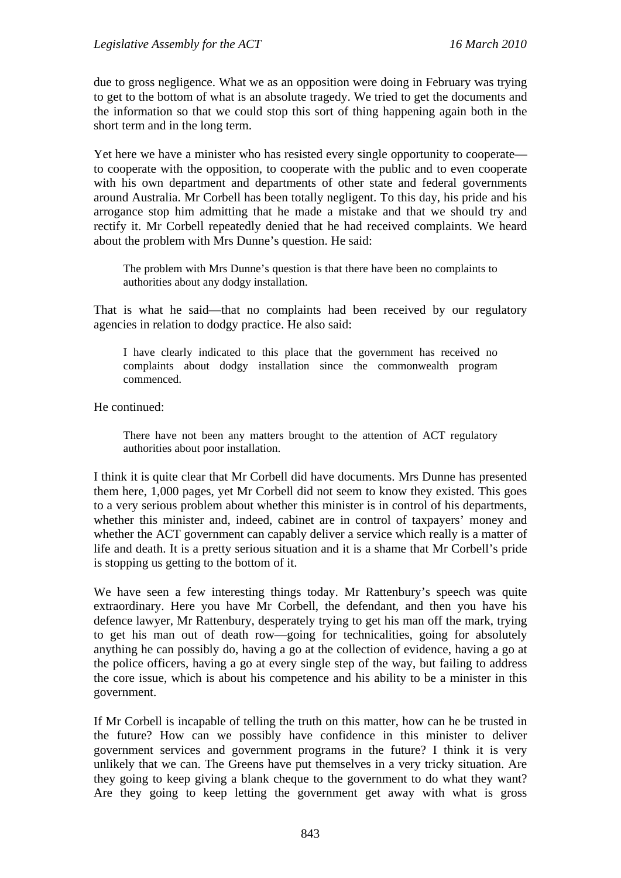due to gross negligence. What we as an opposition were doing in February was trying to get to the bottom of what is an absolute tragedy. We tried to get the documents and the information so that we could stop this sort of thing happening again both in the short term and in the long term.

Yet here we have a minister who has resisted every single opportunity to cooperate—to cooperate with the opposition, to cooperate with the public and to even cooperate with his own department and departments of other state and federal governments around Australia. Mr Corbell has been totally negligent. To this day, his pride and his arrogance stop him admitting that he made a mistake and that we should try and rectify it. Mr Corbell repeatedly denied that he had received complaints. We heard about the problem with Mrs Dunne's question. He said:

> The problem with Mrs Dunne's question is that there have been no complaints to authorities about any dodgy installation.

That is what he said—that no complaints had been received by our regulatory agencies in relation to dodgy practice. He also said:

> I have clearly indicated to this place that the government has received no complaints about dodgy installation since the commonwealth program commenced.

He continued:

> There have not been any matters brought to the attention of ACT regulatory authorities about poor installation.

I think it is quite clear that Mr Corbell did have documents. Mrs Dunne has presented them here, 1,000 pages, yet Mr Corbell did not seem to know they existed. This goes to a very serious problem about whether this minister is in control of his departments, whether this minister and, indeed, cabinet are in control of taxpayers' money and whether the ACT government can capably deliver a service which really is a matter of life and death. It is a pretty serious situation and it is a shame that Mr Corbell's pride is stopping us getting to the bottom of it.

We have seen a few interesting things today. Mr Rattenbury's speech was quite extraordinary. Here you have Mr Corbell, the defendant, and then you have his defence lawyer, Mr Rattenbury, desperately trying to get his man off the mark, trying to get his man out of death row—going for technicalities, going for absolutely anything he can possibly do, having a go at the collection of evidence, having a go at the police officers, having a go at every single step of the way, but failing to address the core issue, which is about his competence and his ability to be a minister in this government.

If Mr Corbell is incapable of telling the truth on this matter, how can he be trusted in the future? How can we possibly have confidence in this minister to deliver government services and government programs in the future? I think it is very unlikely that we can. The Greens have put themselves in a very tricky situation. Are they going to keep giving a blank cheque to the government to do what they want? Are they going to keep letting the government get away with what is gross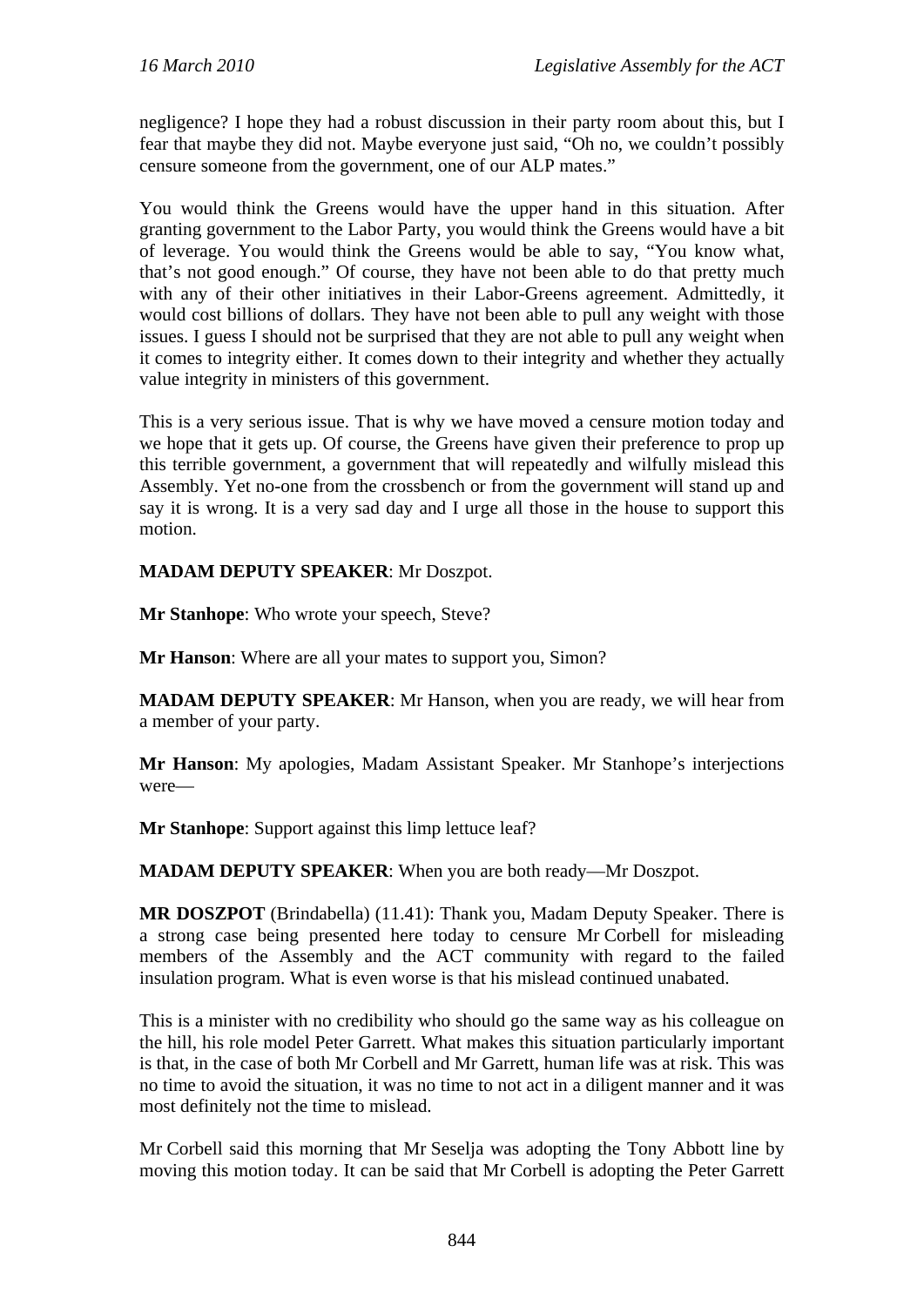negligence? I hope they had a robust discussion in their party room about this, but I fear that maybe they did not. Maybe everyone just said, "Oh no, we couldn't possibly censure someone from the government, one of our ALP mates."

You would think the Greens would have the upper hand in this situation. After granting government to the Labor Party, you would think the Greens would have a bit of leverage. You would think the Greens would be able to say, "You know what, that's not good enough." Of course, they have not been able to do that pretty much with any of their other initiatives in their Labor-Greens agreement. Admittedly, it would cost billions of dollars. They have not been able to pull any weight with those issues. I guess I should not be surprised that they are not able to pull any weight when it comes to integrity either. It comes down to their integrity and whether they actually value integrity in ministers of this government.

This is a very serious issue. That is why we have moved a censure motion today and we hope that it gets up. Of course, the Greens have given their preference to prop up this terrible government, a government that will repeatedly and wilfully mislead this Assembly. Yet no-one from the crossbench or from the government will stand up and say it is wrong. It is a very sad day and I urge all those in the house to support this motion.

**MADAM DEPUTY SPEAKER**: Mr Doszpot.

**Mr Stanhope**: Who wrote your speech, Steve?

**Mr Hanson**: Where are all your mates to support you, Simon?

**MADAM DEPUTY SPEAKER**: Mr Hanson, when you are ready, we will hear from a member of your party.

**Mr Hanson**: My apologies, Madam Assistant Speaker. Mr Stanhope's interjections were—

**Mr Stanhope**: Support against this limp lettuce leaf?

**MADAM DEPUTY SPEAKER**: When you are both ready—Mr Doszpot.

**MR DOSZPOT** (Brindabella) (11.41): Thank you, Madam Deputy Speaker. There is a strong case being presented here today to censure Mr Corbell for misleading members of the Assembly and the ACT community with regard to the failed insulation program. What is even worse is that his mislead continued unabated.

This is a minister with no credibility who should go the same way as his colleague on the hill, his role model Peter Garrett. What makes this situation particularly important is that, in the case of both Mr Corbell and Mr Garrett, human life was at risk. This was no time to avoid the situation, it was no time to not act in a diligent manner and it was most definitely not the time to mislead.

Mr Corbell said this morning that Mr Seselja was adopting the Tony Abbott line by moving this motion today. It can be said that Mr Corbell is adopting the Peter Garrett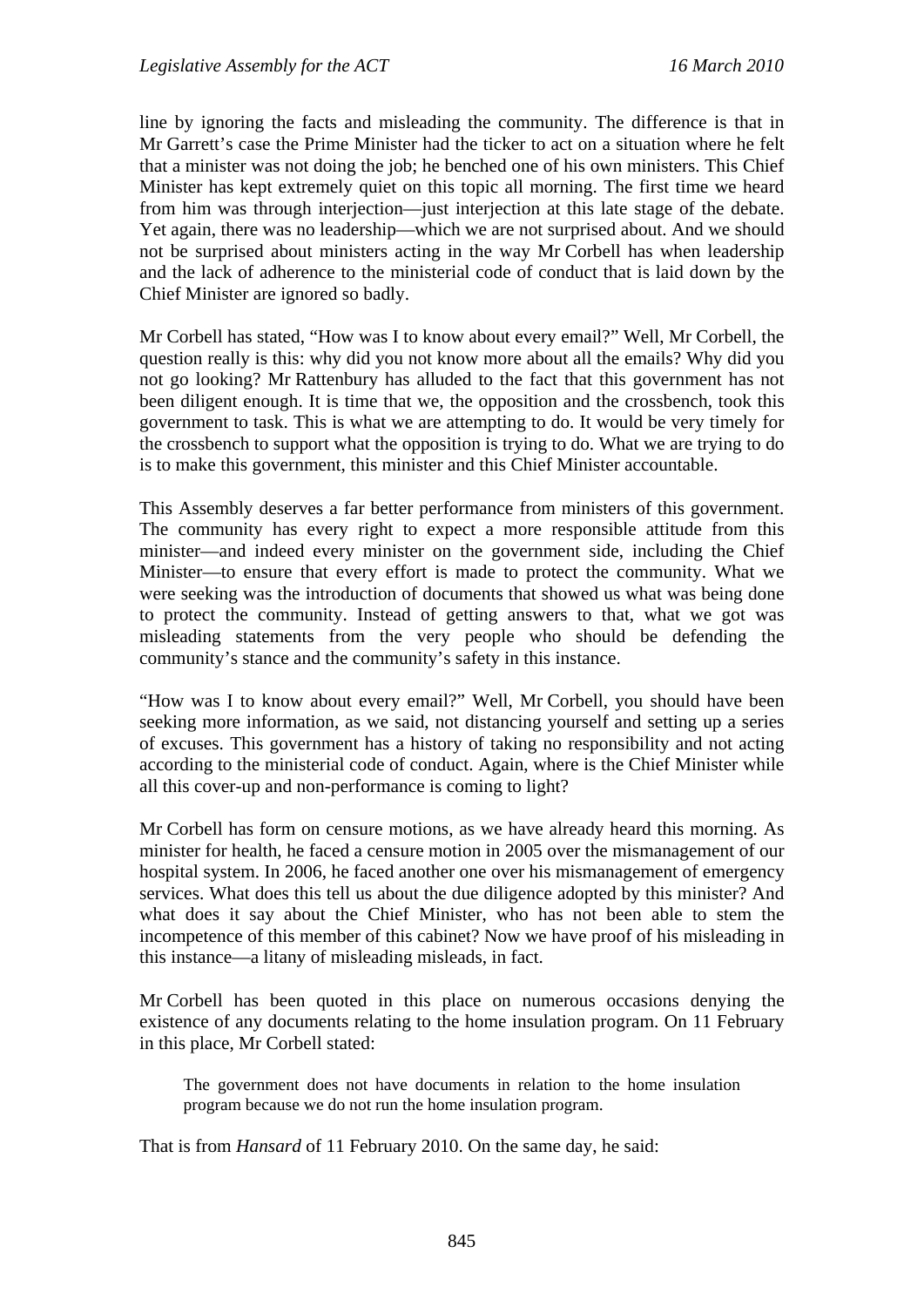line by ignoring the facts and misleading the community. The difference is that in Mr Garrett's case the Prime Minister had the ticker to act on a situation where he felt that a minister was not doing the job; he benched one of his own ministers. This Chief Minister has kept extremely quiet on this topic all morning. The first time we heard from him was through interjection—just interjection at this late stage of the debate. Yet again, there was no leadership—which we are not surprised about. And we should not be surprised about ministers acting in the way Mr Corbell has when leadership and the lack of adherence to the ministerial code of conduct that is laid down by the Chief Minister are ignored so badly.

Mr Corbell has stated, "How was I to know about every email?" Well, Mr Corbell, the question really is this: why did you not know more about all the emails? Why did you not go looking? Mr Rattenbury has alluded to the fact that this government has not been diligent enough. It is time that we, the opposition and the crossbench, took this government to task. This is what we are attempting to do. It would be very timely for the crossbench to support what the opposition is trying to do. What we are trying to do is to make this government, this minister and this Chief Minister accountable.

This Assembly deserves a far better performance from ministers of this government. The community has every right to expect a more responsible attitude from this minister—and indeed every minister on the government side, including the Chief Minister—to ensure that every effort is made to protect the community. What we were seeking was the introduction of documents that showed us what was being done to protect the community. Instead of getting answers to that, what we got was misleading statements from the very people who should be defending the community's stance and the community's safety in this instance.

"How was I to know about every email?" Well, Mr Corbell, you should have been seeking more information, as we said, not distancing yourself and setting up a series of excuses. This government has a history of taking no responsibility and not acting according to the ministerial code of conduct. Again, where is the Chief Minister while all this cover-up and non-performance is coming to light?

Mr Corbell has form on censure motions, as we have already heard this morning. As minister for health, he faced a censure motion in 2005 over the mismanagement of our hospital system. In 2006, he faced another one over his mismanagement of emergency services. What does this tell us about the due diligence adopted by this minister? And what does it say about the Chief Minister, who has not been able to stem the incompetence of this member of this cabinet? Now we have proof of his misleading in this instance—a litany of misleading misleads, in fact.

Mr Corbell has been quoted in this place on numerous occasions denying the existence of any documents relating to the home insulation program. On 11 February in this place, Mr Corbell stated:

> The government does not have documents in relation to the home insulation program because we do not run the home insulation program.

That is from *Hansard* of 11 February 2010. On the same day, he said: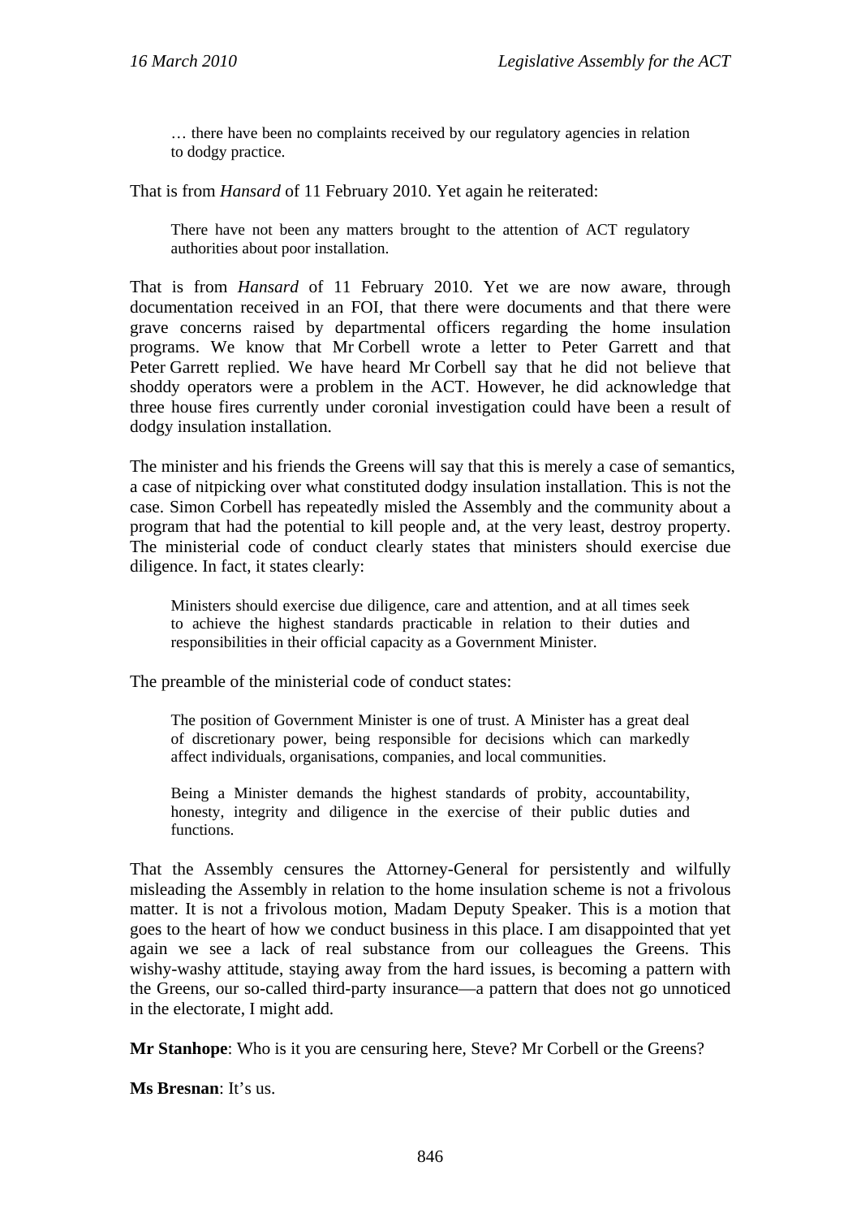> … there have been no complaints received by our regulatory agencies in relation to dodgy practice.

That is from *Hansard* of 11 February 2010. Yet again he reiterated:

> There have not been any matters brought to the attention of ACT regulatory authorities about poor installation.

That is from *Hansard* of 11 February 2010. Yet we are now aware, through documentation received in an FOI, that there were documents and that there were grave concerns raised by departmental officers regarding the home insulation programs. We know that Mr Corbell wrote a letter to Peter Garrett and that Peter Garrett replied. We have heard Mr Corbell say that he did not believe that shoddy operators were a problem in the ACT. However, he did acknowledge that three house fires currently under coronial investigation could have been a result of dodgy insulation installation.

The minister and his friends the Greens will say that this is merely a case of semantics, a case of nitpicking over what constituted dodgy insulation installation. This is not the case. Simon Corbell has repeatedly misled the Assembly and the community about a program that had the potential to kill people and, at the very least, destroy property. The ministerial code of conduct clearly states that ministers should exercise due diligence. In fact, it states clearly:

> Ministers should exercise due diligence, care and attention, and at all times seek to achieve the highest standards practicable in relation to their duties and responsibilities in their official capacity as a Government Minister.

The preamble of the ministerial code of conduct states:

> The position of Government Minister is one of trust. A Minister has a great deal of discretionary power, being responsible for decisions which can markedly affect individuals, organisations, companies, and local communities.
>
> Being a Minister demands the highest standards of probity, accountability, honesty, integrity and diligence in the exercise of their public duties and functions.

That the Assembly censures the Attorney-General for persistently and wilfully misleading the Assembly in relation to the home insulation scheme is not a frivolous matter. It is not a frivolous motion, Madam Deputy Speaker. This is a motion that goes to the heart of how we conduct business in this place. I am disappointed that yet again we see a lack of real substance from our colleagues the Greens. This wishy-washy attitude, staying away from the hard issues, is becoming a pattern with the Greens, our so-called third-party insurance—a pattern that does not go unnoticed in the electorate, I might add.

**Mr Stanhope**: Who is it you are censuring here, Steve? Mr Corbell or the Greens?

**Ms Bresnan**: It's us.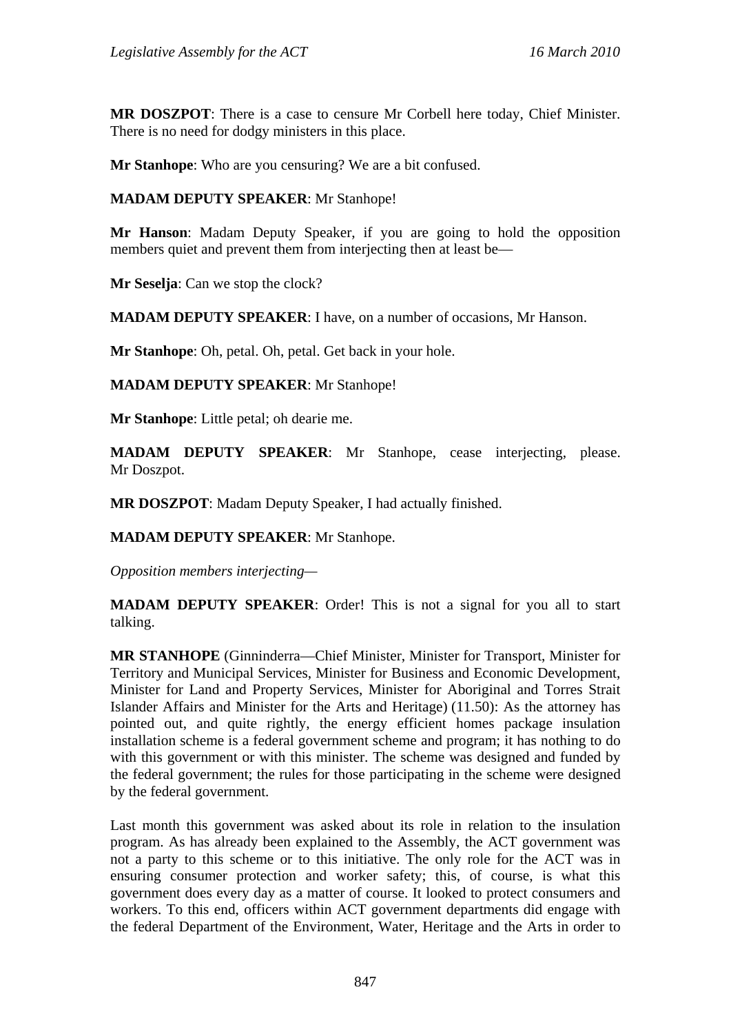**MR DOSZPOT**: There is a case to censure Mr Corbell here today, Chief Minister. There is no need for dodgy ministers in this place.

**Mr Stanhope**: Who are you censuring? We are a bit confused.

**MADAM DEPUTY SPEAKER**: Mr Stanhope!

**Mr Hanson**: Madam Deputy Speaker, if you are going to hold the opposition members quiet and prevent them from interjecting then at least be—

**Mr Seselja**: Can we stop the clock?

**MADAM DEPUTY SPEAKER**: I have, on a number of occasions, Mr Hanson.

**Mr Stanhope**: Oh, petal. Oh, petal. Get back in your hole.

**MADAM DEPUTY SPEAKER**: Mr Stanhope!

**Mr Stanhope**: Little petal; oh dearie me.

**MADAM DEPUTY SPEAKER**: Mr Stanhope, cease interjecting, please. Mr Doszpot.

**MR DOSZPOT**: Madam Deputy Speaker, I had actually finished.

**MADAM DEPUTY SPEAKER**: Mr Stanhope.

*Opposition members interjecting—*

**MADAM DEPUTY SPEAKER**: Order! This is not a signal for you all to start talking.

**MR STANHOPE** (Ginninderra—Chief Minister, Minister for Transport, Minister for Territory and Municipal Services, Minister for Business and Economic Development, Minister for Land and Property Services, Minister for Aboriginal and Torres Strait Islander Affairs and Minister for the Arts and Heritage) (11.50): As the attorney has pointed out, and quite rightly, the energy efficient homes package insulation installation scheme is a federal government scheme and program; it has nothing to do with this government or with this minister. The scheme was designed and funded by the federal government; the rules for those participating in the scheme were designed by the federal government.

Last month this government was asked about its role in relation to the insulation program. As has already been explained to the Assembly, the ACT government was not a party to this scheme or to this initiative. The only role for the ACT was in ensuring consumer protection and worker safety; this, of course, is what this government does every day as a matter of course. It looked to protect consumers and workers. To this end, officers within ACT government departments did engage with the federal Department of the Environment, Water, Heritage and the Arts in order to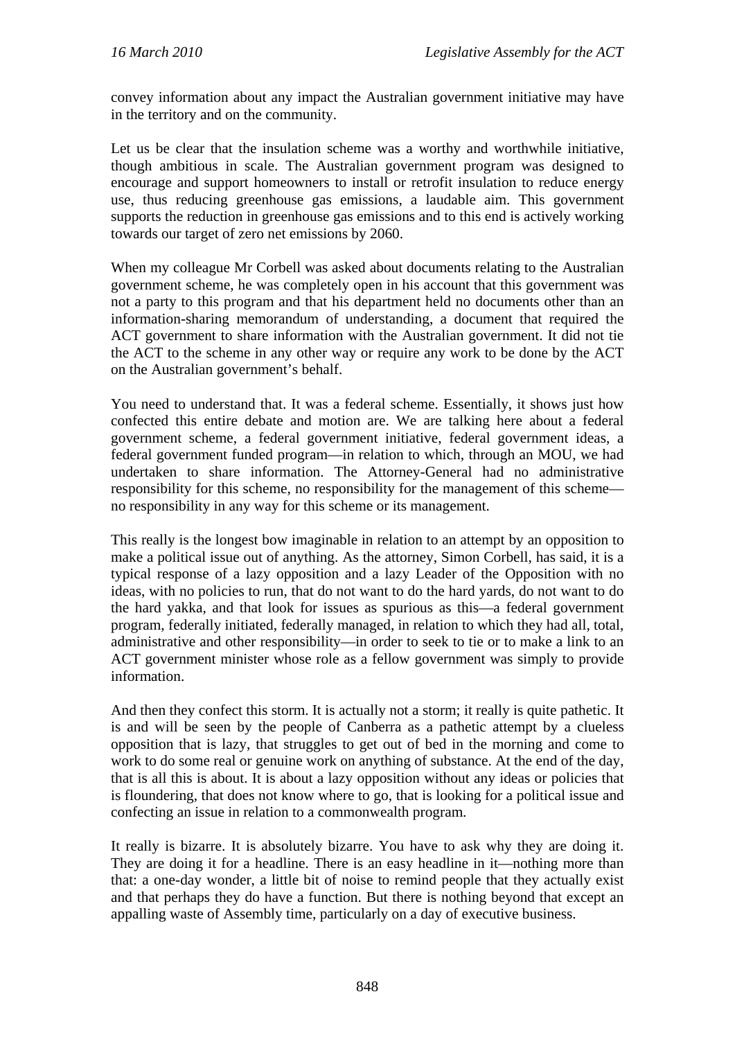convey information about any impact the Australian government initiative may have in the territory and on the community.

Let us be clear that the insulation scheme was a worthy and worthwhile initiative, though ambitious in scale. The Australian government program was designed to encourage and support homeowners to install or retrofit insulation to reduce energy use, thus reducing greenhouse gas emissions, a laudable aim. This government supports the reduction in greenhouse gas emissions and to this end is actively working towards our target of zero net emissions by 2060.

When my colleague Mr Corbell was asked about documents relating to the Australian government scheme, he was completely open in his account that this government was not a party to this program and that his department held no documents other than an information-sharing memorandum of understanding, a document that required the ACT government to share information with the Australian government. It did not tie the ACT to the scheme in any other way or require any work to be done by the ACT on the Australian government's behalf.

You need to understand that. It was a federal scheme. Essentially, it shows just how confected this entire debate and motion are. We are talking here about a federal government scheme, a federal government initiative, federal government ideas, a federal government funded program—in relation to which, through an MOU, we had undertaken to share information. The Attorney-General had no administrative responsibility for this scheme, no responsibility for the management of this scheme—no responsibility in any way for this scheme or its management.

This really is the longest bow imaginable in relation to an attempt by an opposition to make a political issue out of anything. As the attorney, Simon Corbell, has said, it is a typical response of a lazy opposition and a lazy Leader of the Opposition with no ideas, with no policies to run, that do not want to do the hard yards, do not want to do the hard yakka, and that look for issues as spurious as this—a federal government program, federally initiated, federally managed, in relation to which they had all, total, administrative and other responsibility—in order to seek to tie or to make a link to an ACT government minister whose role as a fellow government was simply to provide information.

And then they confect this storm. It is actually not a storm; it really is quite pathetic. It is and will be seen by the people of Canberra as a pathetic attempt by a clueless opposition that is lazy, that struggles to get out of bed in the morning and come to work to do some real or genuine work on anything of substance. At the end of the day, that is all this is about. It is about a lazy opposition without any ideas or policies that is floundering, that does not know where to go, that is looking for a political issue and confecting an issue in relation to a commonwealth program.

It really is bizarre. It is absolutely bizarre. You have to ask why they are doing it. They are doing it for a headline. There is an easy headline in it—nothing more than that: a one-day wonder, a little bit of noise to remind people that they actually exist and that perhaps they do have a function. But there is nothing beyond that except an appalling waste of Assembly time, particularly on a day of executive business.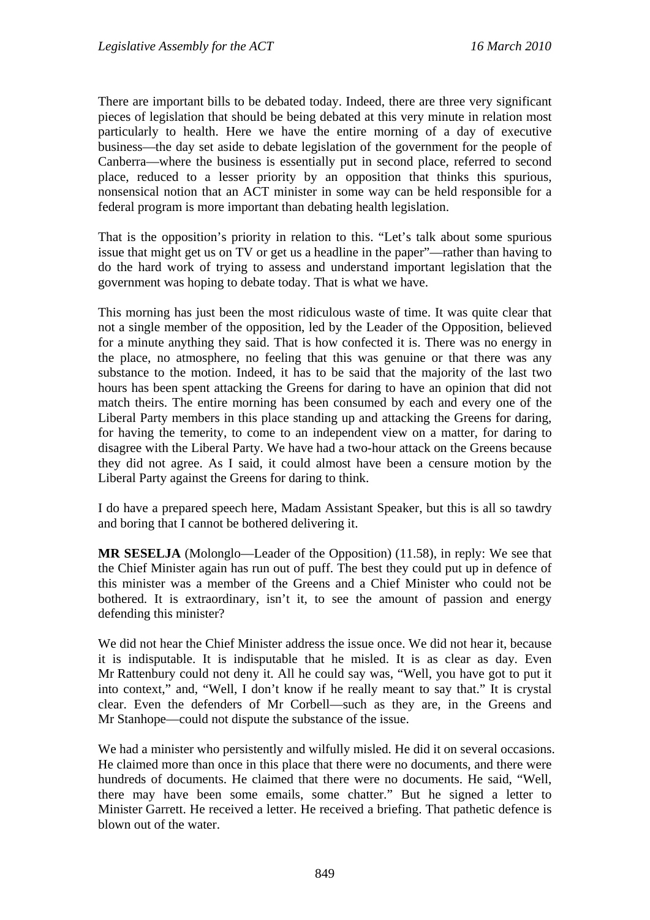There are important bills to be debated today. Indeed, there are three very significant pieces of legislation that should be being debated at this very minute in relation most particularly to health. Here we have the entire morning of a day of executive business—the day set aside to debate legislation of the government for the people of Canberra—where the business is essentially put in second place, referred to second place, reduced to a lesser priority by an opposition that thinks this spurious, nonsensical notion that an ACT minister in some way can be held responsible for a federal program is more important than debating health legislation.

That is the opposition's priority in relation to this. "Let's talk about some spurious issue that might get us on TV or get us a headline in the paper"—rather than having to do the hard work of trying to assess and understand important legislation that the government was hoping to debate today. That is what we have.

This morning has just been the most ridiculous waste of time. It was quite clear that not a single member of the opposition, led by the Leader of the Opposition, believed for a minute anything they said. That is how confected it is. There was no energy in the place, no atmosphere, no feeling that this was genuine or that there was any substance to the motion. Indeed, it has to be said that the majority of the last two hours has been spent attacking the Greens for daring to have an opinion that did not match theirs. The entire morning has been consumed by each and every one of the Liberal Party members in this place standing up and attacking the Greens for daring, for having the temerity, to come to an independent view on a matter, for daring to disagree with the Liberal Party. We have had a two-hour attack on the Greens because they did not agree. As I said, it could almost have been a censure motion by the Liberal Party against the Greens for daring to think.

I do have a prepared speech here, Madam Assistant Speaker, but this is all so tawdry and boring that I cannot be bothered delivering it.

**MR SESELJA** (Molonglo—Leader of the Opposition) (11.58), in reply: We see that the Chief Minister again has run out of puff. The best they could put up in defence of this minister was a member of the Greens and a Chief Minister who could not be bothered. It is extraordinary, isn't it, to see the amount of passion and energy defending this minister?

We did not hear the Chief Minister address the issue once. We did not hear it, because it is indisputable. It is indisputable that he misled. It is as clear as day. Even Mr Rattenbury could not deny it. All he could say was, "Well, you have got to put it into context," and, "Well, I don't know if he really meant to say that." It is crystal clear. Even the defenders of Mr Corbell—such as they are, in the Greens and Mr Stanhope—could not dispute the substance of the issue.

We had a minister who persistently and wilfully misled. He did it on several occasions. He claimed more than once in this place that there were no documents, and there were hundreds of documents. He claimed that there were no documents. He said, "Well, there may have been some emails, some chatter." But he signed a letter to Minister Garrett. He received a letter. He received a briefing. That pathetic defence is blown out of the water.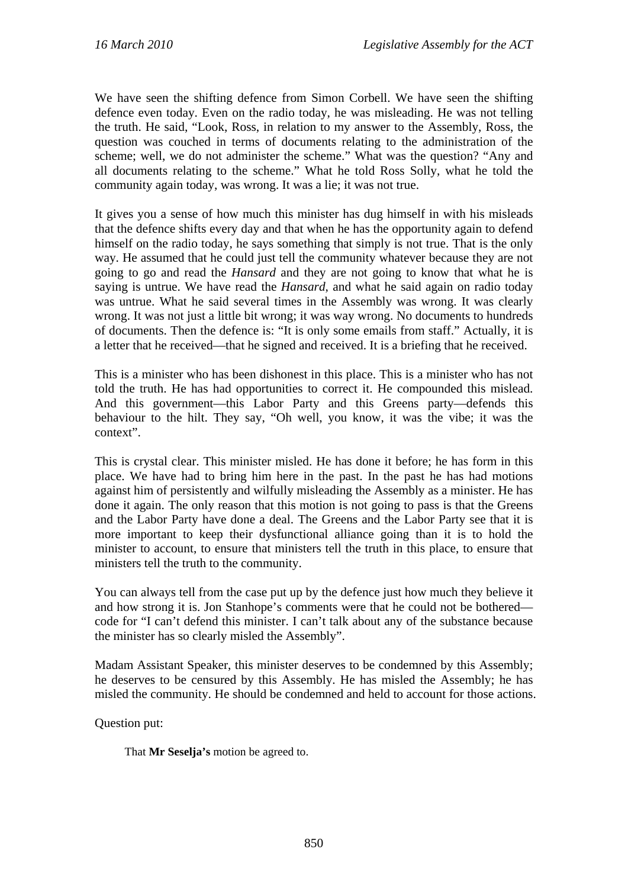We have seen the shifting defence from Simon Corbell. We have seen the shifting defence even today. Even on the radio today, he was misleading. He was not telling the truth. He said, "Look, Ross, in relation to my answer to the Assembly, Ross, the question was couched in terms of documents relating to the administration of the scheme; well, we do not administer the scheme." What was the question? "Any and all documents relating to the scheme." What he told Ross Solly, what he told the community again today, was wrong. It was a lie; it was not true.

It gives you a sense of how much this minister has dug himself in with his misleads that the defence shifts every day and that when he has the opportunity again to defend himself on the radio today, he says something that simply is not true. That is the only way. He assumed that he could just tell the community whatever because they are not going to go and read the *Hansard* and they are not going to know that what he is saying is untrue. We have read the *Hansard*, and what he said again on radio today was untrue. What he said several times in the Assembly was wrong. It was clearly wrong. It was not just a little bit wrong; it was way wrong. No documents to hundreds of documents. Then the defence is: "It is only some emails from staff." Actually, it is a letter that he received—that he signed and received. It is a briefing that he received.

This is a minister who has been dishonest in this place. This is a minister who has not told the truth. He has had opportunities to correct it. He compounded this mislead. And this government—this Labor Party and this Greens party—defends this behaviour to the hilt. They say, "Oh well, you know, it was the vibe; it was the context".

This is crystal clear. This minister misled. He has done it before; he has form in this place. We have had to bring him here in the past. In the past he has had motions against him of persistently and wilfully misleading the Assembly as a minister. He has done it again. The only reason that this motion is not going to pass is that the Greens and the Labor Party have done a deal. The Greens and the Labor Party see that it is more important to keep their dysfunctional alliance going than it is to hold the minister to account, to ensure that ministers tell the truth in this place, to ensure that ministers tell the truth to the community.

You can always tell from the case put up by the defence just how much they believe it and how strong it is. Jon Stanhope's comments were that he could not be bothered—code for "I can't defend this minister. I can't talk about any of the substance because the minister has so clearly misled the Assembly".

Madam Assistant Speaker, this minister deserves to be condemned by this Assembly; he deserves to be censured by this Assembly. He has misled the Assembly; he has misled the community. He should be condemned and held to account for those actions.

Question put:

> That **Mr Seselja's** motion be agreed to.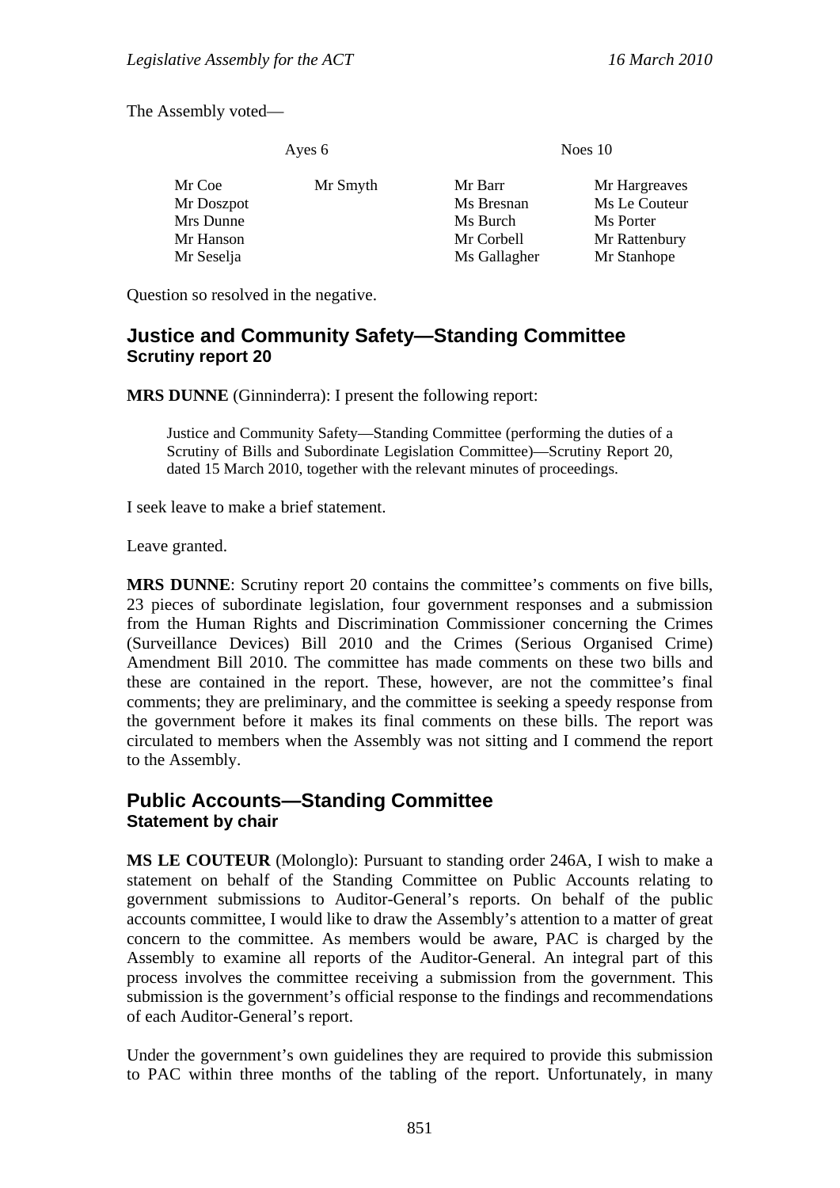The Assembly voted—

| Ayes 6 | | Noes 10 | |
|---|---|---|---|
| Mr Coe | Mr Smyth | Mr Barr | Mr Hargreaves |
| Mr Doszpot | | Ms Bresnan | Ms Le Couteur |
| Mrs Dunne | | Ms Burch | Ms Porter |
| Mr Hanson | | Mr Corbell | Mr Rattenbury |
| Mr Seselja | | Ms Gallagher | Mr Stanhope |

Question so resolved in the negative.

## Justice and Community Safety—Standing Committee
### Scrutiny report 20

**MRS DUNNE** (Ginninderra): I present the following report:

> Justice and Community Safety—Standing Committee (performing the duties of a Scrutiny of Bills and Subordinate Legislation Committee)—Scrutiny Report 20, dated 15 March 2010, together with the relevant minutes of proceedings.

I seek leave to make a brief statement.

Leave granted.

**MRS DUNNE**: Scrutiny report 20 contains the committee's comments on five bills, 23 pieces of subordinate legislation, four government responses and a submission from the Human Rights and Discrimination Commissioner concerning the Crimes (Surveillance Devices) Bill 2010 and the Crimes (Serious Organised Crime) Amendment Bill 2010. The committee has made comments on these two bills and these are contained in the report. These, however, are not the committee's final comments; they are preliminary, and the committee is seeking a speedy response from the government before it makes its final comments on these bills. The report was circulated to members when the Assembly was not sitting and I commend the report to the Assembly.

## Public Accounts—Standing Committee
### Statement by chair

**MS LE COUTEUR** (Molonglo): Pursuant to standing order 246A, I wish to make a statement on behalf of the Standing Committee on Public Accounts relating to government submissions to Auditor-General's reports. On behalf of the public accounts committee, I would like to draw the Assembly's attention to a matter of great concern to the committee. As members would be aware, PAC is charged by the Assembly to examine all reports of the Auditor-General. An integral part of this process involves the committee receiving a submission from the government. This submission is the government's official response to the findings and recommendations of each Auditor-General's report.

Under the government's own guidelines they are required to provide this submission to PAC within three months of the tabling of the report. Unfortunately, in many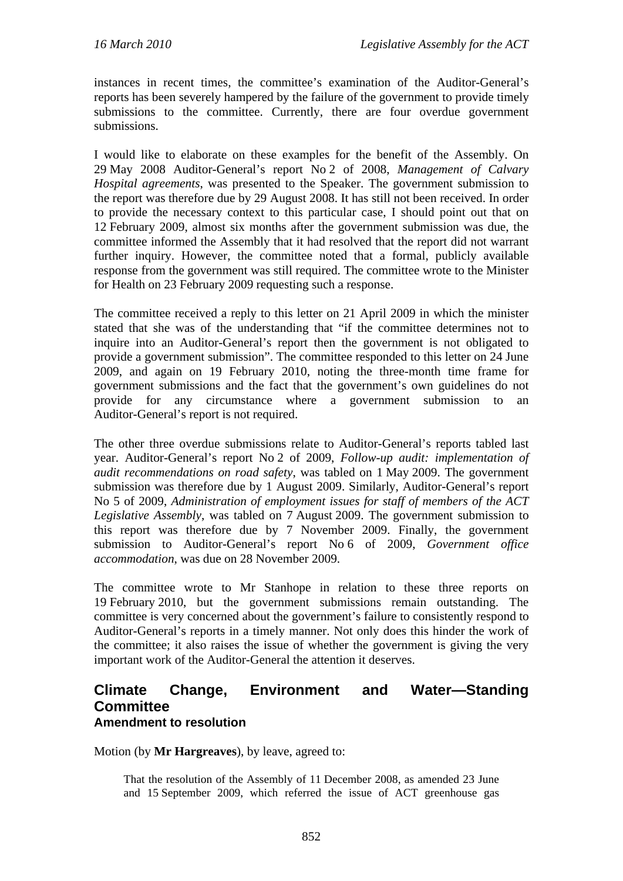instances in recent times, the committee's examination of the Auditor-General's reports has been severely hampered by the failure of the government to provide timely submissions to the committee. Currently, there are four overdue government submissions.

I would like to elaborate on these examples for the benefit of the Assembly. On 29 May 2008 Auditor-General's report No 2 of 2008, *Management of Calvary Hospital agreements*, was presented to the Speaker. The government submission to the report was therefore due by 29 August 2008. It has still not been received. In order to provide the necessary context to this particular case, I should point out that on 12 February 2009, almost six months after the government submission was due, the committee informed the Assembly that it had resolved that the report did not warrant further inquiry. However, the committee noted that a formal, publicly available response from the government was still required. The committee wrote to the Minister for Health on 23 February 2009 requesting such a response.

The committee received a reply to this letter on 21 April 2009 in which the minister stated that she was of the understanding that "if the committee determines not to inquire into an Auditor-General's report then the government is not obligated to provide a government submission". The committee responded to this letter on 24 June 2009, and again on 19 February 2010, noting the three-month time frame for government submissions and the fact that the government's own guidelines do not provide for any circumstance where a government submission to an Auditor-General's report is not required.

The other three overdue submissions relate to Auditor-General's reports tabled last year. Auditor-General's report No 2 of 2009, *Follow-up audit: implementation of audit recommendations on road safety*, was tabled on 1 May 2009. The government submission was therefore due by 1 August 2009. Similarly, Auditor-General's report No 5 of 2009, *Administration of employment issues for staff of members of the ACT Legislative Assembly*, was tabled on 7 August 2009. The government submission to this report was therefore due by 7 November 2009. Finally, the government submission to Auditor-General's report No 6 of 2009, *Government office accommodation*, was due on 28 November 2009.

The committee wrote to Mr Stanhope in relation to these three reports on 19 February 2010, but the government submissions remain outstanding. The committee is very concerned about the government's failure to consistently respond to Auditor-General's reports in a timely manner. Not only does this hinder the work of the committee; it also raises the issue of whether the government is giving the very important work of the Auditor-General the attention it deserves.

## Climate Change, Environment and Water—Standing Committee

### Amendment to resolution

Motion (by **Mr Hargreaves**), by leave, agreed to:

> That the resolution of the Assembly of 11 December 2008, as amended 23 June and 15 September 2009, which referred the issue of ACT greenhouse gas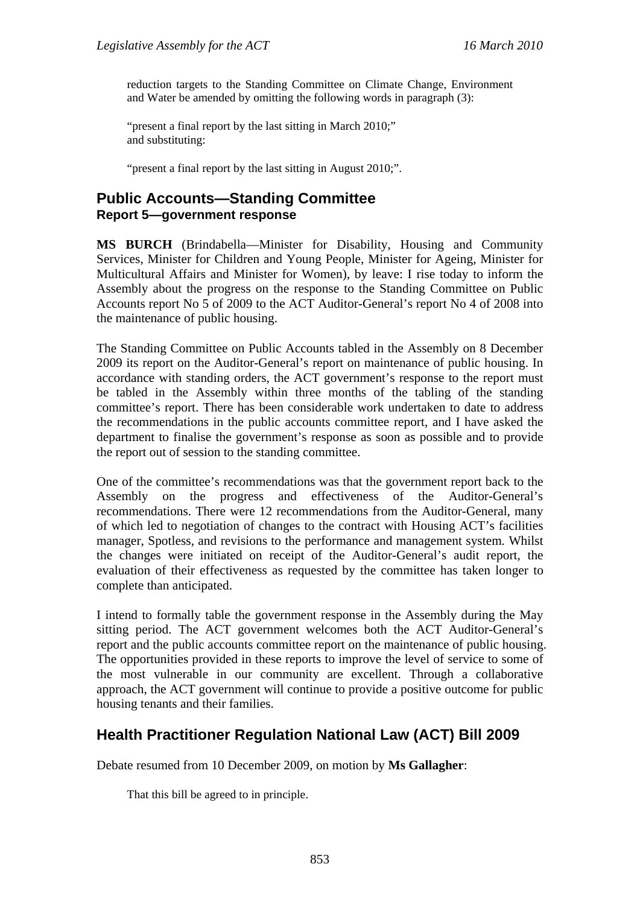reduction targets to the Standing Committee on Climate Change, Environment and Water be amended by omitting the following words in paragraph (3):

> "present a final report by the last sitting in March 2010;"
> and substituting:
>
> "present a final report by the last sitting in August 2010;".

## Public Accounts—Standing Committee
### Report 5—government response

**MS BURCH** (Brindabella—Minister for Disability, Housing and Community Services, Minister for Children and Young People, Minister for Ageing, Minister for Multicultural Affairs and Minister for Women), by leave: I rise today to inform the Assembly about the progress on the response to the Standing Committee on Public Accounts report No 5 of 2009 to the ACT Auditor-General's report No 4 of 2008 into the maintenance of public housing.

The Standing Committee on Public Accounts tabled in the Assembly on 8 December 2009 its report on the Auditor-General's report on maintenance of public housing. In accordance with standing orders, the ACT government's response to the report must be tabled in the Assembly within three months of the tabling of the standing committee's report. There has been considerable work undertaken to date to address the recommendations in the public accounts committee report, and I have asked the department to finalise the government's response as soon as possible and to provide the report out of session to the standing committee.

One of the committee's recommendations was that the government report back to the Assembly on the progress and effectiveness of the Auditor-General's recommendations. There were 12 recommendations from the Auditor-General, many of which led to negotiation of changes to the contract with Housing ACT's facilities manager, Spotless, and revisions to the performance and management system. Whilst the changes were initiated on receipt of the Auditor-General's audit report, the evaluation of their effectiveness as requested by the committee has taken longer to complete than anticipated.

I intend to formally table the government response in the Assembly during the May sitting period. The ACT government welcomes both the ACT Auditor-General's report and the public accounts committee report on the maintenance of public housing. The opportunities provided in these reports to improve the level of service to some of the most vulnerable in our community are excellent. Through a collaborative approach, the ACT government will continue to provide a positive outcome for public housing tenants and their families.

## Health Practitioner Regulation National Law (ACT) Bill 2009

Debate resumed from 10 December 2009, on motion by **Ms Gallagher**:

> That this bill be agreed to in principle.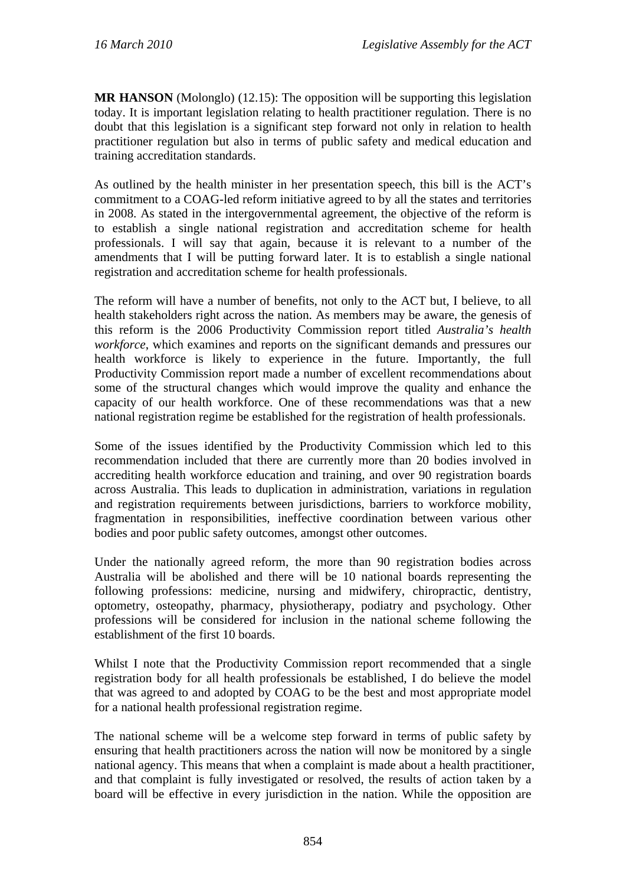**MR HANSON** (Molonglo) (12.15): The opposition will be supporting this legislation today. It is important legislation relating to health practitioner regulation. There is no doubt that this legislation is a significant step forward not only in relation to health practitioner regulation but also in terms of public safety and medical education and training accreditation standards.

As outlined by the health minister in her presentation speech, this bill is the ACT's commitment to a COAG-led reform initiative agreed to by all the states and territories in 2008. As stated in the intergovernmental agreement, the objective of the reform is to establish a single national registration and accreditation scheme for health professionals. I will say that again, because it is relevant to a number of the amendments that I will be putting forward later. It is to establish a single national registration and accreditation scheme for health professionals.

The reform will have a number of benefits, not only to the ACT but, I believe, to all health stakeholders right across the nation. As members may be aware, the genesis of this reform is the 2006 Productivity Commission report titled *Australia's health workforce*, which examines and reports on the significant demands and pressures our health workforce is likely to experience in the future. Importantly, the full Productivity Commission report made a number of excellent recommendations about some of the structural changes which would improve the quality and enhance the capacity of our health workforce. One of these recommendations was that a new national registration regime be established for the registration of health professionals.

Some of the issues identified by the Productivity Commission which led to this recommendation included that there are currently more than 20 bodies involved in accrediting health workforce education and training, and over 90 registration boards across Australia. This leads to duplication in administration, variations in regulation and registration requirements between jurisdictions, barriers to workforce mobility, fragmentation in responsibilities, ineffective coordination between various other bodies and poor public safety outcomes, amongst other outcomes.

Under the nationally agreed reform, the more than 90 registration bodies across Australia will be abolished and there will be 10 national boards representing the following professions: medicine, nursing and midwifery, chiropractic, dentistry, optometry, osteopathy, pharmacy, physiotherapy, podiatry and psychology. Other professions will be considered for inclusion in the national scheme following the establishment of the first 10 boards.

Whilst I note that the Productivity Commission report recommended that a single registration body for all health professionals be established, I do believe the model that was agreed to and adopted by COAG to be the best and most appropriate model for a national health professional registration regime.

The national scheme will be a welcome step forward in terms of public safety by ensuring that health practitioners across the nation will now be monitored by a single national agency. This means that when a complaint is made about a health practitioner, and that complaint is fully investigated or resolved, the results of action taken by a board will be effective in every jurisdiction in the nation. While the opposition are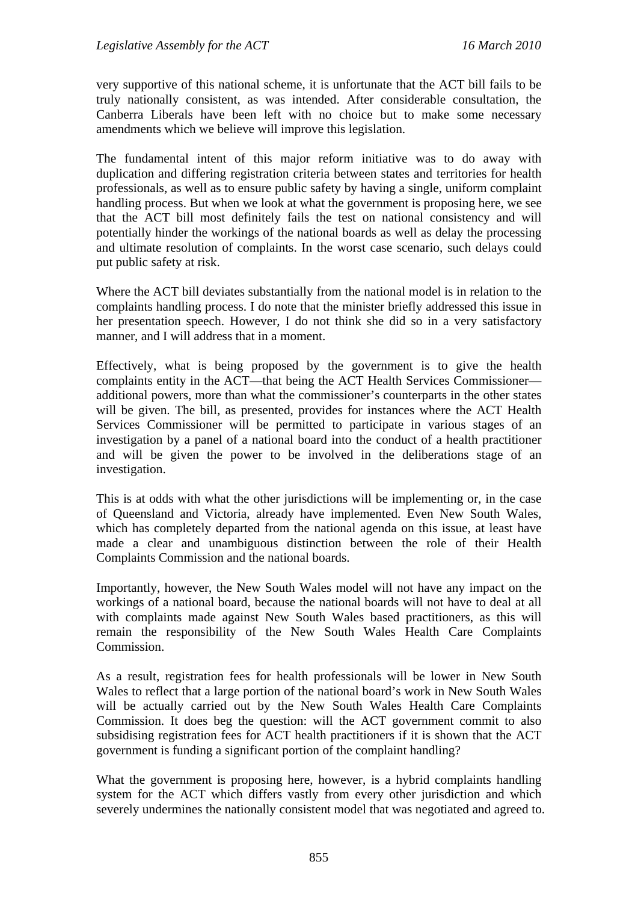very supportive of this national scheme, it is unfortunate that the ACT bill fails to be truly nationally consistent, as was intended. After considerable consultation, the Canberra Liberals have been left with no choice but to make some necessary amendments which we believe will improve this legislation.

The fundamental intent of this major reform initiative was to do away with duplication and differing registration criteria between states and territories for health professionals, as well as to ensure public safety by having a single, uniform complaint handling process. But when we look at what the government is proposing here, we see that the ACT bill most definitely fails the test on national consistency and will potentially hinder the workings of the national boards as well as delay the processing and ultimate resolution of complaints. In the worst case scenario, such delays could put public safety at risk.

Where the ACT bill deviates substantially from the national model is in relation to the complaints handling process. I do note that the minister briefly addressed this issue in her presentation speech. However, I do not think she did so in a very satisfactory manner, and I will address that in a moment.

Effectively, what is being proposed by the government is to give the health complaints entity in the ACT—that being the ACT Health Services Commissioner—additional powers, more than what the commissioner's counterparts in the other states will be given. The bill, as presented, provides for instances where the ACT Health Services Commissioner will be permitted to participate in various stages of an investigation by a panel of a national board into the conduct of a health practitioner and will be given the power to be involved in the deliberations stage of an investigation.

This is at odds with what the other jurisdictions will be implementing or, in the case of Queensland and Victoria, already have implemented. Even New South Wales, which has completely departed from the national agenda on this issue, at least have made a clear and unambiguous distinction between the role of their Health Complaints Commission and the national boards.

Importantly, however, the New South Wales model will not have any impact on the workings of a national board, because the national boards will not have to deal at all with complaints made against New South Wales based practitioners, as this will remain the responsibility of the New South Wales Health Care Complaints Commission.

As a result, registration fees for health professionals will be lower in New South Wales to reflect that a large portion of the national board's work in New South Wales will be actually carried out by the New South Wales Health Care Complaints Commission. It does beg the question: will the ACT government commit to also subsidising registration fees for ACT health practitioners if it is shown that the ACT government is funding a significant portion of the complaint handling?

What the government is proposing here, however, is a hybrid complaints handling system for the ACT which differs vastly from every other jurisdiction and which severely undermines the nationally consistent model that was negotiated and agreed to.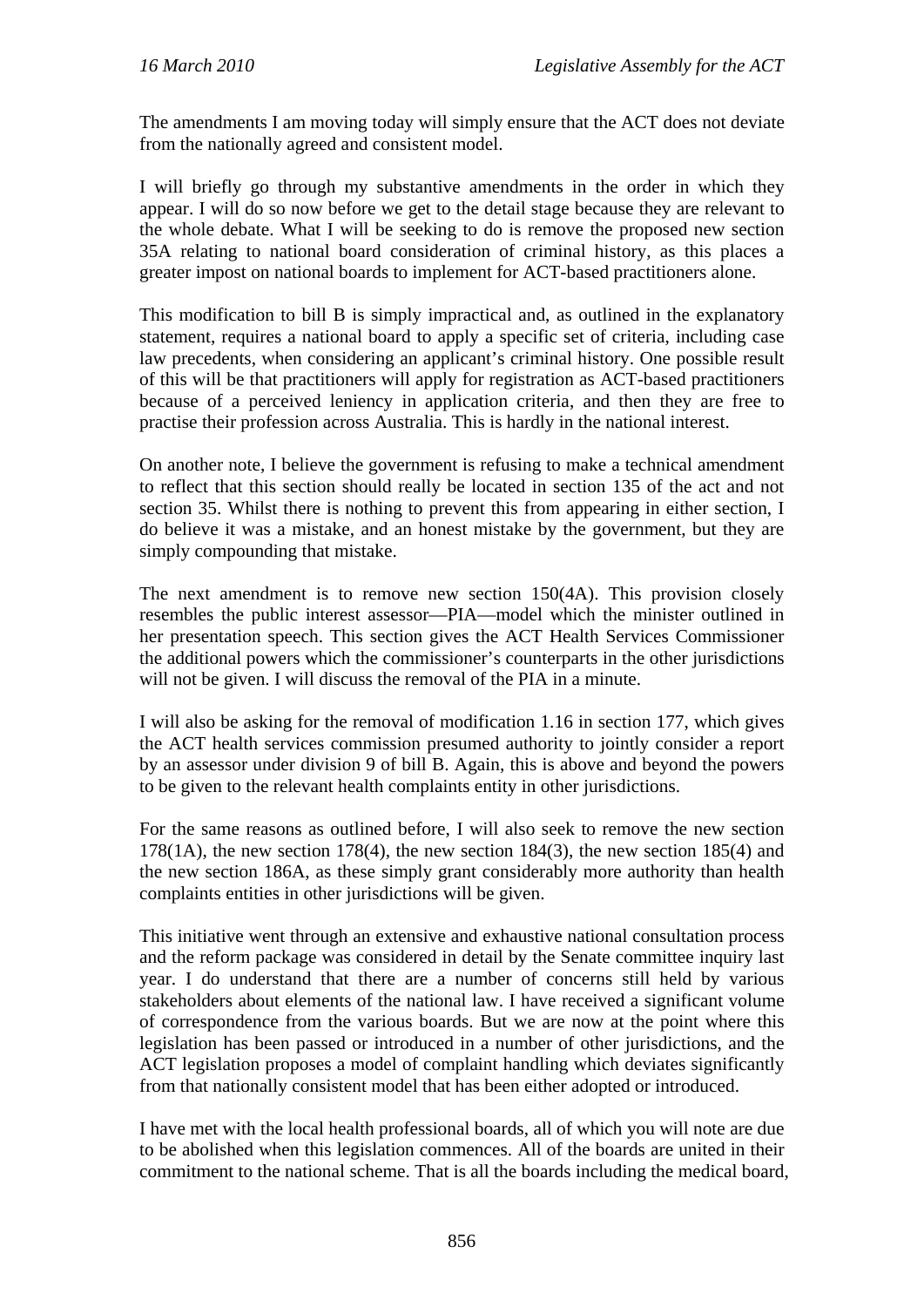The amendments I am moving today will simply ensure that the ACT does not deviate from the nationally agreed and consistent model.

I will briefly go through my substantive amendments in the order in which they appear. I will do so now before we get to the detail stage because they are relevant to the whole debate. What I will be seeking to do is remove the proposed new section 35A relating to national board consideration of criminal history, as this places a greater impost on national boards to implement for ACT-based practitioners alone.

This modification to bill B is simply impractical and, as outlined in the explanatory statement, requires a national board to apply a specific set of criteria, including case law precedents, when considering an applicant's criminal history. One possible result of this will be that practitioners will apply for registration as ACT-based practitioners because of a perceived leniency in application criteria, and then they are free to practise their profession across Australia. This is hardly in the national interest.

On another note, I believe the government is refusing to make a technical amendment to reflect that this section should really be located in section 135 of the act and not section 35. Whilst there is nothing to prevent this from appearing in either section, I do believe it was a mistake, and an honest mistake by the government, but they are simply compounding that mistake.

The next amendment is to remove new section 150(4A). This provision closely resembles the public interest assessor—PIA—model which the minister outlined in her presentation speech. This section gives the ACT Health Services Commissioner the additional powers which the commissioner's counterparts in the other jurisdictions will not be given. I will discuss the removal of the PIA in a minute.

I will also be asking for the removal of modification 1.16 in section 177, which gives the ACT health services commission presumed authority to jointly consider a report by an assessor under division 9 of bill B. Again, this is above and beyond the powers to be given to the relevant health complaints entity in other jurisdictions.

For the same reasons as outlined before, I will also seek to remove the new section 178(1A), the new section 178(4), the new section 184(3), the new section 185(4) and the new section 186A, as these simply grant considerably more authority than health complaints entities in other jurisdictions will be given.

This initiative went through an extensive and exhaustive national consultation process and the reform package was considered in detail by the Senate committee inquiry last year. I do understand that there are a number of concerns still held by various stakeholders about elements of the national law. I have received a significant volume of correspondence from the various boards. But we are now at the point where this legislation has been passed or introduced in a number of other jurisdictions, and the ACT legislation proposes a model of complaint handling which deviates significantly from that nationally consistent model that has been either adopted or introduced.

I have met with the local health professional boards, all of which you will note are due to be abolished when this legislation commences. All of the boards are united in their commitment to the national scheme. That is all the boards including the medical board,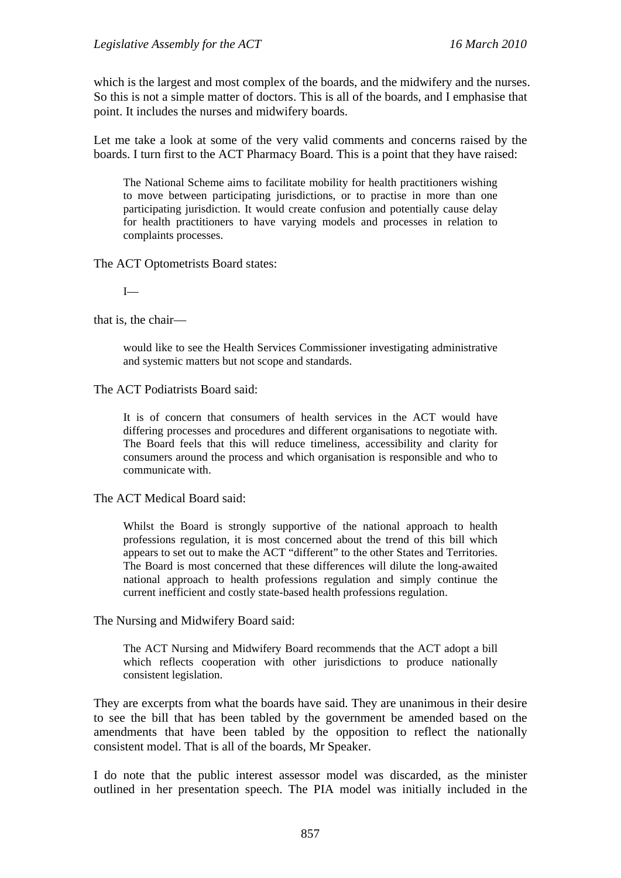which is the largest and most complex of the boards, and the midwifery and the nurses. So this is not a simple matter of doctors. This is all of the boards, and I emphasise that point. It includes the nurses and midwifery boards.

Let me take a look at some of the very valid comments and concerns raised by the boards. I turn first to the ACT Pharmacy Board. This is a point that they have raised:

> The National Scheme aims to facilitate mobility for health practitioners wishing to move between participating jurisdictions, or to practise in more than one participating jurisdiction. It would create confusion and potentially cause delay for health practitioners to have varying models and processes in relation to complaints processes.

The ACT Optometrists Board states:

> I—

that is, the chair—

> would like to see the Health Services Commissioner investigating administrative and systemic matters but not scope and standards.

The ACT Podiatrists Board said:

> It is of concern that consumers of health services in the ACT would have differing processes and procedures and different organisations to negotiate with. The Board feels that this will reduce timeliness, accessibility and clarity for consumers around the process and which organisation is responsible and who to communicate with.

The ACT Medical Board said:

> Whilst the Board is strongly supportive of the national approach to health professions regulation, it is most concerned about the trend of this bill which appears to set out to make the ACT "different" to the other States and Territories. The Board is most concerned that these differences will dilute the long-awaited national approach to health professions regulation and simply continue the current inefficient and costly state-based health professions regulation.

The Nursing and Midwifery Board said:

> The ACT Nursing and Midwifery Board recommends that the ACT adopt a bill which reflects cooperation with other jurisdictions to produce nationally consistent legislation.

They are excerpts from what the boards have said. They are unanimous in their desire to see the bill that has been tabled by the government be amended based on the amendments that have been tabled by the opposition to reflect the nationally consistent model. That is all of the boards, Mr Speaker.

I do note that the public interest assessor model was discarded, as the minister outlined in her presentation speech. The PIA model was initially included in the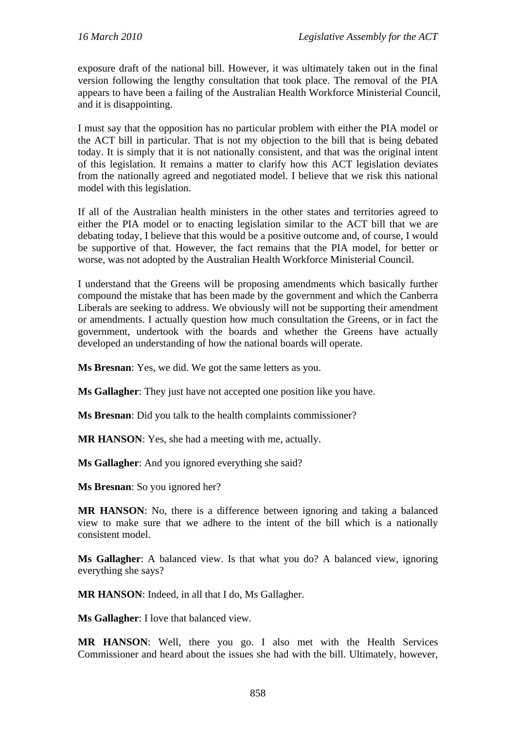exposure draft of the national bill. However, it was ultimately taken out in the final version following the lengthy consultation that took place. The removal of the PIA appears to have been a failing of the Australian Health Workforce Ministerial Council, and it is disappointing.

I must say that the opposition has no particular problem with either the PIA model or the ACT bill in particular. That is not my objection to the bill that is being debated today. It is simply that it is not nationally consistent, and that was the original intent of this legislation. It remains a matter to clarify how this ACT legislation deviates from the nationally agreed and negotiated model. I believe that we risk this national model with this legislation.

If all of the Australian health ministers in the other states and territories agreed to either the PIA model or to enacting legislation similar to the ACT bill that we are debating today, I believe that this would be a positive outcome and, of course, I would be supportive of that. However, the fact remains that the PIA model, for better or worse, was not adopted by the Australian Health Workforce Ministerial Council.

I understand that the Greens will be proposing amendments which basically further compound the mistake that has been made by the government and which the Canberra Liberals are seeking to address. We obviously will not be supporting their amendment or amendments. I actually question how much consultation the Greens, or in fact the government, undertook with the boards and whether the Greens have actually developed an understanding of how the national boards will operate.

**Ms Bresnan**: Yes, we did. We got the same letters as you.

**Ms Gallagher**: They just have not accepted one position like you have.

**Ms Bresnan**: Did you talk to the health complaints commissioner?

**MR HANSON**: Yes, she had a meeting with me, actually.

**Ms Gallagher**: And you ignored everything she said?

**Ms Bresnan**: So you ignored her?

**MR HANSON**: No, there is a difference between ignoring and taking a balanced view to make sure that we adhere to the intent of the bill which is a nationally consistent model.

**Ms Gallagher**: A balanced view. Is that what you do? A balanced view, ignoring everything she says?

**MR HANSON**: Indeed, in all that I do, Ms Gallagher.

**Ms Gallagher**: I love that balanced view.

**MR HANSON**: Well, there you go. I also met with the Health Services Commissioner and heard about the issues she had with the bill. Ultimately, however,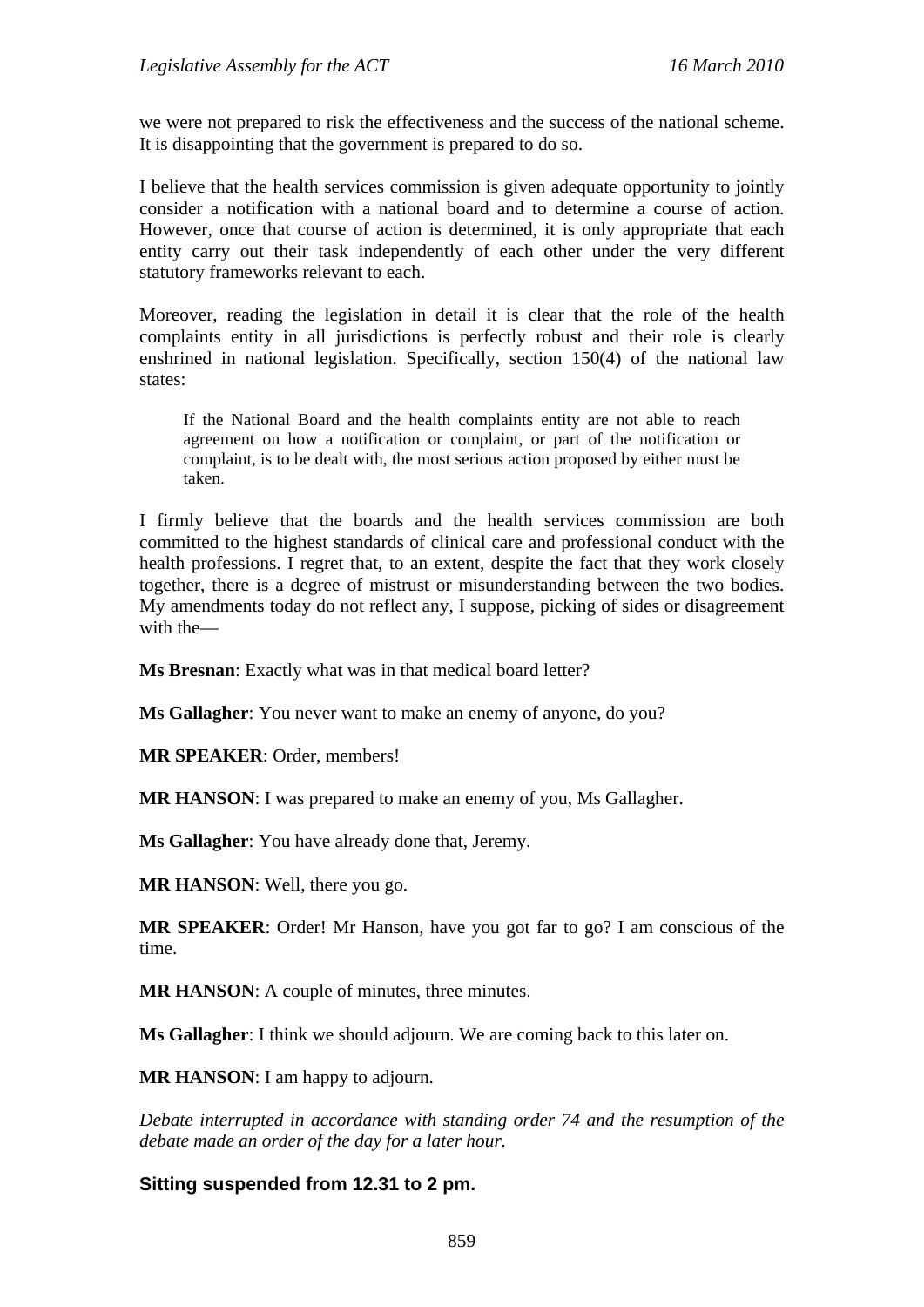we were not prepared to risk the effectiveness and the success of the national scheme. It is disappointing that the government is prepared to do so.

I believe that the health services commission is given adequate opportunity to jointly consider a notification with a national board and to determine a course of action. However, once that course of action is determined, it is only appropriate that each entity carry out their task independently of each other under the very different statutory frameworks relevant to each.

Moreover, reading the legislation in detail it is clear that the role of the health complaints entity in all jurisdictions is perfectly robust and their role is clearly enshrined in national legislation. Specifically, section 150(4) of the national law states:

> If the National Board and the health complaints entity are not able to reach agreement on how a notification or complaint, or part of the notification or complaint, is to be dealt with, the most serious action proposed by either must be taken.

I firmly believe that the boards and the health services commission are both committed to the highest standards of clinical care and professional conduct with the health professions. I regret that, to an extent, despite the fact that they work closely together, there is a degree of mistrust or misunderstanding between the two bodies. My amendments today do not reflect any, I suppose, picking of sides or disagreement with the—

**Ms Bresnan**: Exactly what was in that medical board letter?

**Ms Gallagher**: You never want to make an enemy of anyone, do you?

**MR SPEAKER**: Order, members!

**MR HANSON**: I was prepared to make an enemy of you, Ms Gallagher.

**Ms Gallagher**: You have already done that, Jeremy.

**MR HANSON**: Well, there you go.

**MR SPEAKER**: Order! Mr Hanson, have you got far to go? I am conscious of the time.

**MR HANSON**: A couple of minutes, three minutes.

**Ms Gallagher**: I think we should adjourn. We are coming back to this later on.

**MR HANSON**: I am happy to adjourn.

*Debate interrupted in accordance with standing order 74 and the resumption of the debate made an order of the day for a later hour.*

**Sitting suspended from 12.31 to 2 pm.**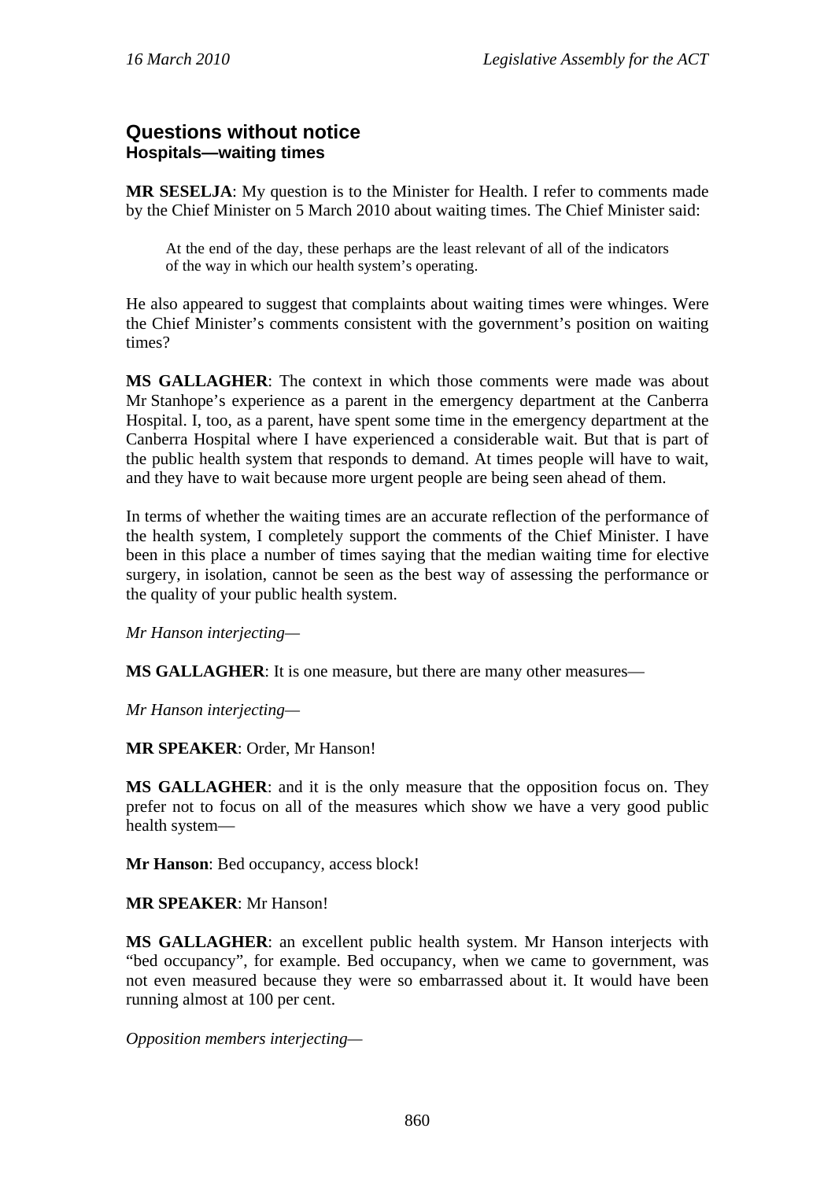## Questions without notice

### Hospitals—waiting times

**MR SESELJA**: My question is to the Minister for Health. I refer to comments made by the Chief Minister on 5 March 2010 about waiting times. The Chief Minister said:

> At the end of the day, these perhaps are the least relevant of all of the indicators of the way in which our health system's operating.

He also appeared to suggest that complaints about waiting times were whinges. Were the Chief Minister's comments consistent with the government's position on waiting times?

**MS GALLAGHER**: The context in which those comments were made was about Mr Stanhope's experience as a parent in the emergency department at the Canberra Hospital. I, too, as a parent, have spent some time in the emergency department at the Canberra Hospital where I have experienced a considerable wait. But that is part of the public health system that responds to demand. At times people will have to wait, and they have to wait because more urgent people are being seen ahead of them.

In terms of whether the waiting times are an accurate reflection of the performance of the health system, I completely support the comments of the Chief Minister. I have been in this place a number of times saying that the median waiting time for elective surgery, in isolation, cannot be seen as the best way of assessing the performance or the quality of your public health system.

*Mr Hanson interjecting*—

**MS GALLAGHER**: It is one measure, but there are many other measures—

*Mr Hanson interjecting*—

**MR SPEAKER**: Order, Mr Hanson!

**MS GALLAGHER**: and it is the only measure that the opposition focus on. They prefer not to focus on all of the measures which show we have a very good public health system—

**Mr Hanson**: Bed occupancy, access block!

**MR SPEAKER**: Mr Hanson!

**MS GALLAGHER**: an excellent public health system. Mr Hanson interjects with "bed occupancy", for example. Bed occupancy, when we came to government, was not even measured because they were so embarrassed about it. It would have been running almost at 100 per cent.

*Opposition members interjecting*—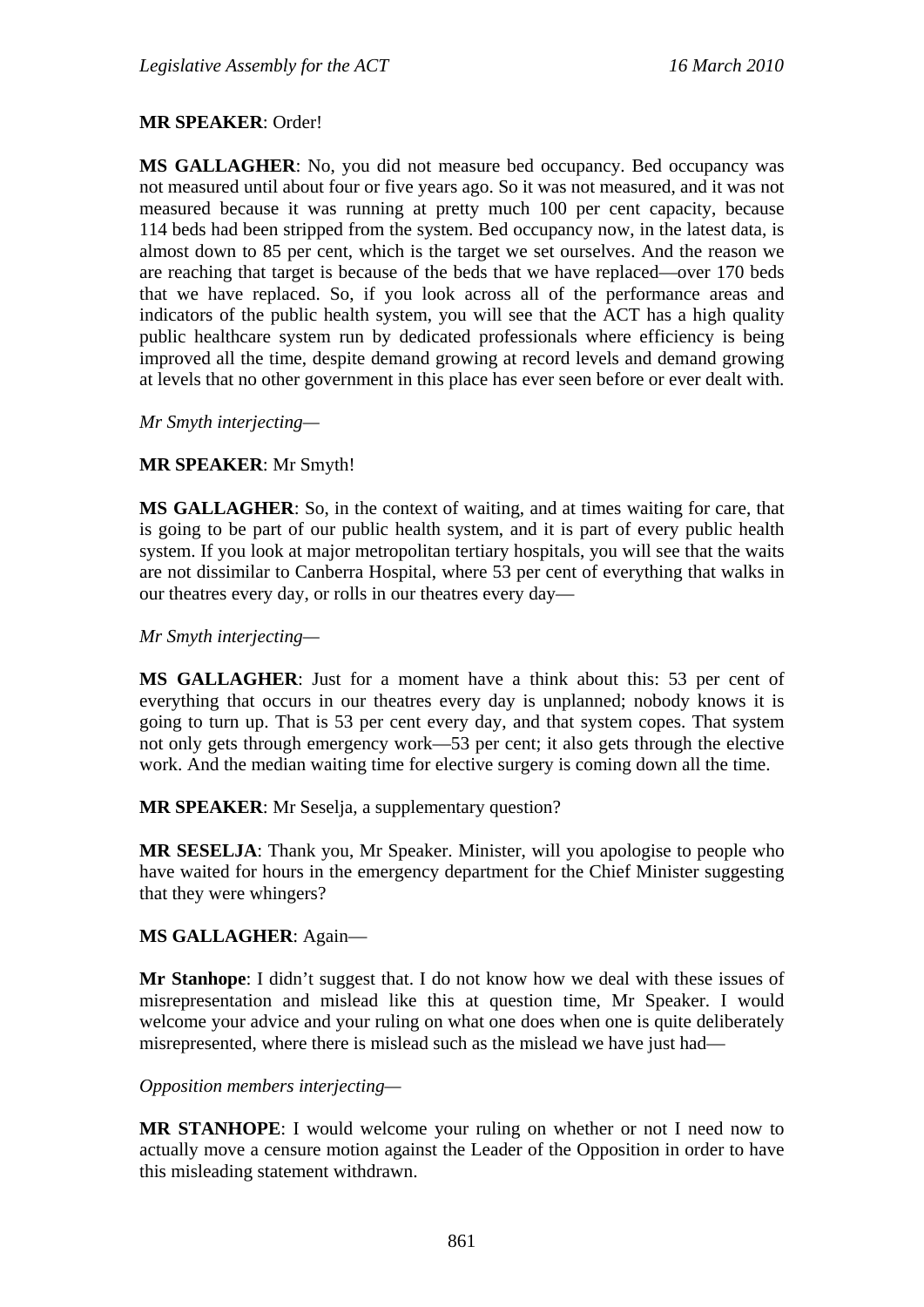**MR SPEAKER**: Order!

**MS GALLAGHER**: No, you did not measure bed occupancy. Bed occupancy was not measured until about four or five years ago. So it was not measured, and it was not measured because it was running at pretty much 100 per cent capacity, because 114 beds had been stripped from the system. Bed occupancy now, in the latest data, is almost down to 85 per cent, which is the target we set ourselves. And the reason we are reaching that target is because of the beds that we have replaced—over 170 beds that we have replaced. So, if you look across all of the performance areas and indicators of the public health system, you will see that the ACT has a high quality public healthcare system run by dedicated professionals where efficiency is being improved all the time, despite demand growing at record levels and demand growing at levels that no other government in this place has ever seen before or ever dealt with.

*Mr Smyth interjecting*—

**MR SPEAKER**: Mr Smyth!

**MS GALLAGHER**: So, in the context of waiting, and at times waiting for care, that is going to be part of our public health system, and it is part of every public health system. If you look at major metropolitan tertiary hospitals, you will see that the waits are not dissimilar to Canberra Hospital, where 53 per cent of everything that walks in our theatres every day, or rolls in our theatres every day—

*Mr Smyth interjecting*—

**MS GALLAGHER**: Just for a moment have a think about this: 53 per cent of everything that occurs in our theatres every day is unplanned; nobody knows it is going to turn up. That is 53 per cent every day, and that system copes. That system not only gets through emergency work—53 per cent; it also gets through the elective work. And the median waiting time for elective surgery is coming down all the time.

**MR SPEAKER**: Mr Seselja, a supplementary question?

**MR SESELJA**: Thank you, Mr Speaker. Minister, will you apologise to people who have waited for hours in the emergency department for the Chief Minister suggesting that they were whingers?

**MS GALLAGHER**: Again—

**Mr Stanhope**: I didn't suggest that. I do not know how we deal with these issues of misrepresentation and mislead like this at question time, Mr Speaker. I would welcome your advice and your ruling on what one does when one is quite deliberately misrepresented, where there is mislead such as the mislead we have just had—

*Opposition members interjecting*—

**MR STANHOPE**: I would welcome your ruling on whether or not I need now to actually move a censure motion against the Leader of the Opposition in order to have this misleading statement withdrawn.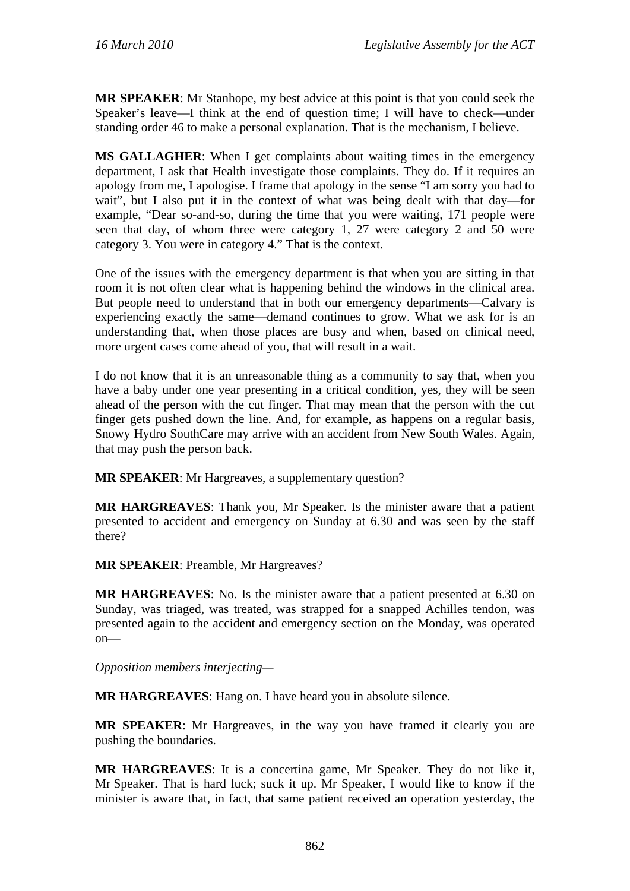**MR SPEAKER**: Mr Stanhope, my best advice at this point is that you could seek the Speaker's leave—I think at the end of question time; I will have to check—under standing order 46 to make a personal explanation. That is the mechanism, I believe.

**MS GALLAGHER**: When I get complaints about waiting times in the emergency department, I ask that Health investigate those complaints. They do. If it requires an apology from me, I apologise. I frame that apology in the sense "I am sorry you had to wait", but I also put it in the context of what was being dealt with that day—for example, "Dear so-and-so, during the time that you were waiting, 171 people were seen that day, of whom three were category 1, 27 were category 2 and 50 were category 3. You were in category 4." That is the context.

One of the issues with the emergency department is that when you are sitting in that room it is not often clear what is happening behind the windows in the clinical area. But people need to understand that in both our emergency departments—Calvary is experiencing exactly the same—demand continues to grow. What we ask for is an understanding that, when those places are busy and when, based on clinical need, more urgent cases come ahead of you, that will result in a wait.

I do not know that it is an unreasonable thing as a community to say that, when you have a baby under one year presenting in a critical condition, yes, they will be seen ahead of the person with the cut finger. That may mean that the person with the cut finger gets pushed down the line. And, for example, as happens on a regular basis, Snowy Hydro SouthCare may arrive with an accident from New South Wales. Again, that may push the person back.

**MR SPEAKER**: Mr Hargreaves, a supplementary question?

**MR HARGREAVES**: Thank you, Mr Speaker. Is the minister aware that a patient presented to accident and emergency on Sunday at 6.30 and was seen by the staff there?

**MR SPEAKER**: Preamble, Mr Hargreaves?

**MR HARGREAVES**: No. Is the minister aware that a patient presented at 6.30 on Sunday, was triaged, was treated, was strapped for a snapped Achilles tendon, was presented again to the accident and emergency section on the Monday, was operated on—

*Opposition members interjecting*—

**MR HARGREAVES**: Hang on. I have heard you in absolute silence.

**MR SPEAKER**: Mr Hargreaves, in the way you have framed it clearly you are pushing the boundaries.

**MR HARGREAVES**: It is a concertina game, Mr Speaker. They do not like it, Mr Speaker. That is hard luck; suck it up. Mr Speaker, I would like to know if the minister is aware that, in fact, that same patient received an operation yesterday, the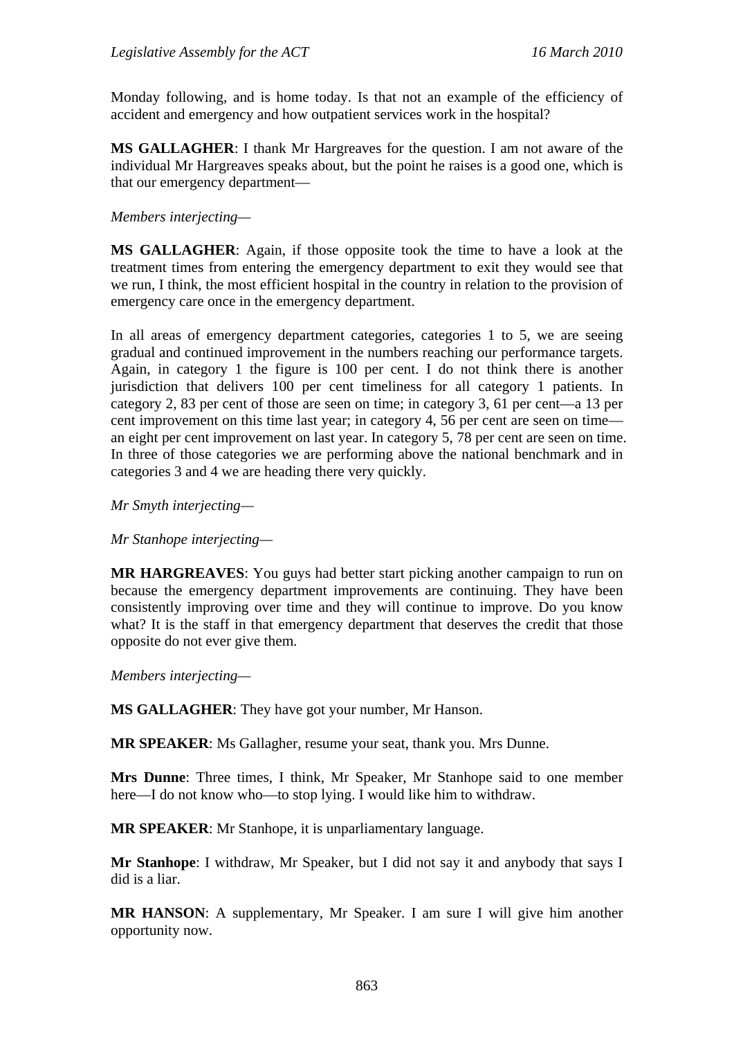Monday following, and is home today. Is that not an example of the efficiency of accident and emergency and how outpatient services work in the hospital?

**MS GALLAGHER**: I thank Mr Hargreaves for the question. I am not aware of the individual Mr Hargreaves speaks about, but the point he raises is a good one, which is that our emergency department—

*Members interjecting—*

**MS GALLAGHER**: Again, if those opposite took the time to have a look at the treatment times from entering the emergency department to exit they would see that we run, I think, the most efficient hospital in the country in relation to the provision of emergency care once in the emergency department.

In all areas of emergency department categories, categories 1 to 5, we are seeing gradual and continued improvement in the numbers reaching our performance targets. Again, in category 1 the figure is 100 per cent. I do not think there is another jurisdiction that delivers 100 per cent timeliness for all category 1 patients. In category 2, 83 per cent of those are seen on time; in category 3, 61 per cent—a 13 per cent improvement on this time last year; in category 4, 56 per cent are seen on time—an eight per cent improvement on last year. In category 5, 78 per cent are seen on time. In three of those categories we are performing above the national benchmark and in categories 3 and 4 we are heading there very quickly.

*Mr Smyth interjecting—*

*Mr Stanhope interjecting—*

**MR HARGREAVES**: You guys had better start picking another campaign to run on because the emergency department improvements are continuing. They have been consistently improving over time and they will continue to improve. Do you know what? It is the staff in that emergency department that deserves the credit that those opposite do not ever give them.

*Members interjecting—*

**MS GALLAGHER**: They have got your number, Mr Hanson.

**MR SPEAKER**: Ms Gallagher, resume your seat, thank you. Mrs Dunne.

**Mrs Dunne**: Three times, I think, Mr Speaker, Mr Stanhope said to one member here—I do not know who—to stop lying. I would like him to withdraw.

**MR SPEAKER**: Mr Stanhope, it is unparliamentary language.

**Mr Stanhope**: I withdraw, Mr Speaker, but I did not say it and anybody that says I did is a liar.

**MR HANSON**: A supplementary, Mr Speaker. I am sure I will give him another opportunity now.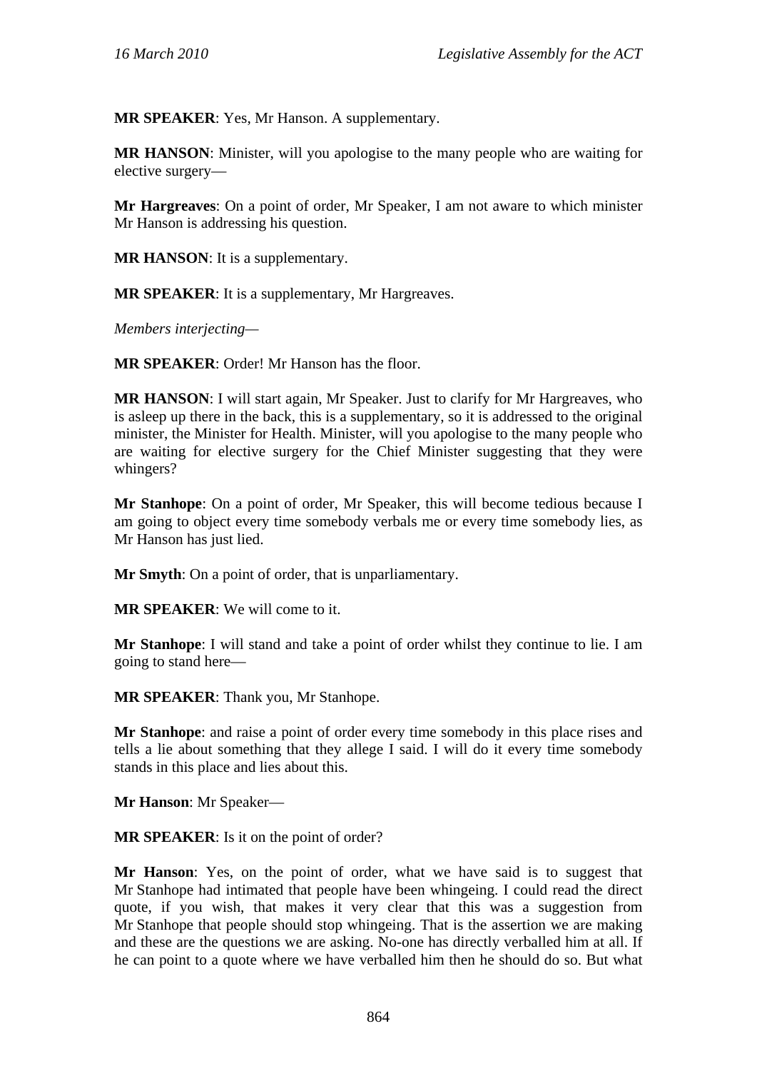**MR SPEAKER**: Yes, Mr Hanson. A supplementary.

**MR HANSON**: Minister, will you apologise to the many people who are waiting for elective surgery—

**Mr Hargreaves**: On a point of order, Mr Speaker, I am not aware to which minister Mr Hanson is addressing his question.

**MR HANSON**: It is a supplementary.

**MR SPEAKER**: It is a supplementary, Mr Hargreaves.

*Members interjecting*—

**MR SPEAKER**: Order! Mr Hanson has the floor.

**MR HANSON**: I will start again, Mr Speaker. Just to clarify for Mr Hargreaves, who is asleep up there in the back, this is a supplementary, so it is addressed to the original minister, the Minister for Health. Minister, will you apologise to the many people who are waiting for elective surgery for the Chief Minister suggesting that they were whingers?

**Mr Stanhope**: On a point of order, Mr Speaker, this will become tedious because I am going to object every time somebody verbals me or every time somebody lies, as Mr Hanson has just lied.

**Mr Smyth**: On a point of order, that is unparliamentary.

**MR SPEAKER**: We will come to it.

**Mr Stanhope**: I will stand and take a point of order whilst they continue to lie. I am going to stand here—

**MR SPEAKER**: Thank you, Mr Stanhope.

**Mr Stanhope**: and raise a point of order every time somebody in this place rises and tells a lie about something that they allege I said. I will do it every time somebody stands in this place and lies about this.

**Mr Hanson**: Mr Speaker—

**MR SPEAKER**: Is it on the point of order?

**Mr Hanson**: Yes, on the point of order, what we have said is to suggest that Mr Stanhope had intimated that people have been whingeing. I could read the direct quote, if you wish, that makes it very clear that this was a suggestion from Mr Stanhope that people should stop whingeing. That is the assertion we are making and these are the questions we are asking. No-one has directly verballed him at all. If he can point to a quote where we have verballed him then he should do so. But what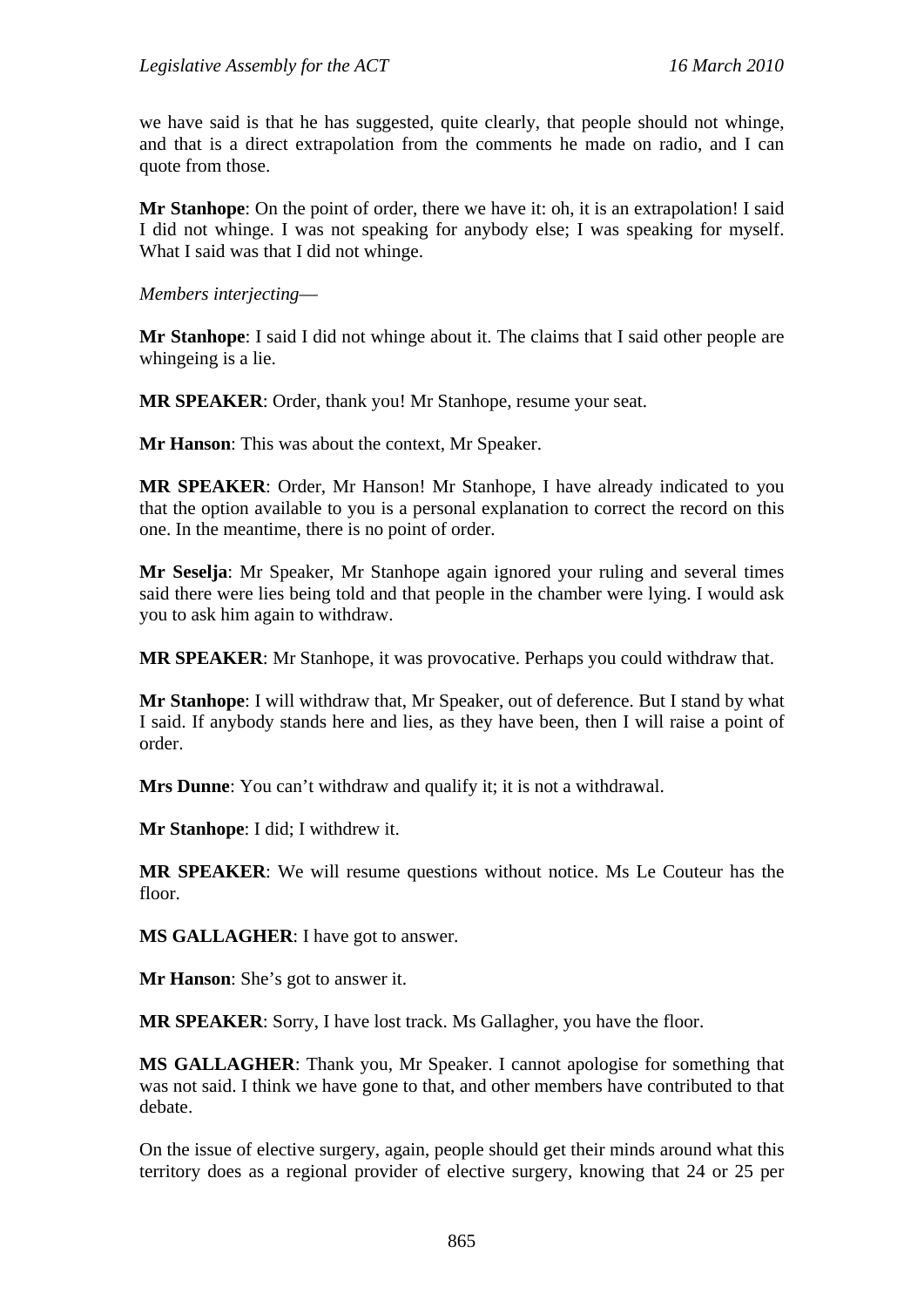we have said is that he has suggested, quite clearly, that people should not whinge, and that is a direct extrapolation from the comments he made on radio, and I can quote from those.

**Mr Stanhope**: On the point of order, there we have it: oh, it is an extrapolation! I said I did not whinge. I was not speaking for anybody else; I was speaking for myself. What I said was that I did not whinge.

*Members interjecting*—

**Mr Stanhope**: I said I did not whinge about it. The claims that I said other people are whingeing is a lie.

**MR SPEAKER**: Order, thank you! Mr Stanhope, resume your seat.

**Mr Hanson**: This was about the context, Mr Speaker.

**MR SPEAKER**: Order, Mr Hanson! Mr Stanhope, I have already indicated to you that the option available to you is a personal explanation to correct the record on this one. In the meantime, there is no point of order.

**Mr Seselja**: Mr Speaker, Mr Stanhope again ignored your ruling and several times said there were lies being told and that people in the chamber were lying. I would ask you to ask him again to withdraw.

**MR SPEAKER**: Mr Stanhope, it was provocative. Perhaps you could withdraw that.

**Mr Stanhope**: I will withdraw that, Mr Speaker, out of deference. But I stand by what I said. If anybody stands here and lies, as they have been, then I will raise a point of order.

**Mrs Dunne**: You can't withdraw and qualify it; it is not a withdrawal.

**Mr Stanhope**: I did; I withdrew it.

**MR SPEAKER**: We will resume questions without notice. Ms Le Couteur has the floor.

**MS GALLAGHER**: I have got to answer.

**Mr Hanson**: She's got to answer it.

**MR SPEAKER**: Sorry, I have lost track. Ms Gallagher, you have the floor.

**MS GALLAGHER**: Thank you, Mr Speaker. I cannot apologise for something that was not said. I think we have gone to that, and other members have contributed to that debate.

On the issue of elective surgery, again, people should get their minds around what this territory does as a regional provider of elective surgery, knowing that 24 or 25 per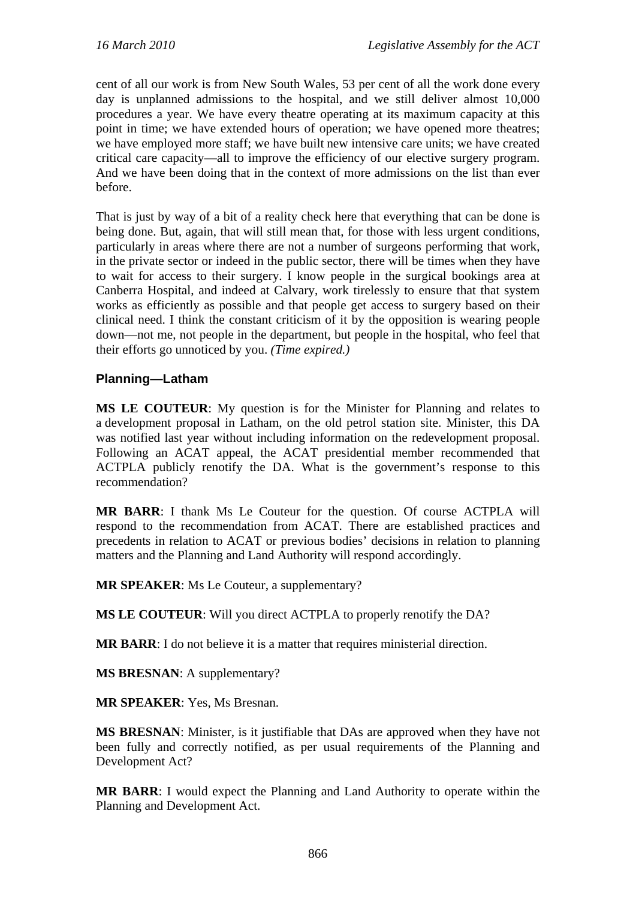cent of all our work is from New South Wales, 53 per cent of all the work done every day is unplanned admissions to the hospital, and we still deliver almost 10,000 procedures a year. We have every theatre operating at its maximum capacity at this point in time; we have extended hours of operation; we have opened more theatres; we have employed more staff; we have built new intensive care units; we have created critical care capacity—all to improve the efficiency of our elective surgery program. And we have been doing that in the context of more admissions on the list than ever before.

That is just by way of a bit of a reality check here that everything that can be done is being done. But, again, that will still mean that, for those with less urgent conditions, particularly in areas where there are not a number of surgeons performing that work, in the private sector or indeed in the public sector, there will be times when they have to wait for access to their surgery. I know people in the surgical bookings area at Canberra Hospital, and indeed at Calvary, work tirelessly to ensure that that system works as efficiently as possible and that people get access to surgery based on their clinical need. I think the constant criticism of it by the opposition is wearing people down—not me, not people in the department, but people in the hospital, who feel that their efforts go unnoticed by you. *(Time expired.)*

## Planning—Latham

**MS LE COUTEUR**: My question is for the Minister for Planning and relates to a development proposal in Latham, on the old petrol station site. Minister, this DA was notified last year without including information on the redevelopment proposal. Following an ACAT appeal, the ACAT presidential member recommended that ACTPLA publicly renotify the DA. What is the government's response to this recommendation?

**MR BARR**: I thank Ms Le Couteur for the question. Of course ACTPLA will respond to the recommendation from ACAT. There are established practices and precedents in relation to ACAT or previous bodies' decisions in relation to planning matters and the Planning and Land Authority will respond accordingly.

**MR SPEAKER**: Ms Le Couteur, a supplementary?

**MS LE COUTEUR**: Will you direct ACTPLA to properly renotify the DA?

**MR BARR**: I do not believe it is a matter that requires ministerial direction.

**MS BRESNAN**: A supplementary?

**MR SPEAKER**: Yes, Ms Bresnan.

**MS BRESNAN**: Minister, is it justifiable that DAs are approved when they have not been fully and correctly notified, as per usual requirements of the Planning and Development Act?

**MR BARR**: I would expect the Planning and Land Authority to operate within the Planning and Development Act.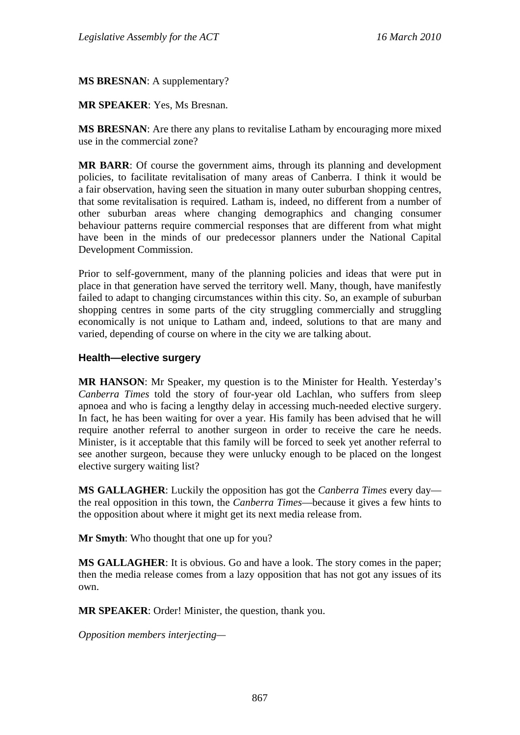**MS BRESNAN**: A supplementary?

**MR SPEAKER**: Yes, Ms Bresnan.

**MS BRESNAN**: Are there any plans to revitalise Latham by encouraging more mixed use in the commercial zone?

**MR BARR**: Of course the government aims, through its planning and development policies, to facilitate revitalisation of many areas of Canberra. I think it would be a fair observation, having seen the situation in many outer suburban shopping centres, that some revitalisation is required. Latham is, indeed, no different from a number of other suburban areas where changing demographics and changing consumer behaviour patterns require commercial responses that are different from what might have been in the minds of our predecessor planners under the National Capital Development Commission.

Prior to self-government, many of the planning policies and ideas that were put in place in that generation have served the territory well. Many, though, have manifestly failed to adapt to changing circumstances within this city. So, an example of suburban shopping centres in some parts of the city struggling commercially and struggling economically is not unique to Latham and, indeed, solutions to that are many and varied, depending of course on where in the city we are talking about.

### Health—elective surgery

**MR HANSON**: Mr Speaker, my question is to the Minister for Health. Yesterday's *Canberra Times* told the story of four-year old Lachlan, who suffers from sleep apnoea and who is facing a lengthy delay in accessing much-needed elective surgery. In fact, he has been waiting for over a year. His family has been advised that he will require another referral to another surgeon in order to receive the care he needs. Minister, is it acceptable that this family will be forced to seek yet another referral to see another surgeon, because they were unlucky enough to be placed on the longest elective surgery waiting list?

**MS GALLAGHER**: Luckily the opposition has got the *Canberra Times* every day—the real opposition in this town, the *Canberra Times*—because it gives a few hints to the opposition about where it might get its next media release from.

**Mr Smyth**: Who thought that one up for you?

**MS GALLAGHER**: It is obvious. Go and have a look. The story comes in the paper; then the media release comes from a lazy opposition that has not got any issues of its own.

**MR SPEAKER**: Order! Minister, the question, thank you.

*Opposition members interjecting*—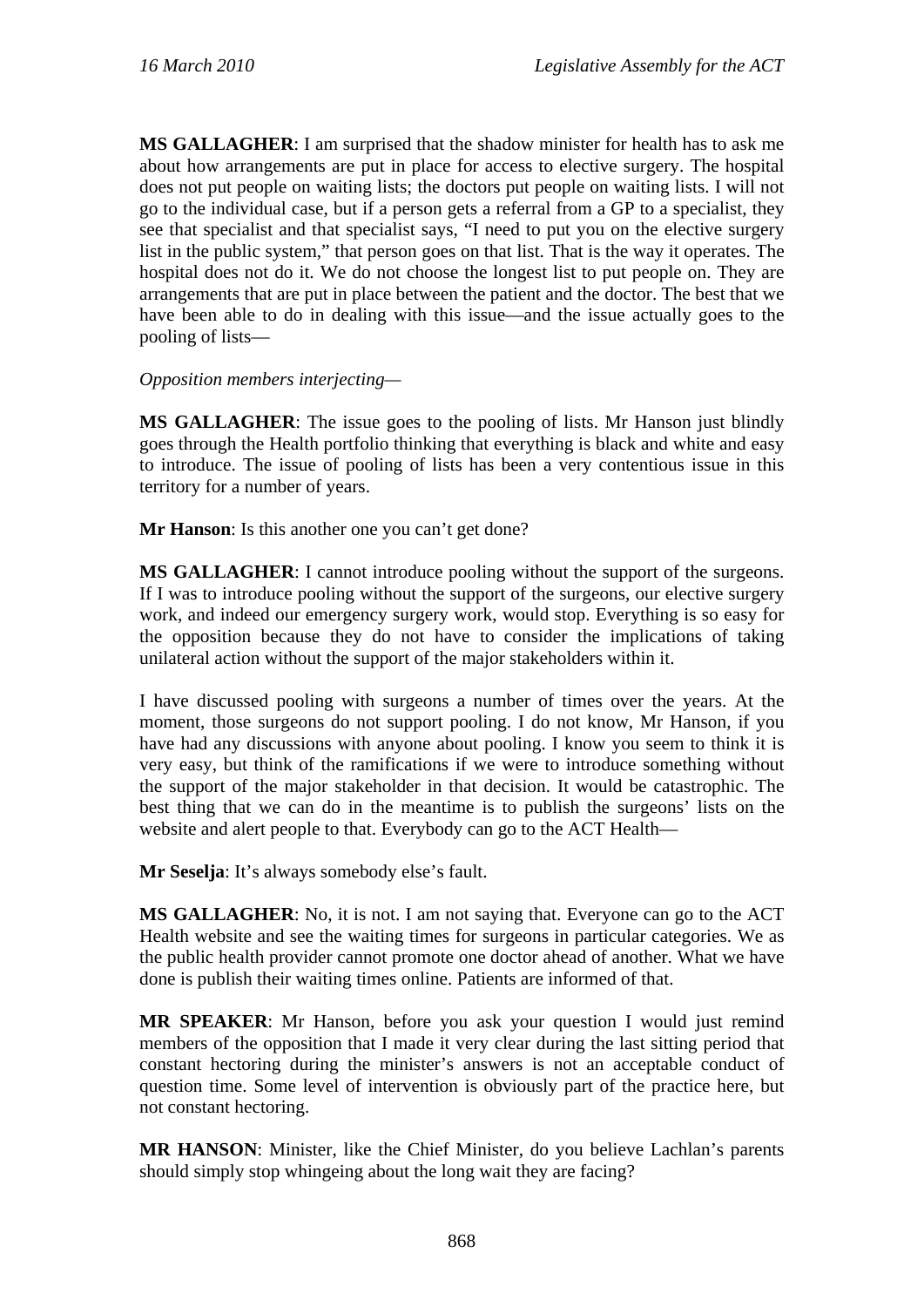**MS GALLAGHER**: I am surprised that the shadow minister for health has to ask me about how arrangements are put in place for access to elective surgery. The hospital does not put people on waiting lists; the doctors put people on waiting lists. I will not go to the individual case, but if a person gets a referral from a GP to a specialist, they see that specialist and that specialist says, "I need to put you on the elective surgery list in the public system," that person goes on that list. That is the way it operates. The hospital does not do it. We do not choose the longest list to put people on. They are arrangements that are put in place between the patient and the doctor. The best that we have been able to do in dealing with this issue—and the issue actually goes to the pooling of lists—

*Opposition members interjecting—*

**MS GALLAGHER**: The issue goes to the pooling of lists. Mr Hanson just blindly goes through the Health portfolio thinking that everything is black and white and easy to introduce. The issue of pooling of lists has been a very contentious issue in this territory for a number of years.

**Mr Hanson**: Is this another one you can't get done?

**MS GALLAGHER**: I cannot introduce pooling without the support of the surgeons. If I was to introduce pooling without the support of the surgeons, our elective surgery work, and indeed our emergency surgery work, would stop. Everything is so easy for the opposition because they do not have to consider the implications of taking unilateral action without the support of the major stakeholders within it.

I have discussed pooling with surgeons a number of times over the years. At the moment, those surgeons do not support pooling. I do not know, Mr Hanson, if you have had any discussions with anyone about pooling. I know you seem to think it is very easy, but think of the ramifications if we were to introduce something without the support of the major stakeholder in that decision. It would be catastrophic. The best thing that we can do in the meantime is to publish the surgeons' lists on the website and alert people to that. Everybody can go to the ACT Health—

**Mr Seselja**: It's always somebody else's fault.

**MS GALLAGHER**: No, it is not. I am not saying that. Everyone can go to the ACT Health website and see the waiting times for surgeons in particular categories. We as the public health provider cannot promote one doctor ahead of another. What we have done is publish their waiting times online. Patients are informed of that.

**MR SPEAKER**: Mr Hanson, before you ask your question I would just remind members of the opposition that I made it very clear during the last sitting period that constant hectoring during the minister's answers is not an acceptable conduct of question time. Some level of intervention is obviously part of the practice here, but not constant hectoring.

**MR HANSON**: Minister, like the Chief Minister, do you believe Lachlan's parents should simply stop whingeing about the long wait they are facing?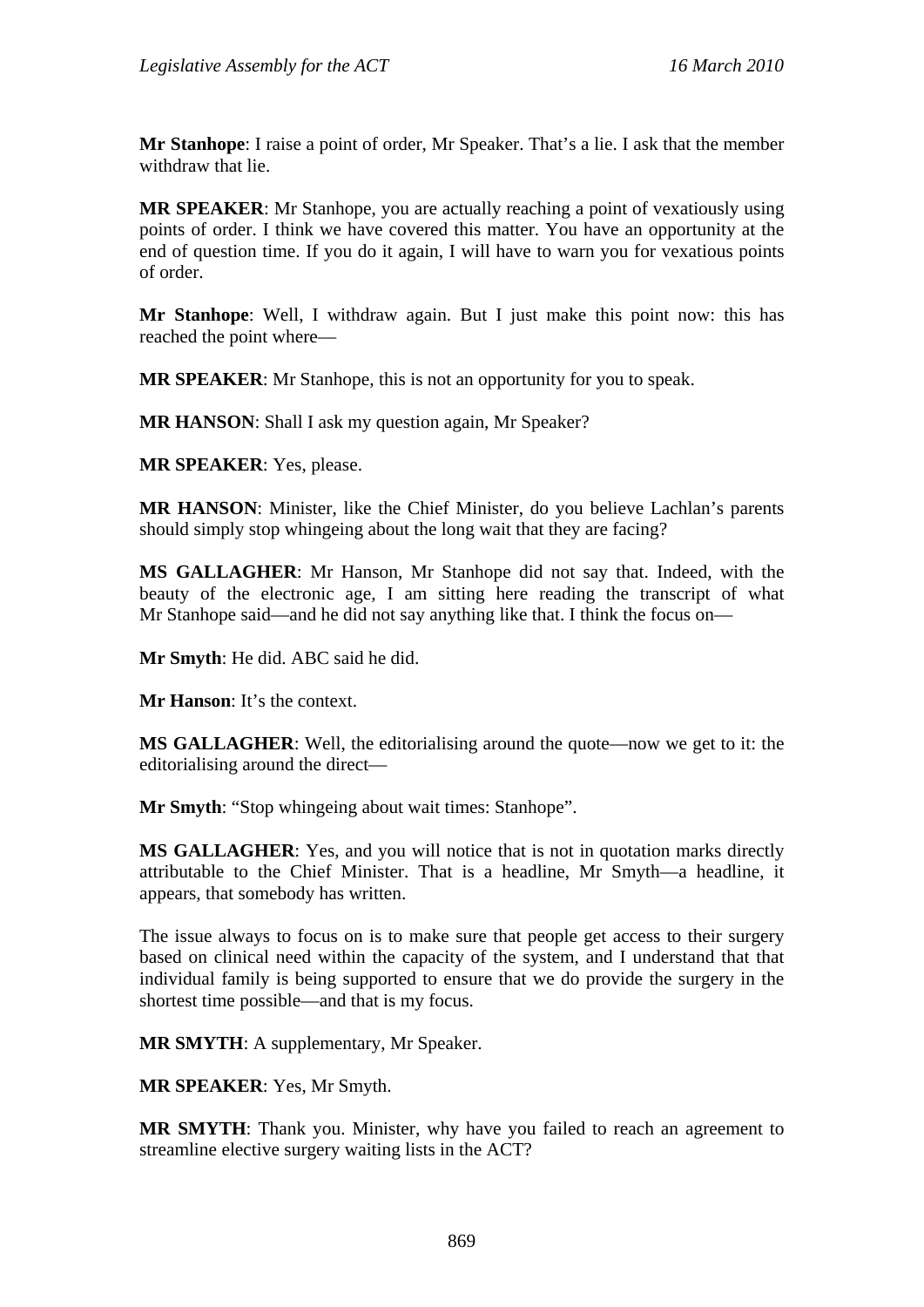**Mr Stanhope**: I raise a point of order, Mr Speaker. That's a lie. I ask that the member withdraw that lie.

**MR SPEAKER**: Mr Stanhope, you are actually reaching a point of vexatiously using points of order. I think we have covered this matter. You have an opportunity at the end of question time. If you do it again, I will have to warn you for vexatious points of order.

**Mr Stanhope**: Well, I withdraw again. But I just make this point now: this has reached the point where—

**MR SPEAKER**: Mr Stanhope, this is not an opportunity for you to speak.

**MR HANSON**: Shall I ask my question again, Mr Speaker?

**MR SPEAKER**: Yes, please.

**MR HANSON**: Minister, like the Chief Minister, do you believe Lachlan's parents should simply stop whingeing about the long wait that they are facing?

**MS GALLAGHER**: Mr Hanson, Mr Stanhope did not say that. Indeed, with the beauty of the electronic age, I am sitting here reading the transcript of what Mr Stanhope said—and he did not say anything like that. I think the focus on—

**Mr Smyth**: He did. ABC said he did.

**Mr Hanson**: It's the context.

**MS GALLAGHER**: Well, the editorialising around the quote—now we get to it: the editorialising around the direct—

**Mr Smyth**: "Stop whingeing about wait times: Stanhope".

**MS GALLAGHER**: Yes, and you will notice that is not in quotation marks directly attributable to the Chief Minister. That is a headline, Mr Smyth—a headline, it appears, that somebody has written.

The issue always to focus on is to make sure that people get access to their surgery based on clinical need within the capacity of the system, and I understand that that individual family is being supported to ensure that we do provide the surgery in the shortest time possible—and that is my focus.

**MR SMYTH**: A supplementary, Mr Speaker.

**MR SPEAKER**: Yes, Mr Smyth.

**MR SMYTH**: Thank you. Minister, why have you failed to reach an agreement to streamline elective surgery waiting lists in the ACT?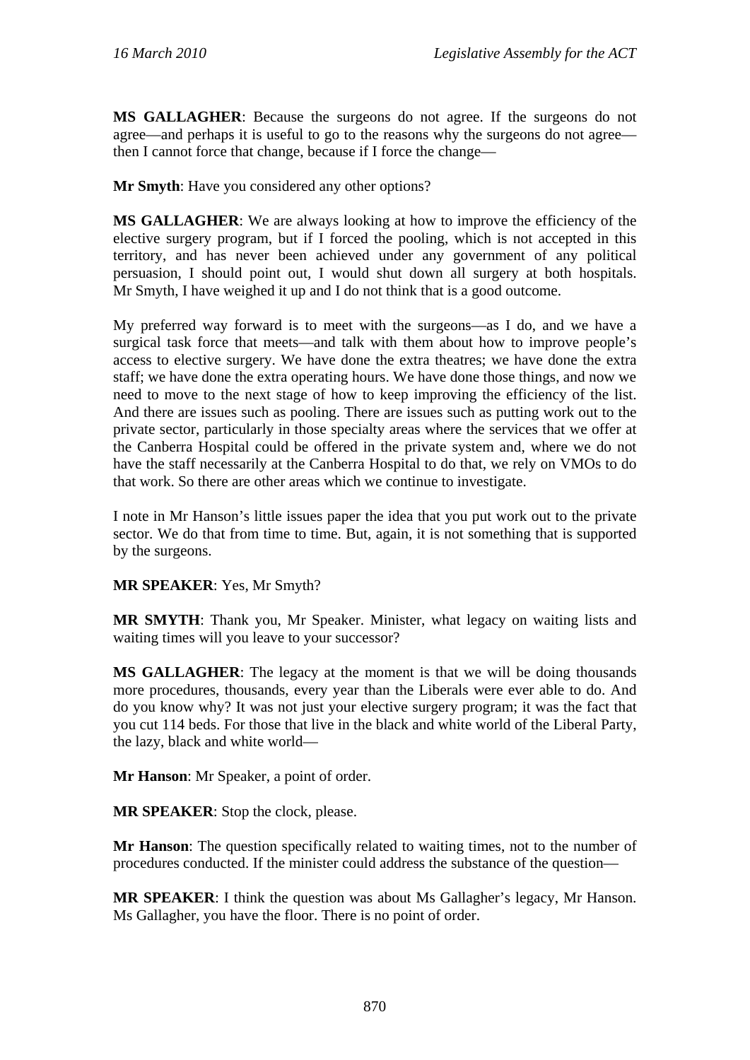**MS GALLAGHER**: Because the surgeons do not agree. If the surgeons do not agree—and perhaps it is useful to go to the reasons why the surgeons do not agree—then I cannot force that change, because if I force the change—

**Mr Smyth**: Have you considered any other options?

**MS GALLAGHER**: We are always looking at how to improve the efficiency of the elective surgery program, but if I forced the pooling, which is not accepted in this territory, and has never been achieved under any government of any political persuasion, I should point out, I would shut down all surgery at both hospitals. Mr Smyth, I have weighed it up and I do not think that is a good outcome.

My preferred way forward is to meet with the surgeons—as I do, and we have a surgical task force that meets—and talk with them about how to improve people's access to elective surgery. We have done the extra theatres; we have done the extra staff; we have done the extra operating hours. We have done those things, and now we need to move to the next stage of how to keep improving the efficiency of the list. And there are issues such as pooling. There are issues such as putting work out to the private sector, particularly in those specialty areas where the services that we offer at the Canberra Hospital could be offered in the private system and, where we do not have the staff necessarily at the Canberra Hospital to do that, we rely on VMOs to do that work. So there are other areas which we continue to investigate.

I note in Mr Hanson's little issues paper the idea that you put work out to the private sector. We do that from time to time. But, again, it is not something that is supported by the surgeons.

**MR SPEAKER**: Yes, Mr Smyth?

**MR SMYTH**: Thank you, Mr Speaker. Minister, what legacy on waiting lists and waiting times will you leave to your successor?

**MS GALLAGHER**: The legacy at the moment is that we will be doing thousands more procedures, thousands, every year than the Liberals were ever able to do. And do you know why? It was not just your elective surgery program; it was the fact that you cut 114 beds. For those that live in the black and white world of the Liberal Party, the lazy, black and white world—

**Mr Hanson**: Mr Speaker, a point of order.

**MR SPEAKER**: Stop the clock, please.

**Mr Hanson**: The question specifically related to waiting times, not to the number of procedures conducted. If the minister could address the substance of the question—

**MR SPEAKER**: I think the question was about Ms Gallagher's legacy, Mr Hanson. Ms Gallagher, you have the floor. There is no point of order.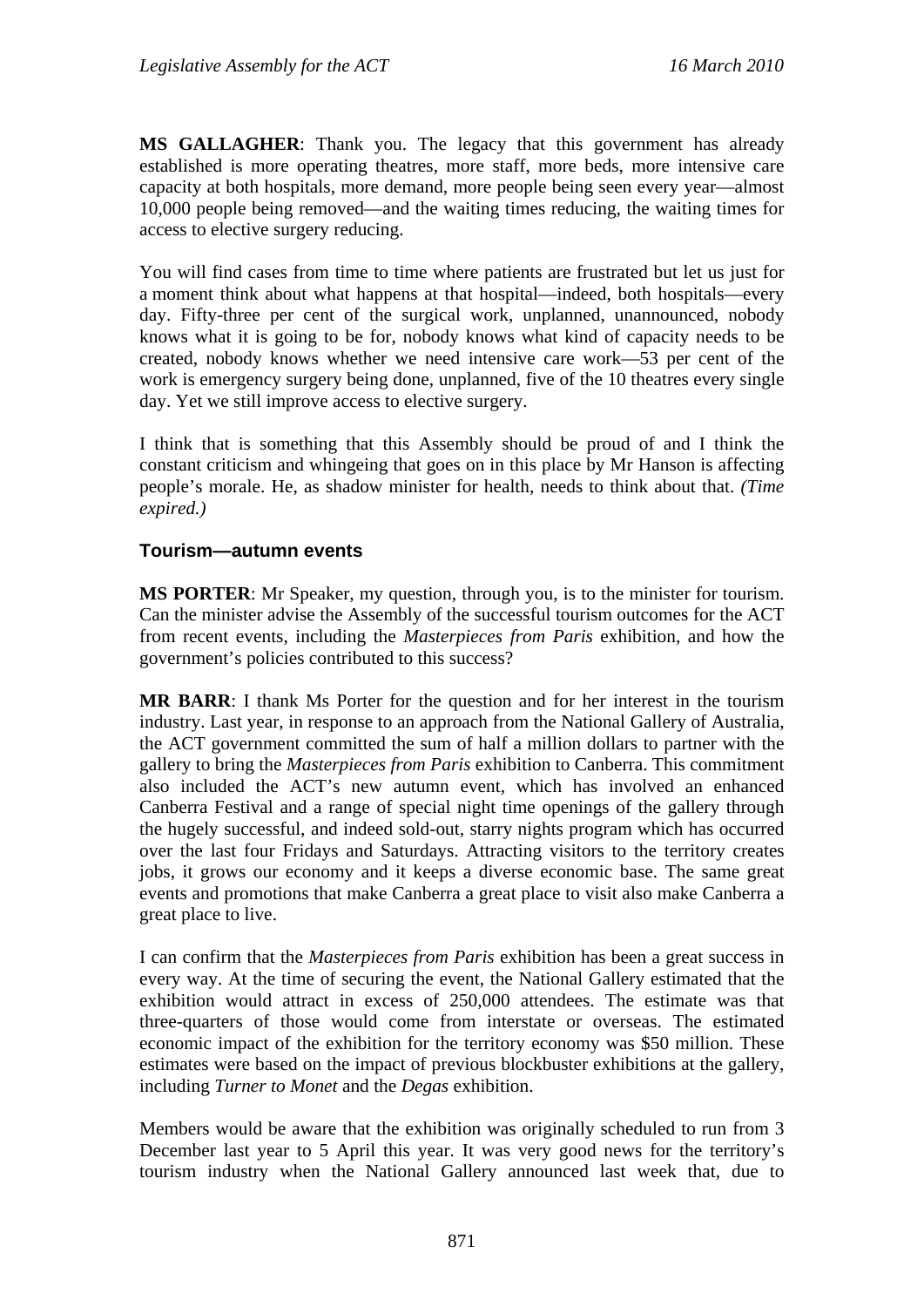**MS GALLAGHER**: Thank you. The legacy that this government has already established is more operating theatres, more staff, more beds, more intensive care capacity at both hospitals, more demand, more people being seen every year—almost 10,000 people being removed—and the waiting times reducing, the waiting times for access to elective surgery reducing.

You will find cases from time to time where patients are frustrated but let us just for a moment think about what happens at that hospital—indeed, both hospitals—every day. Fifty-three per cent of the surgical work, unplanned, unannounced, nobody knows what it is going to be for, nobody knows what kind of capacity needs to be created, nobody knows whether we need intensive care work—53 per cent of the work is emergency surgery being done, unplanned, five of the 10 theatres every single day. Yet we still improve access to elective surgery.

I think that is something that this Assembly should be proud of and I think the constant criticism and whingeing that goes on in this place by Mr Hanson is affecting people's morale. He, as shadow minister for health, needs to think about that. *(Time expired.)*

### Tourism—autumn events

**MS PORTER**: Mr Speaker, my question, through you, is to the minister for tourism. Can the minister advise the Assembly of the successful tourism outcomes for the ACT from recent events, including the *Masterpieces from Paris* exhibition, and how the government's policies contributed to this success?

**MR BARR**: I thank Ms Porter for the question and for her interest in the tourism industry. Last year, in response to an approach from the National Gallery of Australia, the ACT government committed the sum of half a million dollars to partner with the gallery to bring the *Masterpieces from Paris* exhibition to Canberra. This commitment also included the ACT's new autumn event, which has involved an enhanced Canberra Festival and a range of special night time openings of the gallery through the hugely successful, and indeed sold-out, starry nights program which has occurred over the last four Fridays and Saturdays. Attracting visitors to the territory creates jobs, it grows our economy and it keeps a diverse economic base. The same great events and promotions that make Canberra a great place to visit also make Canberra a great place to live.

I can confirm that the *Masterpieces from Paris* exhibition has been a great success in every way. At the time of securing the event, the National Gallery estimated that the exhibition would attract in excess of 250,000 attendees. The estimate was that three-quarters of those would come from interstate or overseas. The estimated economic impact of the exhibition for the territory economy was $50 million. These estimates were based on the impact of previous blockbuster exhibitions at the gallery, including *Turner to Monet* and the *Degas* exhibition.

Members would be aware that the exhibition was originally scheduled to run from 3 December last year to 5 April this year. It was very good news for the territory's tourism industry when the National Gallery announced last week that, due to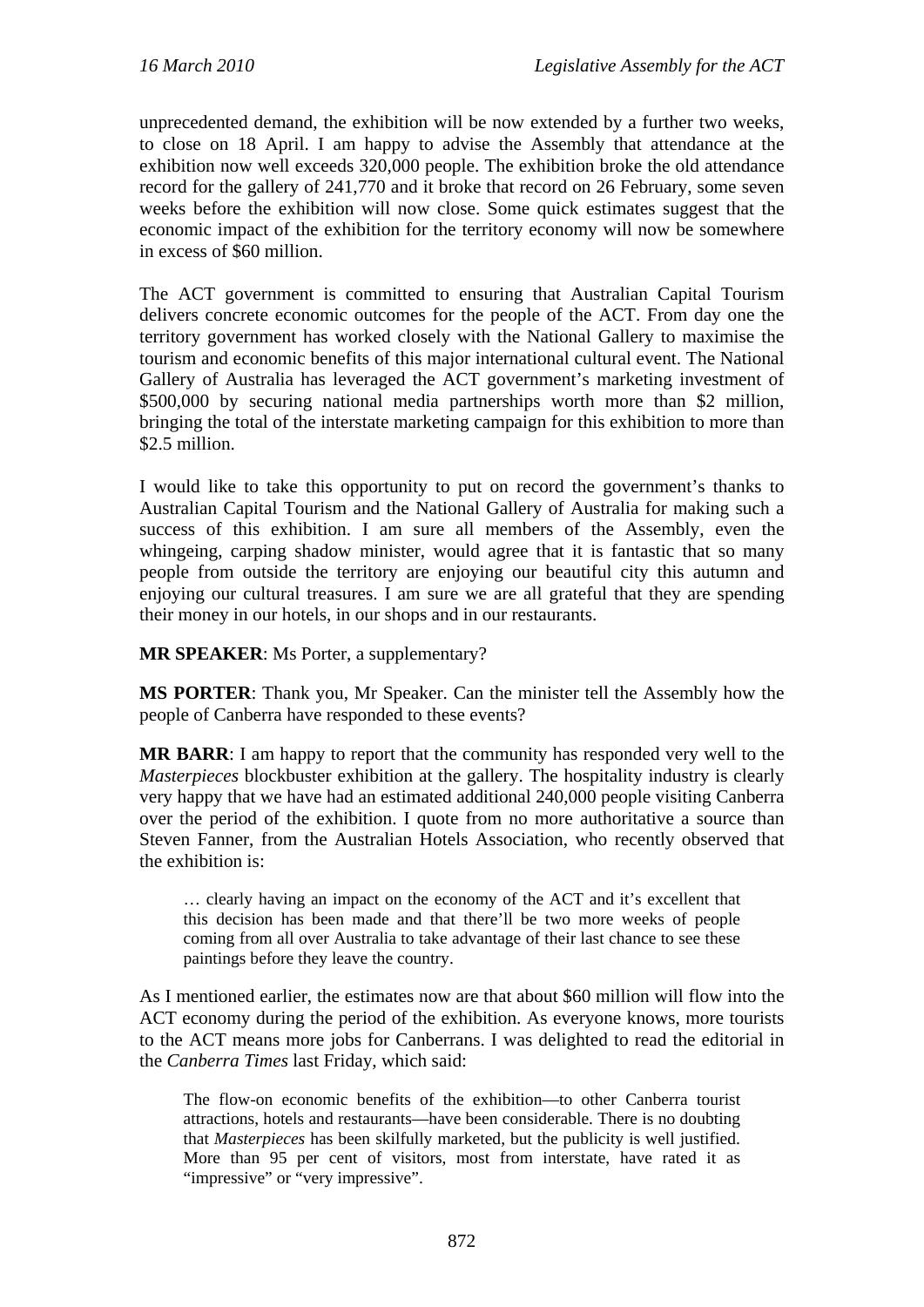unprecedented demand, the exhibition will be now extended by a further two weeks, to close on 18 April. I am happy to advise the Assembly that attendance at the exhibition now well exceeds 320,000 people. The exhibition broke the old attendance record for the gallery of 241,770 and it broke that record on 26 February, some seven weeks before the exhibition will now close. Some quick estimates suggest that the economic impact of the exhibition for the territory economy will now be somewhere in excess of $60 million.

The ACT government is committed to ensuring that Australian Capital Tourism delivers concrete economic outcomes for the people of the ACT. From day one the territory government has worked closely with the National Gallery to maximise the tourism and economic benefits of this major international cultural event. The National Gallery of Australia has leveraged the ACT government's marketing investment of $500,000 by securing national media partnerships worth more than $2 million, bringing the total of the interstate marketing campaign for this exhibition to more than $2.5 million.

I would like to take this opportunity to put on record the government's thanks to Australian Capital Tourism and the National Gallery of Australia for making such a success of this exhibition. I am sure all members of the Assembly, even the whingeing, carping shadow minister, would agree that it is fantastic that so many people from outside the territory are enjoying our beautiful city this autumn and enjoying our cultural treasures. I am sure we are all grateful that they are spending their money in our hotels, in our shops and in our restaurants.

**MR SPEAKER**: Ms Porter, a supplementary?

**MS PORTER**: Thank you, Mr Speaker. Can the minister tell the Assembly how the people of Canberra have responded to these events?

**MR BARR**: I am happy to report that the community has responded very well to the *Masterpieces* blockbuster exhibition at the gallery. The hospitality industry is clearly very happy that we have had an estimated additional 240,000 people visiting Canberra over the period of the exhibition. I quote from no more authoritative a source than Steven Fanner, from the Australian Hotels Association, who recently observed that the exhibition is:

> … clearly having an impact on the economy of the ACT and it's excellent that this decision has been made and that there'll be two more weeks of people coming from all over Australia to take advantage of their last chance to see these paintings before they leave the country.

As I mentioned earlier, the estimates now are that about $60 million will flow into the ACT economy during the period of the exhibition. As everyone knows, more tourists to the ACT means more jobs for Canberrans. I was delighted to read the editorial in the *Canberra Times* last Friday, which said:

> The flow-on economic benefits of the exhibition—to other Canberra tourist attractions, hotels and restaurants—have been considerable. There is no doubting that *Masterpieces* has been skilfully marketed, but the publicity is well justified. More than 95 per cent of visitors, most from interstate, have rated it as "impressive" or "very impressive".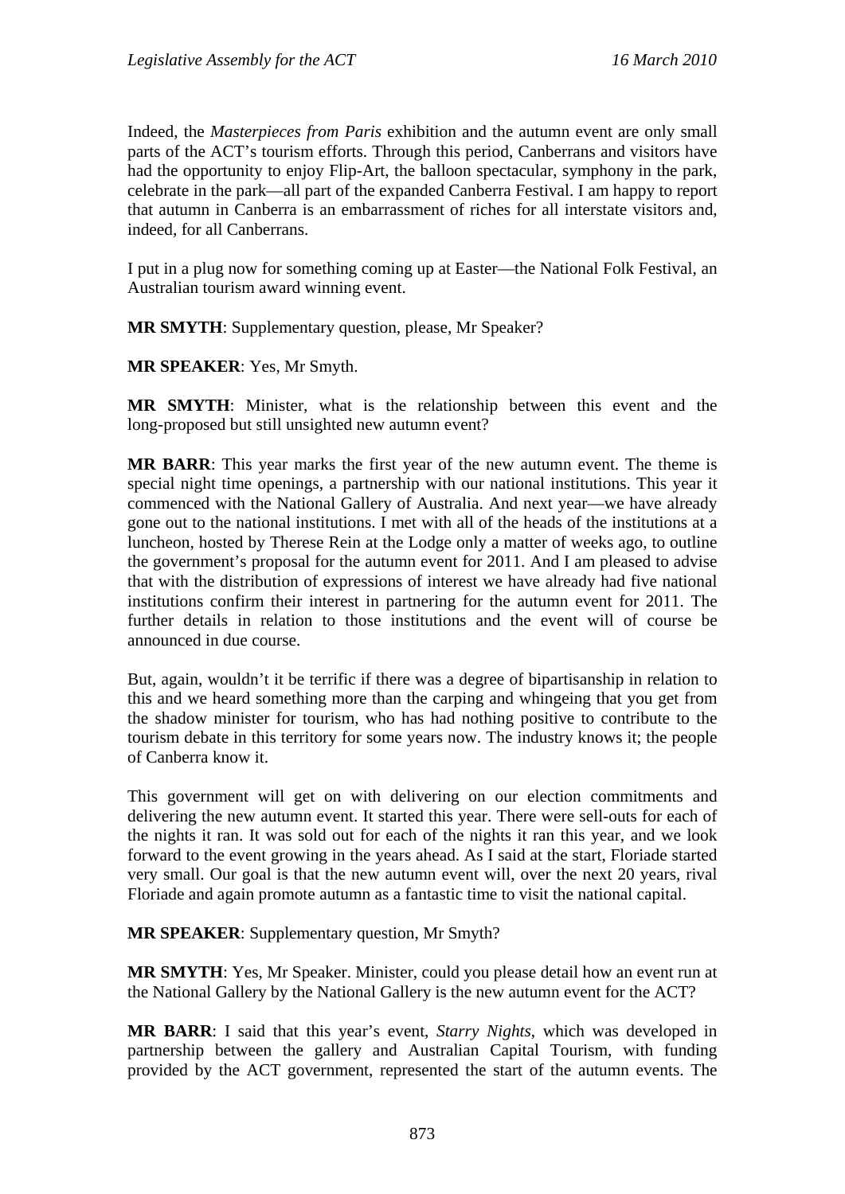Indeed, the *Masterpieces from Paris* exhibition and the autumn event are only small parts of the ACT's tourism efforts. Through this period, Canberrans and visitors have had the opportunity to enjoy Flip-Art, the balloon spectacular, symphony in the park, celebrate in the park—all part of the expanded Canberra Festival. I am happy to report that autumn in Canberra is an embarrassment of riches for all interstate visitors and, indeed, for all Canberrans.

I put in a plug now for something coming up at Easter—the National Folk Festival, an Australian tourism award winning event.

**MR SMYTH**: Supplementary question, please, Mr Speaker?

**MR SPEAKER**: Yes, Mr Smyth.

**MR SMYTH**: Minister, what is the relationship between this event and the long-proposed but still unsighted new autumn event?

**MR BARR**: This year marks the first year of the new autumn event. The theme is special night time openings, a partnership with our national institutions. This year it commenced with the National Gallery of Australia. And next year—we have already gone out to the national institutions. I met with all of the heads of the institutions at a luncheon, hosted by Therese Rein at the Lodge only a matter of weeks ago, to outline the government's proposal for the autumn event for 2011. And I am pleased to advise that with the distribution of expressions of interest we have already had five national institutions confirm their interest in partnering for the autumn event for 2011. The further details in relation to those institutions and the event will of course be announced in due course.

But, again, wouldn't it be terrific if there was a degree of bipartisanship in relation to this and we heard something more than the carping and whingeing that you get from the shadow minister for tourism, who has had nothing positive to contribute to the tourism debate in this territory for some years now. The industry knows it; the people of Canberra know it.

This government will get on with delivering on our election commitments and delivering the new autumn event. It started this year. There were sell-outs for each of the nights it ran. It was sold out for each of the nights it ran this year, and we look forward to the event growing in the years ahead. As I said at the start, Floriade started very small. Our goal is that the new autumn event will, over the next 20 years, rival Floriade and again promote autumn as a fantastic time to visit the national capital.

**MR SPEAKER**: Supplementary question, Mr Smyth?

**MR SMYTH**: Yes, Mr Speaker. Minister, could you please detail how an event run at the National Gallery by the National Gallery is the new autumn event for the ACT?

**MR BARR**: I said that this year's event, *Starry Nights*, which was developed in partnership between the gallery and Australian Capital Tourism, with funding provided by the ACT government, represented the start of the autumn events. The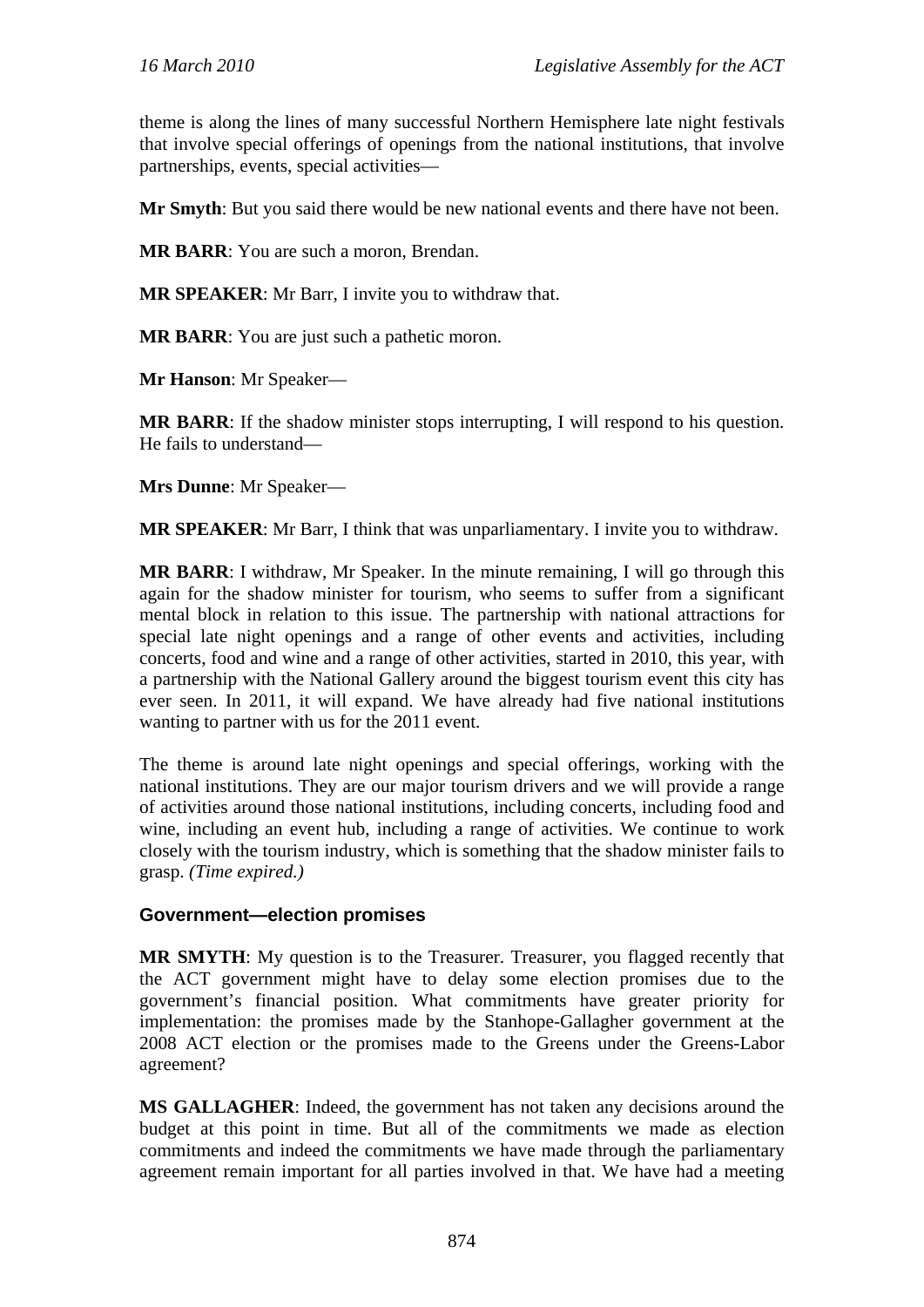theme is along the lines of many successful Northern Hemisphere late night festivals that involve special offerings of openings from the national institutions, that involve partnerships, events, special activities—

**Mr Smyth**: But you said there would be new national events and there have not been.

**MR BARR**: You are such a moron, Brendan.

**MR SPEAKER**: Mr Barr, I invite you to withdraw that.

**MR BARR**: You are just such a pathetic moron.

**Mr Hanson**: Mr Speaker—

**MR BARR**: If the shadow minister stops interrupting, I will respond to his question. He fails to understand—

**Mrs Dunne**: Mr Speaker—

**MR SPEAKER**: Mr Barr, I think that was unparliamentary. I invite you to withdraw.

**MR BARR**: I withdraw, Mr Speaker. In the minute remaining, I will go through this again for the shadow minister for tourism, who seems to suffer from a significant mental block in relation to this issue. The partnership with national attractions for special late night openings and a range of other events and activities, including concerts, food and wine and a range of other activities, started in 2010, this year, with a partnership with the National Gallery around the biggest tourism event this city has ever seen. In 2011, it will expand. We have already had five national institutions wanting to partner with us for the 2011 event.

The theme is around late night openings and special offerings, working with the national institutions. They are our major tourism drivers and we will provide a range of activities around those national institutions, including concerts, including food and wine, including an event hub, including a range of activities. We continue to work closely with the tourism industry, which is something that the shadow minister fails to grasp. *(Time expired.)*

### Government—election promises

**MR SMYTH**: My question is to the Treasurer. Treasurer, you flagged recently that the ACT government might have to delay some election promises due to the government's financial position. What commitments have greater priority for implementation: the promises made by the Stanhope-Gallagher government at the 2008 ACT election or the promises made to the Greens under the Greens-Labor agreement?

**MS GALLAGHER**: Indeed, the government has not taken any decisions around the budget at this point in time. But all of the commitments we made as election commitments and indeed the commitments we have made through the parliamentary agreement remain important for all parties involved in that. We have had a meeting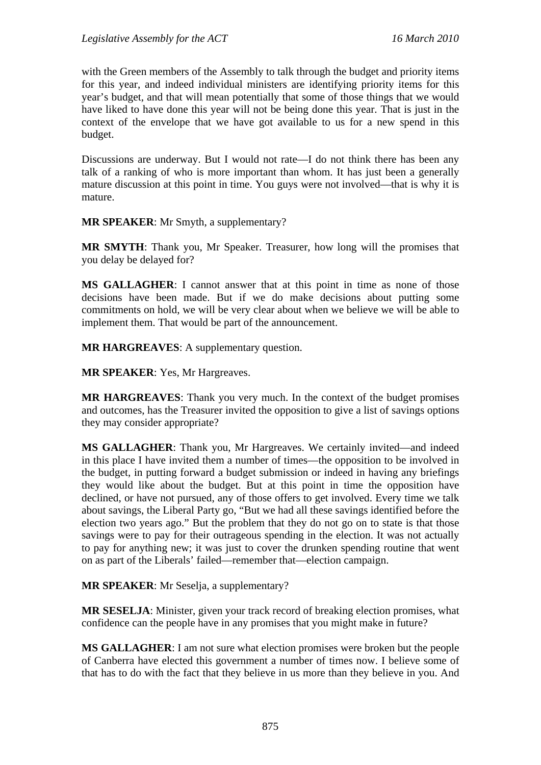with the Green members of the Assembly to talk through the budget and priority items for this year, and indeed individual ministers are identifying priority items for this year's budget, and that will mean potentially that some of those things that we would have liked to have done this year will not be being done this year. That is just in the context of the envelope that we have got available to us for a new spend in this budget.

Discussions are underway. But I would not rate—I do not think there has been any talk of a ranking of who is more important than whom. It has just been a generally mature discussion at this point in time. You guys were not involved—that is why it is mature.

**MR SPEAKER**: Mr Smyth, a supplementary?

**MR SMYTH**: Thank you, Mr Speaker. Treasurer, how long will the promises that you delay be delayed for?

**MS GALLAGHER**: I cannot answer that at this point in time as none of those decisions have been made. But if we do make decisions about putting some commitments on hold, we will be very clear about when we believe we will be able to implement them. That would be part of the announcement.

**MR HARGREAVES**: A supplementary question.

**MR SPEAKER**: Yes, Mr Hargreaves.

**MR HARGREAVES**: Thank you very much. In the context of the budget promises and outcomes, has the Treasurer invited the opposition to give a list of savings options they may consider appropriate?

**MS GALLAGHER**: Thank you, Mr Hargreaves. We certainly invited—and indeed in this place I have invited them a number of times—the opposition to be involved in the budget, in putting forward a budget submission or indeed in having any briefings they would like about the budget. But at this point in time the opposition have declined, or have not pursued, any of those offers to get involved. Every time we talk about savings, the Liberal Party go, "But we had all these savings identified before the election two years ago." But the problem that they do not go on to state is that those savings were to pay for their outrageous spending in the election. It was not actually to pay for anything new; it was just to cover the drunken spending routine that went on as part of the Liberals' failed—remember that—election campaign.

**MR SPEAKER**: Mr Seselja, a supplementary?

**MR SESELJA**: Minister, given your track record of breaking election promises, what confidence can the people have in any promises that you might make in future?

**MS GALLAGHER**: I am not sure what election promises were broken but the people of Canberra have elected this government a number of times now. I believe some of that has to do with the fact that they believe in us more than they believe in you. And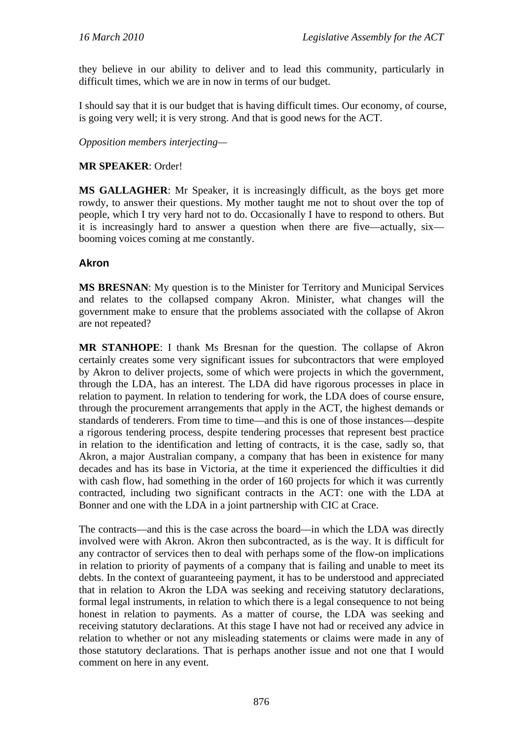they believe in our ability to deliver and to lead this community, particularly in difficult times, which we are in now in terms of our budget.

I should say that it is our budget that is having difficult times. Our economy, of course, is going very well; it is very strong. And that is good news for the ACT.

*Opposition members interjecting*—

**MR SPEAKER**: Order!

**MS GALLAGHER**: Mr Speaker, it is increasingly difficult, as the boys get more rowdy, to answer their questions. My mother taught me not to shout over the top of people, which I try very hard not to do. Occasionally I have to respond to others. But it is increasingly hard to answer a question when there are five—actually, six—booming voices coming at me constantly.

### Akron

**MS BRESNAN**: My question is to the Minister for Territory and Municipal Services and relates to the collapsed company Akron. Minister, what changes will the government make to ensure that the problems associated with the collapse of Akron are not repeated?

**MR STANHOPE**: I thank Ms Bresnan for the question. The collapse of Akron certainly creates some very significant issues for subcontractors that were employed by Akron to deliver projects, some of which were projects in which the government, through the LDA, has an interest. The LDA did have rigorous processes in place in relation to payment. In relation to tendering for work, the LDA does of course ensure, through the procurement arrangements that apply in the ACT, the highest demands or standards of tenderers. From time to time—and this is one of those instances—despite a rigorous tendering process, despite tendering processes that represent best practice in relation to the identification and letting of contracts, it is the case, sadly so, that Akron, a major Australian company, a company that has been in existence for many decades and has its base in Victoria, at the time it experienced the difficulties it did with cash flow, had something in the order of 160 projects for which it was currently contracted, including two significant contracts in the ACT: one with the LDA at Bonner and one with the LDA in a joint partnership with CIC at Crace.

The contracts—and this is the case across the board—in which the LDA was directly involved were with Akron. Akron then subcontracted, as is the way. It is difficult for any contractor of services then to deal with perhaps some of the flow-on implications in relation to priority of payments of a company that is failing and unable to meet its debts. In the context of guaranteeing payment, it has to be understood and appreciated that in relation to Akron the LDA was seeking and receiving statutory declarations, formal legal instruments, in relation to which there is a legal consequence to not being honest in relation to payments. As a matter of course, the LDA was seeking and receiving statutory declarations. At this stage I have not had or received any advice in relation to whether or not any misleading statements or claims were made in any of those statutory declarations. That is perhaps another issue and not one that I would comment on here in any event.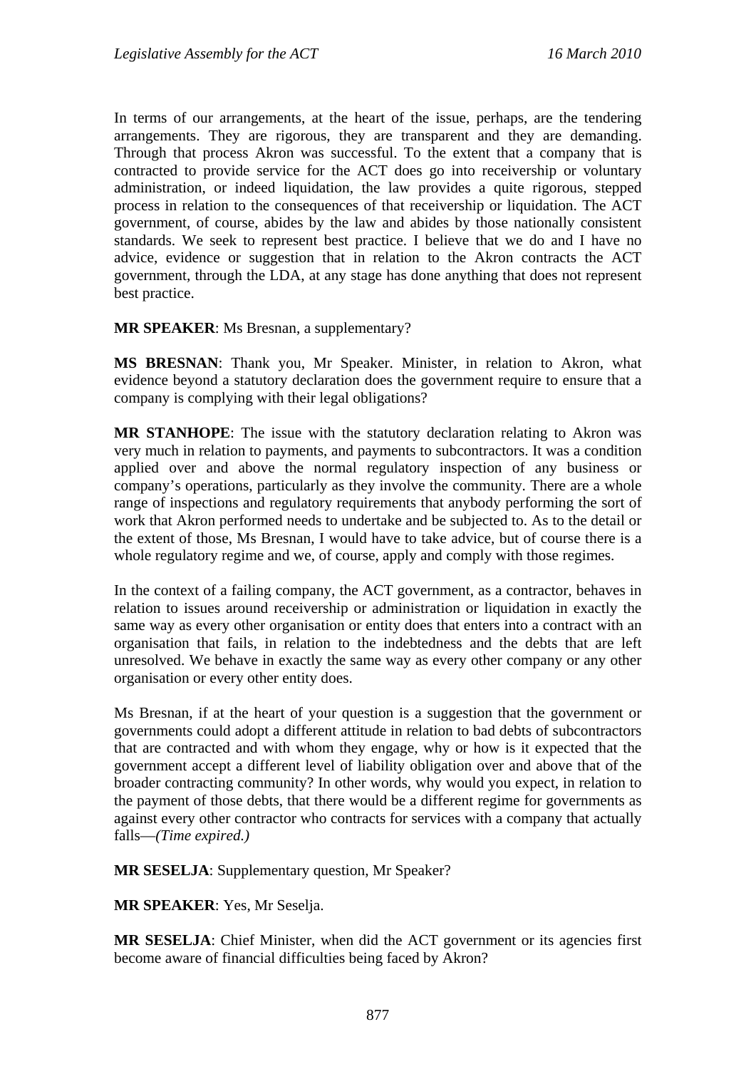In terms of our arrangements, at the heart of the issue, perhaps, are the tendering arrangements. They are rigorous, they are transparent and they are demanding. Through that process Akron was successful. To the extent that a company that is contracted to provide service for the ACT does go into receivership or voluntary administration, or indeed liquidation, the law provides a quite rigorous, stepped process in relation to the consequences of that receivership or liquidation. The ACT government, of course, abides by the law and abides by those nationally consistent standards. We seek to represent best practice. I believe that we do and I have no advice, evidence or suggestion that in relation to the Akron contracts the ACT government, through the LDA, at any stage has done anything that does not represent best practice.

**MR SPEAKER**: Ms Bresnan, a supplementary?

**MS BRESNAN**: Thank you, Mr Speaker. Minister, in relation to Akron, what evidence beyond a statutory declaration does the government require to ensure that a company is complying with their legal obligations?

**MR STANHOPE**: The issue with the statutory declaration relating to Akron was very much in relation to payments, and payments to subcontractors. It was a condition applied over and above the normal regulatory inspection of any business or company's operations, particularly as they involve the community. There are a whole range of inspections and regulatory requirements that anybody performing the sort of work that Akron performed needs to undertake and be subjected to. As to the detail or the extent of those, Ms Bresnan, I would have to take advice, but of course there is a whole regulatory regime and we, of course, apply and comply with those regimes.

In the context of a failing company, the ACT government, as a contractor, behaves in relation to issues around receivership or administration or liquidation in exactly the same way as every other organisation or entity does that enters into a contract with an organisation that fails, in relation to the indebtedness and the debts that are left unresolved. We behave in exactly the same way as every other company or any other organisation or every other entity does.

Ms Bresnan, if at the heart of your question is a suggestion that the government or governments could adopt a different attitude in relation to bad debts of subcontractors that are contracted and with whom they engage, why or how is it expected that the government accept a different level of liability obligation over and above that of the broader contracting community? In other words, why would you expect, in relation to the payment of those debts, that there would be a different regime for governments as against every other contractor who contracts for services with a company that actually falls—*(Time expired.)*

**MR SESELJA**: Supplementary question, Mr Speaker?

**MR SPEAKER**: Yes, Mr Seselja.

**MR SESELJA**: Chief Minister, when did the ACT government or its agencies first become aware of financial difficulties being faced by Akron?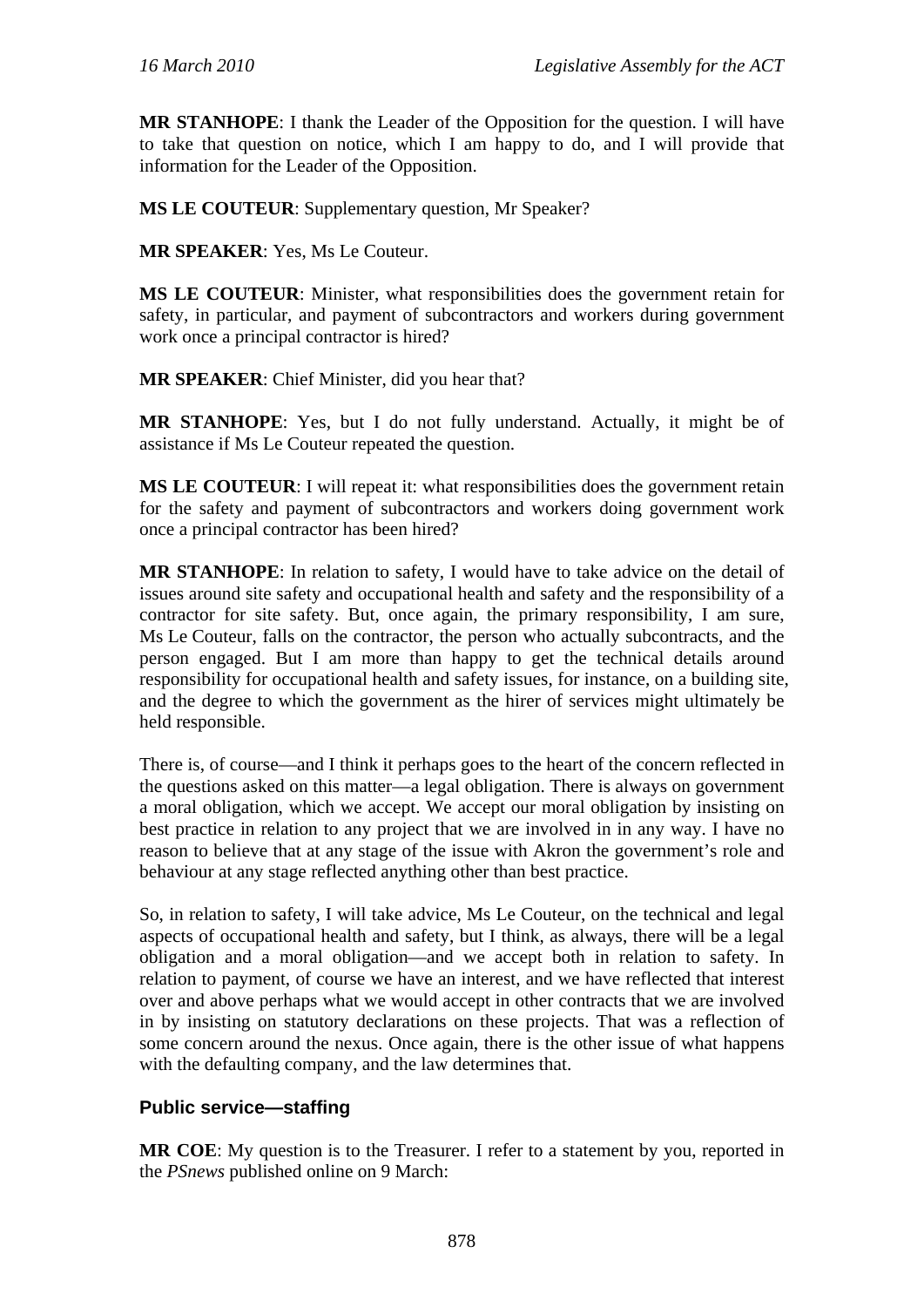**MR STANHOPE**: I thank the Leader of the Opposition for the question. I will have to take that question on notice, which I am happy to do, and I will provide that information for the Leader of the Opposition.

**MS LE COUTEUR**: Supplementary question, Mr Speaker?

**MR SPEAKER**: Yes, Ms Le Couteur.

**MS LE COUTEUR**: Minister, what responsibilities does the government retain for safety, in particular, and payment of subcontractors and workers during government work once a principal contractor is hired?

**MR SPEAKER**: Chief Minister, did you hear that?

**MR STANHOPE**: Yes, but I do not fully understand. Actually, it might be of assistance if Ms Le Couteur repeated the question.

**MS LE COUTEUR**: I will repeat it: what responsibilities does the government retain for the safety and payment of subcontractors and workers doing government work once a principal contractor has been hired?

**MR STANHOPE**: In relation to safety, I would have to take advice on the detail of issues around site safety and occupational health and safety and the responsibility of a contractor for site safety. But, once again, the primary responsibility, I am sure, Ms Le Couteur, falls on the contractor, the person who actually subcontracts, and the person engaged. But I am more than happy to get the technical details around responsibility for occupational health and safety issues, for instance, on a building site, and the degree to which the government as the hirer of services might ultimately be held responsible.

There is, of course—and I think it perhaps goes to the heart of the concern reflected in the questions asked on this matter—a legal obligation. There is always on government a moral obligation, which we accept. We accept our moral obligation by insisting on best practice in relation to any project that we are involved in in any way. I have no reason to believe that at any stage of the issue with Akron the government's role and behaviour at any stage reflected anything other than best practice.

So, in relation to safety, I will take advice, Ms Le Couteur, on the technical and legal aspects of occupational health and safety, but I think, as always, there will be a legal obligation and a moral obligation—and we accept both in relation to safety. In relation to payment, of course we have an interest, and we have reflected that interest over and above perhaps what we would accept in other contracts that we are involved in by insisting on statutory declarations on these projects. That was a reflection of some concern around the nexus. Once again, there is the other issue of what happens with the defaulting company, and the law determines that.

## Public service—staffing

**MR COE**: My question is to the Treasurer. I refer to a statement by you, reported in the *PSnews* published online on 9 March: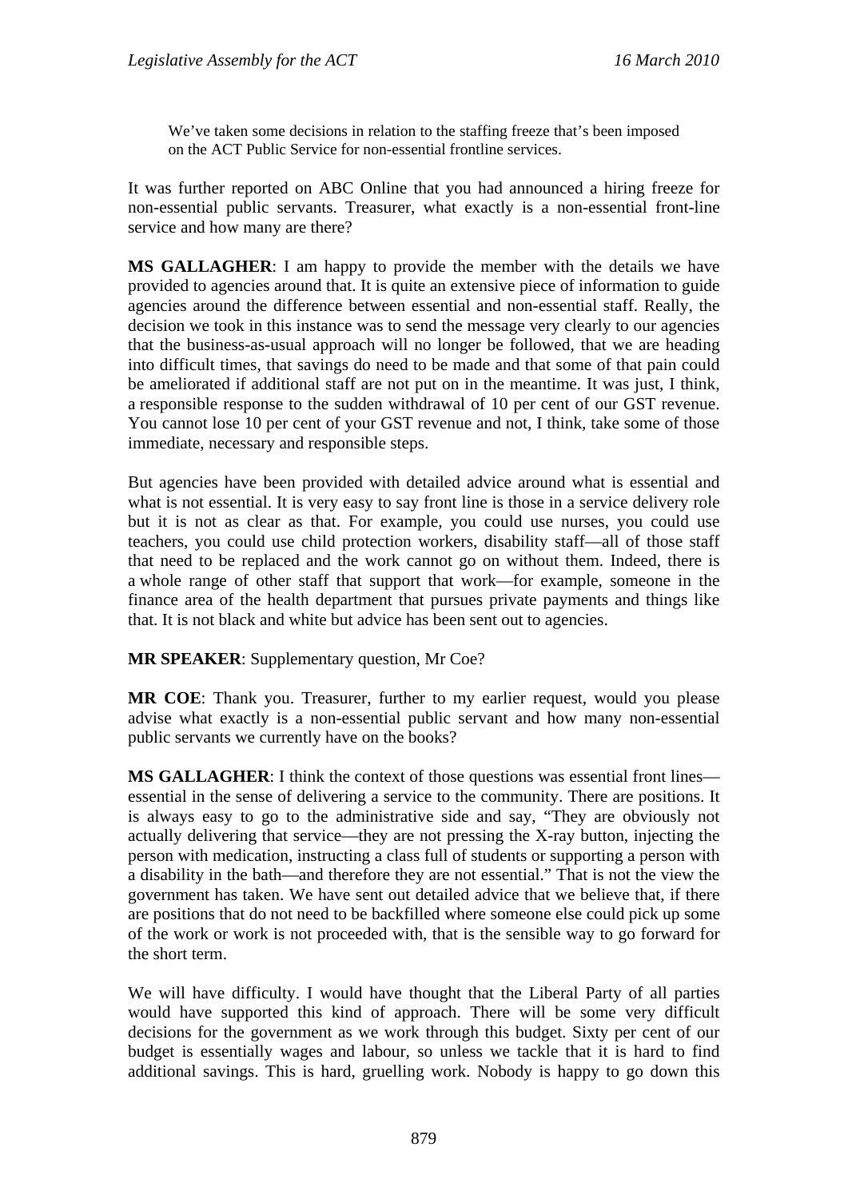> We've taken some decisions in relation to the staffing freeze that's been imposed on the ACT Public Service for non-essential frontline services.

It was further reported on ABC Online that you had announced a hiring freeze for non-essential public servants. Treasurer, what exactly is a non-essential front-line service and how many are there?

**MS GALLAGHER**: I am happy to provide the member with the details we have provided to agencies around that. It is quite an extensive piece of information to guide agencies around the difference between essential and non-essential staff. Really, the decision we took in this instance was to send the message very clearly to our agencies that the business-as-usual approach will no longer be followed, that we are heading into difficult times, that savings do need to be made and that some of that pain could be ameliorated if additional staff are not put on in the meantime. It was just, I think, a responsible response to the sudden withdrawal of 10 per cent of our GST revenue. You cannot lose 10 per cent of your GST revenue and not, I think, take some of those immediate, necessary and responsible steps.

But agencies have been provided with detailed advice around what is essential and what is not essential. It is very easy to say front line is those in a service delivery role but it is not as clear as that. For example, you could use nurses, you could use teachers, you could use child protection workers, disability staff—all of those staff that need to be replaced and the work cannot go on without them. Indeed, there is a whole range of other staff that support that work—for example, someone in the finance area of the health department that pursues private payments and things like that. It is not black and white but advice has been sent out to agencies.

**MR SPEAKER**: Supplementary question, Mr Coe?

**MR COE**: Thank you. Treasurer, further to my earlier request, would you please advise what exactly is a non-essential public servant and how many non-essential public servants we currently have on the books?

**MS GALLAGHER**: I think the context of those questions was essential front lines—essential in the sense of delivering a service to the community. There are positions. It is always easy to go to the administrative side and say, "They are obviously not actually delivering that service—they are not pressing the X-ray button, injecting the person with medication, instructing a class full of students or supporting a person with a disability in the bath—and therefore they are not essential." That is not the view the government has taken. We have sent out detailed advice that we believe that, if there are positions that do not need to be backfilled where someone else could pick up some of the work or work is not proceeded with, that is the sensible way to go forward for the short term.

We will have difficulty. I would have thought that the Liberal Party of all parties would have supported this kind of approach. There will be some very difficult decisions for the government as we work through this budget. Sixty per cent of our budget is essentially wages and labour, so unless we tackle that it is hard to find additional savings. This is hard, gruelling work. Nobody is happy to go down this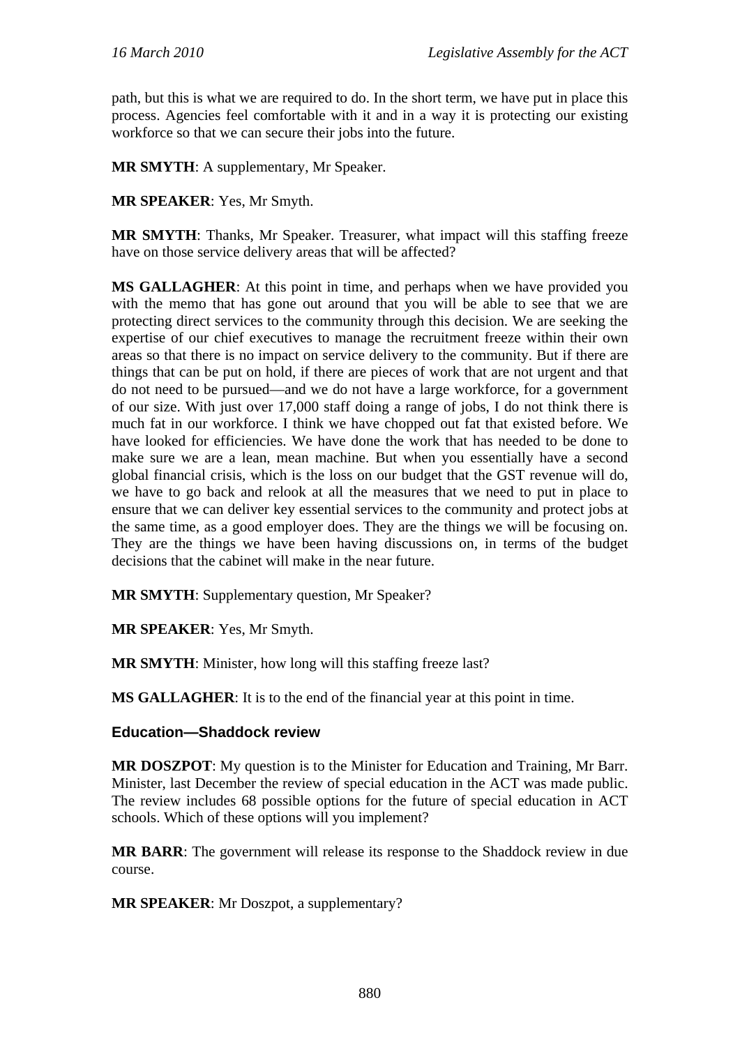path, but this is what we are required to do. In the short term, we have put in place this process. Agencies feel comfortable with it and in a way it is protecting our existing workforce so that we can secure their jobs into the future.

**MR SMYTH**: A supplementary, Mr Speaker.

**MR SPEAKER**: Yes, Mr Smyth.

**MR SMYTH**: Thanks, Mr Speaker. Treasurer, what impact will this staffing freeze have on those service delivery areas that will be affected?

**MS GALLAGHER**: At this point in time, and perhaps when we have provided you with the memo that has gone out around that you will be able to see that we are protecting direct services to the community through this decision. We are seeking the expertise of our chief executives to manage the recruitment freeze within their own areas so that there is no impact on service delivery to the community. But if there are things that can be put on hold, if there are pieces of work that are not urgent and that do not need to be pursued—and we do not have a large workforce, for a government of our size. With just over 17,000 staff doing a range of jobs, I do not think there is much fat in our workforce. I think we have chopped out fat that existed before. We have looked for efficiencies. We have done the work that has needed to be done to make sure we are a lean, mean machine. But when you essentially have a second global financial crisis, which is the loss on our budget that the GST revenue will do, we have to go back and relook at all the measures that we need to put in place to ensure that we can deliver key essential services to the community and protect jobs at the same time, as a good employer does. They are the things we will be focusing on. They are the things we have been having discussions on, in terms of the budget decisions that the cabinet will make in the near future.

**MR SMYTH**: Supplementary question, Mr Speaker?

**MR SPEAKER**: Yes, Mr Smyth.

**MR SMYTH**: Minister, how long will this staffing freeze last?

**MS GALLAGHER**: It is to the end of the financial year at this point in time.

### Education—Shaddock review

**MR DOSZPOT**: My question is to the Minister for Education and Training, Mr Barr. Minister, last December the review of special education in the ACT was made public. The review includes 68 possible options for the future of special education in ACT schools. Which of these options will you implement?

**MR BARR**: The government will release its response to the Shaddock review in due course.

**MR SPEAKER**: Mr Doszpot, a supplementary?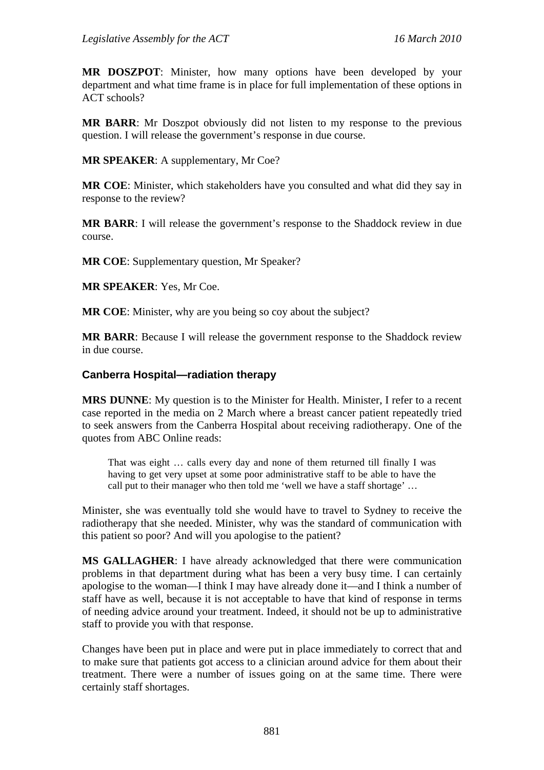**MR DOSZPOT**: Minister, how many options have been developed by your department and what time frame is in place for full implementation of these options in ACT schools?

**MR BARR**: Mr Doszpot obviously did not listen to my response to the previous question. I will release the government's response in due course.

**MR SPEAKER**: A supplementary, Mr Coe?

**MR COE**: Minister, which stakeholders have you consulted and what did they say in response to the review?

**MR BARR**: I will release the government's response to the Shaddock review in due course.

**MR COE**: Supplementary question, Mr Speaker?

**MR SPEAKER**: Yes, Mr Coe.

**MR COE**: Minister, why are you being so coy about the subject?

**MR BARR**: Because I will release the government response to the Shaddock review in due course.

### Canberra Hospital—radiation therapy

**MRS DUNNE**: My question is to the Minister for Health. Minister, I refer to a recent case reported in the media on 2 March where a breast cancer patient repeatedly tried to seek answers from the Canberra Hospital about receiving radiotherapy. One of the quotes from ABC Online reads:

> That was eight … calls every day and none of them returned till finally I was having to get very upset at some poor administrative staff to be able to have the call put to their manager who then told me 'well we have a staff shortage' …

Minister, she was eventually told she would have to travel to Sydney to receive the radiotherapy that she needed. Minister, why was the standard of communication with this patient so poor? And will you apologise to the patient?

**MS GALLAGHER**: I have already acknowledged that there were communication problems in that department during what has been a very busy time. I can certainly apologise to the woman—I think I may have already done it—and I think a number of staff have as well, because it is not acceptable to have that kind of response in terms of needing advice around your treatment. Indeed, it should not be up to administrative staff to provide you with that response.

Changes have been put in place and were put in place immediately to correct that and to make sure that patients got access to a clinician around advice for them about their treatment. There were a number of issues going on at the same time. There were certainly staff shortages.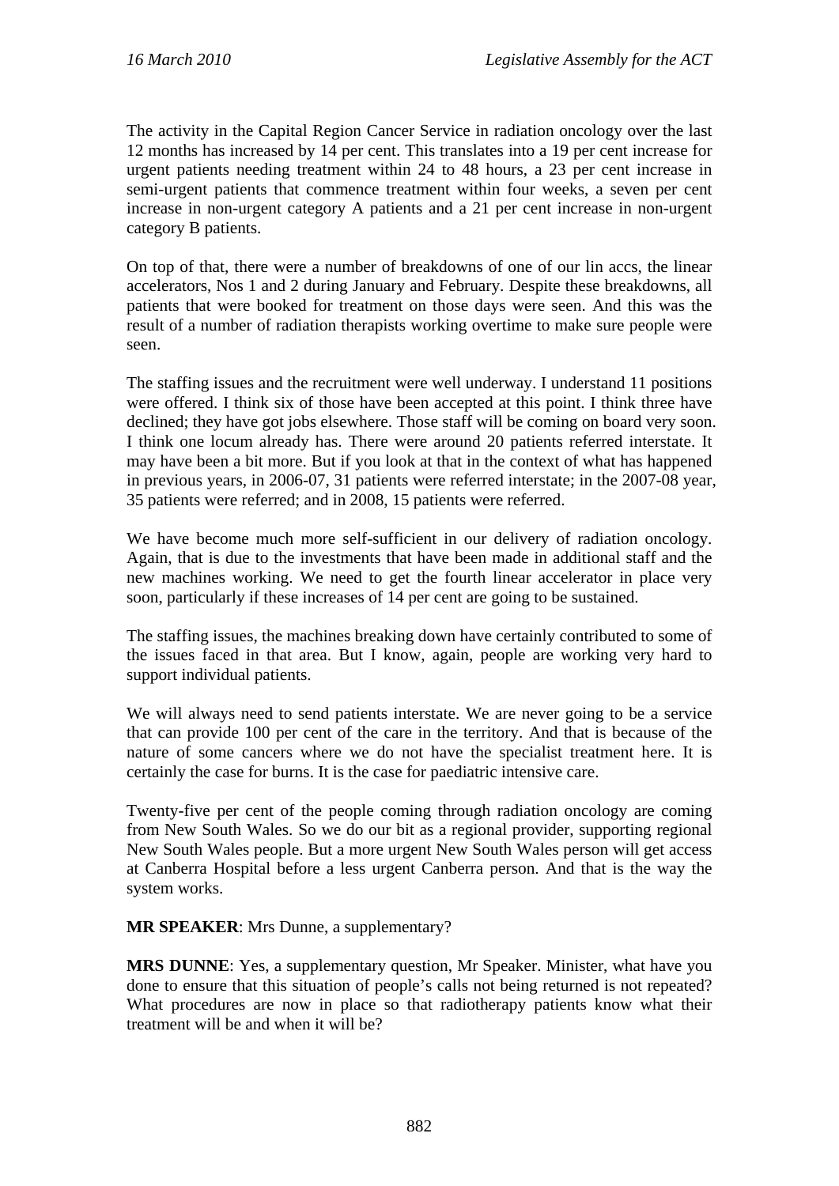The activity in the Capital Region Cancer Service in radiation oncology over the last 12 months has increased by 14 per cent. This translates into a 19 per cent increase for urgent patients needing treatment within 24 to 48 hours, a 23 per cent increase in semi-urgent patients that commence treatment within four weeks, a seven per cent increase in non-urgent category A patients and a 21 per cent increase in non-urgent category B patients.

On top of that, there were a number of breakdowns of one of our lin accs, the linear accelerators, Nos 1 and 2 during January and February. Despite these breakdowns, all patients that were booked for treatment on those days were seen. And this was the result of a number of radiation therapists working overtime to make sure people were seen.

The staffing issues and the recruitment were well underway. I understand 11 positions were offered. I think six of those have been accepted at this point. I think three have declined; they have got jobs elsewhere. Those staff will be coming on board very soon. I think one locum already has. There were around 20 patients referred interstate. It may have been a bit more. But if you look at that in the context of what has happened in previous years, in 2006-07, 31 patients were referred interstate; in the 2007-08 year, 35 patients were referred; and in 2008, 15 patients were referred.

We have become much more self-sufficient in our delivery of radiation oncology. Again, that is due to the investments that have been made in additional staff and the new machines working. We need to get the fourth linear accelerator in place very soon, particularly if these increases of 14 per cent are going to be sustained.

The staffing issues, the machines breaking down have certainly contributed to some of the issues faced in that area. But I know, again, people are working very hard to support individual patients.

We will always need to send patients interstate. We are never going to be a service that can provide 100 per cent of the care in the territory. And that is because of the nature of some cancers where we do not have the specialist treatment here. It is certainly the case for burns. It is the case for paediatric intensive care.

Twenty-five per cent of the people coming through radiation oncology are coming from New South Wales. So we do our bit as a regional provider, supporting regional New South Wales people. But a more urgent New South Wales person will get access at Canberra Hospital before a less urgent Canberra person. And that is the way the system works.

**MR SPEAKER**: Mrs Dunne, a supplementary?

**MRS DUNNE**: Yes, a supplementary question, Mr Speaker. Minister, what have you done to ensure that this situation of people's calls not being returned is not repeated? What procedures are now in place so that radiotherapy patients know what their treatment will be and when it will be?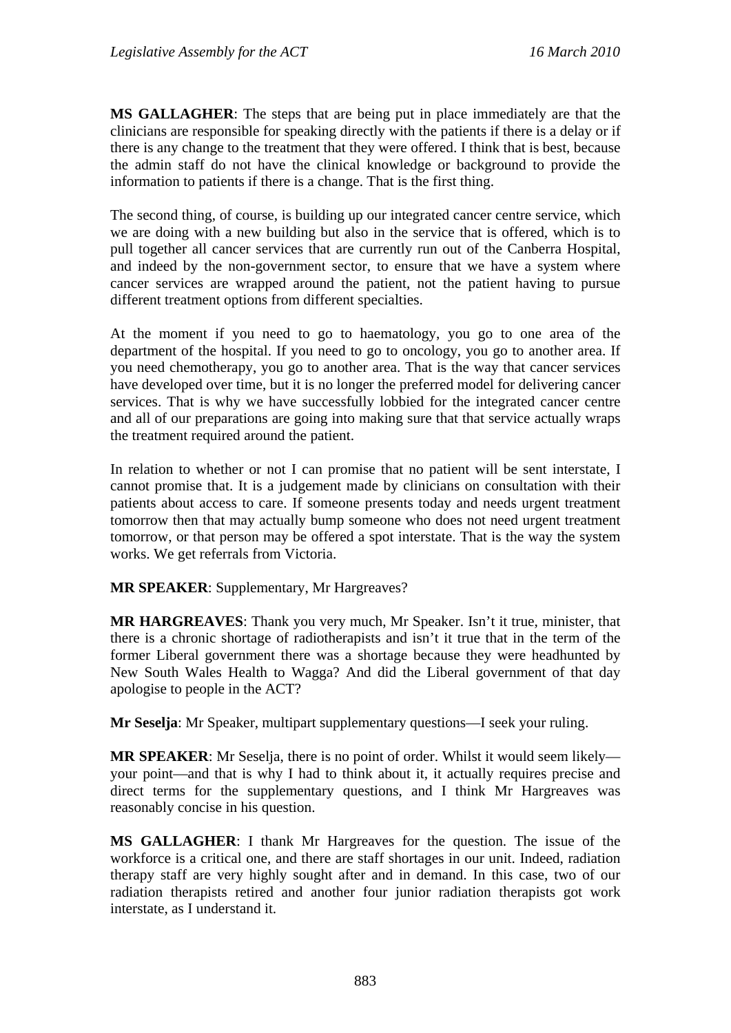**MS GALLAGHER**: The steps that are being put in place immediately are that the clinicians are responsible for speaking directly with the patients if there is a delay or if there is any change to the treatment that they were offered. I think that is best, because the admin staff do not have the clinical knowledge or background to provide the information to patients if there is a change. That is the first thing.

The second thing, of course, is building up our integrated cancer centre service, which we are doing with a new building but also in the service that is offered, which is to pull together all cancer services that are currently run out of the Canberra Hospital, and indeed by the non-government sector, to ensure that we have a system where cancer services are wrapped around the patient, not the patient having to pursue different treatment options from different specialties.

At the moment if you need to go to haematology, you go to one area of the department of the hospital. If you need to go to oncology, you go to another area. If you need chemotherapy, you go to another area. That is the way that cancer services have developed over time, but it is no longer the preferred model for delivering cancer services. That is why we have successfully lobbied for the integrated cancer centre and all of our preparations are going into making sure that that service actually wraps the treatment required around the patient.

In relation to whether or not I can promise that no patient will be sent interstate, I cannot promise that. It is a judgement made by clinicians on consultation with their patients about access to care. If someone presents today and needs urgent treatment tomorrow then that may actually bump someone who does not need urgent treatment tomorrow, or that person may be offered a spot interstate. That is the way the system works. We get referrals from Victoria.

**MR SPEAKER**: Supplementary, Mr Hargreaves?

**MR HARGREAVES**: Thank you very much, Mr Speaker. Isn't it true, minister, that there is a chronic shortage of radiotherapists and isn't it true that in the term of the former Liberal government there was a shortage because they were headhunted by New South Wales Health to Wagga? And did the Liberal government of that day apologise to people in the ACT?

**Mr Seselja**: Mr Speaker, multipart supplementary questions—I seek your ruling.

**MR SPEAKER**: Mr Seselja, there is no point of order. Whilst it would seem likely—your point—and that is why I had to think about it, it actually requires precise and direct terms for the supplementary questions, and I think Mr Hargreaves was reasonably concise in his question.

**MS GALLAGHER**: I thank Mr Hargreaves for the question. The issue of the workforce is a critical one, and there are staff shortages in our unit. Indeed, radiation therapy staff are very highly sought after and in demand. In this case, two of our radiation therapists retired and another four junior radiation therapists got work interstate, as I understand it.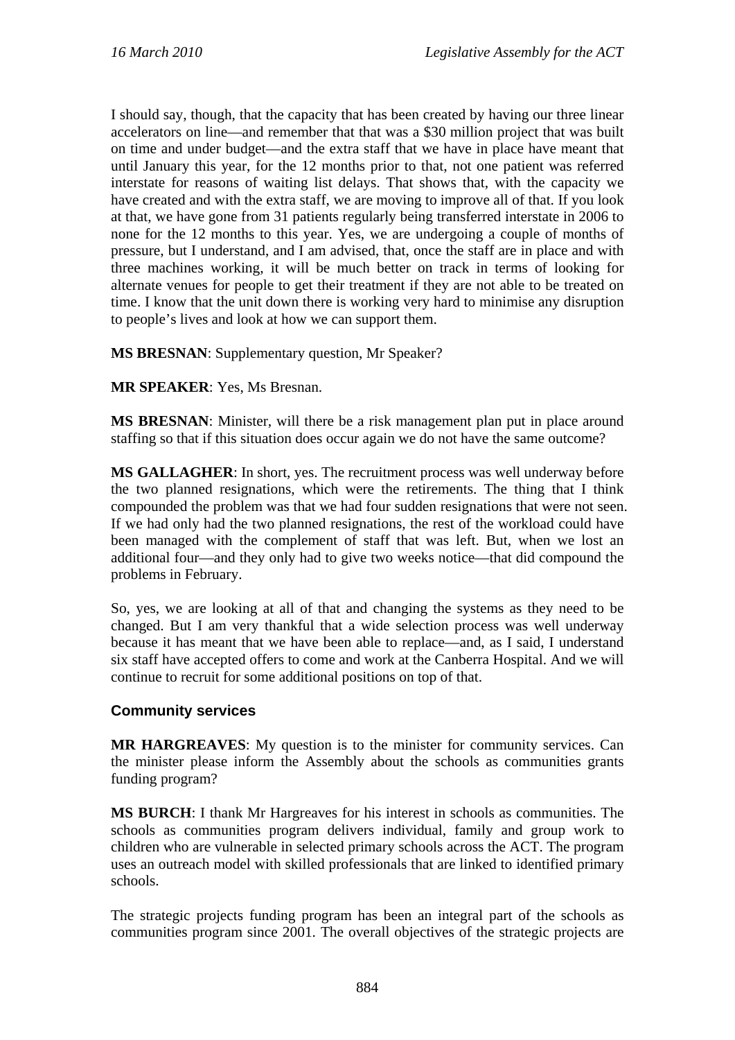I should say, though, that the capacity that has been created by having our three linear accelerators on line—and remember that that was a $30 million project that was built on time and under budget—and the extra staff that we have in place have meant that until January this year, for the 12 months prior to that, not one patient was referred interstate for reasons of waiting list delays. That shows that, with the capacity we have created and with the extra staff, we are moving to improve all of that. If you look at that, we have gone from 31 patients regularly being transferred interstate in 2006 to none for the 12 months to this year. Yes, we are undergoing a couple of months of pressure, but I understand, and I am advised, that, once the staff are in place and with three machines working, it will be much better on track in terms of looking for alternate venues for people to get their treatment if they are not able to be treated on time. I know that the unit down there is working very hard to minimise any disruption to people's lives and look at how we can support them.

**MS BRESNAN**: Supplementary question, Mr Speaker?

**MR SPEAKER**: Yes, Ms Bresnan.

**MS BRESNAN**: Minister, will there be a risk management plan put in place around staffing so that if this situation does occur again we do not have the same outcome?

**MS GALLAGHER**: In short, yes. The recruitment process was well underway before the two planned resignations, which were the retirements. The thing that I think compounded the problem was that we had four sudden resignations that were not seen. If we had only had the two planned resignations, the rest of the workload could have been managed with the complement of staff that was left. But, when we lost an additional four—and they only had to give two weeks notice—that did compound the problems in February.

So, yes, we are looking at all of that and changing the systems as they need to be changed. But I am very thankful that a wide selection process was well underway because it has meant that we have been able to replace—and, as I said, I understand six staff have accepted offers to come and work at the Canberra Hospital. And we will continue to recruit for some additional positions on top of that.

### Community services

**MR HARGREAVES**: My question is to the minister for community services. Can the minister please inform the Assembly about the schools as communities grants funding program?

**MS BURCH**: I thank Mr Hargreaves for his interest in schools as communities. The schools as communities program delivers individual, family and group work to children who are vulnerable in selected primary schools across the ACT. The program uses an outreach model with skilled professionals that are linked to identified primary schools.

The strategic projects funding program has been an integral part of the schools as communities program since 2001. The overall objectives of the strategic projects are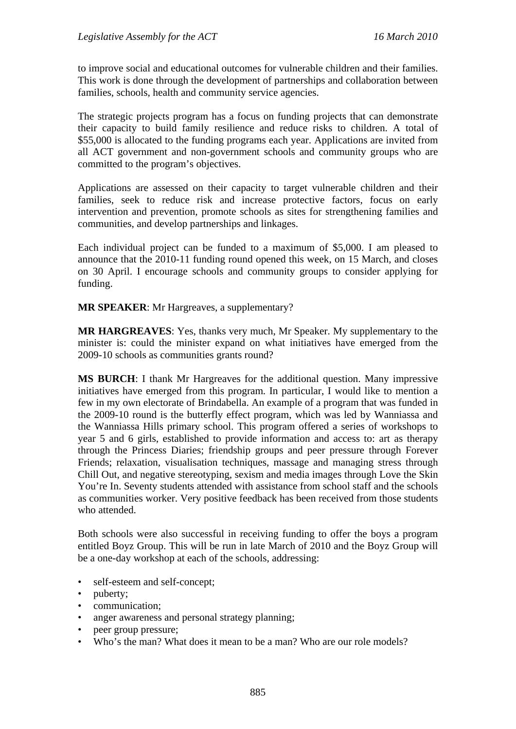to improve social and educational outcomes for vulnerable children and their families. This work is done through the development of partnerships and collaboration between families, schools, health and community service agencies.

The strategic projects program has a focus on funding projects that can demonstrate their capacity to build family resilience and reduce risks to children. A total of $55,000 is allocated to the funding programs each year. Applications are invited from all ACT government and non-government schools and community groups who are committed to the program's objectives.

Applications are assessed on their capacity to target vulnerable children and their families, seek to reduce risk and increase protective factors, focus on early intervention and prevention, promote schools as sites for strengthening families and communities, and develop partnerships and linkages.

Each individual project can be funded to a maximum of $5,000. I am pleased to announce that the 2010-11 funding round opened this week, on 15 March, and closes on 30 April. I encourage schools and community groups to consider applying for funding.

**MR SPEAKER**: Mr Hargreaves, a supplementary?

**MR HARGREAVES**: Yes, thanks very much, Mr Speaker. My supplementary to the minister is: could the minister expand on what initiatives have emerged from the 2009-10 schools as communities grants round?

**MS BURCH**: I thank Mr Hargreaves for the additional question. Many impressive initiatives have emerged from this program. In particular, I would like to mention a few in my own electorate of Brindabella. An example of a program that was funded in the 2009-10 round is the butterfly effect program, which was led by Wanniassa and the Wanniassa Hills primary school. This program offered a series of workshops to year 5 and 6 girls, established to provide information and access to: art as therapy through the Princess Diaries; friendship groups and peer pressure through Forever Friends; relaxation, visualisation techniques, massage and managing stress through Chill Out, and negative stereotyping, sexism and media images through Love the Skin You're In. Seventy students attended with assistance from school staff and the schools as communities worker. Very positive feedback has been received from those students who attended.

Both schools were also successful in receiving funding to offer the boys a program entitled Boyz Group. This will be run in late March of 2010 and the Boyz Group will be a one-day workshop at each of the schools, addressing:

- self-esteem and self-concept;
- puberty;
- communication;
- anger awareness and personal strategy planning;
- peer group pressure;
- Who's the man? What does it mean to be a man? Who are our role models?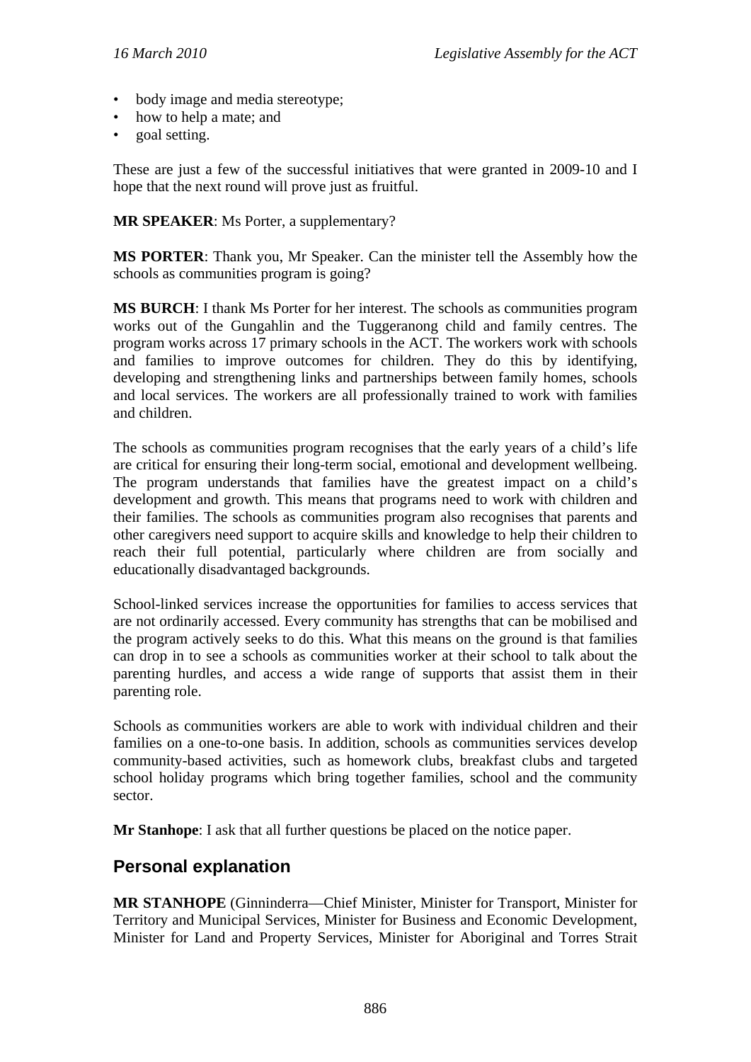- body image and media stereotype;
- how to help a mate; and
- goal setting.

These are just a few of the successful initiatives that were granted in 2009-10 and I hope that the next round will prove just as fruitful.

**MR SPEAKER**: Ms Porter, a supplementary?

**MS PORTER**: Thank you, Mr Speaker. Can the minister tell the Assembly how the schools as communities program is going?

**MS BURCH**: I thank Ms Porter for her interest. The schools as communities program works out of the Gungahlin and the Tuggeranong child and family centres. The program works across 17 primary schools in the ACT. The workers work with schools and families to improve outcomes for children. They do this by identifying, developing and strengthening links and partnerships between family homes, schools and local services. The workers are all professionally trained to work with families and children.

The schools as communities program recognises that the early years of a child's life are critical for ensuring their long-term social, emotional and development wellbeing. The program understands that families have the greatest impact on a child's development and growth. This means that programs need to work with children and their families. The schools as communities program also recognises that parents and other caregivers need support to acquire skills and knowledge to help their children to reach their full potential, particularly where children are from socially and educationally disadvantaged backgrounds.

School-linked services increase the opportunities for families to access services that are not ordinarily accessed. Every community has strengths that can be mobilised and the program actively seeks to do this. What this means on the ground is that families can drop in to see a schools as communities worker at their school to talk about the parenting hurdles, and access a wide range of supports that assist them in their parenting role.

Schools as communities workers are able to work with individual children and their families on a one-to-one basis. In addition, schools as communities services develop community-based activities, such as homework clubs, breakfast clubs and targeted school holiday programs which bring together families, school and the community sector.

**Mr Stanhope**: I ask that all further questions be placed on the notice paper.

## Personal explanation

**MR STANHOPE** (Ginninderra—Chief Minister, Minister for Transport, Minister for Territory and Municipal Services, Minister for Business and Economic Development, Minister for Land and Property Services, Minister for Aboriginal and Torres Strait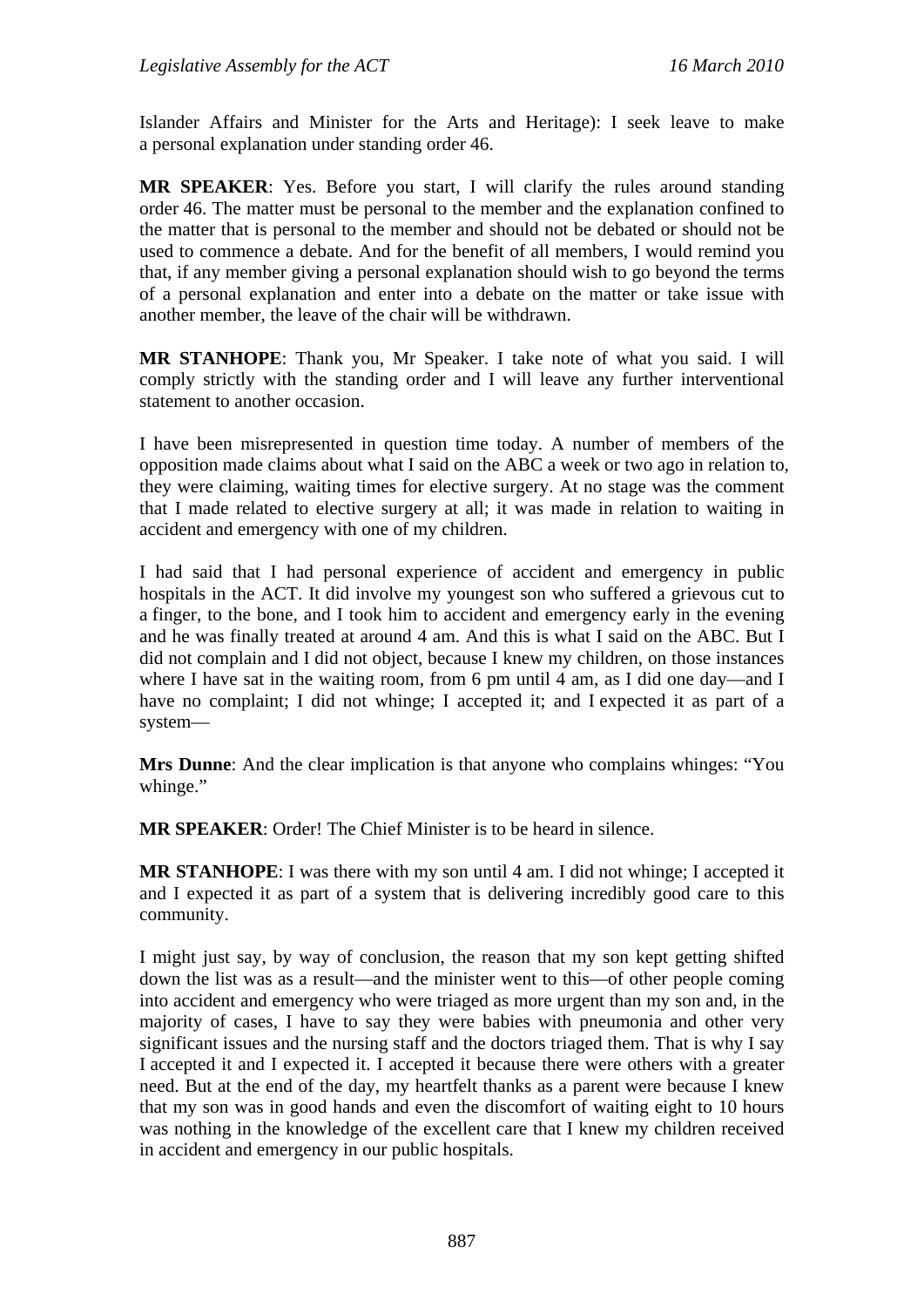Islander Affairs and Minister for the Arts and Heritage): I seek leave to make a personal explanation under standing order 46.

**MR SPEAKER**: Yes. Before you start, I will clarify the rules around standing order 46. The matter must be personal to the member and the explanation confined to the matter that is personal to the member and should not be debated or should not be used to commence a debate. And for the benefit of all members, I would remind you that, if any member giving a personal explanation should wish to go beyond the terms of a personal explanation and enter into a debate on the matter or take issue with another member, the leave of the chair will be withdrawn.

**MR STANHOPE**: Thank you, Mr Speaker. I take note of what you said. I will comply strictly with the standing order and I will leave any further interventional statement to another occasion.

I have been misrepresented in question time today. A number of members of the opposition made claims about what I said on the ABC a week or two ago in relation to, they were claiming, waiting times for elective surgery. At no stage was the comment that I made related to elective surgery at all; it was made in relation to waiting in accident and emergency with one of my children.

I had said that I had personal experience of accident and emergency in public hospitals in the ACT. It did involve my youngest son who suffered a grievous cut to a finger, to the bone, and I took him to accident and emergency early in the evening and he was finally treated at around 4 am. And this is what I said on the ABC. But I did not complain and I did not object, because I knew my children, on those instances where I have sat in the waiting room, from 6 pm until 4 am, as I did one day—and I have no complaint; I did not whinge; I accepted it; and I expected it as part of a system—

**Mrs Dunne**: And the clear implication is that anyone who complains whinges: "You whinge."

**MR SPEAKER**: Order! The Chief Minister is to be heard in silence.

**MR STANHOPE**: I was there with my son until 4 am. I did not whinge; I accepted it and I expected it as part of a system that is delivering incredibly good care to this community.

I might just say, by way of conclusion, the reason that my son kept getting shifted down the list was as a result—and the minister went to this—of other people coming into accident and emergency who were triaged as more urgent than my son and, in the majority of cases, I have to say they were babies with pneumonia and other very significant issues and the nursing staff and the doctors triaged them. That is why I say I accepted it and I expected it. I accepted it because there were others with a greater need. But at the end of the day, my heartfelt thanks as a parent were because I knew that my son was in good hands and even the discomfort of waiting eight to 10 hours was nothing in the knowledge of the excellent care that I knew my children received in accident and emergency in our public hospitals.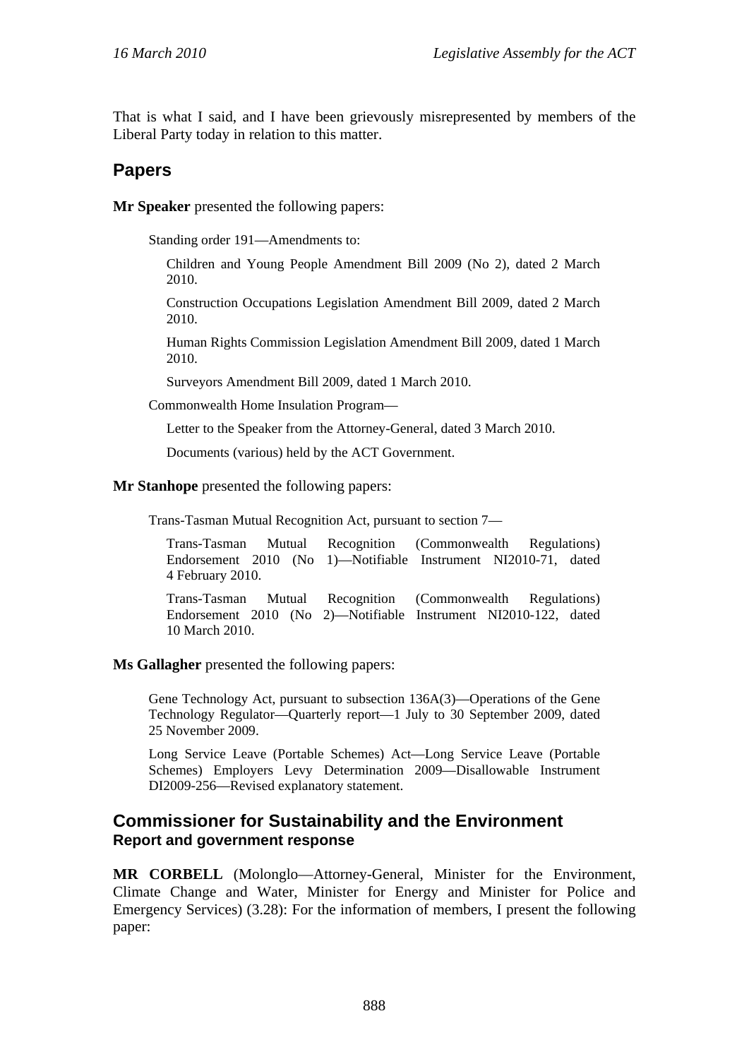That is what I said, and I have been grievously misrepresented by members of the Liberal Party today in relation to this matter.

## Papers

**Mr Speaker** presented the following papers:

Standing order 191—Amendments to:

Children and Young People Amendment Bill 2009 (No 2), dated 2 March 2010.

Construction Occupations Legislation Amendment Bill 2009, dated 2 March 2010.

Human Rights Commission Legislation Amendment Bill 2009, dated 1 March 2010.

Surveyors Amendment Bill 2009, dated 1 March 2010.

Commonwealth Home Insulation Program—

Letter to the Speaker from the Attorney-General, dated 3 March 2010.

Documents (various) held by the ACT Government.

**Mr Stanhope** presented the following papers:

Trans-Tasman Mutual Recognition Act, pursuant to section 7—

Trans-Tasman Mutual Recognition (Commonwealth Regulations) Endorsement 2010 (No 1)—Notifiable Instrument NI2010-71, dated 4 February 2010.

Trans-Tasman Mutual Recognition (Commonwealth Regulations) Endorsement 2010 (No 2)—Notifiable Instrument NI2010-122, dated 10 March 2010.

**Ms Gallagher** presented the following papers:

Gene Technology Act, pursuant to subsection 136A(3)—Operations of the Gene Technology Regulator—Quarterly report—1 July to 30 September 2009, dated 25 November 2009.

Long Service Leave (Portable Schemes) Act—Long Service Leave (Portable Schemes) Employers Levy Determination 2009—Disallowable Instrument DI2009-256—Revised explanatory statement.

## Commissioner for Sustainability and the Environment

### Report and government response

**MR CORBELL** (Molonglo—Attorney-General, Minister for the Environment, Climate Change and Water, Minister for Energy and Minister for Police and Emergency Services) (3.28): For the information of members, I present the following paper: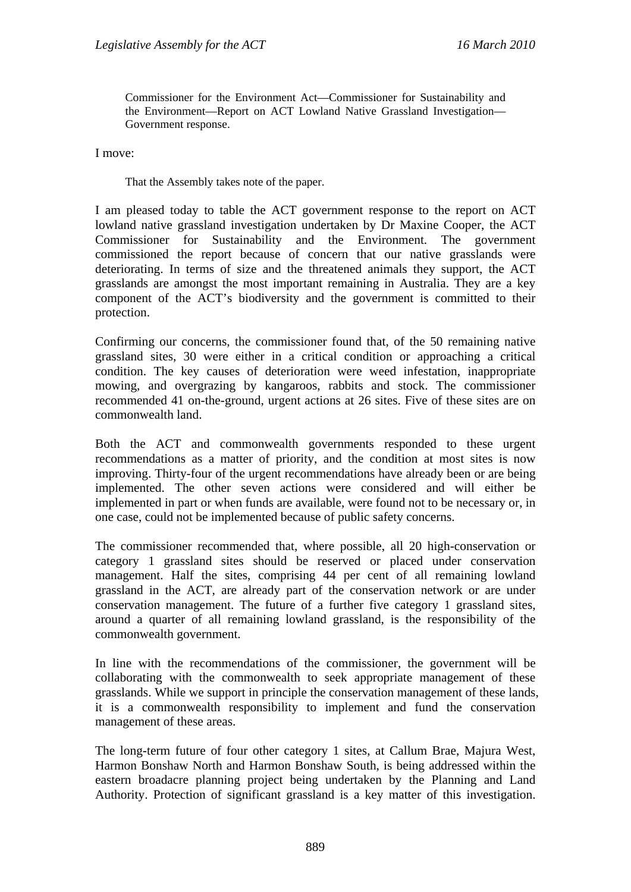Commissioner for the Environment Act—Commissioner for Sustainability and the Environment—Report on ACT Lowland Native Grassland Investigation—Government response.

I move:

That the Assembly takes note of the paper.

I am pleased today to table the ACT government response to the report on ACT lowland native grassland investigation undertaken by Dr Maxine Cooper, the ACT Commissioner for Sustainability and the Environment. The government commissioned the report because of concern that our native grasslands were deteriorating. In terms of size and the threatened animals they support, the ACT grasslands are amongst the most important remaining in Australia. They are a key component of the ACT's biodiversity and the government is committed to their protection.

Confirming our concerns, the commissioner found that, of the 50 remaining native grassland sites, 30 were either in a critical condition or approaching a critical condition. The key causes of deterioration were weed infestation, inappropriate mowing, and overgrazing by kangaroos, rabbits and stock. The commissioner recommended 41 on-the-ground, urgent actions at 26 sites. Five of these sites are on commonwealth land.

Both the ACT and commonwealth governments responded to these urgent recommendations as a matter of priority, and the condition at most sites is now improving. Thirty-four of the urgent recommendations have already been or are being implemented. The other seven actions were considered and will either be implemented in part or when funds are available, were found not to be necessary or, in one case, could not be implemented because of public safety concerns.

The commissioner recommended that, where possible, all 20 high-conservation or category 1 grassland sites should be reserved or placed under conservation management. Half the sites, comprising 44 per cent of all remaining lowland grassland in the ACT, are already part of the conservation network or are under conservation management. The future of a further five category 1 grassland sites, around a quarter of all remaining lowland grassland, is the responsibility of the commonwealth government.

In line with the recommendations of the commissioner, the government will be collaborating with the commonwealth to seek appropriate management of these grasslands. While we support in principle the conservation management of these lands, it is a commonwealth responsibility to implement and fund the conservation management of these areas.

The long-term future of four other category 1 sites, at Callum Brae, Majura West, Harmon Bonshaw North and Harmon Bonshaw South, is being addressed within the eastern broadacre planning project being undertaken by the Planning and Land Authority. Protection of significant grassland is a key matter of this investigation.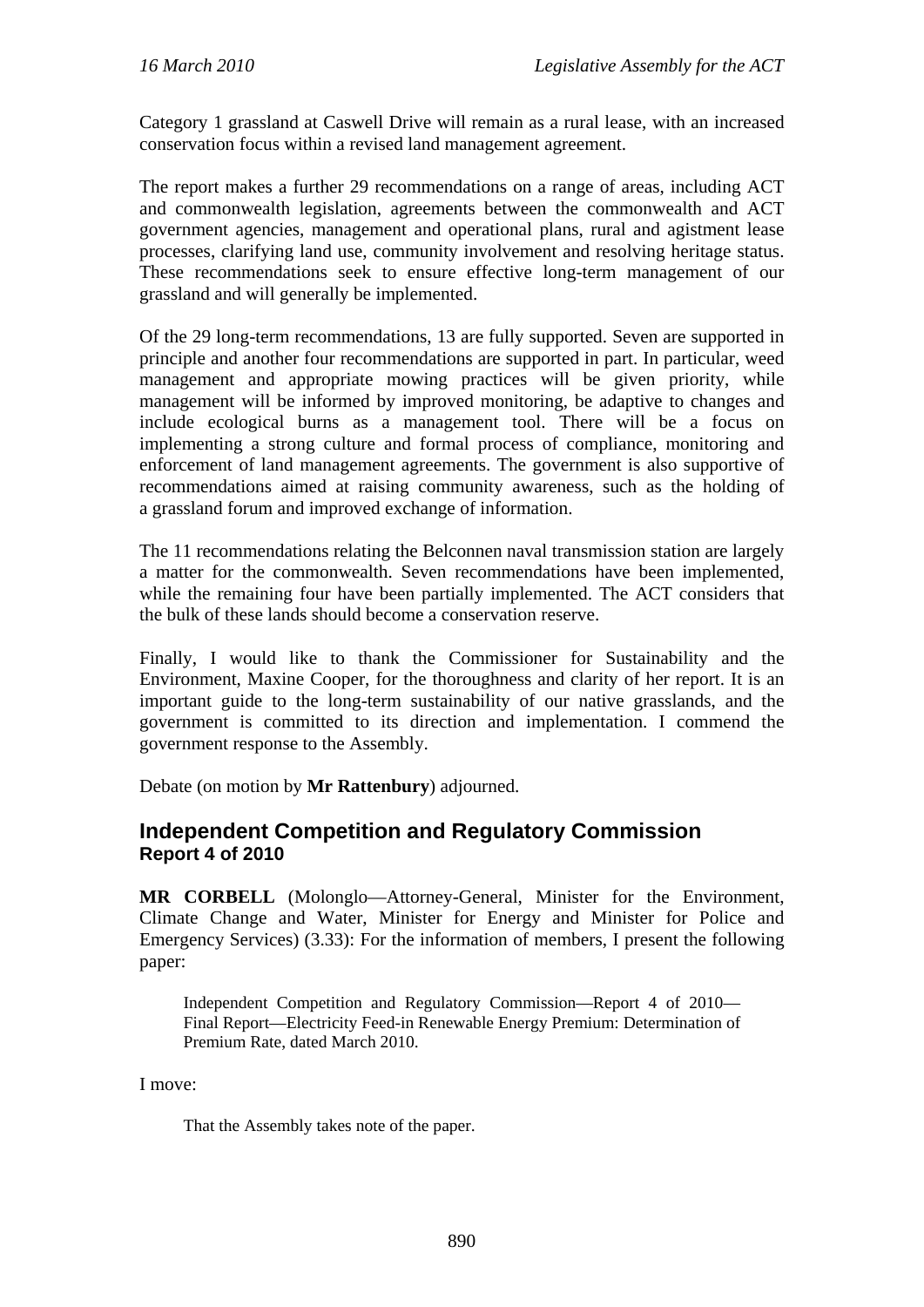Category 1 grassland at Caswell Drive will remain as a rural lease, with an increased conservation focus within a revised land management agreement.

The report makes a further 29 recommendations on a range of areas, including ACT and commonwealth legislation, agreements between the commonwealth and ACT government agencies, management and operational plans, rural and agistment lease processes, clarifying land use, community involvement and resolving heritage status. These recommendations seek to ensure effective long-term management of our grassland and will generally be implemented.

Of the 29 long-term recommendations, 13 are fully supported. Seven are supported in principle and another four recommendations are supported in part. In particular, weed management and appropriate mowing practices will be given priority, while management will be informed by improved monitoring, be adaptive to changes and include ecological burns as a management tool. There will be a focus on implementing a strong culture and formal process of compliance, monitoring and enforcement of land management agreements. The government is also supportive of recommendations aimed at raising community awareness, such as the holding of a grassland forum and improved exchange of information.

The 11 recommendations relating the Belconnen naval transmission station are largely a matter for the commonwealth. Seven recommendations have been implemented, while the remaining four have been partially implemented. The ACT considers that the bulk of these lands should become a conservation reserve.

Finally, I would like to thank the Commissioner for Sustainability and the Environment, Maxine Cooper, for the thoroughness and clarity of her report. It is an important guide to the long-term sustainability of our native grasslands, and the government is committed to its direction and implementation. I commend the government response to the Assembly.

Debate (on motion by **Mr Rattenbury**) adjourned.

## Independent Competition and Regulatory Commission
### Report 4 of 2010

**MR CORBELL** (Molonglo—Attorney-General, Minister for the Environment, Climate Change and Water, Minister for Energy and Minister for Police and Emergency Services) (3.33): For the information of members, I present the following paper:

> Independent Competition and Regulatory Commission—Report 4 of 2010—Final Report—Electricity Feed-in Renewable Energy Premium: Determination of Premium Rate, dated March 2010.

I move:

> That the Assembly takes note of the paper.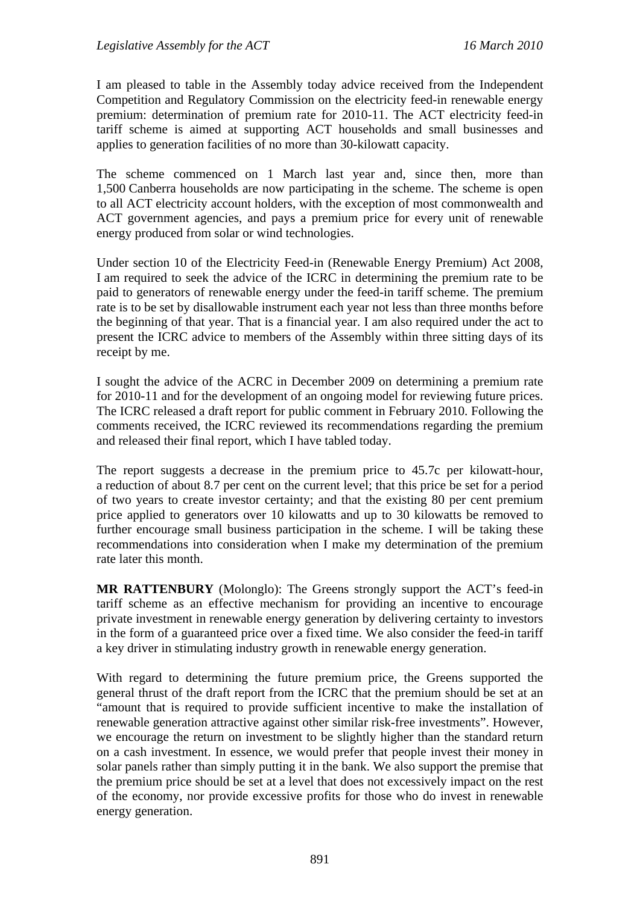I am pleased to table in the Assembly today advice received from the Independent Competition and Regulatory Commission on the electricity feed-in renewable energy premium: determination of premium rate for 2010-11. The ACT electricity feed-in tariff scheme is aimed at supporting ACT households and small businesses and applies to generation facilities of no more than 30-kilowatt capacity.

The scheme commenced on 1 March last year and, since then, more than 1,500 Canberra households are now participating in the scheme. The scheme is open to all ACT electricity account holders, with the exception of most commonwealth and ACT government agencies, and pays a premium price for every unit of renewable energy produced from solar or wind technologies.

Under section 10 of the Electricity Feed-in (Renewable Energy Premium) Act 2008, I am required to seek the advice of the ICRC in determining the premium rate to be paid to generators of renewable energy under the feed-in tariff scheme. The premium rate is to be set by disallowable instrument each year not less than three months before the beginning of that year. That is a financial year. I am also required under the act to present the ICRC advice to members of the Assembly within three sitting days of its receipt by me.

I sought the advice of the ACRC in December 2009 on determining a premium rate for 2010-11 and for the development of an ongoing model for reviewing future prices. The ICRC released a draft report for public comment in February 2010. Following the comments received, the ICRC reviewed its recommendations regarding the premium and released their final report, which I have tabled today.

The report suggests a decrease in the premium price to 45.7c per kilowatt-hour, a reduction of about 8.7 per cent on the current level; that this price be set for a period of two years to create investor certainty; and that the existing 80 per cent premium price applied to generators over 10 kilowatts and up to 30 kilowatts be removed to further encourage small business participation in the scheme. I will be taking these recommendations into consideration when I make my determination of the premium rate later this month.

**MR RATTENBURY** (Molonglo): The Greens strongly support the ACT's feed-in tariff scheme as an effective mechanism for providing an incentive to encourage private investment in renewable energy generation by delivering certainty to investors in the form of a guaranteed price over a fixed time. We also consider the feed-in tariff a key driver in stimulating industry growth in renewable energy generation.

With regard to determining the future premium price, the Greens supported the general thrust of the draft report from the ICRC that the premium should be set at an "amount that is required to provide sufficient incentive to make the installation of renewable generation attractive against other similar risk-free investments". However, we encourage the return on investment to be slightly higher than the standard return on a cash investment. In essence, we would prefer that people invest their money in solar panels rather than simply putting it in the bank. We also support the premise that the premium price should be set at a level that does not excessively impact on the rest of the economy, nor provide excessive profits for those who do invest in renewable energy generation.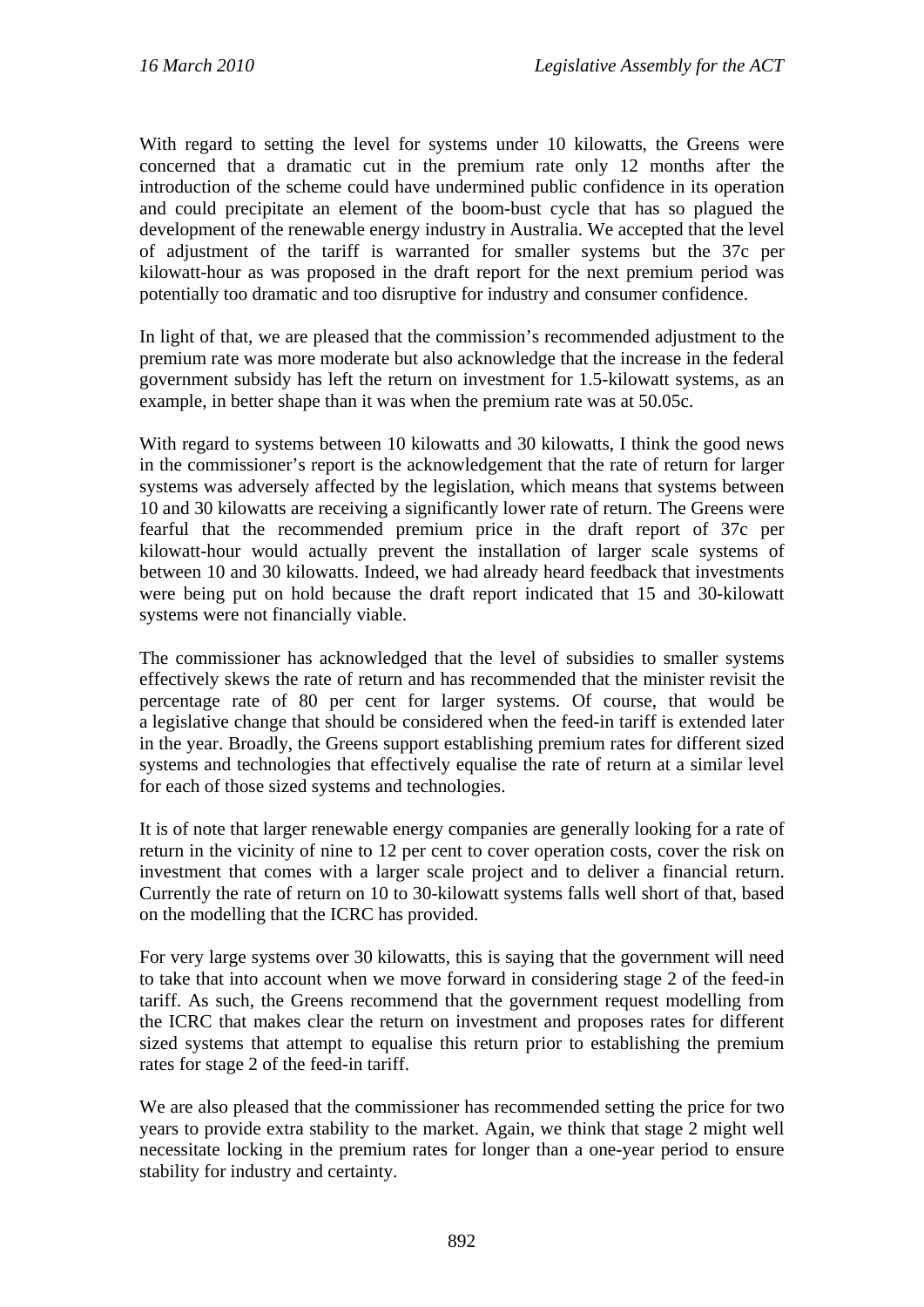With regard to setting the level for systems under 10 kilowatts, the Greens were concerned that a dramatic cut in the premium rate only 12 months after the introduction of the scheme could have undermined public confidence in its operation and could precipitate an element of the boom-bust cycle that has so plagued the development of the renewable energy industry in Australia. We accepted that the level of adjustment of the tariff is warranted for smaller systems but the 37c per kilowatt-hour as was proposed in the draft report for the next premium period was potentially too dramatic and too disruptive for industry and consumer confidence.

In light of that, we are pleased that the commission's recommended adjustment to the premium rate was more moderate but also acknowledge that the increase in the federal government subsidy has left the return on investment for 1.5-kilowatt systems, as an example, in better shape than it was when the premium rate was at 50.05c.

With regard to systems between 10 kilowatts and 30 kilowatts, I think the good news in the commissioner's report is the acknowledgement that the rate of return for larger systems was adversely affected by the legislation, which means that systems between 10 and 30 kilowatts are receiving a significantly lower rate of return. The Greens were fearful that the recommended premium price in the draft report of 37c per kilowatt-hour would actually prevent the installation of larger scale systems of between 10 and 30 kilowatts. Indeed, we had already heard feedback that investments were being put on hold because the draft report indicated that 15 and 30-kilowatt systems were not financially viable.

The commissioner has acknowledged that the level of subsidies to smaller systems effectively skews the rate of return and has recommended that the minister revisit the percentage rate of 80 per cent for larger systems. Of course, that would be a legislative change that should be considered when the feed-in tariff is extended later in the year. Broadly, the Greens support establishing premium rates for different sized systems and technologies that effectively equalise the rate of return at a similar level for each of those sized systems and technologies.

It is of note that larger renewable energy companies are generally looking for a rate of return in the vicinity of nine to 12 per cent to cover operation costs, cover the risk on investment that comes with a larger scale project and to deliver a financial return. Currently the rate of return on 10 to 30-kilowatt systems falls well short of that, based on the modelling that the ICRC has provided.

For very large systems over 30 kilowatts, this is saying that the government will need to take that into account when we move forward in considering stage 2 of the feed-in tariff. As such, the Greens recommend that the government request modelling from the ICRC that makes clear the return on investment and proposes rates for different sized systems that attempt to equalise this return prior to establishing the premium rates for stage 2 of the feed-in tariff.

We are also pleased that the commissioner has recommended setting the price for two years to provide extra stability to the market. Again, we think that stage 2 might well necessitate locking in the premium rates for longer than a one-year period to ensure stability for industry and certainty.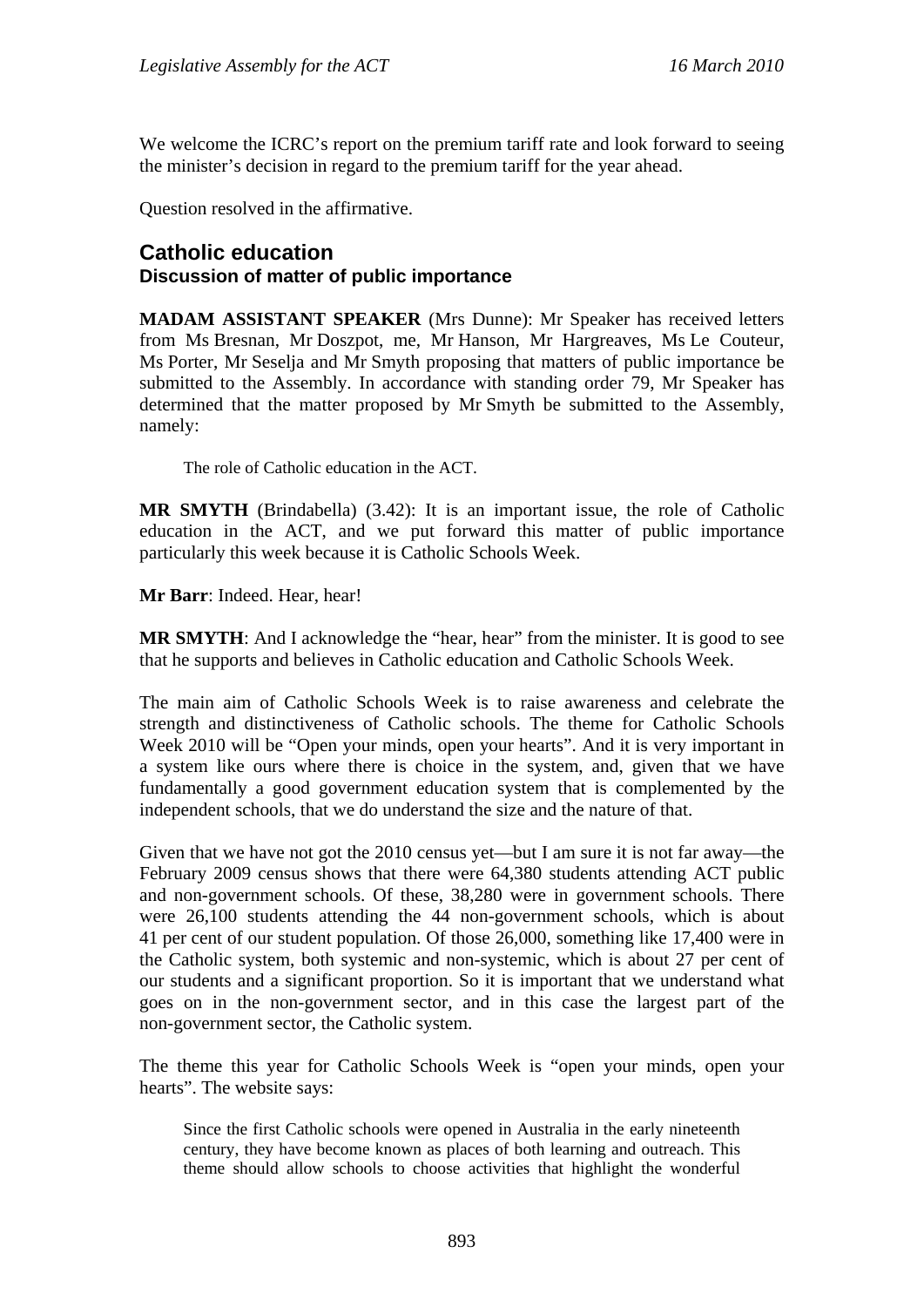We welcome the ICRC's report on the premium tariff rate and look forward to seeing the minister's decision in regard to the premium tariff for the year ahead.

Question resolved in the affirmative.

## Catholic education

### Discussion of matter of public importance

**MADAM ASSISTANT SPEAKER** (Mrs Dunne): Mr Speaker has received letters from Ms Bresnan, Mr Doszpot, me, Mr Hanson, Mr Hargreaves, Ms Le Couteur, Ms Porter, Mr Seselja and Mr Smyth proposing that matters of public importance be submitted to the Assembly. In accordance with standing order 79, Mr Speaker has determined that the matter proposed by Mr Smyth be submitted to the Assembly, namely:

> The role of Catholic education in the ACT.

**MR SMYTH** (Brindabella) (3.42): It is an important issue, the role of Catholic education in the ACT, and we put forward this matter of public importance particularly this week because it is Catholic Schools Week.

**Mr Barr**: Indeed. Hear, hear!

**MR SMYTH**: And I acknowledge the "hear, hear" from the minister. It is good to see that he supports and believes in Catholic education and Catholic Schools Week.

The main aim of Catholic Schools Week is to raise awareness and celebrate the strength and distinctiveness of Catholic schools. The theme for Catholic Schools Week 2010 will be "Open your minds, open your hearts". And it is very important in a system like ours where there is choice in the system, and, given that we have fundamentally a good government education system that is complemented by the independent schools, that we do understand the size and the nature of that.

Given that we have not got the 2010 census yet—but I am sure it is not far away—the February 2009 census shows that there were 64,380 students attending ACT public and non-government schools. Of these, 38,280 were in government schools. There were 26,100 students attending the 44 non-government schools, which is about 41 per cent of our student population. Of those 26,000, something like 17,400 were in the Catholic system, both systemic and non-systemic, which is about 27 per cent of our students and a significant proportion. So it is important that we understand what goes on in the non-government sector, and in this case the largest part of the non-government sector, the Catholic system.

The theme this year for Catholic Schools Week is "open your minds, open your hearts". The website says:

> Since the first Catholic schools were opened in Australia in the early nineteenth century, they have become known as places of both learning and outreach. This theme should allow schools to choose activities that highlight the wonderful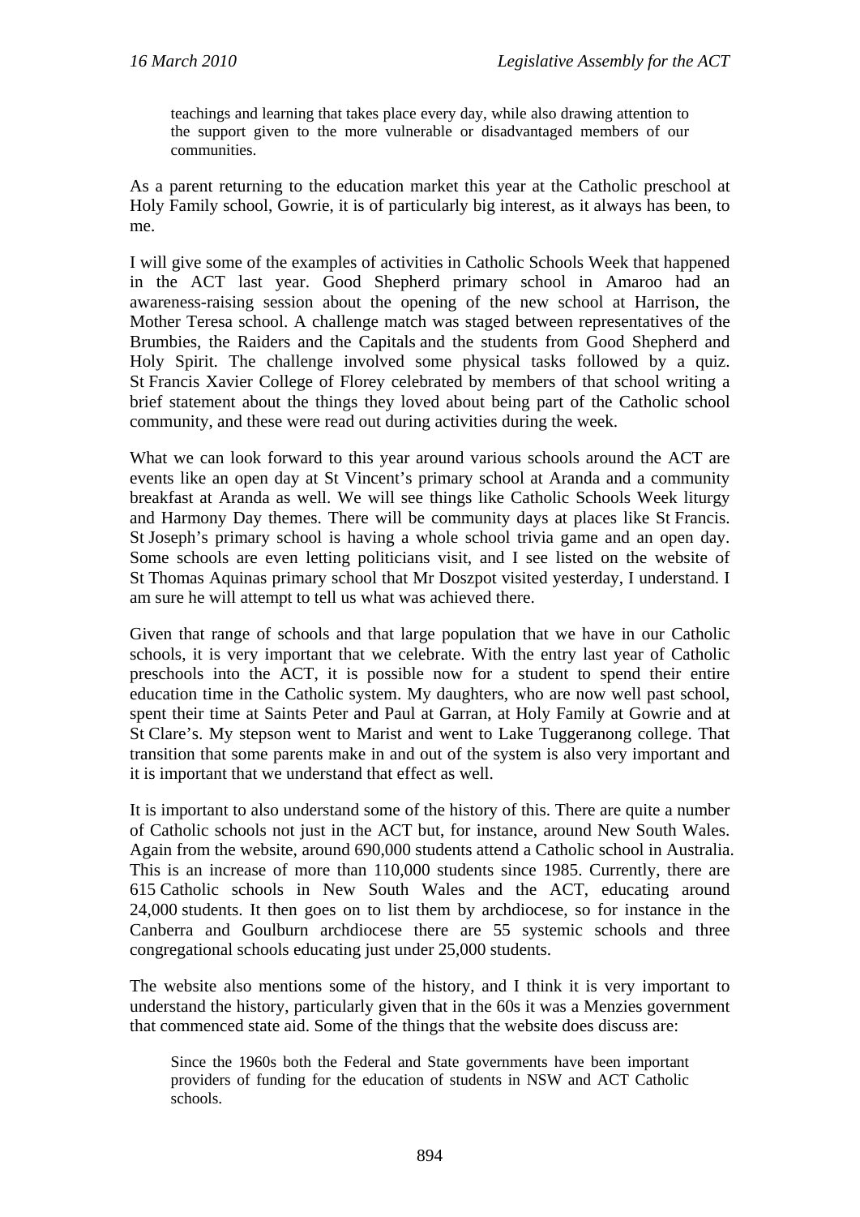> teachings and learning that takes place every day, while also drawing attention to the support given to the more vulnerable or disadvantaged members of our communities.

As a parent returning to the education market this year at the Catholic preschool at Holy Family school, Gowrie, it is of particularly big interest, as it always has been, to me.

I will give some of the examples of activities in Catholic Schools Week that happened in the ACT last year. Good Shepherd primary school in Amaroo had an awareness-raising session about the opening of the new school at Harrison, the Mother Teresa school. A challenge match was staged between representatives of the Brumbies, the Raiders and the Capitals and the students from Good Shepherd and Holy Spirit. The challenge involved some physical tasks followed by a quiz. St Francis Xavier College of Florey celebrated by members of that school writing a brief statement about the things they loved about being part of the Catholic school community, and these were read out during activities during the week.

What we can look forward to this year around various schools around the ACT are events like an open day at St Vincent's primary school at Aranda and a community breakfast at Aranda as well. We will see things like Catholic Schools Week liturgy and Harmony Day themes. There will be community days at places like St Francis. St Joseph's primary school is having a whole school trivia game and an open day. Some schools are even letting politicians visit, and I see listed on the website of St Thomas Aquinas primary school that Mr Doszpot visited yesterday, I understand. I am sure he will attempt to tell us what was achieved there.

Given that range of schools and that large population that we have in our Catholic schools, it is very important that we celebrate. With the entry last year of Catholic preschools into the ACT, it is possible now for a student to spend their entire education time in the Catholic system. My daughters, who are now well past school, spent their time at Saints Peter and Paul at Garran, at Holy Family at Gowrie and at St Clare's. My stepson went to Marist and went to Lake Tuggeranong college. That transition that some parents make in and out of the system is also very important and it is important that we understand that effect as well.

It is important to also understand some of the history of this. There are quite a number of Catholic schools not just in the ACT but, for instance, around New South Wales. Again from the website, around 690,000 students attend a Catholic school in Australia. This is an increase of more than 110,000 students since 1985. Currently, there are 615 Catholic schools in New South Wales and the ACT, educating around 24,000 students. It then goes on to list them by archdiocese, so for instance in the Canberra and Goulburn archdiocese there are 55 systemic schools and three congregational schools educating just under 25,000 students.

The website also mentions some of the history, and I think it is very important to understand the history, particularly given that in the 60s it was a Menzies government that commenced state aid. Some of the things that the website does discuss are:

> Since the 1960s both the Federal and State governments have been important providers of funding for the education of students in NSW and ACT Catholic schools.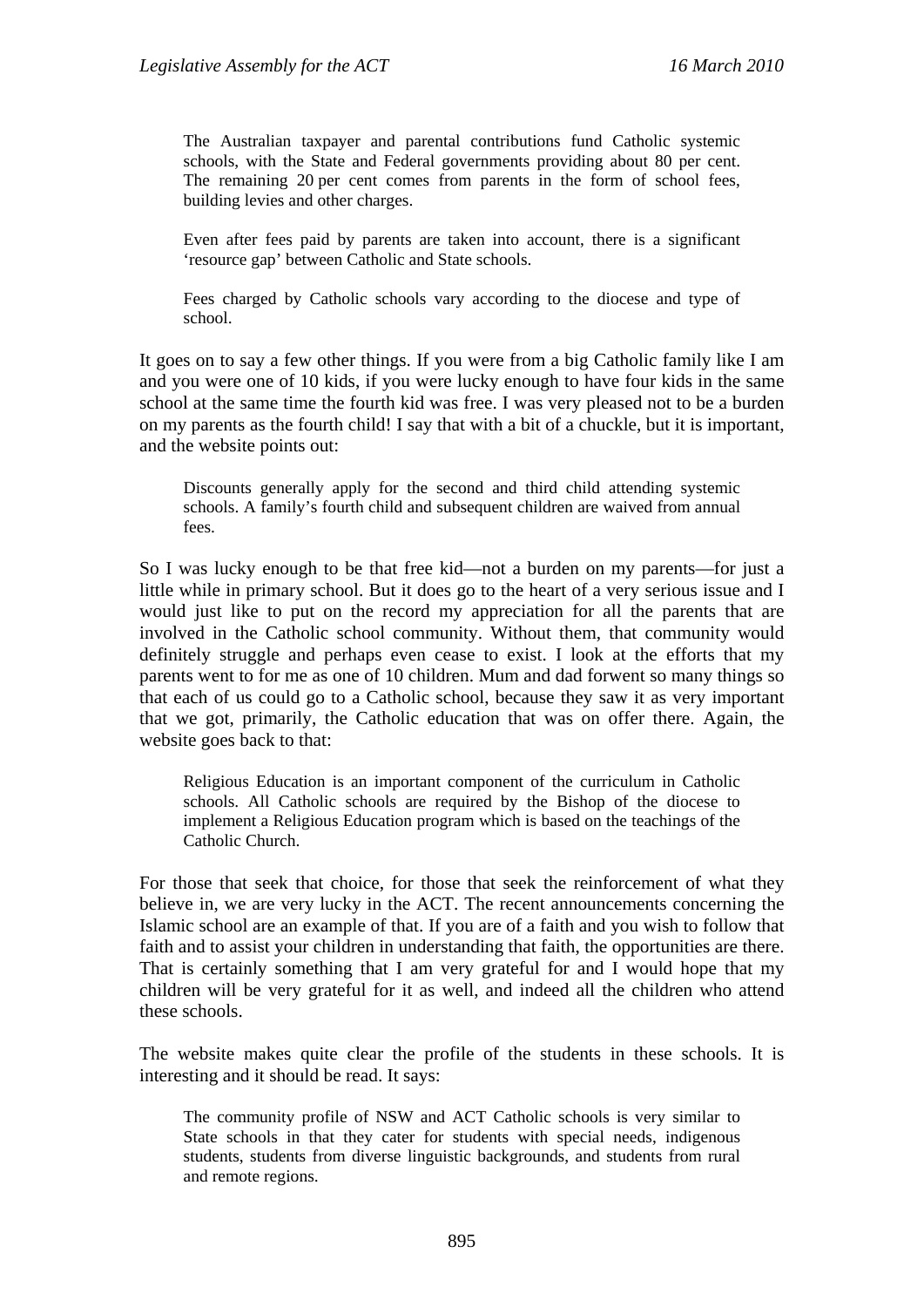> The Australian taxpayer and parental contributions fund Catholic systemic schools, with the State and Federal governments providing about 80 per cent. The remaining 20 per cent comes from parents in the form of school fees, building levies and other charges.
>
> Even after fees paid by parents are taken into account, there is a significant 'resource gap' between Catholic and State schools.
>
> Fees charged by Catholic schools vary according to the diocese and type of school.

It goes on to say a few other things. If you were from a big Catholic family like I am and you were one of 10 kids, if you were lucky enough to have four kids in the same school at the same time the fourth kid was free. I was very pleased not to be a burden on my parents as the fourth child! I say that with a bit of a chuckle, but it is important, and the website points out:

> Discounts generally apply for the second and third child attending systemic schools. A family's fourth child and subsequent children are waived from annual fees.

So I was lucky enough to be that free kid—not a burden on my parents—for just a little while in primary school. But it does go to the heart of a very serious issue and I would just like to put on the record my appreciation for all the parents that are involved in the Catholic school community. Without them, that community would definitely struggle and perhaps even cease to exist. I look at the efforts that my parents went to for me as one of 10 children. Mum and dad forwent so many things so that each of us could go to a Catholic school, because they saw it as very important that we got, primarily, the Catholic education that was on offer there. Again, the website goes back to that:

> Religious Education is an important component of the curriculum in Catholic schools. All Catholic schools are required by the Bishop of the diocese to implement a Religious Education program which is based on the teachings of the Catholic Church.

For those that seek that choice, for those that seek the reinforcement of what they believe in, we are very lucky in the ACT. The recent announcements concerning the Islamic school are an example of that. If you are of a faith and you wish to follow that faith and to assist your children in understanding that faith, the opportunities are there. That is certainly something that I am very grateful for and I would hope that my children will be very grateful for it as well, and indeed all the children who attend these schools.

The website makes quite clear the profile of the students in these schools. It is interesting and it should be read. It says:

> The community profile of NSW and ACT Catholic schools is very similar to State schools in that they cater for students with special needs, indigenous students, students from diverse linguistic backgrounds, and students from rural and remote regions.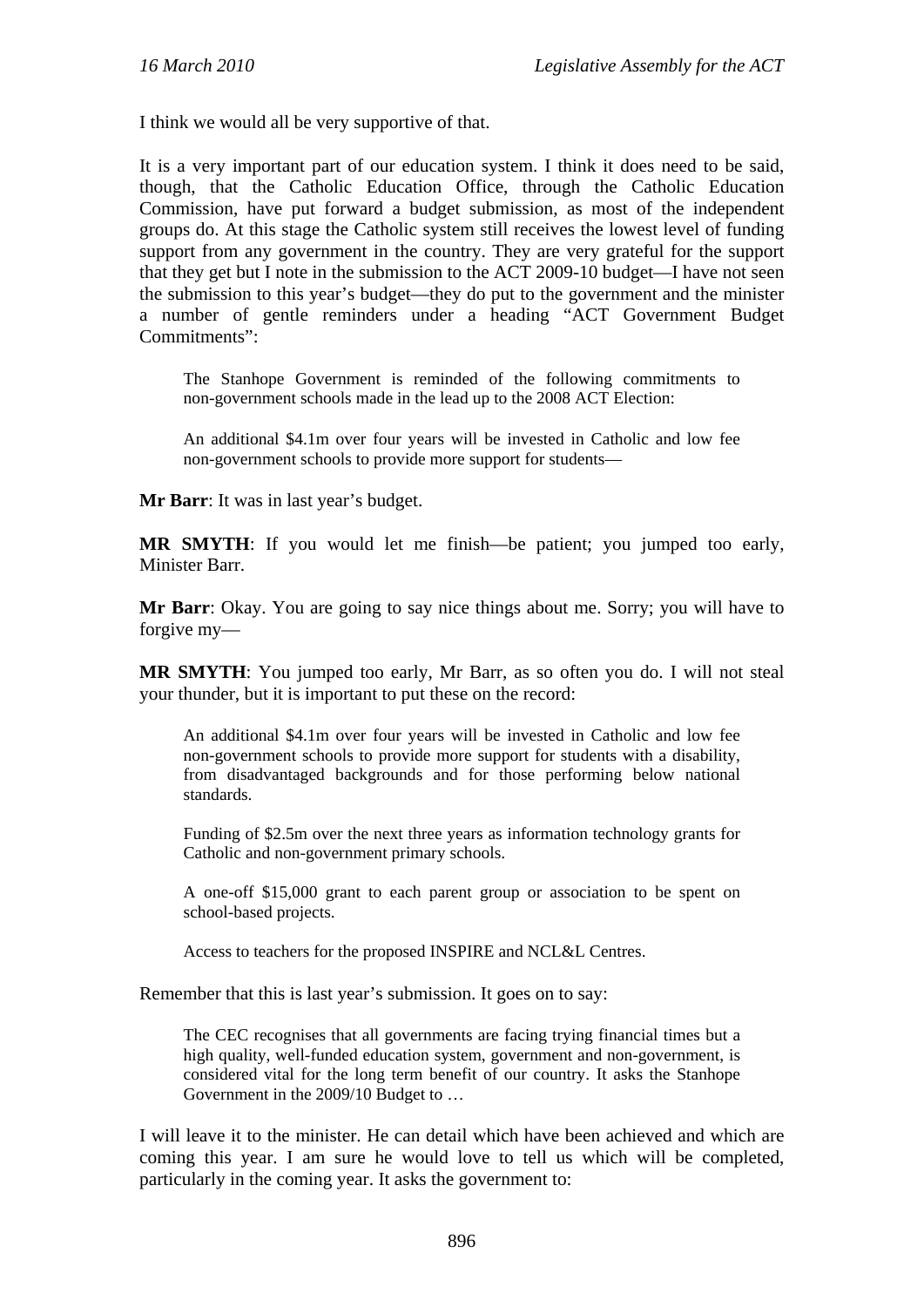I think we would all be very supportive of that.

It is a very important part of our education system. I think it does need to be said, though, that the Catholic Education Office, through the Catholic Education Commission, have put forward a budget submission, as most of the independent groups do. At this stage the Catholic system still receives the lowest level of funding support from any government in the country. They are very grateful for the support that they get but I note in the submission to the ACT 2009-10 budget—I have not seen the submission to this year's budget—they do put to the government and the minister a number of gentle reminders under a heading "ACT Government Budget Commitments":

> The Stanhope Government is reminded of the following commitments to non-government schools made in the lead up to the 2008 ACT Election:
>
> An additional $4.1m over four years will be invested in Catholic and low fee non-government schools to provide more support for students—

**Mr Barr**: It was in last year's budget.

**MR SMYTH**: If you would let me finish—be patient; you jumped too early, Minister Barr.

**Mr Barr**: Okay. You are going to say nice things about me. Sorry; you will have to forgive my—

**MR SMYTH**: You jumped too early, Mr Barr, as so often you do. I will not steal your thunder, but it is important to put these on the record:

> An additional $4.1m over four years will be invested in Catholic and low fee non-government schools to provide more support for students with a disability, from disadvantaged backgrounds and for those performing below national standards.
>
> Funding of $2.5m over the next three years as information technology grants for Catholic and non-government primary schools.
>
> A one-off $15,000 grant to each parent group or association to be spent on school-based projects.
>
> Access to teachers for the proposed INSPIRE and NCL&L Centres.

Remember that this is last year's submission. It goes on to say:

> The CEC recognises that all governments are facing trying financial times but a high quality, well-funded education system, government and non-government, is considered vital for the long term benefit of our country. It asks the Stanhope Government in the 2009/10 Budget to …

I will leave it to the minister. He can detail which have been achieved and which are coming this year. I am sure he would love to tell us which will be completed, particularly in the coming year. It asks the government to: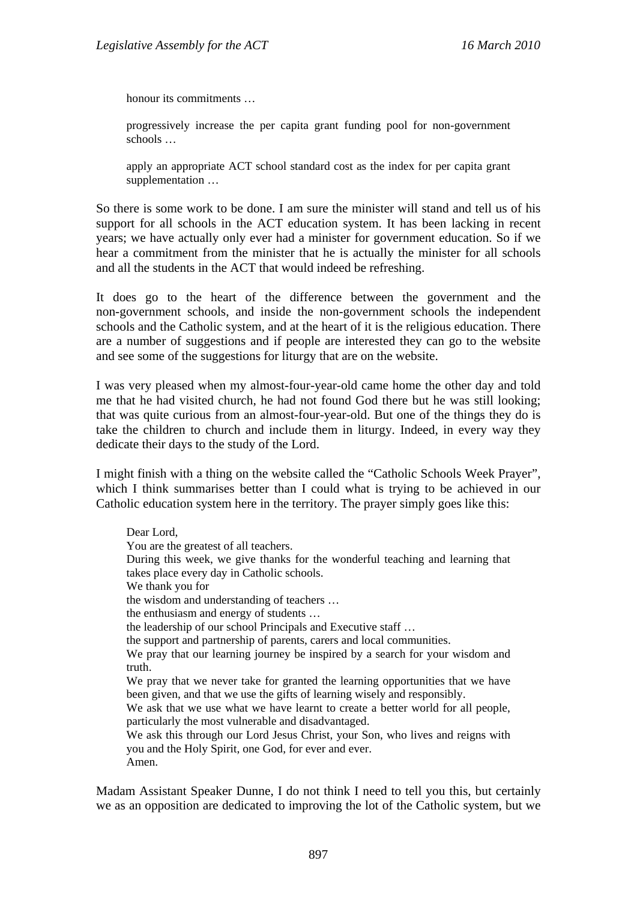> honour its commitments …
>
> progressively increase the per capita grant funding pool for non-government schools …
>
> apply an appropriate ACT school standard cost as the index for per capita grant supplementation …

So there is some work to be done. I am sure the minister will stand and tell us of his support for all schools in the ACT education system. It has been lacking in recent years; we have actually only ever had a minister for government education. So if we hear a commitment from the minister that he is actually the minister for all schools and all the students in the ACT that would indeed be refreshing.

It does go to the heart of the difference between the government and the non-government schools, and inside the non-government schools the independent schools and the Catholic system, and at the heart of it is the religious education. There are a number of suggestions and if people are interested they can go to the website and see some of the suggestions for liturgy that are on the website.

I was very pleased when my almost-four-year-old came home the other day and told me that he had visited church, he had not found God there but he was still looking; that was quite curious from an almost-four-year-old. But one of the things they do is take the children to church and include them in liturgy. Indeed, in every way they dedicate their days to the study of the Lord.

I might finish with a thing on the website called the "Catholic Schools Week Prayer", which I think summarises better than I could what is trying to be achieved in our Catholic education system here in the territory. The prayer simply goes like this:

> Dear Lord,
> You are the greatest of all teachers.
> During this week, we give thanks for the wonderful teaching and learning that takes place every day in Catholic schools.
> We thank you for
> the wisdom and understanding of teachers …
> the enthusiasm and energy of students …
> the leadership of our school Principals and Executive staff …
> the support and partnership of parents, carers and local communities.
> We pray that our learning journey be inspired by a search for your wisdom and truth.
> We pray that we never take for granted the learning opportunities that we have been given, and that we use the gifts of learning wisely and responsibly.
> We ask that we use what we have learnt to create a better world for all people, particularly the most vulnerable and disadvantaged.
> We ask this through our Lord Jesus Christ, your Son, who lives and reigns with you and the Holy Spirit, one God, for ever and ever.
> Amen.

Madam Assistant Speaker Dunne, I do not think I need to tell you this, but certainly we as an opposition are dedicated to improving the lot of the Catholic system, but we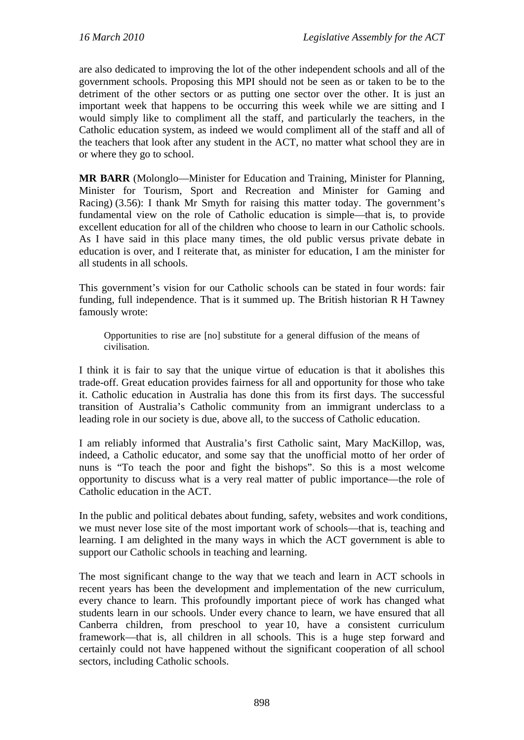are also dedicated to improving the lot of the other independent schools and all of the government schools. Proposing this MPI should not be seen as or taken to be to the detriment of the other sectors or as putting one sector over the other. It is just an important week that happens to be occurring this week while we are sitting and I would simply like to compliment all the staff, and particularly the teachers, in the Catholic education system, as indeed we would compliment all of the staff and all of the teachers that look after any student in the ACT, no matter what school they are in or where they go to school.

**MR BARR** (Molonglo—Minister for Education and Training, Minister for Planning, Minister for Tourism, Sport and Recreation and Minister for Gaming and Racing) (3.56): I thank Mr Smyth for raising this matter today. The government's fundamental view on the role of Catholic education is simple—that is, to provide excellent education for all of the children who choose to learn in our Catholic schools. As I have said in this place many times, the old public versus private debate in education is over, and I reiterate that, as minister for education, I am the minister for all students in all schools.

This government's vision for our Catholic schools can be stated in four words: fair funding, full independence. That is it summed up. The British historian R H Tawney famously wrote:

> Opportunities to rise are [no] substitute for a general diffusion of the means of civilisation.

I think it is fair to say that the unique virtue of education is that it abolishes this trade-off. Great education provides fairness for all and opportunity for those who take it. Catholic education in Australia has done this from its first days. The successful transition of Australia's Catholic community from an immigrant underclass to a leading role in our society is due, above all, to the success of Catholic education.

I am reliably informed that Australia's first Catholic saint, Mary MacKillop, was, indeed, a Catholic educator, and some say that the unofficial motto of her order of nuns is "To teach the poor and fight the bishops". So this is a most welcome opportunity to discuss what is a very real matter of public importance—the role of Catholic education in the ACT.

In the public and political debates about funding, safety, websites and work conditions, we must never lose site of the most important work of schools—that is, teaching and learning. I am delighted in the many ways in which the ACT government is able to support our Catholic schools in teaching and learning.

The most significant change to the way that we teach and learn in ACT schools in recent years has been the development and implementation of the new curriculum, every chance to learn. This profoundly important piece of work has changed what students learn in our schools. Under every chance to learn, we have ensured that all Canberra children, from preschool to year 10, have a consistent curriculum framework—that is, all children in all schools. This is a huge step forward and certainly could not have happened without the significant cooperation of all school sectors, including Catholic schools.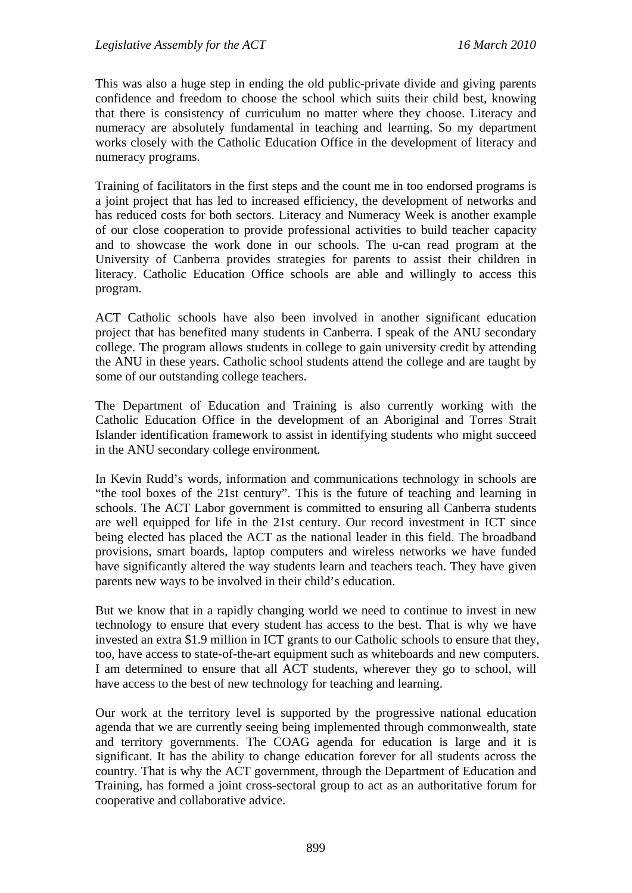This was also a huge step in ending the old public-private divide and giving parents confidence and freedom to choose the school which suits their child best, knowing that there is consistency of curriculum no matter where they choose. Literacy and numeracy are absolutely fundamental in teaching and learning. So my department works closely with the Catholic Education Office in the development of literacy and numeracy programs.

Training of facilitators in the first steps and the count me in too endorsed programs is a joint project that has led to increased efficiency, the development of networks and has reduced costs for both sectors. Literacy and Numeracy Week is another example of our close cooperation to provide professional activities to build teacher capacity and to showcase the work done in our schools. The u-can read program at the University of Canberra provides strategies for parents to assist their children in literacy. Catholic Education Office schools are able and willingly to access this program.

ACT Catholic schools have also been involved in another significant education project that has benefited many students in Canberra. I speak of the ANU secondary college. The program allows students in college to gain university credit by attending the ANU in these years. Catholic school students attend the college and are taught by some of our outstanding college teachers.

The Department of Education and Training is also currently working with the Catholic Education Office in the development of an Aboriginal and Torres Strait Islander identification framework to assist in identifying students who might succeed in the ANU secondary college environment.

In Kevin Rudd's words, information and communications technology in schools are "the tool boxes of the 21st century". This is the future of teaching and learning in schools. The ACT Labor government is committed to ensuring all Canberra students are well equipped for life in the 21st century. Our record investment in ICT since being elected has placed the ACT as the national leader in this field. The broadband provisions, smart boards, laptop computers and wireless networks we have funded have significantly altered the way students learn and teachers teach. They have given parents new ways to be involved in their child's education.

But we know that in a rapidly changing world we need to continue to invest in new technology to ensure that every student has access to the best. That is why we have invested an extra $1.9 million in ICT grants to our Catholic schools to ensure that they, too, have access to state-of-the-art equipment such as whiteboards and new computers. I am determined to ensure that all ACT students, wherever they go to school, will have access to the best of new technology for teaching and learning.

Our work at the territory level is supported by the progressive national education agenda that we are currently seeing being implemented through commonwealth, state and territory governments. The COAG agenda for education is large and it is significant. It has the ability to change education forever for all students across the country. That is why the ACT government, through the Department of Education and Training, has formed a joint cross-sectoral group to act as an authoritative forum for cooperative and collaborative advice.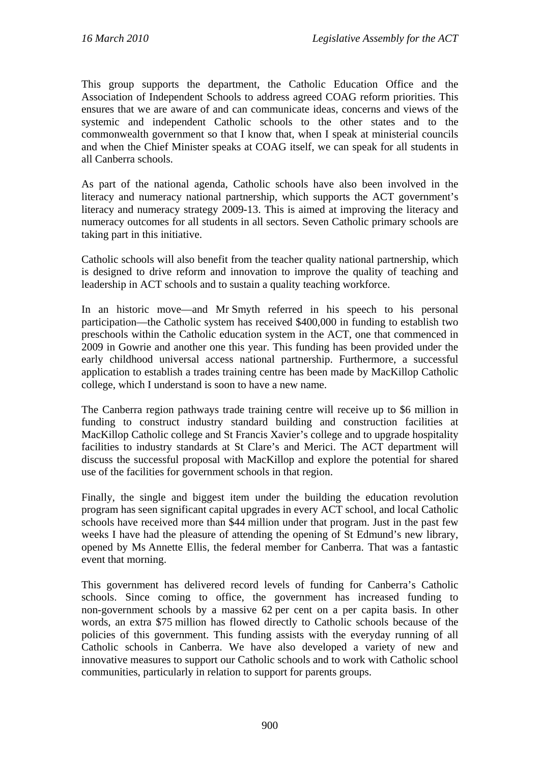This group supports the department, the Catholic Education Office and the Association of Independent Schools to address agreed COAG reform priorities. This ensures that we are aware of and can communicate ideas, concerns and views of the systemic and independent Catholic schools to the other states and to the commonwealth government so that I know that, when I speak at ministerial councils and when the Chief Minister speaks at COAG itself, we can speak for all students in all Canberra schools.

As part of the national agenda, Catholic schools have also been involved in the literacy and numeracy national partnership, which supports the ACT government's literacy and numeracy strategy 2009-13. This is aimed at improving the literacy and numeracy outcomes for all students in all sectors. Seven Catholic primary schools are taking part in this initiative.

Catholic schools will also benefit from the teacher quality national partnership, which is designed to drive reform and innovation to improve the quality of teaching and leadership in ACT schools and to sustain a quality teaching workforce.

In an historic move—and Mr Smyth referred in his speech to his personal participation—the Catholic system has received $400,000 in funding to establish two preschools within the Catholic education system in the ACT, one that commenced in 2009 in Gowrie and another one this year. This funding has been provided under the early childhood universal access national partnership. Furthermore, a successful application to establish a trades training centre has been made by MacKillop Catholic college, which I understand is soon to have a new name.

The Canberra region pathways trade training centre will receive up to $6 million in funding to construct industry standard building and construction facilities at MacKillop Catholic college and St Francis Xavier's college and to upgrade hospitality facilities to industry standards at St Clare's and Merici. The ACT department will discuss the successful proposal with MacKillop and explore the potential for shared use of the facilities for government schools in that region.

Finally, the single and biggest item under the building the education revolution program has seen significant capital upgrades in every ACT school, and local Catholic schools have received more than $44 million under that program. Just in the past few weeks I have had the pleasure of attending the opening of St Edmund's new library, opened by Ms Annette Ellis, the federal member for Canberra. That was a fantastic event that morning.

This government has delivered record levels of funding for Canberra's Catholic schools. Since coming to office, the government has increased funding to non-government schools by a massive 62 per cent on a per capita basis. In other words, an extra $75 million has flowed directly to Catholic schools because of the policies of this government. This funding assists with the everyday running of all Catholic schools in Canberra. We have also developed a variety of new and innovative measures to support our Catholic schools and to work with Catholic school communities, particularly in relation to support for parents groups.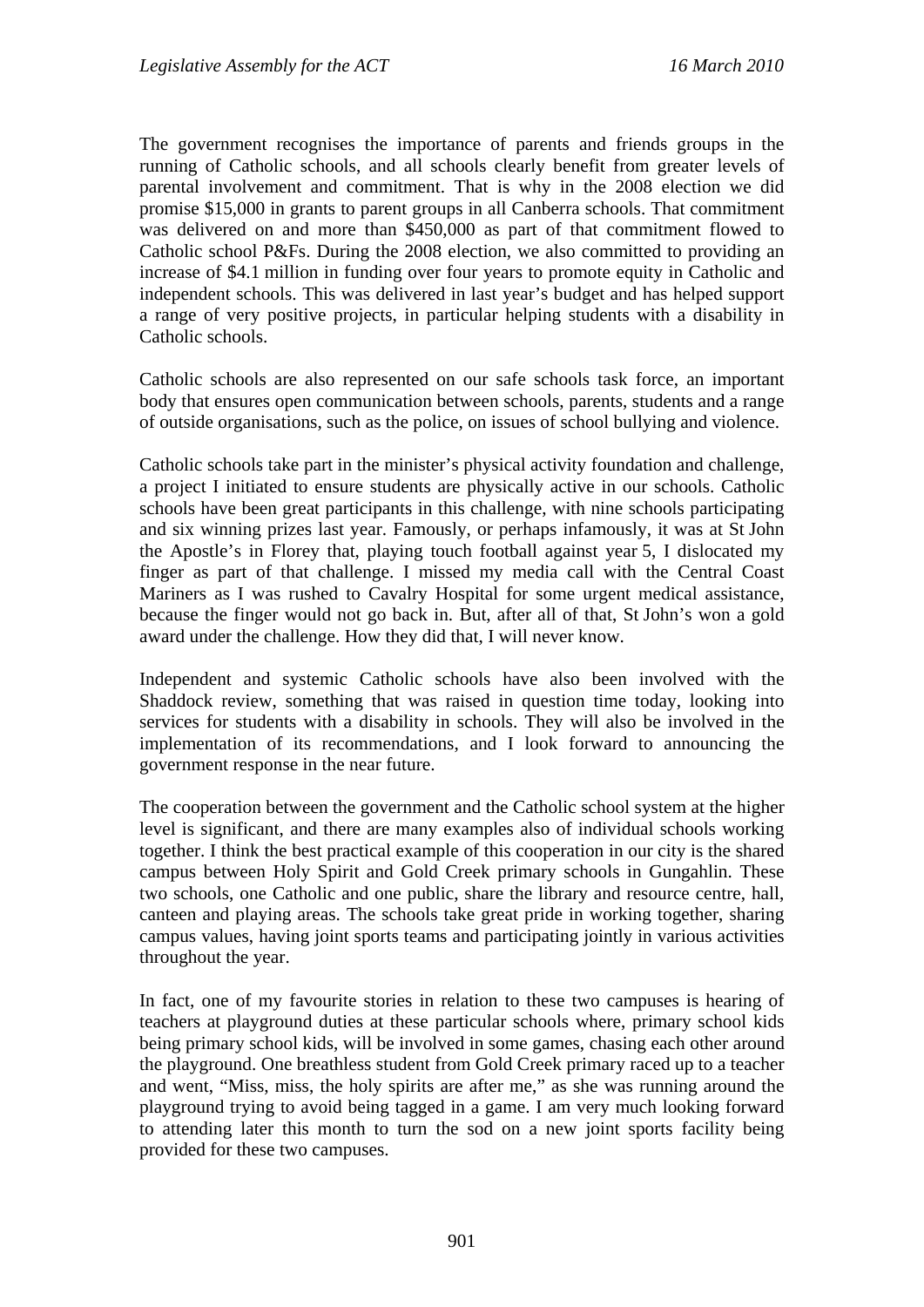The government recognises the importance of parents and friends groups in the running of Catholic schools, and all schools clearly benefit from greater levels of parental involvement and commitment. That is why in the 2008 election we did promise $15,000 in grants to parent groups in all Canberra schools. That commitment was delivered on and more than $450,000 as part of that commitment flowed to Catholic school P&Fs. During the 2008 election, we also committed to providing an increase of $4.1 million in funding over four years to promote equity in Catholic and independent schools. This was delivered in last year's budget and has helped support a range of very positive projects, in particular helping students with a disability in Catholic schools.

Catholic schools are also represented on our safe schools task force, an important body that ensures open communication between schools, parents, students and a range of outside organisations, such as the police, on issues of school bullying and violence.

Catholic schools take part in the minister's physical activity foundation and challenge, a project I initiated to ensure students are physically active in our schools. Catholic schools have been great participants in this challenge, with nine schools participating and six winning prizes last year. Famously, or perhaps infamously, it was at St John the Apostle's in Florey that, playing touch football against year 5, I dislocated my finger as part of that challenge. I missed my media call with the Central Coast Mariners as I was rushed to Cavalry Hospital for some urgent medical assistance, because the finger would not go back in. But, after all of that, St John's won a gold award under the challenge. How they did that, I will never know.

Independent and systemic Catholic schools have also been involved with the Shaddock review, something that was raised in question time today, looking into services for students with a disability in schools. They will also be involved in the implementation of its recommendations, and I look forward to announcing the government response in the near future.

The cooperation between the government and the Catholic school system at the higher level is significant, and there are many examples also of individual schools working together. I think the best practical example of this cooperation in our city is the shared campus between Holy Spirit and Gold Creek primary schools in Gungahlin. These two schools, one Catholic and one public, share the library and resource centre, hall, canteen and playing areas. The schools take great pride in working together, sharing campus values, having joint sports teams and participating jointly in various activities throughout the year.

In fact, one of my favourite stories in relation to these two campuses is hearing of teachers at playground duties at these particular schools where, primary school kids being primary school kids, will be involved in some games, chasing each other around the playground. One breathless student from Gold Creek primary raced up to a teacher and went, "Miss, miss, the holy spirits are after me," as she was running around the playground trying to avoid being tagged in a game. I am very much looking forward to attending later this month to turn the sod on a new joint sports facility being provided for these two campuses.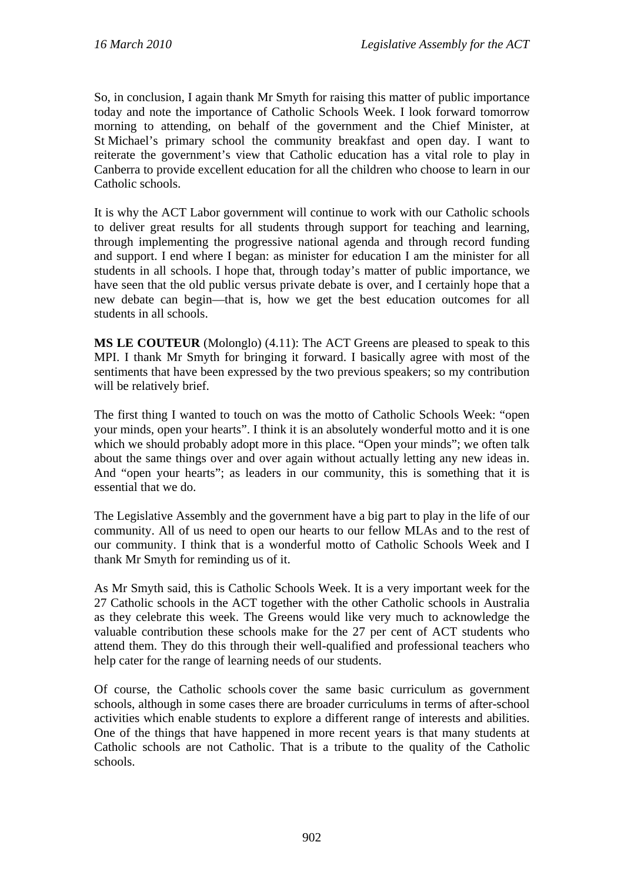So, in conclusion, I again thank Mr Smyth for raising this matter of public importance today and note the importance of Catholic Schools Week. I look forward tomorrow morning to attending, on behalf of the government and the Chief Minister, at St Michael's primary school the community breakfast and open day. I want to reiterate the government's view that Catholic education has a vital role to play in Canberra to provide excellent education for all the children who choose to learn in our Catholic schools.

It is why the ACT Labor government will continue to work with our Catholic schools to deliver great results for all students through support for teaching and learning, through implementing the progressive national agenda and through record funding and support. I end where I began: as minister for education I am the minister for all students in all schools. I hope that, through today's matter of public importance, we have seen that the old public versus private debate is over, and I certainly hope that a new debate can begin—that is, how we get the best education outcomes for all students in all schools.

**MS LE COUTEUR** (Molonglo) (4.11): The ACT Greens are pleased to speak to this MPI. I thank Mr Smyth for bringing it forward. I basically agree with most of the sentiments that have been expressed by the two previous speakers; so my contribution will be relatively brief.

The first thing I wanted to touch on was the motto of Catholic Schools Week: "open your minds, open your hearts". I think it is an absolutely wonderful motto and it is one which we should probably adopt more in this place. "Open your minds"; we often talk about the same things over and over again without actually letting any new ideas in. And "open your hearts"; as leaders in our community, this is something that it is essential that we do.

The Legislative Assembly and the government have a big part to play in the life of our community. All of us need to open our hearts to our fellow MLAs and to the rest of our community. I think that is a wonderful motto of Catholic Schools Week and I thank Mr Smyth for reminding us of it.

As Mr Smyth said, this is Catholic Schools Week. It is a very important week for the 27 Catholic schools in the ACT together with the other Catholic schools in Australia as they celebrate this week. The Greens would like very much to acknowledge the valuable contribution these schools make for the 27 per cent of ACT students who attend them. They do this through their well-qualified and professional teachers who help cater for the range of learning needs of our students.

Of course, the Catholic schools cover the same basic curriculum as government schools, although in some cases there are broader curriculums in terms of after-school activities which enable students to explore a different range of interests and abilities. One of the things that have happened in more recent years is that many students at Catholic schools are not Catholic. That is a tribute to the quality of the Catholic schools.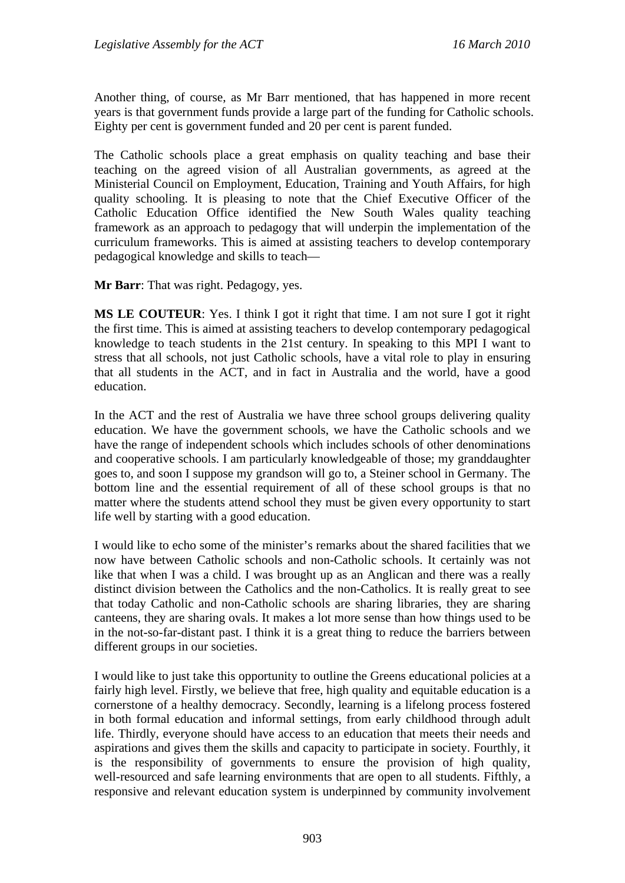Another thing, of course, as Mr Barr mentioned, that has happened in more recent years is that government funds provide a large part of the funding for Catholic schools. Eighty per cent is government funded and 20 per cent is parent funded.

The Catholic schools place a great emphasis on quality teaching and base their teaching on the agreed vision of all Australian governments, as agreed at the Ministerial Council on Employment, Education, Training and Youth Affairs, for high quality schooling. It is pleasing to note that the Chief Executive Officer of the Catholic Education Office identified the New South Wales quality teaching framework as an approach to pedagogy that will underpin the implementation of the curriculum frameworks. This is aimed at assisting teachers to develop contemporary pedagogical knowledge and skills to teach—

**Mr Barr**: That was right. Pedagogy, yes.

**MS LE COUTEUR**: Yes. I think I got it right that time. I am not sure I got it right the first time. This is aimed at assisting teachers to develop contemporary pedagogical knowledge to teach students in the 21st century. In speaking to this MPI I want to stress that all schools, not just Catholic schools, have a vital role to play in ensuring that all students in the ACT, and in fact in Australia and the world, have a good education.

In the ACT and the rest of Australia we have three school groups delivering quality education. We have the government schools, we have the Catholic schools and we have the range of independent schools which includes schools of other denominations and cooperative schools. I am particularly knowledgeable of those; my granddaughter goes to, and soon I suppose my grandson will go to, a Steiner school in Germany. The bottom line and the essential requirement of all of these school groups is that no matter where the students attend school they must be given every opportunity to start life well by starting with a good education.

I would like to echo some of the minister's remarks about the shared facilities that we now have between Catholic schools and non-Catholic schools. It certainly was not like that when I was a child. I was brought up as an Anglican and there was a really distinct division between the Catholics and the non-Catholics. It is really great to see that today Catholic and non-Catholic schools are sharing libraries, they are sharing canteens, they are sharing ovals. It makes a lot more sense than how things used to be in the not-so-far-distant past. I think it is a great thing to reduce the barriers between different groups in our societies.

I would like to just take this opportunity to outline the Greens educational policies at a fairly high level. Firstly, we believe that free, high quality and equitable education is a cornerstone of a healthy democracy. Secondly, learning is a lifelong process fostered in both formal education and informal settings, from early childhood through adult life. Thirdly, everyone should have access to an education that meets their needs and aspirations and gives them the skills and capacity to participate in society. Fourthly, it is the responsibility of governments to ensure the provision of high quality, well-resourced and safe learning environments that are open to all students. Fifthly, a responsive and relevant education system is underpinned by community involvement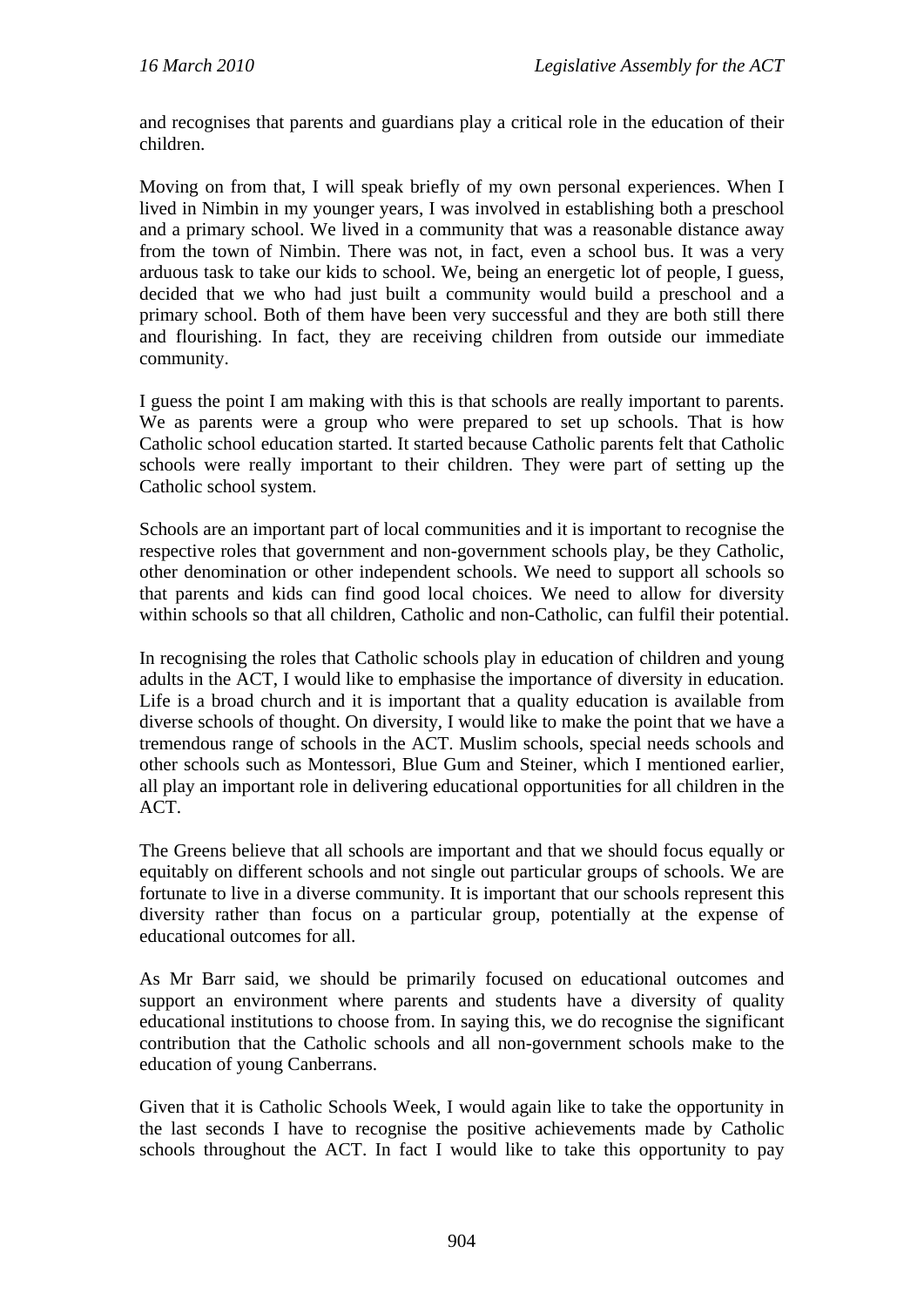and recognises that parents and guardians play a critical role in the education of their children.

Moving on from that, I will speak briefly of my own personal experiences. When I lived in Nimbin in my younger years, I was involved in establishing both a preschool and a primary school. We lived in a community that was a reasonable distance away from the town of Nimbin. There was not, in fact, even a school bus. It was a very arduous task to take our kids to school. We, being an energetic lot of people, I guess, decided that we who had just built a community would build a preschool and a primary school. Both of them have been very successful and they are both still there and flourishing. In fact, they are receiving children from outside our immediate community.

I guess the point I am making with this is that schools are really important to parents. We as parents were a group who were prepared to set up schools. That is how Catholic school education started. It started because Catholic parents felt that Catholic schools were really important to their children. They were part of setting up the Catholic school system.

Schools are an important part of local communities and it is important to recognise the respective roles that government and non-government schools play, be they Catholic, other denomination or other independent schools. We need to support all schools so that parents and kids can find good local choices. We need to allow for diversity within schools so that all children, Catholic and non-Catholic, can fulfil their potential.

In recognising the roles that Catholic schools play in education of children and young adults in the ACT, I would like to emphasise the importance of diversity in education. Life is a broad church and it is important that a quality education is available from diverse schools of thought. On diversity, I would like to make the point that we have a tremendous range of schools in the ACT. Muslim schools, special needs schools and other schools such as Montessori, Blue Gum and Steiner, which I mentioned earlier, all play an important role in delivering educational opportunities for all children in the ACT.

The Greens believe that all schools are important and that we should focus equally or equitably on different schools and not single out particular groups of schools. We are fortunate to live in a diverse community. It is important that our schools represent this diversity rather than focus on a particular group, potentially at the expense of educational outcomes for all.

As Mr Barr said, we should be primarily focused on educational outcomes and support an environment where parents and students have a diversity of quality educational institutions to choose from. In saying this, we do recognise the significant contribution that the Catholic schools and all non-government schools make to the education of young Canberrans.

Given that it is Catholic Schools Week, I would again like to take the opportunity in the last seconds I have to recognise the positive achievements made by Catholic schools throughout the ACT. In fact I would like to take this opportunity to pay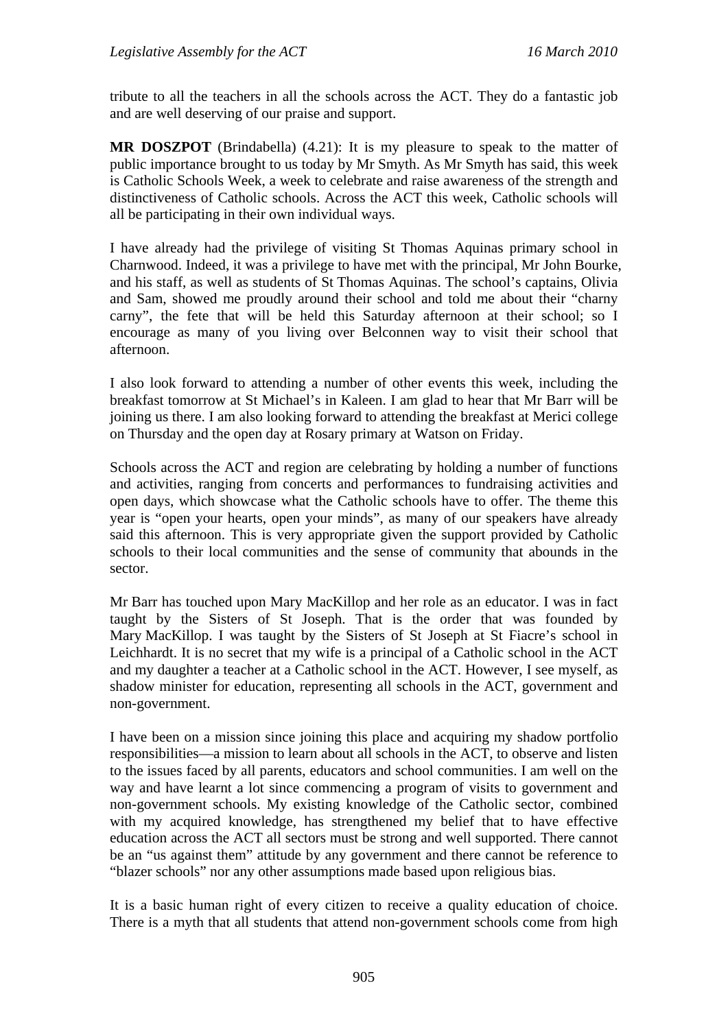tribute to all the teachers in all the schools across the ACT. They do a fantastic job and are well deserving of our praise and support.

**MR DOSZPOT** (Brindabella) (4.21): It is my pleasure to speak to the matter of public importance brought to us today by Mr Smyth. As Mr Smyth has said, this week is Catholic Schools Week, a week to celebrate and raise awareness of the strength and distinctiveness of Catholic schools. Across the ACT this week, Catholic schools will all be participating in their own individual ways.

I have already had the privilege of visiting St Thomas Aquinas primary school in Charnwood. Indeed, it was a privilege to have met with the principal, Mr John Bourke, and his staff, as well as students of St Thomas Aquinas. The school's captains, Olivia and Sam, showed me proudly around their school and told me about their "charny carny", the fete that will be held this Saturday afternoon at their school; so I encourage as many of you living over Belconnen way to visit their school that afternoon.

I also look forward to attending a number of other events this week, including the breakfast tomorrow at St Michael's in Kaleen. I am glad to hear that Mr Barr will be joining us there. I am also looking forward to attending the breakfast at Merici college on Thursday and the open day at Rosary primary at Watson on Friday.

Schools across the ACT and region are celebrating by holding a number of functions and activities, ranging from concerts and performances to fundraising activities and open days, which showcase what the Catholic schools have to offer. The theme this year is "open your hearts, open your minds", as many of our speakers have already said this afternoon. This is very appropriate given the support provided by Catholic schools to their local communities and the sense of community that abounds in the sector.

Mr Barr has touched upon Mary MacKillop and her role as an educator. I was in fact taught by the Sisters of St Joseph. That is the order that was founded by Mary MacKillop. I was taught by the Sisters of St Joseph at St Fiacre's school in Leichhardt. It is no secret that my wife is a principal of a Catholic school in the ACT and my daughter a teacher at a Catholic school in the ACT. However, I see myself, as shadow minister for education, representing all schools in the ACT, government and non-government.

I have been on a mission since joining this place and acquiring my shadow portfolio responsibilities—a mission to learn about all schools in the ACT, to observe and listen to the issues faced by all parents, educators and school communities. I am well on the way and have learnt a lot since commencing a program of visits to government and non-government schools. My existing knowledge of the Catholic sector, combined with my acquired knowledge, has strengthened my belief that to have effective education across the ACT all sectors must be strong and well supported. There cannot be an "us against them" attitude by any government and there cannot be reference to "blazer schools" nor any other assumptions made based upon religious bias.

It is a basic human right of every citizen to receive a quality education of choice. There is a myth that all students that attend non-government schools come from high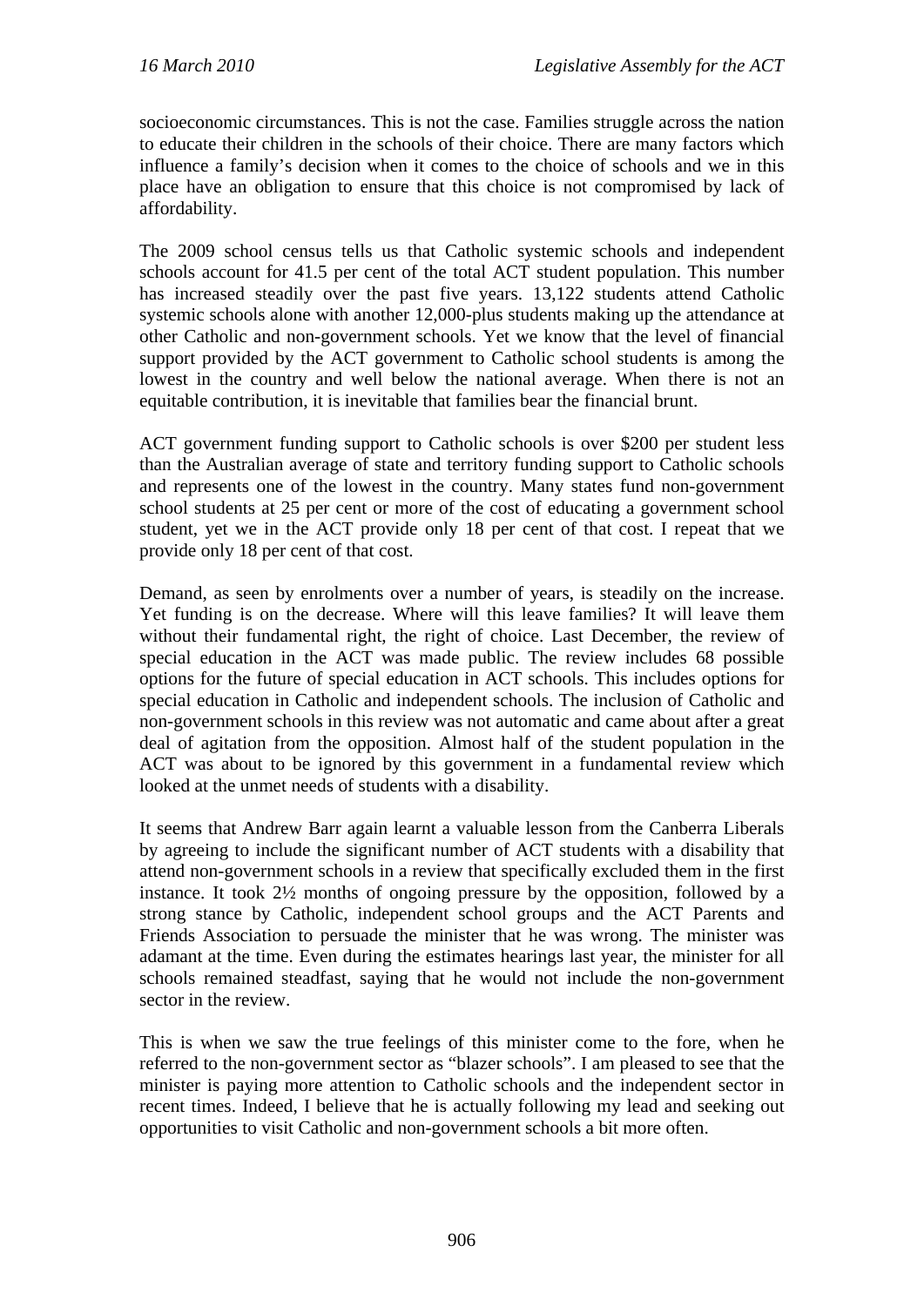socioeconomic circumstances. This is not the case. Families struggle across the nation to educate their children in the schools of their choice. There are many factors which influence a family's decision when it comes to the choice of schools and we in this place have an obligation to ensure that this choice is not compromised by lack of affordability.

The 2009 school census tells us that Catholic systemic schools and independent schools account for 41.5 per cent of the total ACT student population. This number has increased steadily over the past five years. 13,122 students attend Catholic systemic schools alone with another 12,000-plus students making up the attendance at other Catholic and non-government schools. Yet we know that the level of financial support provided by the ACT government to Catholic school students is among the lowest in the country and well below the national average. When there is not an equitable contribution, it is inevitable that families bear the financial brunt.

ACT government funding support to Catholic schools is over $200 per student less than the Australian average of state and territory funding support to Catholic schools and represents one of the lowest in the country. Many states fund non-government school students at 25 per cent or more of the cost of educating a government school student, yet we in the ACT provide only 18 per cent of that cost. I repeat that we provide only 18 per cent of that cost.

Demand, as seen by enrolments over a number of years, is steadily on the increase. Yet funding is on the decrease. Where will this leave families? It will leave them without their fundamental right, the right of choice. Last December, the review of special education in the ACT was made public. The review includes 68 possible options for the future of special education in ACT schools. This includes options for special education in Catholic and independent schools. The inclusion of Catholic and non-government schools in this review was not automatic and came about after a great deal of agitation from the opposition. Almost half of the student population in the ACT was about to be ignored by this government in a fundamental review which looked at the unmet needs of students with a disability.

It seems that Andrew Barr again learnt a valuable lesson from the Canberra Liberals by agreeing to include the significant number of ACT students with a disability that attend non-government schools in a review that specifically excluded them in the first instance. It took 2½ months of ongoing pressure by the opposition, followed by a strong stance by Catholic, independent school groups and the ACT Parents and Friends Association to persuade the minister that he was wrong. The minister was adamant at the time. Even during the estimates hearings last year, the minister for all schools remained steadfast, saying that he would not include the non-government sector in the review.

This is when we saw the true feelings of this minister come to the fore, when he referred to the non-government sector as "blazer schools". I am pleased to see that the minister is paying more attention to Catholic schools and the independent sector in recent times. Indeed, I believe that he is actually following my lead and seeking out opportunities to visit Catholic and non-government schools a bit more often.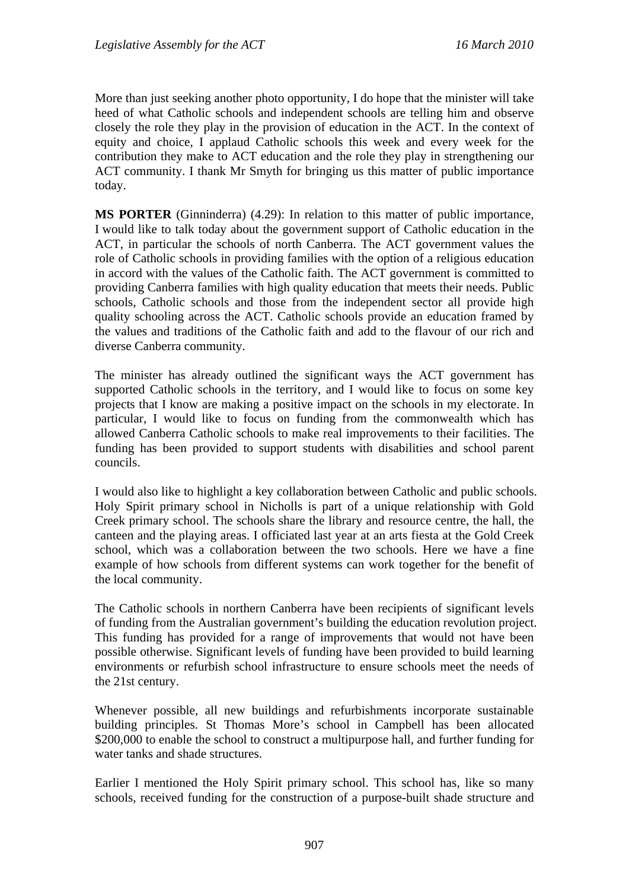More than just seeking another photo opportunity, I do hope that the minister will take heed of what Catholic schools and independent schools are telling him and observe closely the role they play in the provision of education in the ACT. In the context of equity and choice, I applaud Catholic schools this week and every week for the contribution they make to ACT education and the role they play in strengthening our ACT community. I thank Mr Smyth for bringing us this matter of public importance today.

**MS PORTER** (Ginninderra) (4.29): In relation to this matter of public importance, I would like to talk today about the government support of Catholic education in the ACT, in particular the schools of north Canberra. The ACT government values the role of Catholic schools in providing families with the option of a religious education in accord with the values of the Catholic faith. The ACT government is committed to providing Canberra families with high quality education that meets their needs. Public schools, Catholic schools and those from the independent sector all provide high quality schooling across the ACT. Catholic schools provide an education framed by the values and traditions of the Catholic faith and add to the flavour of our rich and diverse Canberra community.

The minister has already outlined the significant ways the ACT government has supported Catholic schools in the territory, and I would like to focus on some key projects that I know are making a positive impact on the schools in my electorate. In particular, I would like to focus on funding from the commonwealth which has allowed Canberra Catholic schools to make real improvements to their facilities. The funding has been provided to support students with disabilities and school parent councils.

I would also like to highlight a key collaboration between Catholic and public schools. Holy Spirit primary school in Nicholls is part of a unique relationship with Gold Creek primary school. The schools share the library and resource centre, the hall, the canteen and the playing areas. I officiated last year at an arts fiesta at the Gold Creek school, which was a collaboration between the two schools. Here we have a fine example of how schools from different systems can work together for the benefit of the local community.

The Catholic schools in northern Canberra have been recipients of significant levels of funding from the Australian government's building the education revolution project. This funding has provided for a range of improvements that would not have been possible otherwise. Significant levels of funding have been provided to build learning environments or refurbish school infrastructure to ensure schools meet the needs of the 21st century.

Whenever possible, all new buildings and refurbishments incorporate sustainable building principles. St Thomas More's school in Campbell has been allocated \$200,000 to enable the school to construct a multipurpose hall, and further funding for water tanks and shade structures.

Earlier I mentioned the Holy Spirit primary school. This school has, like so many schools, received funding for the construction of a purpose-built shade structure and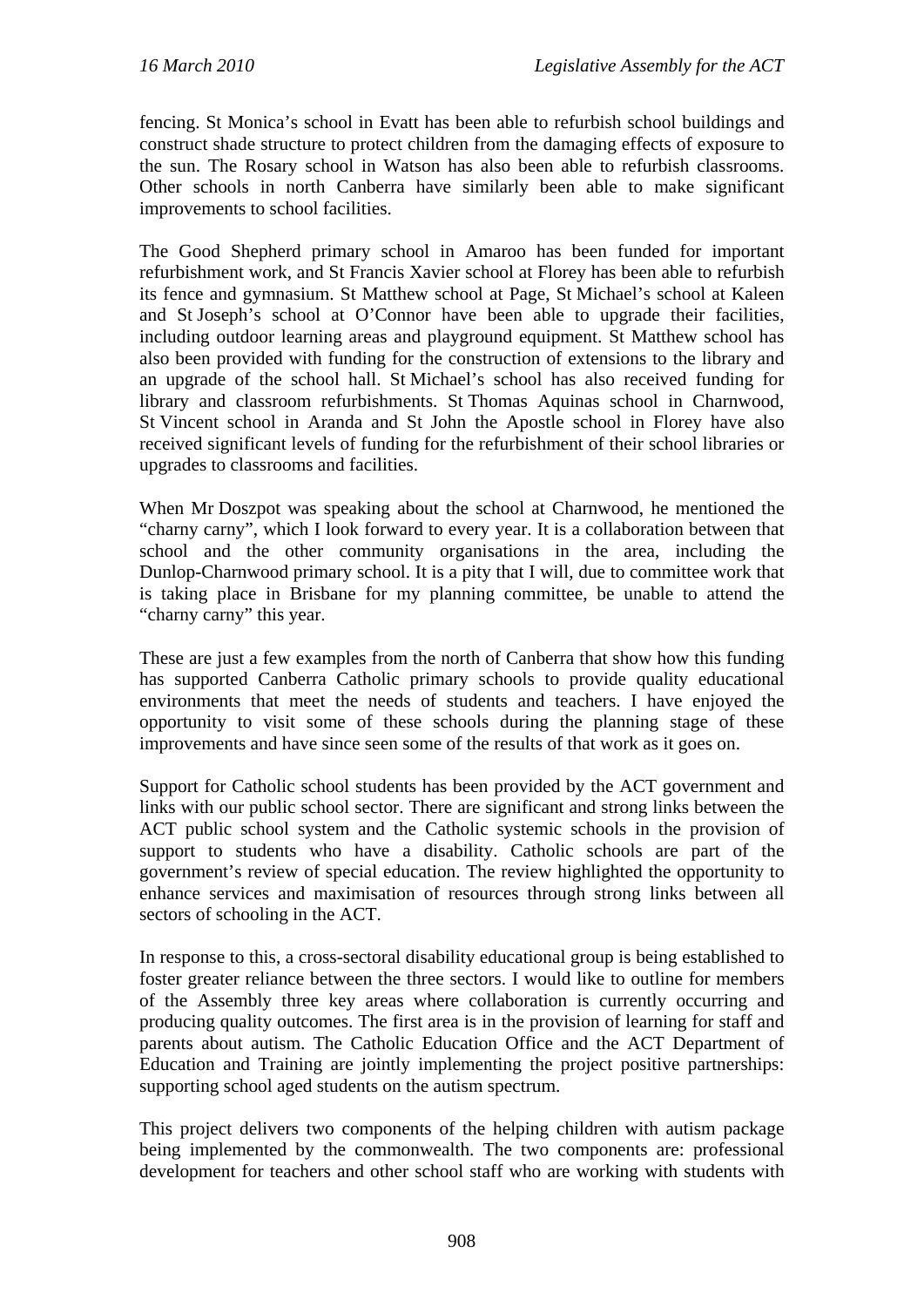fencing. St Monica's school in Evatt has been able to refurbish school buildings and construct shade structure to protect children from the damaging effects of exposure to the sun. The Rosary school in Watson has also been able to refurbish classrooms. Other schools in north Canberra have similarly been able to make significant improvements to school facilities.

The Good Shepherd primary school in Amaroo has been funded for important refurbishment work, and St Francis Xavier school at Florey has been able to refurbish its fence and gymnasium. St Matthew school at Page, St Michael's school at Kaleen and St Joseph's school at O'Connor have been able to upgrade their facilities, including outdoor learning areas and playground equipment. St Matthew school has also been provided with funding for the construction of extensions to the library and an upgrade of the school hall. St Michael's school has also received funding for library and classroom refurbishments. St Thomas Aquinas school in Charnwood, St Vincent school in Aranda and St John the Apostle school in Florey have also received significant levels of funding for the refurbishment of their school libraries or upgrades to classrooms and facilities.

When Mr Doszpot was speaking about the school at Charnwood, he mentioned the "charny carny", which I look forward to every year. It is a collaboration between that school and the other community organisations in the area, including the Dunlop-Charnwood primary school. It is a pity that I will, due to committee work that is taking place in Brisbane for my planning committee, be unable to attend the "charny carny" this year.

These are just a few examples from the north of Canberra that show how this funding has supported Canberra Catholic primary schools to provide quality educational environments that meet the needs of students and teachers. I have enjoyed the opportunity to visit some of these schools during the planning stage of these improvements and have since seen some of the results of that work as it goes on.

Support for Catholic school students has been provided by the ACT government and links with our public school sector. There are significant and strong links between the ACT public school system and the Catholic systemic schools in the provision of support to students who have a disability. Catholic schools are part of the government's review of special education. The review highlighted the opportunity to enhance services and maximisation of resources through strong links between all sectors of schooling in the ACT.

In response to this, a cross-sectoral disability educational group is being established to foster greater reliance between the three sectors. I would like to outline for members of the Assembly three key areas where collaboration is currently occurring and producing quality outcomes. The first area is in the provision of learning for staff and parents about autism. The Catholic Education Office and the ACT Department of Education and Training are jointly implementing the project positive partnerships: supporting school aged students on the autism spectrum.

This project delivers two components of the helping children with autism package being implemented by the commonwealth. The two components are: professional development for teachers and other school staff who are working with students with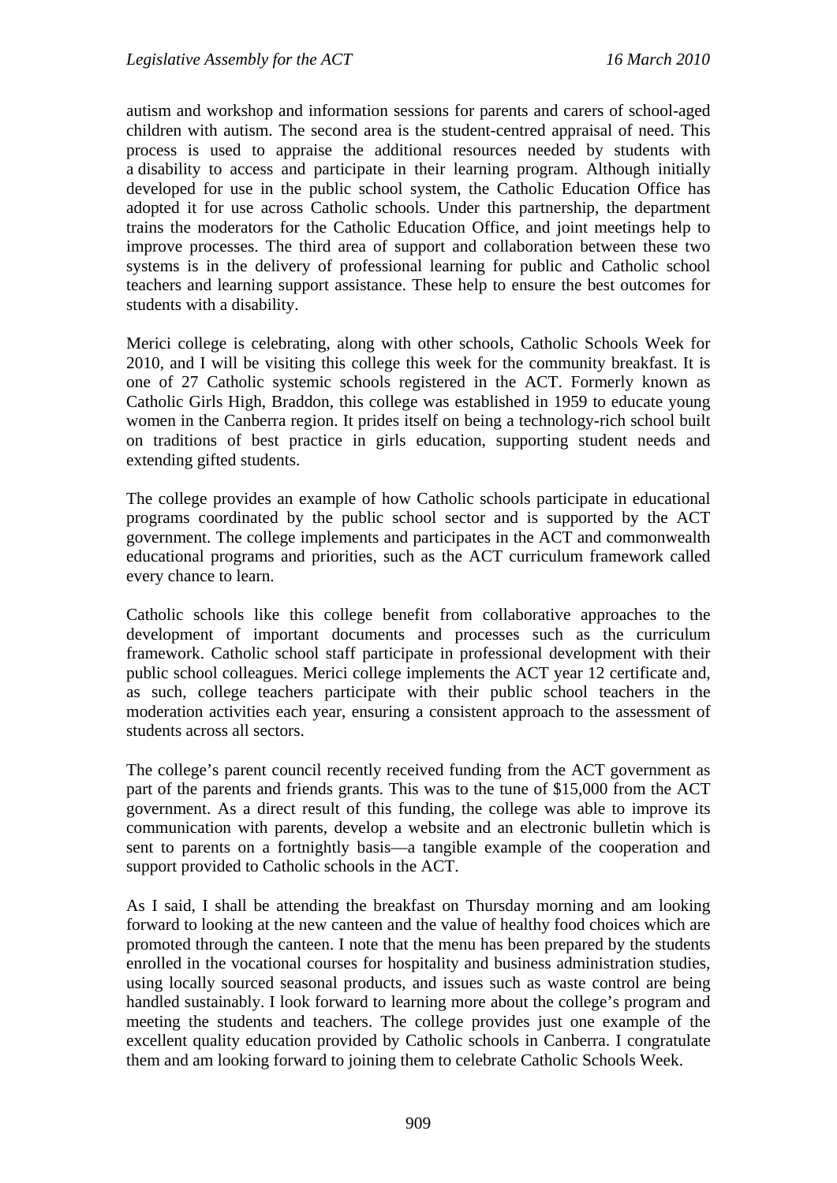autism and workshop and information sessions for parents and carers of school-aged children with autism. The second area is the student-centred appraisal of need. This process is used to appraise the additional resources needed by students with a disability to access and participate in their learning program. Although initially developed for use in the public school system, the Catholic Education Office has adopted it for use across Catholic schools. Under this partnership, the department trains the moderators for the Catholic Education Office, and joint meetings help to improve processes. The third area of support and collaboration between these two systems is in the delivery of professional learning for public and Catholic school teachers and learning support assistance. These help to ensure the best outcomes for students with a disability.

Merici college is celebrating, along with other schools, Catholic Schools Week for 2010, and I will be visiting this college this week for the community breakfast. It is one of 27 Catholic systemic schools registered in the ACT. Formerly known as Catholic Girls High, Braddon, this college was established in 1959 to educate young women in the Canberra region. It prides itself on being a technology-rich school built on traditions of best practice in girls education, supporting student needs and extending gifted students.

The college provides an example of how Catholic schools participate in educational programs coordinated by the public school sector and is supported by the ACT government. The college implements and participates in the ACT and commonwealth educational programs and priorities, such as the ACT curriculum framework called every chance to learn.

Catholic schools like this college benefit from collaborative approaches to the development of important documents and processes such as the curriculum framework. Catholic school staff participate in professional development with their public school colleagues. Merici college implements the ACT year 12 certificate and, as such, college teachers participate with their public school teachers in the moderation activities each year, ensuring a consistent approach to the assessment of students across all sectors.

The college's parent council recently received funding from the ACT government as part of the parents and friends grants. This was to the tune of $15,000 from the ACT government. As a direct result of this funding, the college was able to improve its communication with parents, develop a website and an electronic bulletin which is sent to parents on a fortnightly basis—a tangible example of the cooperation and support provided to Catholic schools in the ACT.

As I said, I shall be attending the breakfast on Thursday morning and am looking forward to looking at the new canteen and the value of healthy food choices which are promoted through the canteen. I note that the menu has been prepared by the students enrolled in the vocational courses for hospitality and business administration studies, using locally sourced seasonal products, and issues such as waste control are being handled sustainably. I look forward to learning more about the college's program and meeting the students and teachers. The college provides just one example of the excellent quality education provided by Catholic schools in Canberra. I congratulate them and am looking forward to joining them to celebrate Catholic Schools Week.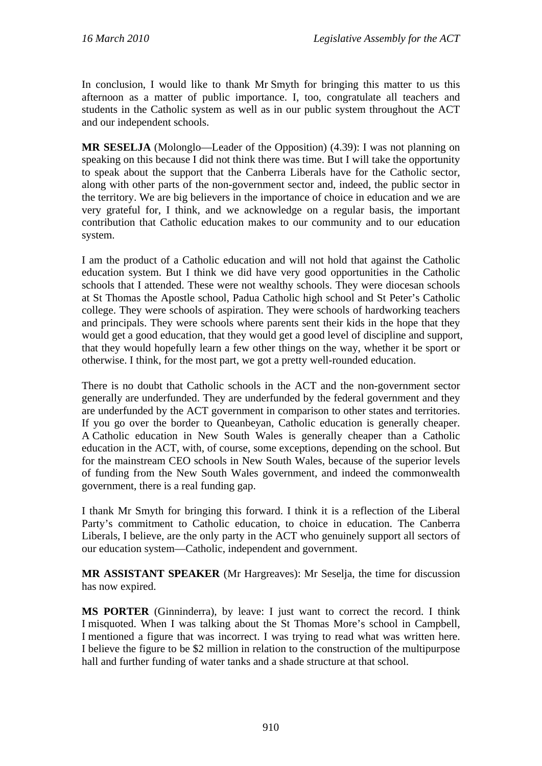In conclusion, I would like to thank Mr Smyth for bringing this matter to us this afternoon as a matter of public importance. I, too, congratulate all teachers and students in the Catholic system as well as in our public system throughout the ACT and our independent schools.

**MR SESELJA** (Molonglo—Leader of the Opposition) (4.39): I was not planning on speaking on this because I did not think there was time. But I will take the opportunity to speak about the support that the Canberra Liberals have for the Catholic sector, along with other parts of the non-government sector and, indeed, the public sector in the territory. We are big believers in the importance of choice in education and we are very grateful for, I think, and we acknowledge on a regular basis, the important contribution that Catholic education makes to our community and to our education system.

I am the product of a Catholic education and will not hold that against the Catholic education system. But I think we did have very good opportunities in the Catholic schools that I attended. These were not wealthy schools. They were diocesan schools at St Thomas the Apostle school, Padua Catholic high school and St Peter's Catholic college. They were schools of aspiration. They were schools of hardworking teachers and principals. They were schools where parents sent their kids in the hope that they would get a good education, that they would get a good level of discipline and support, that they would hopefully learn a few other things on the way, whether it be sport or otherwise. I think, for the most part, we got a pretty well-rounded education.

There is no doubt that Catholic schools in the ACT and the non-government sector generally are underfunded. They are underfunded by the federal government and they are underfunded by the ACT government in comparison to other states and territories. If you go over the border to Queanbeyan, Catholic education is generally cheaper. A Catholic education in New South Wales is generally cheaper than a Catholic education in the ACT, with, of course, some exceptions, depending on the school. But for the mainstream CEO schools in New South Wales, because of the superior levels of funding from the New South Wales government, and indeed the commonwealth government, there is a real funding gap.

I thank Mr Smyth for bringing this forward. I think it is a reflection of the Liberal Party's commitment to Catholic education, to choice in education. The Canberra Liberals, I believe, are the only party in the ACT who genuinely support all sectors of our education system—Catholic, independent and government.

**MR ASSISTANT SPEAKER** (Mr Hargreaves): Mr Seselja, the time for discussion has now expired.

**MS PORTER** (Ginninderra), by leave: I just want to correct the record. I think I misquoted. When I was talking about the St Thomas More's school in Campbell, I mentioned a figure that was incorrect. I was trying to read what was written here. I believe the figure to be $2 million in relation to the construction of the multipurpose hall and further funding of water tanks and a shade structure at that school.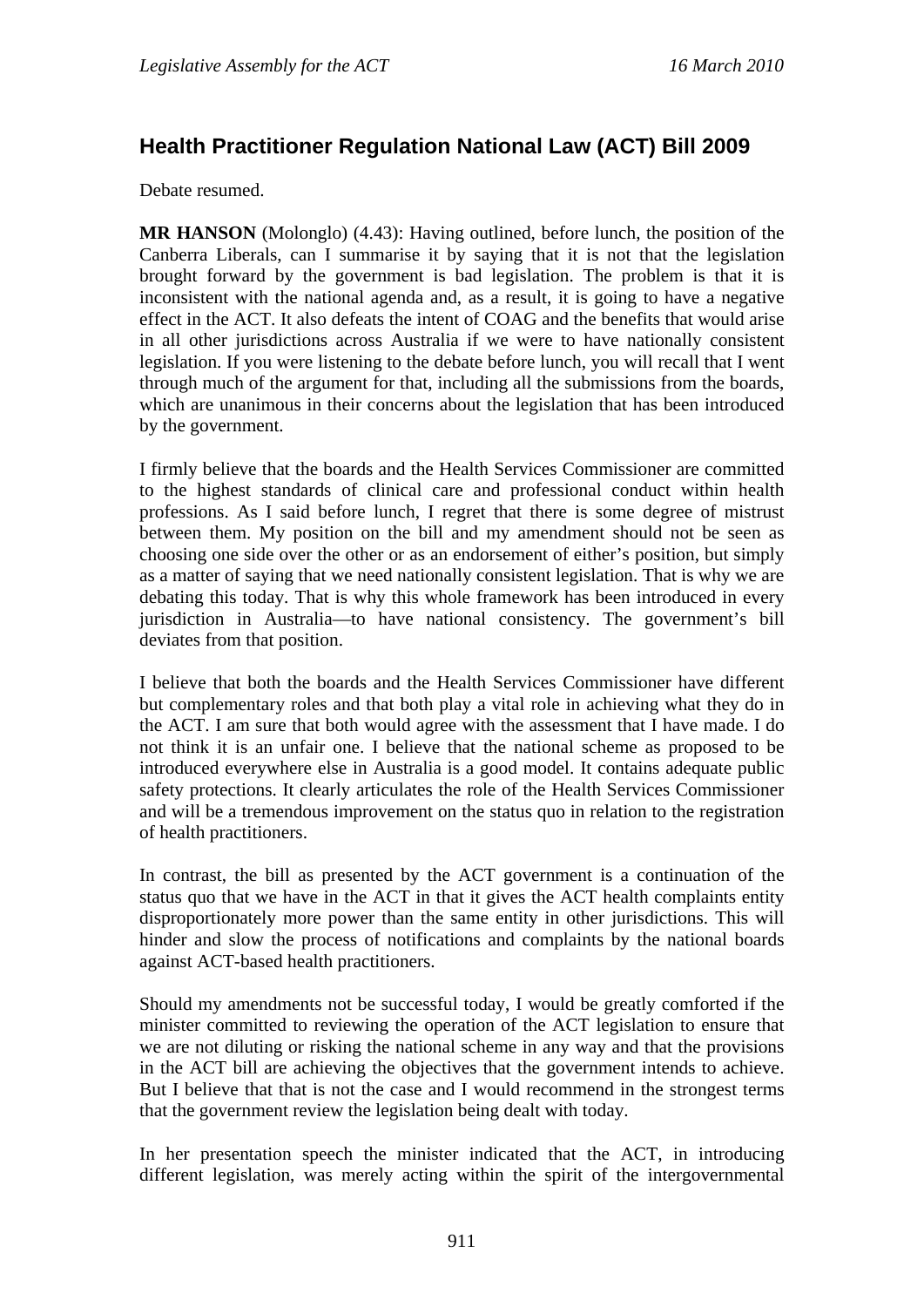## Health Practitioner Regulation National Law (ACT) Bill 2009

Debate resumed.

**MR HANSON** (Molonglo) (4.43): Having outlined, before lunch, the position of the Canberra Liberals, can I summarise it by saying that it is not that the legislation brought forward by the government is bad legislation. The problem is that it is inconsistent with the national agenda and, as a result, it is going to have a negative effect in the ACT. It also defeats the intent of COAG and the benefits that would arise in all other jurisdictions across Australia if we were to have nationally consistent legislation. If you were listening to the debate before lunch, you will recall that I went through much of the argument for that, including all the submissions from the boards, which are unanimous in their concerns about the legislation that has been introduced by the government.

I firmly believe that the boards and the Health Services Commissioner are committed to the highest standards of clinical care and professional conduct within health professions. As I said before lunch, I regret that there is some degree of mistrust between them. My position on the bill and my amendment should not be seen as choosing one side over the other or as an endorsement of either's position, but simply as a matter of saying that we need nationally consistent legislation. That is why we are debating this today. That is why this whole framework has been introduced in every jurisdiction in Australia—to have national consistency. The government's bill deviates from that position.

I believe that both the boards and the Health Services Commissioner have different but complementary roles and that both play a vital role in achieving what they do in the ACT. I am sure that both would agree with the assessment that I have made. I do not think it is an unfair one. I believe that the national scheme as proposed to be introduced everywhere else in Australia is a good model. It contains adequate public safety protections. It clearly articulates the role of the Health Services Commissioner and will be a tremendous improvement on the status quo in relation to the registration of health practitioners.

In contrast, the bill as presented by the ACT government is a continuation of the status quo that we have in the ACT in that it gives the ACT health complaints entity disproportionately more power than the same entity in other jurisdictions. This will hinder and slow the process of notifications and complaints by the national boards against ACT-based health practitioners.

Should my amendments not be successful today, I would be greatly comforted if the minister committed to reviewing the operation of the ACT legislation to ensure that we are not diluting or risking the national scheme in any way and that the provisions in the ACT bill are achieving the objectives that the government intends to achieve. But I believe that that is not the case and I would recommend in the strongest terms that the government review the legislation being dealt with today.

In her presentation speech the minister indicated that the ACT, in introducing different legislation, was merely acting within the spirit of the intergovernmental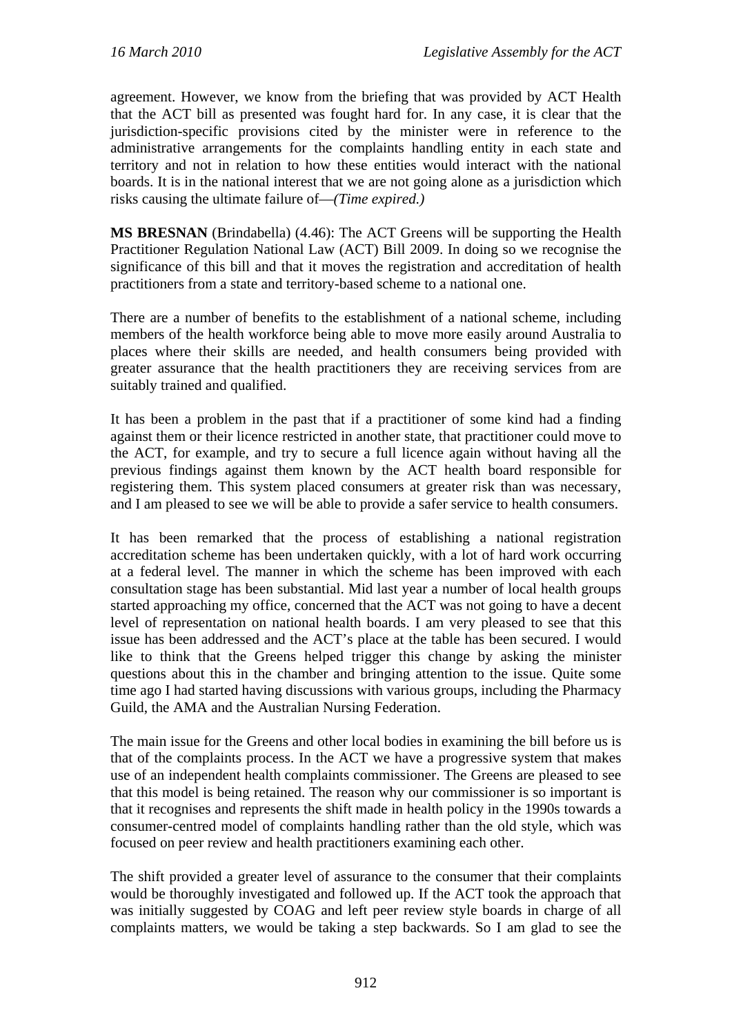agreement. However, we know from the briefing that was provided by ACT Health that the ACT bill as presented was fought hard for. In any case, it is clear that the jurisdiction-specific provisions cited by the minister were in reference to the administrative arrangements for the complaints handling entity in each state and territory and not in relation to how these entities would interact with the national boards. It is in the national interest that we are not going alone as a jurisdiction which risks causing the ultimate failure of—*(Time expired.)*

**MS BRESNAN** (Brindabella) (4.46): The ACT Greens will be supporting the Health Practitioner Regulation National Law (ACT) Bill 2009. In doing so we recognise the significance of this bill and that it moves the registration and accreditation of health practitioners from a state and territory-based scheme to a national one.

There are a number of benefits to the establishment of a national scheme, including members of the health workforce being able to move more easily around Australia to places where their skills are needed, and health consumers being provided with greater assurance that the health practitioners they are receiving services from are suitably trained and qualified.

It has been a problem in the past that if a practitioner of some kind had a finding against them or their licence restricted in another state, that practitioner could move to the ACT, for example, and try to secure a full licence again without having all the previous findings against them known by the ACT health board responsible for registering them. This system placed consumers at greater risk than was necessary, and I am pleased to see we will be able to provide a safer service to health consumers.

It has been remarked that the process of establishing a national registration accreditation scheme has been undertaken quickly, with a lot of hard work occurring at a federal level. The manner in which the scheme has been improved with each consultation stage has been substantial. Mid last year a number of local health groups started approaching my office, concerned that the ACT was not going to have a decent level of representation on national health boards. I am very pleased to see that this issue has been addressed and the ACT's place at the table has been secured. I would like to think that the Greens helped trigger this change by asking the minister questions about this in the chamber and bringing attention to the issue. Quite some time ago I had started having discussions with various groups, including the Pharmacy Guild, the AMA and the Australian Nursing Federation.

The main issue for the Greens and other local bodies in examining the bill before us is that of the complaints process. In the ACT we have a progressive system that makes use of an independent health complaints commissioner. The Greens are pleased to see that this model is being retained. The reason why our commissioner is so important is that it recognises and represents the shift made in health policy in the 1990s towards a consumer-centred model of complaints handling rather than the old style, which was focused on peer review and health practitioners examining each other.

The shift provided a greater level of assurance to the consumer that their complaints would be thoroughly investigated and followed up. If the ACT took the approach that was initially suggested by COAG and left peer review style boards in charge of all complaints matters, we would be taking a step backwards. So I am glad to see the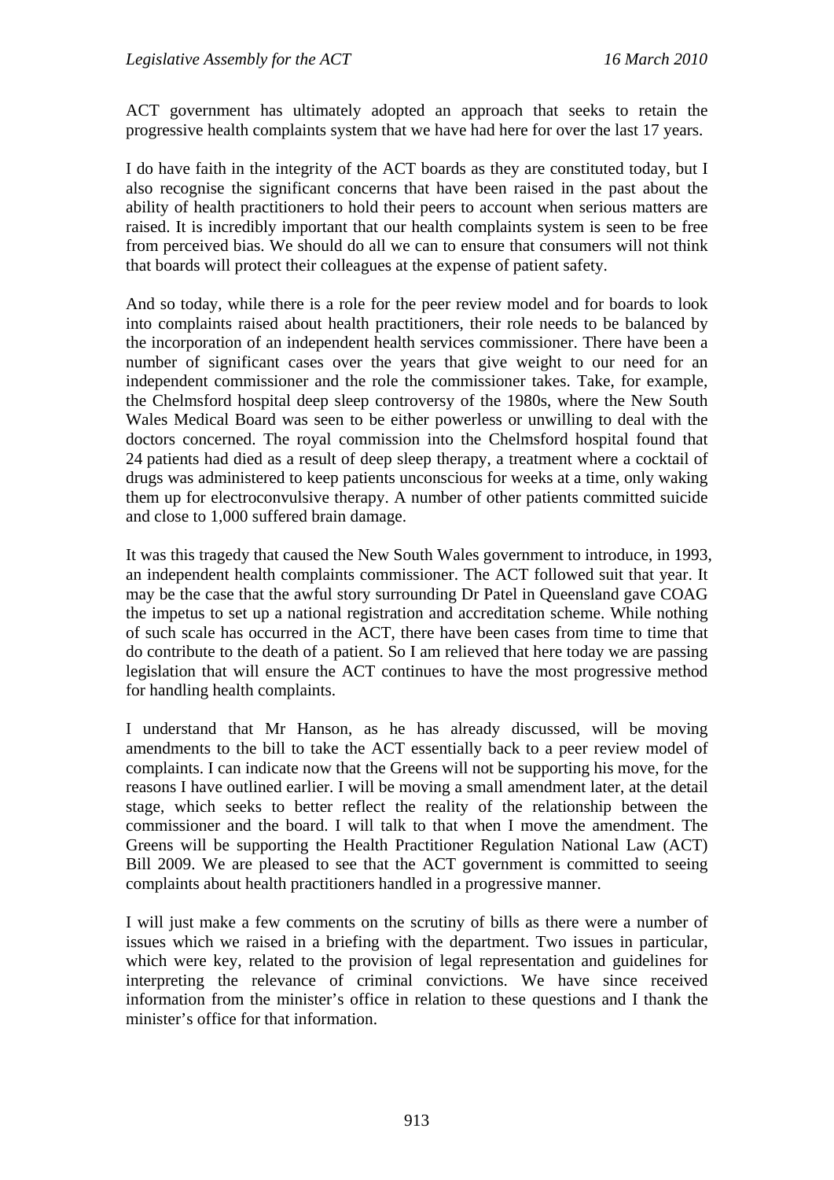ACT government has ultimately adopted an approach that seeks to retain the progressive health complaints system that we have had here for over the last 17 years.

I do have faith in the integrity of the ACT boards as they are constituted today, but I also recognise the significant concerns that have been raised in the past about the ability of health practitioners to hold their peers to account when serious matters are raised. It is incredibly important that our health complaints system is seen to be free from perceived bias. We should do all we can to ensure that consumers will not think that boards will protect their colleagues at the expense of patient safety.

And so today, while there is a role for the peer review model and for boards to look into complaints raised about health practitioners, their role needs to be balanced by the incorporation of an independent health services commissioner. There have been a number of significant cases over the years that give weight to our need for an independent commissioner and the role the commissioner takes. Take, for example, the Chelmsford hospital deep sleep controversy of the 1980s, where the New South Wales Medical Board was seen to be either powerless or unwilling to deal with the doctors concerned. The royal commission into the Chelmsford hospital found that 24 patients had died as a result of deep sleep therapy, a treatment where a cocktail of drugs was administered to keep patients unconscious for weeks at a time, only waking them up for electroconvulsive therapy. A number of other patients committed suicide and close to 1,000 suffered brain damage.

It was this tragedy that caused the New South Wales government to introduce, in 1993, an independent health complaints commissioner. The ACT followed suit that year. It may be the case that the awful story surrounding Dr Patel in Queensland gave COAG the impetus to set up a national registration and accreditation scheme. While nothing of such scale has occurred in the ACT, there have been cases from time to time that do contribute to the death of a patient. So I am relieved that here today we are passing legislation that will ensure the ACT continues to have the most progressive method for handling health complaints.

I understand that Mr Hanson, as he has already discussed, will be moving amendments to the bill to take the ACT essentially back to a peer review model of complaints. I can indicate now that the Greens will not be supporting his move, for the reasons I have outlined earlier. I will be moving a small amendment later, at the detail stage, which seeks to better reflect the reality of the relationship between the commissioner and the board. I will talk to that when I move the amendment. The Greens will be supporting the Health Practitioner Regulation National Law (ACT) Bill 2009. We are pleased to see that the ACT government is committed to seeing complaints about health practitioners handled in a progressive manner.

I will just make a few comments on the scrutiny of bills as there were a number of issues which we raised in a briefing with the department. Two issues in particular, which were key, related to the provision of legal representation and guidelines for interpreting the relevance of criminal convictions. We have since received information from the minister's office in relation to these questions and I thank the minister's office for that information.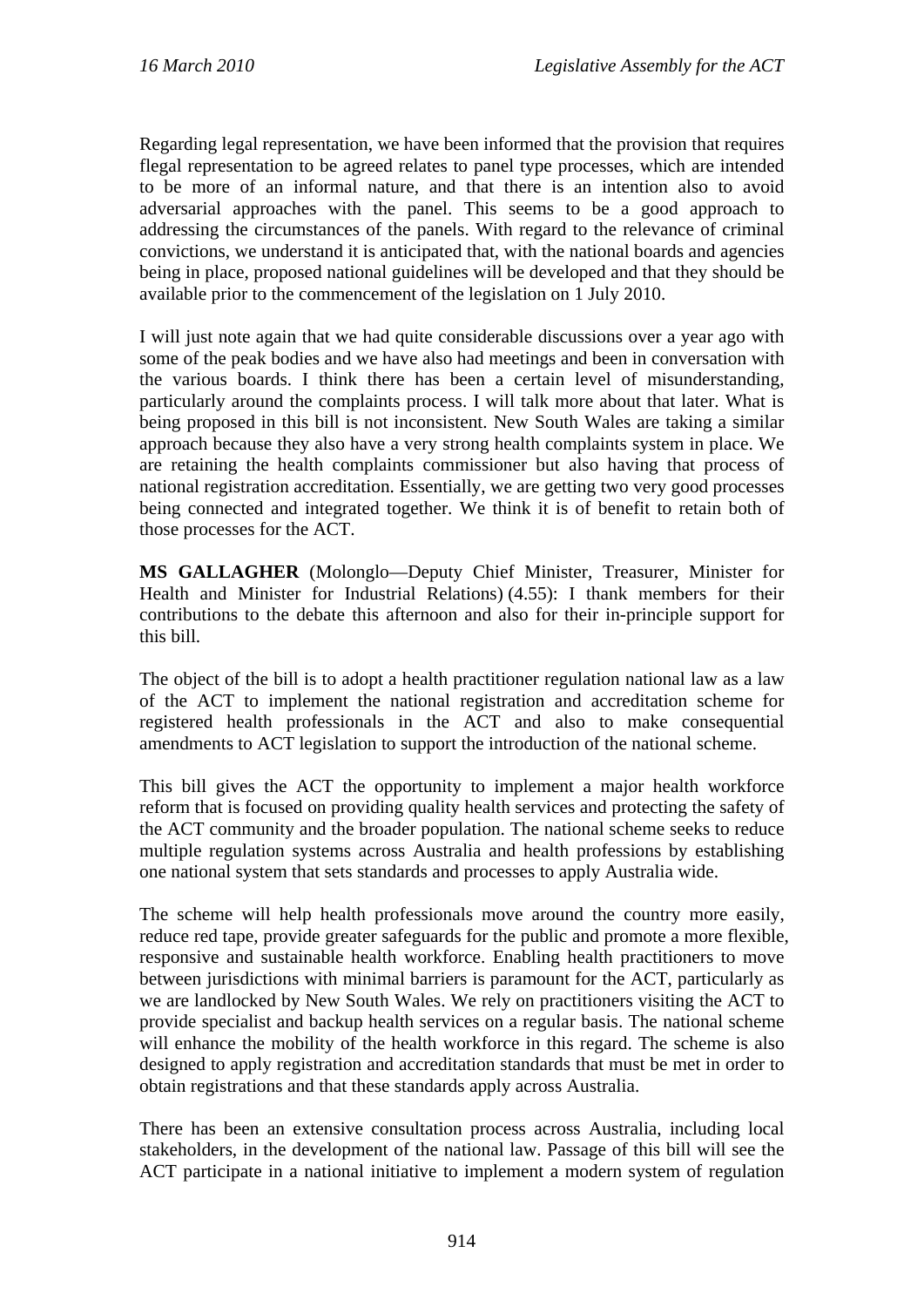Regarding legal representation, we have been informed that the provision that requires flegal representation to be agreed relates to panel type processes, which are intended to be more of an informal nature, and that there is an intention also to avoid adversarial approaches with the panel. This seems to be a good approach to addressing the circumstances of the panels. With regard to the relevance of criminal convictions, we understand it is anticipated that, with the national boards and agencies being in place, proposed national guidelines will be developed and that they should be available prior to the commencement of the legislation on 1 July 2010.

I will just note again that we had quite considerable discussions over a year ago with some of the peak bodies and we have also had meetings and been in conversation with the various boards. I think there has been a certain level of misunderstanding, particularly around the complaints process. I will talk more about that later. What is being proposed in this bill is not inconsistent. New South Wales are taking a similar approach because they also have a very strong health complaints system in place. We are retaining the health complaints commissioner but also having that process of national registration accreditation. Essentially, we are getting two very good processes being connected and integrated together. We think it is of benefit to retain both of those processes for the ACT.

**MS GALLAGHER** (Molonglo—Deputy Chief Minister, Treasurer, Minister for Health and Minister for Industrial Relations) (4.55): I thank members for their contributions to the debate this afternoon and also for their in-principle support for this bill.

The object of the bill is to adopt a health practitioner regulation national law as a law of the ACT to implement the national registration and accreditation scheme for registered health professionals in the ACT and also to make consequential amendments to ACT legislation to support the introduction of the national scheme.

This bill gives the ACT the opportunity to implement a major health workforce reform that is focused on providing quality health services and protecting the safety of the ACT community and the broader population. The national scheme seeks to reduce multiple regulation systems across Australia and health professions by establishing one national system that sets standards and processes to apply Australia wide.

The scheme will help health professionals move around the country more easily, reduce red tape, provide greater safeguards for the public and promote a more flexible, responsive and sustainable health workforce. Enabling health practitioners to move between jurisdictions with minimal barriers is paramount for the ACT, particularly as we are landlocked by New South Wales. We rely on practitioners visiting the ACT to provide specialist and backup health services on a regular basis. The national scheme will enhance the mobility of the health workforce in this regard. The scheme is also designed to apply registration and accreditation standards that must be met in order to obtain registrations and that these standards apply across Australia.

There has been an extensive consultation process across Australia, including local stakeholders, in the development of the national law. Passage of this bill will see the ACT participate in a national initiative to implement a modern system of regulation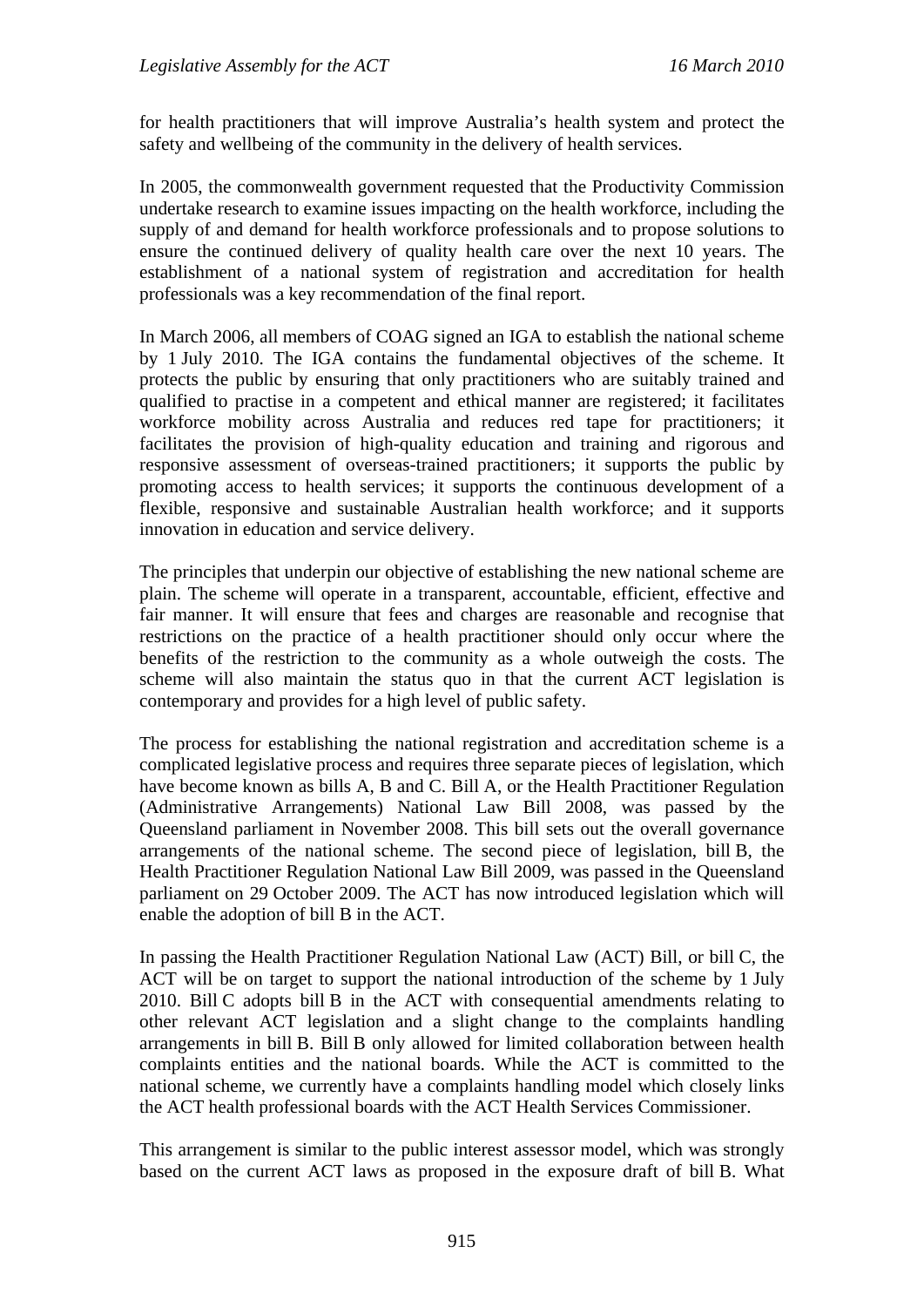for health practitioners that will improve Australia's health system and protect the safety and wellbeing of the community in the delivery of health services.

In 2005, the commonwealth government requested that the Productivity Commission undertake research to examine issues impacting on the health workforce, including the supply of and demand for health workforce professionals and to propose solutions to ensure the continued delivery of quality health care over the next 10 years. The establishment of a national system of registration and accreditation for health professionals was a key recommendation of the final report.

In March 2006, all members of COAG signed an IGA to establish the national scheme by 1 July 2010. The IGA contains the fundamental objectives of the scheme. It protects the public by ensuring that only practitioners who are suitably trained and qualified to practise in a competent and ethical manner are registered; it facilitates workforce mobility across Australia and reduces red tape for practitioners; it facilitates the provision of high-quality education and training and rigorous and responsive assessment of overseas-trained practitioners; it supports the public by promoting access to health services; it supports the continuous development of a flexible, responsive and sustainable Australian health workforce; and it supports innovation in education and service delivery.

The principles that underpin our objective of establishing the new national scheme are plain. The scheme will operate in a transparent, accountable, efficient, effective and fair manner. It will ensure that fees and charges are reasonable and recognise that restrictions on the practice of a health practitioner should only occur where the benefits of the restriction to the community as a whole outweigh the costs. The scheme will also maintain the status quo in that the current ACT legislation is contemporary and provides for a high level of public safety.

The process for establishing the national registration and accreditation scheme is a complicated legislative process and requires three separate pieces of legislation, which have become known as bills A, B and C. Bill A, or the Health Practitioner Regulation (Administrative Arrangements) National Law Bill 2008, was passed by the Queensland parliament in November 2008. This bill sets out the overall governance arrangements of the national scheme. The second piece of legislation, bill B, the Health Practitioner Regulation National Law Bill 2009, was passed in the Queensland parliament on 29 October 2009. The ACT has now introduced legislation which will enable the adoption of bill B in the ACT.

In passing the Health Practitioner Regulation National Law (ACT) Bill, or bill C, the ACT will be on target to support the national introduction of the scheme by 1 July 2010. Bill C adopts bill B in the ACT with consequential amendments relating to other relevant ACT legislation and a slight change to the complaints handling arrangements in bill B. Bill B only allowed for limited collaboration between health complaints entities and the national boards. While the ACT is committed to the national scheme, we currently have a complaints handling model which closely links the ACT health professional boards with the ACT Health Services Commissioner.

This arrangement is similar to the public interest assessor model, which was strongly based on the current ACT laws as proposed in the exposure draft of bill B. What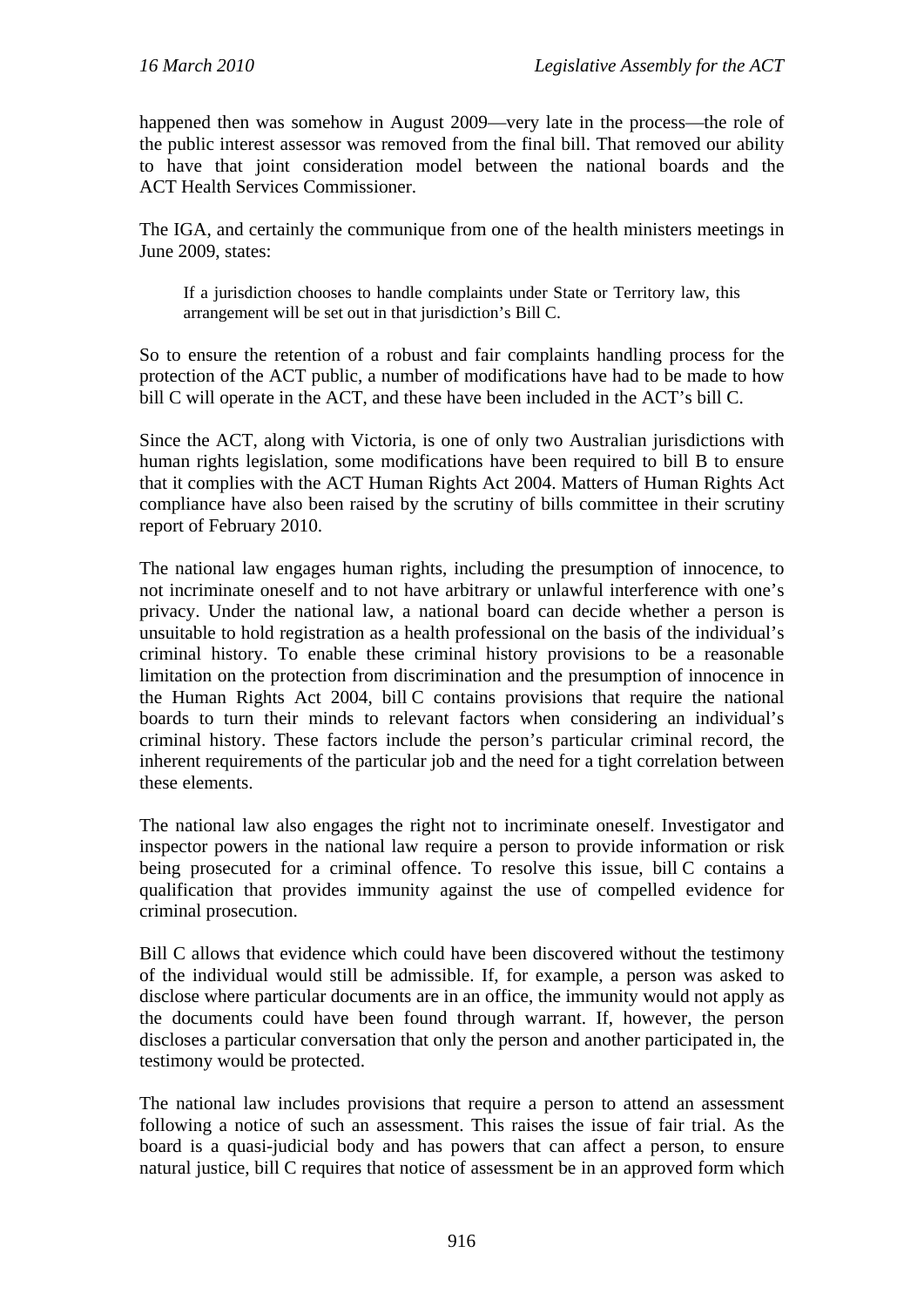happened then was somehow in August 2009—very late in the process—the role of the public interest assessor was removed from the final bill. That removed our ability to have that joint consideration model between the national boards and the ACT Health Services Commissioner.

The IGA, and certainly the communique from one of the health ministers meetings in June 2009, states:

> If a jurisdiction chooses to handle complaints under State or Territory law, this arrangement will be set out in that jurisdiction's Bill C.

So to ensure the retention of a robust and fair complaints handling process for the protection of the ACT public, a number of modifications have had to be made to how bill C will operate in the ACT, and these have been included in the ACT's bill C.

Since the ACT, along with Victoria, is one of only two Australian jurisdictions with human rights legislation, some modifications have been required to bill B to ensure that it complies with the ACT Human Rights Act 2004. Matters of Human Rights Act compliance have also been raised by the scrutiny of bills committee in their scrutiny report of February 2010.

The national law engages human rights, including the presumption of innocence, to not incriminate oneself and to not have arbitrary or unlawful interference with one's privacy. Under the national law, a national board can decide whether a person is unsuitable to hold registration as a health professional on the basis of the individual's criminal history. To enable these criminal history provisions to be a reasonable limitation on the protection from discrimination and the presumption of innocence in the Human Rights Act 2004, bill C contains provisions that require the national boards to turn their minds to relevant factors when considering an individual's criminal history. These factors include the person's particular criminal record, the inherent requirements of the particular job and the need for a tight correlation between these elements.

The national law also engages the right not to incriminate oneself. Investigator and inspector powers in the national law require a person to provide information or risk being prosecuted for a criminal offence. To resolve this issue, bill C contains a qualification that provides immunity against the use of compelled evidence for criminal prosecution.

Bill C allows that evidence which could have been discovered without the testimony of the individual would still be admissible. If, for example, a person was asked to disclose where particular documents are in an office, the immunity would not apply as the documents could have been found through warrant. If, however, the person discloses a particular conversation that only the person and another participated in, the testimony would be protected.

The national law includes provisions that require a person to attend an assessment following a notice of such an assessment. This raises the issue of fair trial. As the board is a quasi-judicial body and has powers that can affect a person, to ensure natural justice, bill C requires that notice of assessment be in an approved form which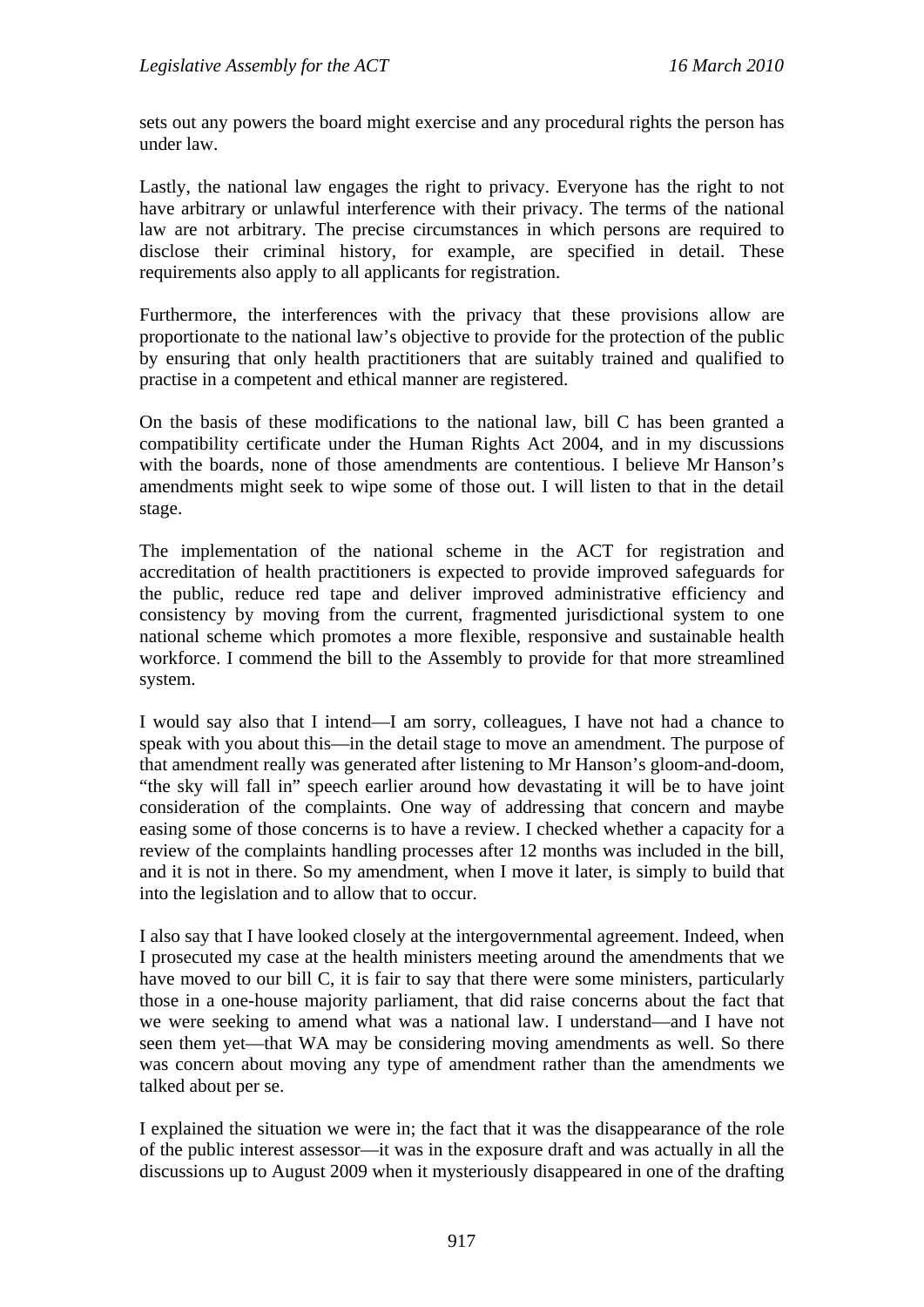sets out any powers the board might exercise and any procedural rights the person has under law.

Lastly, the national law engages the right to privacy. Everyone has the right to not have arbitrary or unlawful interference with their privacy. The terms of the national law are not arbitrary. The precise circumstances in which persons are required to disclose their criminal history, for example, are specified in detail. These requirements also apply to all applicants for registration.

Furthermore, the interferences with the privacy that these provisions allow are proportionate to the national law's objective to provide for the protection of the public by ensuring that only health practitioners that are suitably trained and qualified to practise in a competent and ethical manner are registered.

On the basis of these modifications to the national law, bill C has been granted a compatibility certificate under the Human Rights Act 2004, and in my discussions with the boards, none of those amendments are contentious. I believe Mr Hanson's amendments might seek to wipe some of those out. I will listen to that in the detail stage.

The implementation of the national scheme in the ACT for registration and accreditation of health practitioners is expected to provide improved safeguards for the public, reduce red tape and deliver improved administrative efficiency and consistency by moving from the current, fragmented jurisdictional system to one national scheme which promotes a more flexible, responsive and sustainable health workforce. I commend the bill to the Assembly to provide for that more streamlined system.

I would say also that I intend—I am sorry, colleagues, I have not had a chance to speak with you about this—in the detail stage to move an amendment. The purpose of that amendment really was generated after listening to Mr Hanson's gloom-and-doom, "the sky will fall in" speech earlier around how devastating it will be to have joint consideration of the complaints. One way of addressing that concern and maybe easing some of those concerns is to have a review. I checked whether a capacity for a review of the complaints handling processes after 12 months was included in the bill, and it is not in there. So my amendment, when I move it later, is simply to build that into the legislation and to allow that to occur.

I also say that I have looked closely at the intergovernmental agreement. Indeed, when I prosecuted my case at the health ministers meeting around the amendments that we have moved to our bill C, it is fair to say that there were some ministers, particularly those in a one-house majority parliament, that did raise concerns about the fact that we were seeking to amend what was a national law. I understand—and I have not seen them yet—that WA may be considering moving amendments as well. So there was concern about moving any type of amendment rather than the amendments we talked about per se.

I explained the situation we were in; the fact that it was the disappearance of the role of the public interest assessor—it was in the exposure draft and was actually in all the discussions up to August 2009 when it mysteriously disappeared in one of the drafting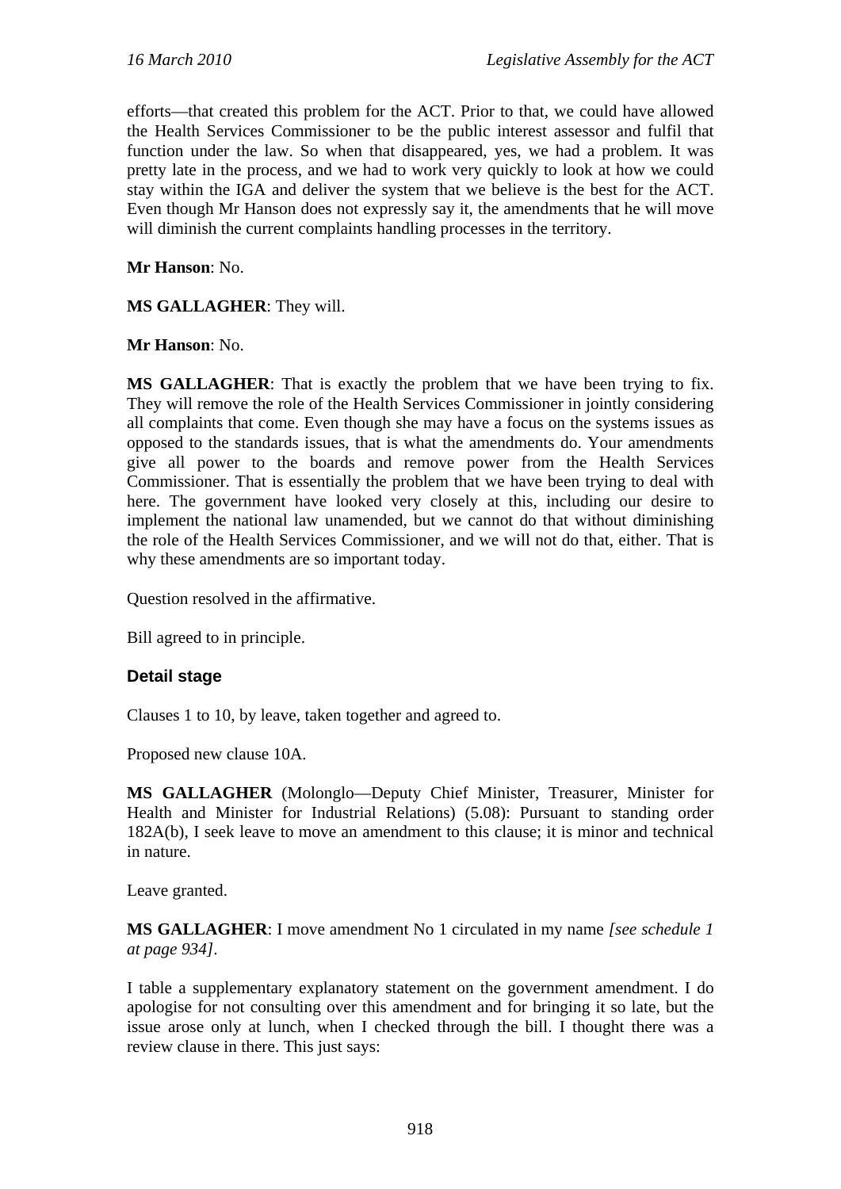efforts—that created this problem for the ACT. Prior to that, we could have allowed the Health Services Commissioner to be the public interest assessor and fulfil that function under the law. So when that disappeared, yes, we had a problem. It was pretty late in the process, and we had to work very quickly to look at how we could stay within the IGA and deliver the system that we believe is the best for the ACT. Even though Mr Hanson does not expressly say it, the amendments that he will move will diminish the current complaints handling processes in the territory.

**Mr Hanson**: No.

**MS GALLAGHER**: They will.

**Mr Hanson**: No.

**MS GALLAGHER**: That is exactly the problem that we have been trying to fix. They will remove the role of the Health Services Commissioner in jointly considering all complaints that come. Even though she may have a focus on the systems issues as opposed to the standards issues, that is what the amendments do. Your amendments give all power to the boards and remove power from the Health Services Commissioner. That is essentially the problem that we have been trying to deal with here. The government have looked very closely at this, including our desire to implement the national law unamended, but we cannot do that without diminishing the role of the Health Services Commissioner, and we will not do that, either. That is why these amendments are so important today.

Question resolved in the affirmative.

Bill agreed to in principle.

### Detail stage

Clauses 1 to 10, by leave, taken together and agreed to.

Proposed new clause 10A.

**MS GALLAGHER** (Molonglo—Deputy Chief Minister, Treasurer, Minister for Health and Minister for Industrial Relations) (5.08): Pursuant to standing order 182A(b), I seek leave to move an amendment to this clause; it is minor and technical in nature.

Leave granted.

**MS GALLAGHER**: I move amendment No 1 circulated in my name *[see schedule 1 at page 934]*.

I table a supplementary explanatory statement on the government amendment. I do apologise for not consulting over this amendment and for bringing it so late, but the issue arose only at lunch, when I checked through the bill. I thought there was a review clause in there. This just says: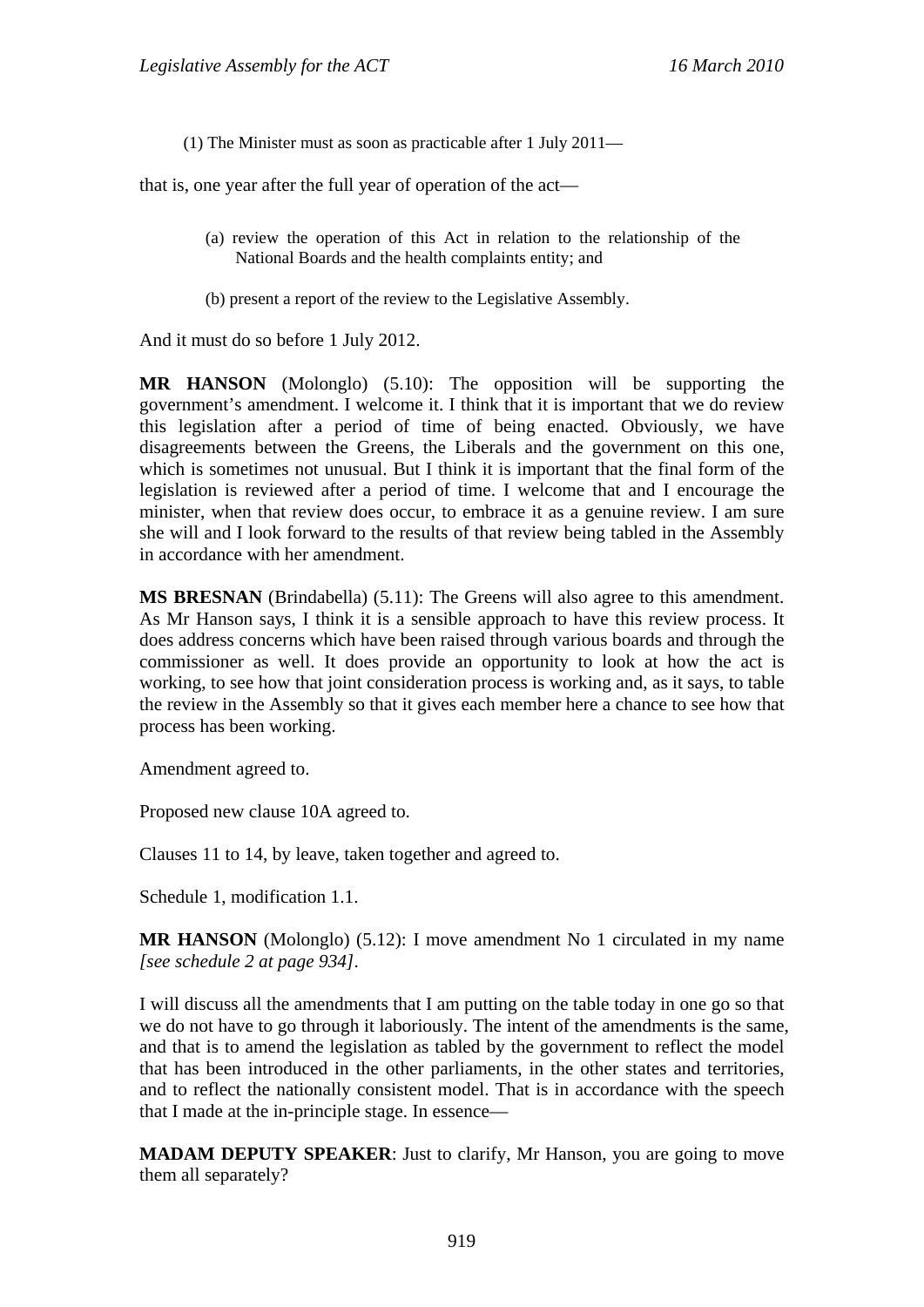(1) The Minister must as soon as practicable after 1 July 2011—

that is, one year after the full year of operation of the act—

(a) review the operation of this Act in relation to the relationship of the National Boards and the health complaints entity; and

(b) present a report of the review to the Legislative Assembly.

And it must do so before 1 July 2012.

**MR HANSON** (Molonglo) (5.10): The opposition will be supporting the government's amendment. I welcome it. I think that it is important that we do review this legislation after a period of time of being enacted. Obviously, we have disagreements between the Greens, the Liberals and the government on this one, which is sometimes not unusual. But I think it is important that the final form of the legislation is reviewed after a period of time. I welcome that and I encourage the minister, when that review does occur, to embrace it as a genuine review. I am sure she will and I look forward to the results of that review being tabled in the Assembly in accordance with her amendment.

**MS BRESNAN** (Brindabella) (5.11): The Greens will also agree to this amendment. As Mr Hanson says, I think it is a sensible approach to have this review process. It does address concerns which have been raised through various boards and through the commissioner as well. It does provide an opportunity to look at how the act is working, to see how that joint consideration process is working and, as it says, to table the review in the Assembly so that it gives each member here a chance to see how that process has been working.

Amendment agreed to.

Proposed new clause 10A agreed to.

Clauses 11 to 14, by leave, taken together and agreed to.

Schedule 1, modification 1.1.

**MR HANSON** (Molonglo) (5.12): I move amendment No 1 circulated in my name *[see schedule 2 at page 934]*.

I will discuss all the amendments that I am putting on the table today in one go so that we do not have to go through it laboriously. The intent of the amendments is the same, and that is to amend the legislation as tabled by the government to reflect the model that has been introduced in the other parliaments, in the other states and territories, and to reflect the nationally consistent model. That is in accordance with the speech that I made at the in-principle stage. In essence—

**MADAM DEPUTY SPEAKER**: Just to clarify, Mr Hanson, you are going to move them all separately?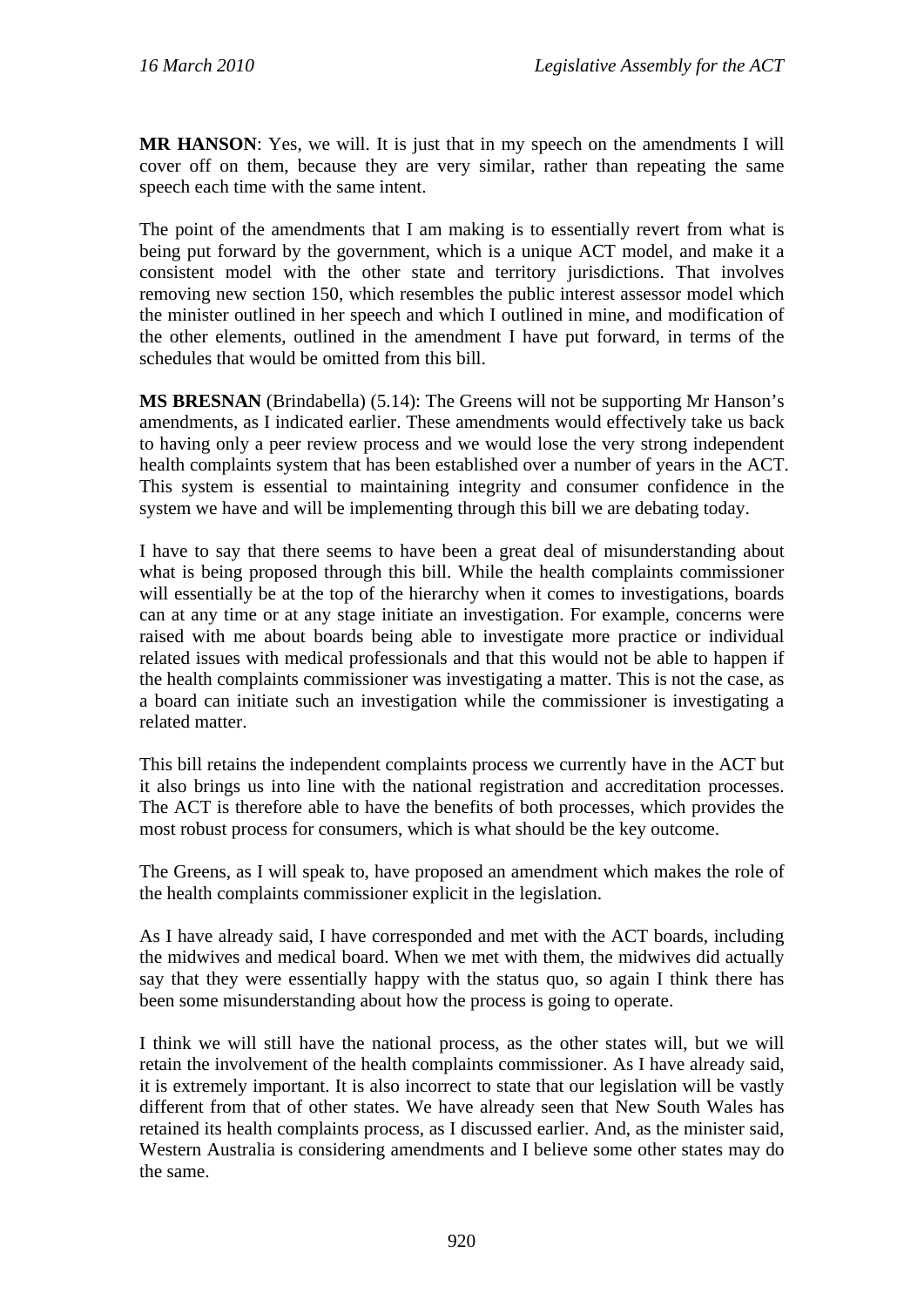**MR HANSON**: Yes, we will. It is just that in my speech on the amendments I will cover off on them, because they are very similar, rather than repeating the same speech each time with the same intent.

The point of the amendments that I am making is to essentially revert from what is being put forward by the government, which is a unique ACT model, and make it a consistent model with the other state and territory jurisdictions. That involves removing new section 150, which resembles the public interest assessor model which the minister outlined in her speech and which I outlined in mine, and modification of the other elements, outlined in the amendment I have put forward, in terms of the schedules that would be omitted from this bill.

**MS BRESNAN** (Brindabella) (5.14): The Greens will not be supporting Mr Hanson's amendments, as I indicated earlier. These amendments would effectively take us back to having only a peer review process and we would lose the very strong independent health complaints system that has been established over a number of years in the ACT. This system is essential to maintaining integrity and consumer confidence in the system we have and will be implementing through this bill we are debating today.

I have to say that there seems to have been a great deal of misunderstanding about what is being proposed through this bill. While the health complaints commissioner will essentially be at the top of the hierarchy when it comes to investigations, boards can at any time or at any stage initiate an investigation. For example, concerns were raised with me about boards being able to investigate more practice or individual related issues with medical professionals and that this would not be able to happen if the health complaints commissioner was investigating a matter. This is not the case, as a board can initiate such an investigation while the commissioner is investigating a related matter.

This bill retains the independent complaints process we currently have in the ACT but it also brings us into line with the national registration and accreditation processes. The ACT is therefore able to have the benefits of both processes, which provides the most robust process for consumers, which is what should be the key outcome.

The Greens, as I will speak to, have proposed an amendment which makes the role of the health complaints commissioner explicit in the legislation.

As I have already said, I have corresponded and met with the ACT boards, including the midwives and medical board. When we met with them, the midwives did actually say that they were essentially happy with the status quo, so again I think there has been some misunderstanding about how the process is going to operate.

I think we will still have the national process, as the other states will, but we will retain the involvement of the health complaints commissioner. As I have already said, it is extremely important. It is also incorrect to state that our legislation will be vastly different from that of other states. We have already seen that New South Wales has retained its health complaints process, as I discussed earlier. And, as the minister said, Western Australia is considering amendments and I believe some other states may do the same.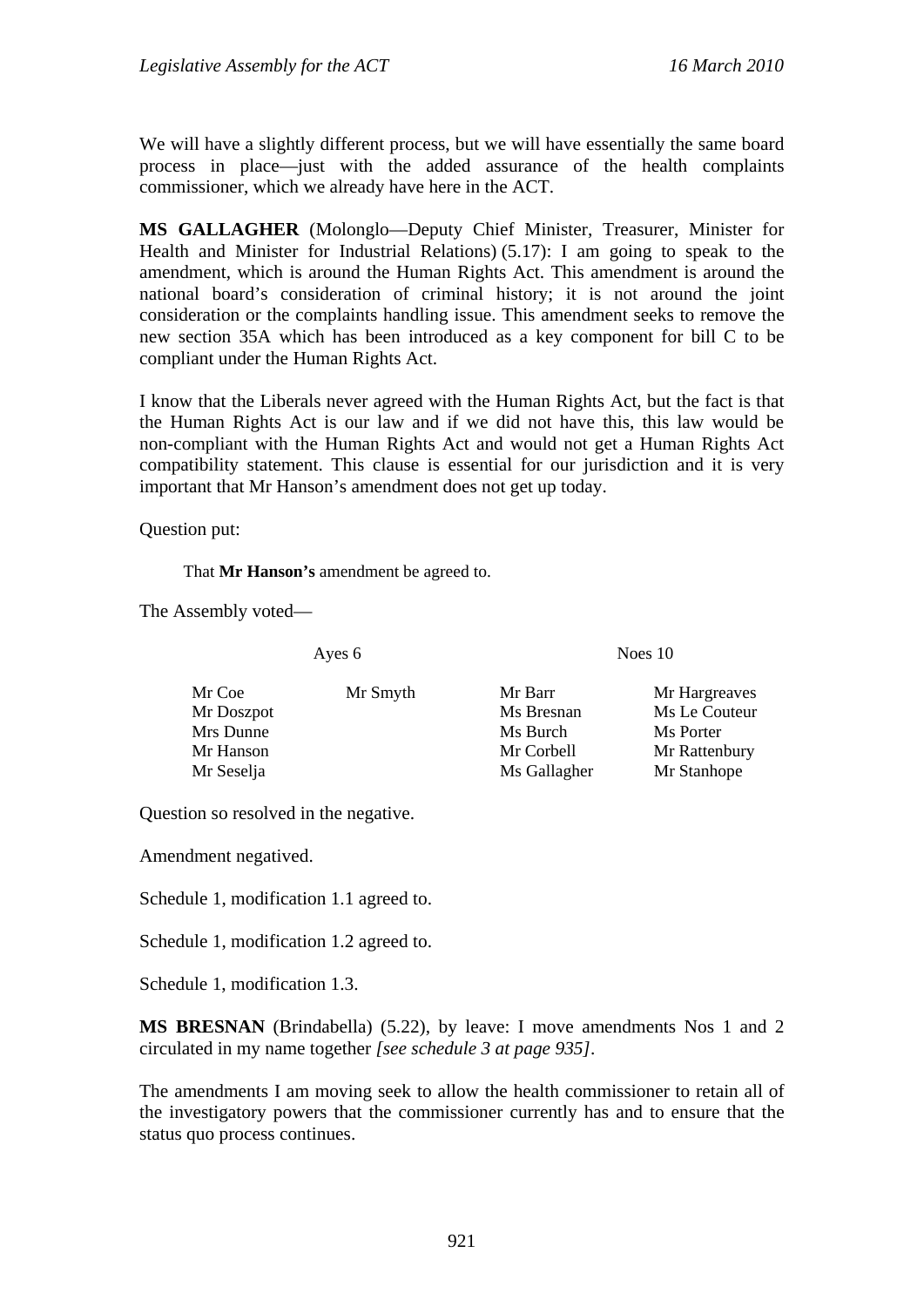We will have a slightly different process, but we will have essentially the same board process in place—just with the added assurance of the health complaints commissioner, which we already have here in the ACT.

**MS GALLAGHER** (Molonglo—Deputy Chief Minister, Treasurer, Minister for Health and Minister for Industrial Relations) (5.17): I am going to speak to the amendment, which is around the Human Rights Act. This amendment is around the national board's consideration of criminal history; it is not around the joint consideration or the complaints handling issue. This amendment seeks to remove the new section 35A which has been introduced as a key component for bill C to be compliant under the Human Rights Act.

I know that the Liberals never agreed with the Human Rights Act, but the fact is that the Human Rights Act is our law and if we did not have this, this law would be non-compliant with the Human Rights Act and would not get a Human Rights Act compatibility statement. This clause is essential for our jurisdiction and it is very important that Mr Hanson's amendment does not get up today.

Question put:

> That **Mr Hanson's** amendment be agreed to.

The Assembly voted—

| Ayes 6 | | Noes 10 | |
|---|---|---|---|
| Mr Coe | Mr Smyth | Mr Barr | Mr Hargreaves |
| Mr Doszpot | | Ms Bresnan | Ms Le Couteur |
| Mrs Dunne | | Ms Burch | Ms Porter |
| Mr Hanson | | Mr Corbell | Mr Rattenbury |
| Mr Seselja | | Ms Gallagher | Mr Stanhope |

Question so resolved in the negative.

Amendment negatived.

Schedule 1, modification 1.1 agreed to.

Schedule 1, modification 1.2 agreed to.

Schedule 1, modification 1.3.

**MS BRESNAN** (Brindabella) (5.22), by leave: I move amendments Nos 1 and 2 circulated in my name together *[see schedule 3 at page 935]*.

The amendments I am moving seek to allow the health commissioner to retain all of the investigatory powers that the commissioner currently has and to ensure that the status quo process continues.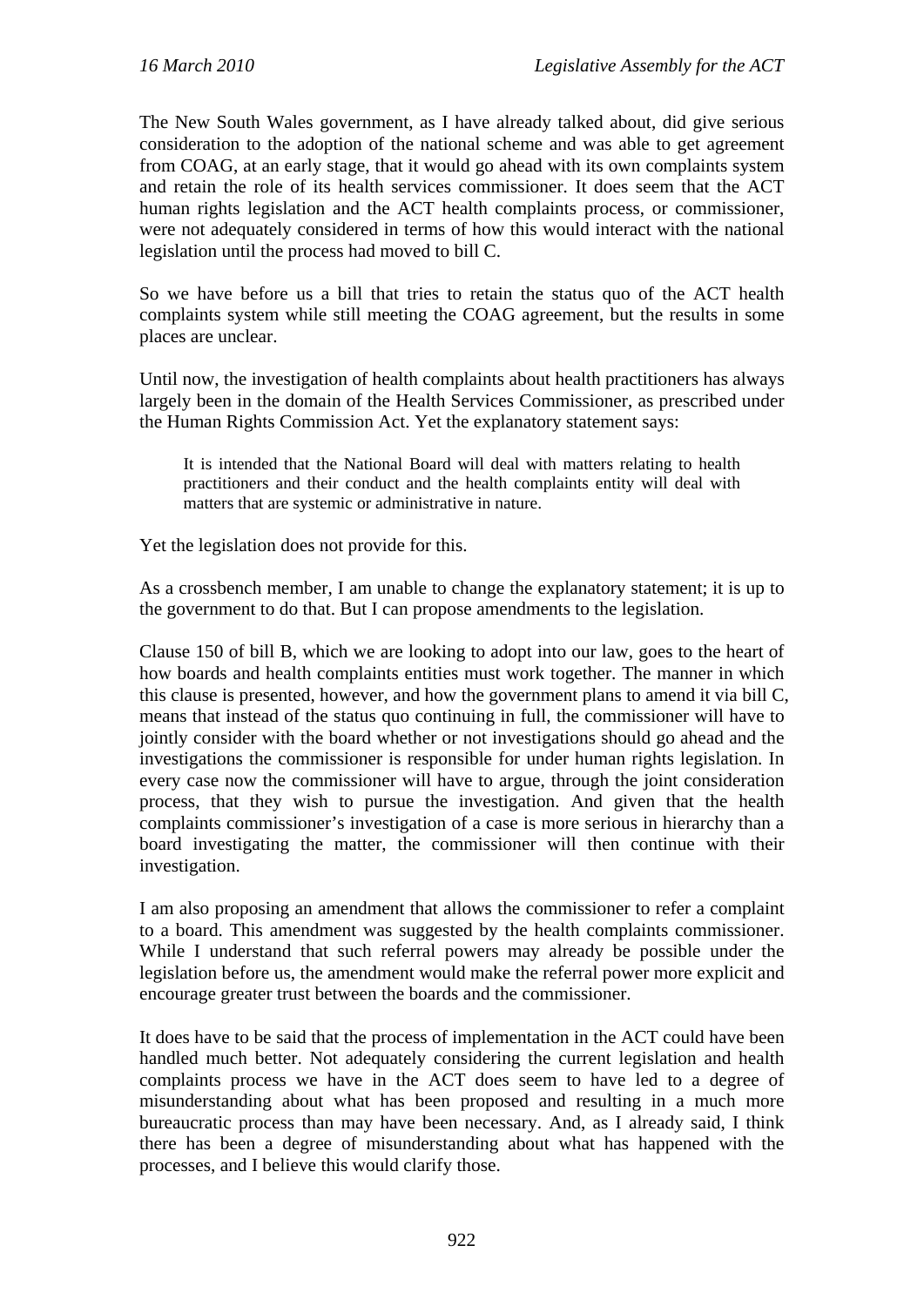The New South Wales government, as I have already talked about, did give serious consideration to the adoption of the national scheme and was able to get agreement from COAG, at an early stage, that it would go ahead with its own complaints system and retain the role of its health services commissioner. It does seem that the ACT human rights legislation and the ACT health complaints process, or commissioner, were not adequately considered in terms of how this would interact with the national legislation until the process had moved to bill C.

So we have before us a bill that tries to retain the status quo of the ACT health complaints system while still meeting the COAG agreement, but the results in some places are unclear.

Until now, the investigation of health complaints about health practitioners has always largely been in the domain of the Health Services Commissioner, as prescribed under the Human Rights Commission Act. Yet the explanatory statement says:

> It is intended that the National Board will deal with matters relating to health practitioners and their conduct and the health complaints entity will deal with matters that are systemic or administrative in nature.

Yet the legislation does not provide for this.

As a crossbench member, I am unable to change the explanatory statement; it is up to the government to do that. But I can propose amendments to the legislation.

Clause 150 of bill B, which we are looking to adopt into our law, goes to the heart of how boards and health complaints entities must work together. The manner in which this clause is presented, however, and how the government plans to amend it via bill C, means that instead of the status quo continuing in full, the commissioner will have to jointly consider with the board whether or not investigations should go ahead and the investigations the commissioner is responsible for under human rights legislation. In every case now the commissioner will have to argue, through the joint consideration process, that they wish to pursue the investigation. And given that the health complaints commissioner's investigation of a case is more serious in hierarchy than a board investigating the matter, the commissioner will then continue with their investigation.

I am also proposing an amendment that allows the commissioner to refer a complaint to a board. This amendment was suggested by the health complaints commissioner. While I understand that such referral powers may already be possible under the legislation before us, the amendment would make the referral power more explicit and encourage greater trust between the boards and the commissioner.

It does have to be said that the process of implementation in the ACT could have been handled much better. Not adequately considering the current legislation and health complaints process we have in the ACT does seem to have led to a degree of misunderstanding about what has been proposed and resulting in a much more bureaucratic process than may have been necessary. And, as I already said, I think there has been a degree of misunderstanding about what has happened with the processes, and I believe this would clarify those.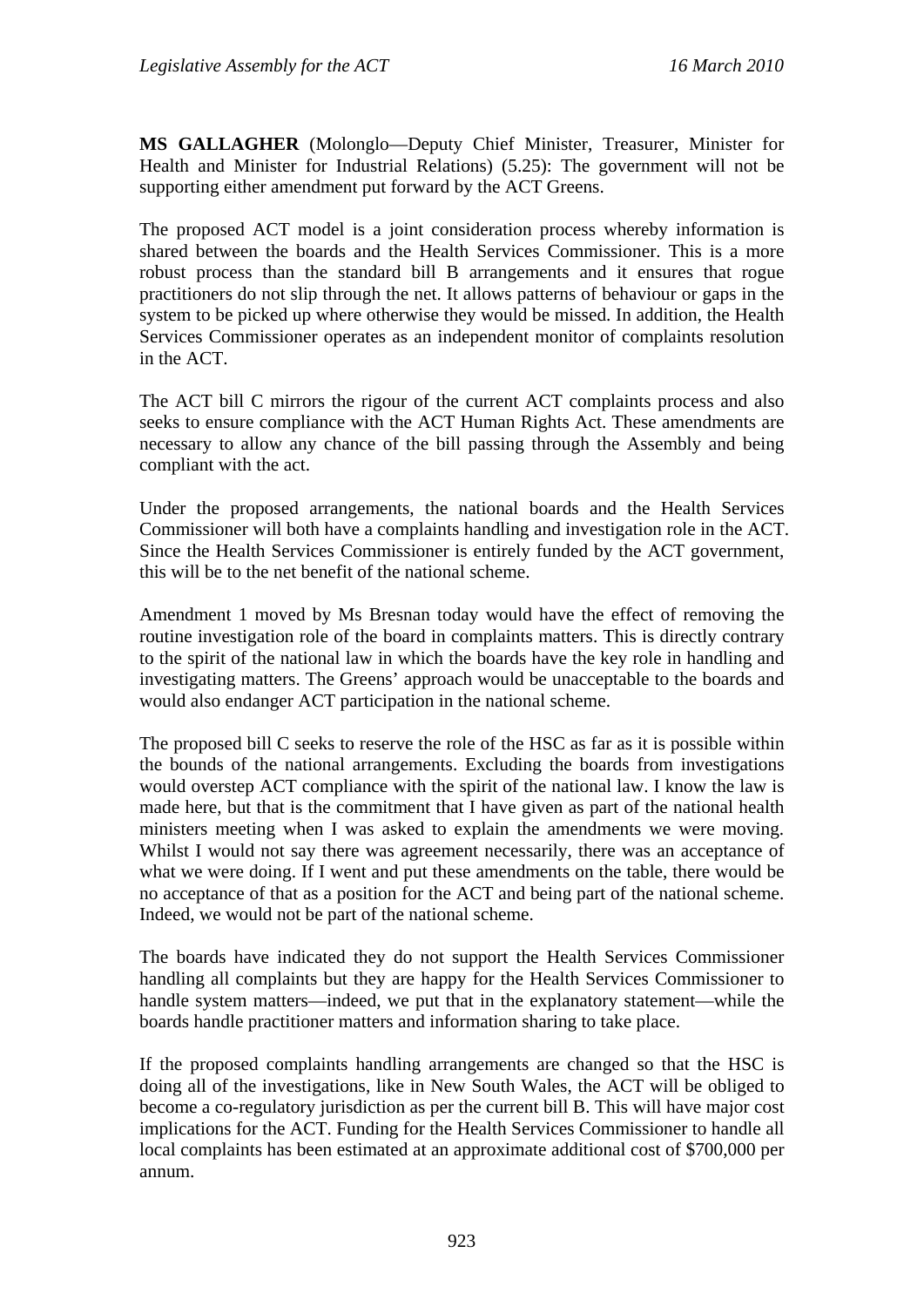**MS GALLAGHER** (Molonglo—Deputy Chief Minister, Treasurer, Minister for Health and Minister for Industrial Relations) (5.25): The government will not be supporting either amendment put forward by the ACT Greens.

The proposed ACT model is a joint consideration process whereby information is shared between the boards and the Health Services Commissioner. This is a more robust process than the standard bill B arrangements and it ensures that rogue practitioners do not slip through the net. It allows patterns of behaviour or gaps in the system to be picked up where otherwise they would be missed. In addition, the Health Services Commissioner operates as an independent monitor of complaints resolution in the ACT.

The ACT bill C mirrors the rigour of the current ACT complaints process and also seeks to ensure compliance with the ACT Human Rights Act. These amendments are necessary to allow any chance of the bill passing through the Assembly and being compliant with the act.

Under the proposed arrangements, the national boards and the Health Services Commissioner will both have a complaints handling and investigation role in the ACT. Since the Health Services Commissioner is entirely funded by the ACT government, this will be to the net benefit of the national scheme.

Amendment 1 moved by Ms Bresnan today would have the effect of removing the routine investigation role of the board in complaints matters. This is directly contrary to the spirit of the national law in which the boards have the key role in handling and investigating matters. The Greens' approach would be unacceptable to the boards and would also endanger ACT participation in the national scheme.

The proposed bill C seeks to reserve the role of the HSC as far as it is possible within the bounds of the national arrangements. Excluding the boards from investigations would overstep ACT compliance with the spirit of the national law. I know the law is made here, but that is the commitment that I have given as part of the national health ministers meeting when I was asked to explain the amendments we were moving. Whilst I would not say there was agreement necessarily, there was an acceptance of what we were doing. If I went and put these amendments on the table, there would be no acceptance of that as a position for the ACT and being part of the national scheme. Indeed, we would not be part of the national scheme.

The boards have indicated they do not support the Health Services Commissioner handling all complaints but they are happy for the Health Services Commissioner to handle system matters—indeed, we put that in the explanatory statement—while the boards handle practitioner matters and information sharing to take place.

If the proposed complaints handling arrangements are changed so that the HSC is doing all of the investigations, like in New South Wales, the ACT will be obliged to become a co-regulatory jurisdiction as per the current bill B. This will have major cost implications for the ACT. Funding for the Health Services Commissioner to handle all local complaints has been estimated at an approximate additional cost of $700,000 per annum.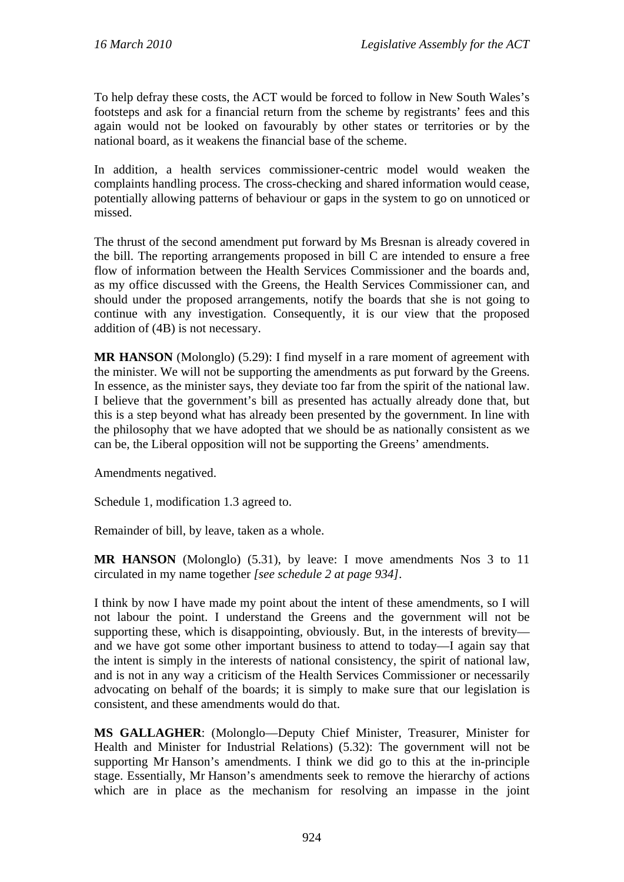To help defray these costs, the ACT would be forced to follow in New South Wales's footsteps and ask for a financial return from the scheme by registrants' fees and this again would not be looked on favourably by other states or territories or by the national board, as it weakens the financial base of the scheme.

In addition, a health services commissioner-centric model would weaken the complaints handling process. The cross-checking and shared information would cease, potentially allowing patterns of behaviour or gaps in the system to go on unnoticed or missed.

The thrust of the second amendment put forward by Ms Bresnan is already covered in the bill. The reporting arrangements proposed in bill C are intended to ensure a free flow of information between the Health Services Commissioner and the boards and, as my office discussed with the Greens, the Health Services Commissioner can, and should under the proposed arrangements, notify the boards that she is not going to continue with any investigation. Consequently, it is our view that the proposed addition of (4B) is not necessary.

**MR HANSON** (Molonglo) (5.29): I find myself in a rare moment of agreement with the minister. We will not be supporting the amendments as put forward by the Greens. In essence, as the minister says, they deviate too far from the spirit of the national law. I believe that the government's bill as presented has actually already done that, but this is a step beyond what has already been presented by the government. In line with the philosophy that we have adopted that we should be as nationally consistent as we can be, the Liberal opposition will not be supporting the Greens' amendments.

Amendments negatived.

Schedule 1, modification 1.3 agreed to.

Remainder of bill, by leave, taken as a whole.

**MR HANSON** (Molonglo) (5.31), by leave: I move amendments Nos 3 to 11 circulated in my name together *[see schedule 2 at page 934]*.

I think by now I have made my point about the intent of these amendments, so I will not labour the point. I understand the Greens and the government will not be supporting these, which is disappointing, obviously. But, in the interests of brevity—and we have got some other important business to attend to today—I again say that the intent is simply in the interests of national consistency, the spirit of national law, and is not in any way a criticism of the Health Services Commissioner or necessarily advocating on behalf of the boards; it is simply to make sure that our legislation is consistent, and these amendments would do that.

**MS GALLAGHER**: (Molonglo—Deputy Chief Minister, Treasurer, Minister for Health and Minister for Industrial Relations) (5.32): The government will not be supporting Mr Hanson's amendments. I think we did go to this at the in-principle stage. Essentially, Mr Hanson's amendments seek to remove the hierarchy of actions which are in place as the mechanism for resolving an impasse in the joint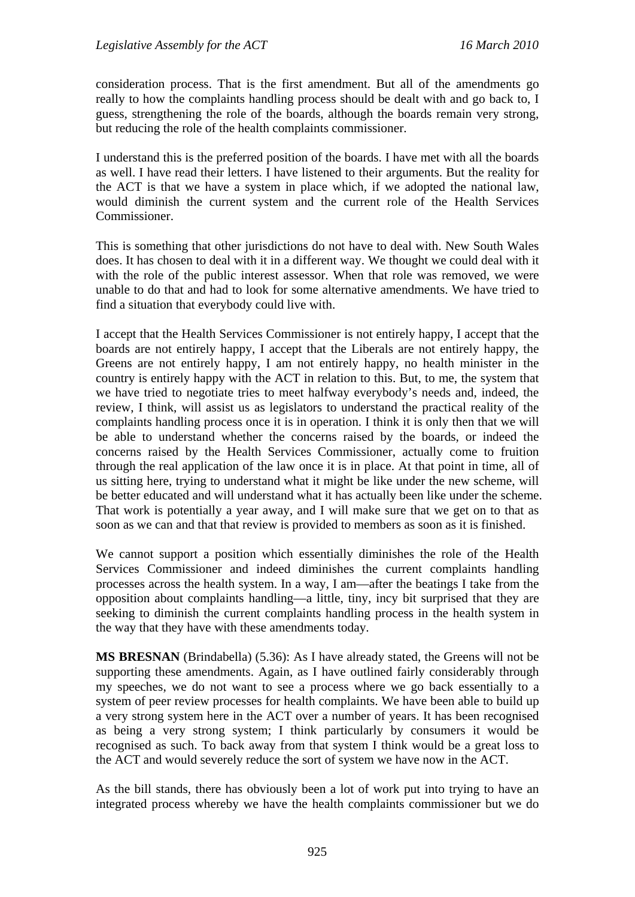consideration process. That is the first amendment. But all of the amendments go really to how the complaints handling process should be dealt with and go back to, I guess, strengthening the role of the boards, although the boards remain very strong, but reducing the role of the health complaints commissioner.

I understand this is the preferred position of the boards. I have met with all the boards as well. I have read their letters. I have listened to their arguments. But the reality for the ACT is that we have a system in place which, if we adopted the national law, would diminish the current system and the current role of the Health Services Commissioner.

This is something that other jurisdictions do not have to deal with. New South Wales does. It has chosen to deal with it in a different way. We thought we could deal with it with the role of the public interest assessor. When that role was removed, we were unable to do that and had to look for some alternative amendments. We have tried to find a situation that everybody could live with.

I accept that the Health Services Commissioner is not entirely happy, I accept that the boards are not entirely happy, I accept that the Liberals are not entirely happy, the Greens are not entirely happy, I am not entirely happy, no health minister in the country is entirely happy with the ACT in relation to this. But, to me, the system that we have tried to negotiate tries to meet halfway everybody's needs and, indeed, the review, I think, will assist us as legislators to understand the practical reality of the complaints handling process once it is in operation. I think it is only then that we will be able to understand whether the concerns raised by the boards, or indeed the concerns raised by the Health Services Commissioner, actually come to fruition through the real application of the law once it is in place. At that point in time, all of us sitting here, trying to understand what it might be like under the new scheme, will be better educated and will understand what it has actually been like under the scheme. That work is potentially a year away, and I will make sure that we get on to that as soon as we can and that that review is provided to members as soon as it is finished.

We cannot support a position which essentially diminishes the role of the Health Services Commissioner and indeed diminishes the current complaints handling processes across the health system. In a way, I am—after the beatings I take from the opposition about complaints handling—a little, tiny, incy bit surprised that they are seeking to diminish the current complaints handling process in the health system in the way that they have with these amendments today.

**MS BRESNAN** (Brindabella) (5.36): As I have already stated, the Greens will not be supporting these amendments. Again, as I have outlined fairly considerably through my speeches, we do not want to see a process where we go back essentially to a system of peer review processes for health complaints. We have been able to build up a very strong system here in the ACT over a number of years. It has been recognised as being a very strong system; I think particularly by consumers it would be recognised as such. To back away from that system I think would be a great loss to the ACT and would severely reduce the sort of system we have now in the ACT.

As the bill stands, there has obviously been a lot of work put into trying to have an integrated process whereby we have the health complaints commissioner but we do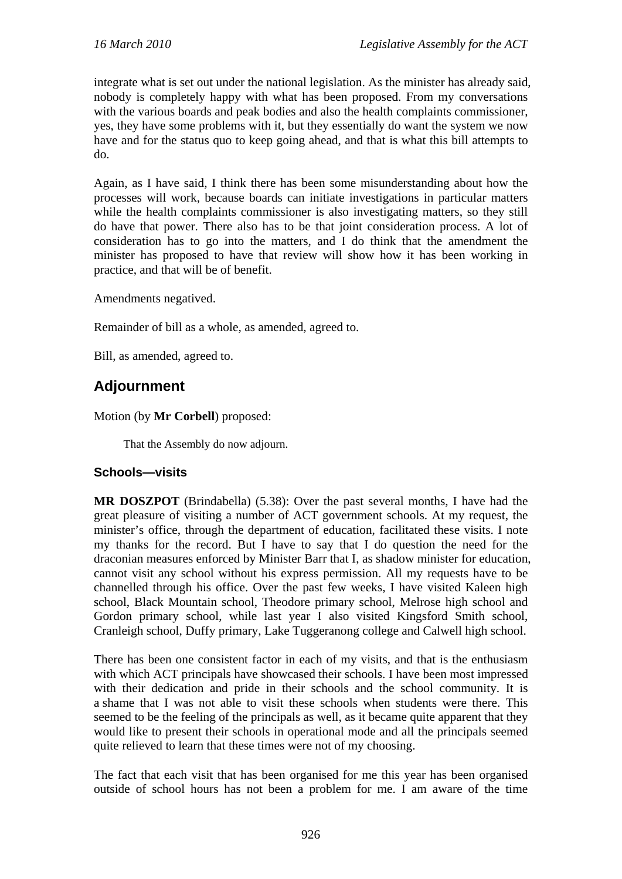integrate what is set out under the national legislation. As the minister has already said, nobody is completely happy with what has been proposed. From my conversations with the various boards and peak bodies and also the health complaints commissioner, yes, they have some problems with it, but they essentially do want the system we now have and for the status quo to keep going ahead, and that is what this bill attempts to do.

Again, as I have said, I think there has been some misunderstanding about how the processes will work, because boards can initiate investigations in particular matters while the health complaints commissioner is also investigating matters, so they still do have that power. There also has to be that joint consideration process. A lot of consideration has to go into the matters, and I do think that the amendment the minister has proposed to have that review will show how it has been working in practice, and that will be of benefit.

Amendments negatived.

Remainder of bill as a whole, as amended, agreed to.

Bill, as amended, agreed to.

## Adjournment

Motion (by **Mr Corbell**) proposed:

> That the Assembly do now adjourn.

### Schools—visits

**MR DOSZPOT** (Brindabella) (5.38): Over the past several months, I have had the great pleasure of visiting a number of ACT government schools. At my request, the minister's office, through the department of education, facilitated these visits. I note my thanks for the record. But I have to say that I do question the need for the draconian measures enforced by Minister Barr that I, as shadow minister for education, cannot visit any school without his express permission. All my requests have to be channelled through his office. Over the past few weeks, I have visited Kaleen high school, Black Mountain school, Theodore primary school, Melrose high school and Gordon primary school, while last year I also visited Kingsford Smith school, Cranleigh school, Duffy primary, Lake Tuggeranong college and Calwell high school.

There has been one consistent factor in each of my visits, and that is the enthusiasm with which ACT principals have showcased their schools. I have been most impressed with their dedication and pride in their schools and the school community. It is a shame that I was not able to visit these schools when students were there. This seemed to be the feeling of the principals as well, as it became quite apparent that they would like to present their schools in operational mode and all the principals seemed quite relieved to learn that these times were not of my choosing.

The fact that each visit that has been organised for me this year has been organised outside of school hours has not been a problem for me. I am aware of the time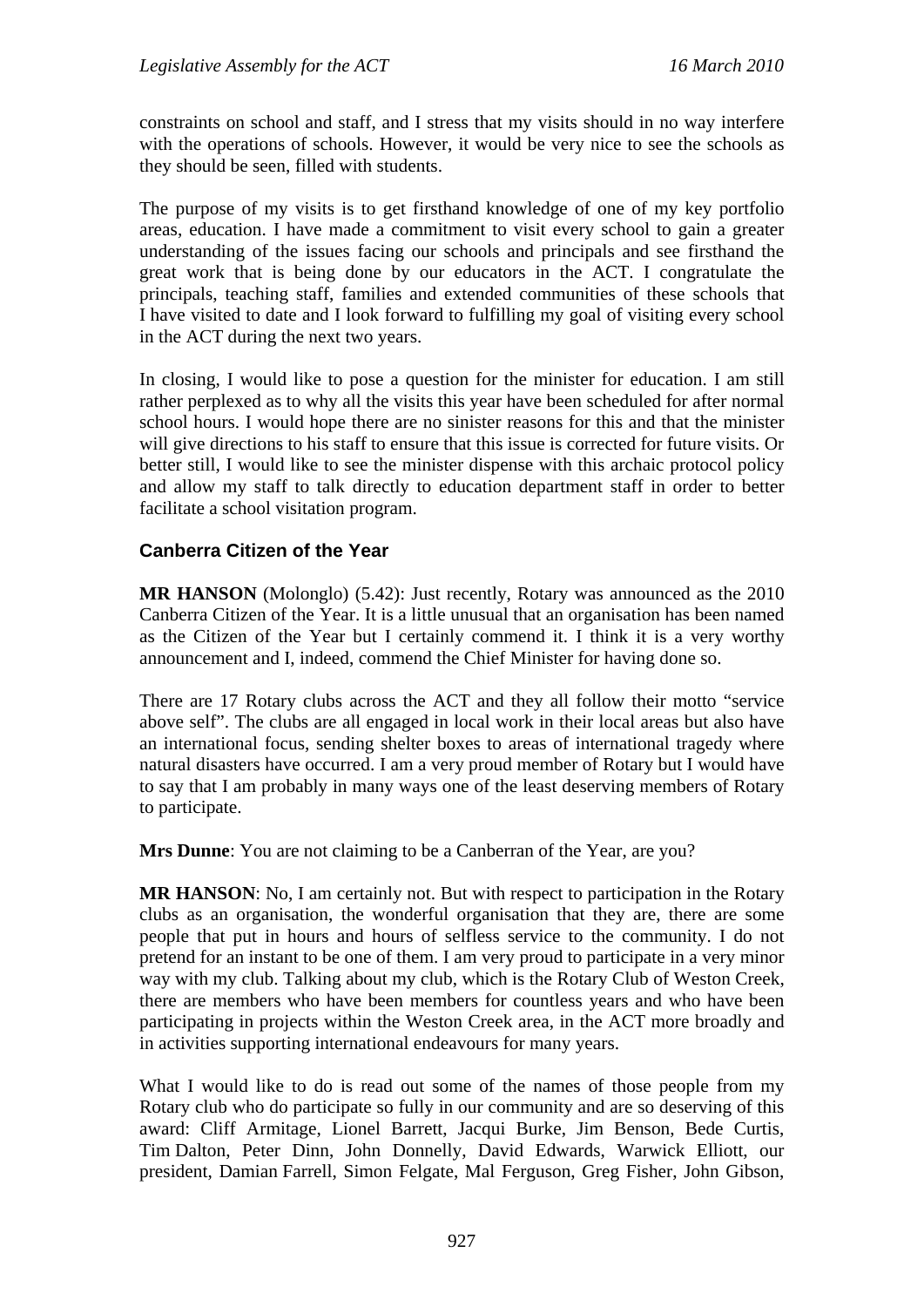constraints on school and staff, and I stress that my visits should in no way interfere with the operations of schools. However, it would be very nice to see the schools as they should be seen, filled with students.

The purpose of my visits is to get firsthand knowledge of one of my key portfolio areas, education. I have made a commitment to visit every school to gain a greater understanding of the issues facing our schools and principals and see firsthand the great work that is being done by our educators in the ACT. I congratulate the principals, teaching staff, families and extended communities of these schools that I have visited to date and I look forward to fulfilling my goal of visiting every school in the ACT during the next two years.

In closing, I would like to pose a question for the minister for education. I am still rather perplexed as to why all the visits this year have been scheduled for after normal school hours. I would hope there are no sinister reasons for this and that the minister will give directions to his staff to ensure that this issue is corrected for future visits. Or better still, I would like to see the minister dispense with this archaic protocol policy and allow my staff to talk directly to education department staff in order to better facilitate a school visitation program.

## Canberra Citizen of the Year

**MR HANSON** (Molonglo) (5.42): Just recently, Rotary was announced as the 2010 Canberra Citizen of the Year. It is a little unusual that an organisation has been named as the Citizen of the Year but I certainly commend it. I think it is a very worthy announcement and I, indeed, commend the Chief Minister for having done so.

There are 17 Rotary clubs across the ACT and they all follow their motto "service above self". The clubs are all engaged in local work in their local areas but also have an international focus, sending shelter boxes to areas of international tragedy where natural disasters have occurred. I am a very proud member of Rotary but I would have to say that I am probably in many ways one of the least deserving members of Rotary to participate.

**Mrs Dunne**: You are not claiming to be a Canberran of the Year, are you?

**MR HANSON**: No, I am certainly not. But with respect to participation in the Rotary clubs as an organisation, the wonderful organisation that they are, there are some people that put in hours and hours of selfless service to the community. I do not pretend for an instant to be one of them. I am very proud to participate in a very minor way with my club. Talking about my club, which is the Rotary Club of Weston Creek, there are members who have been members for countless years and who have been participating in projects within the Weston Creek area, in the ACT more broadly and in activities supporting international endeavours for many years.

What I would like to do is read out some of the names of those people from my Rotary club who do participate so fully in our community and are so deserving of this award: Cliff Armitage, Lionel Barrett, Jacqui Burke, Jim Benson, Bede Curtis, Tim Dalton, Peter Dinn, John Donnelly, David Edwards, Warwick Elliott, our president, Damian Farrell, Simon Felgate, Mal Ferguson, Greg Fisher, John Gibson,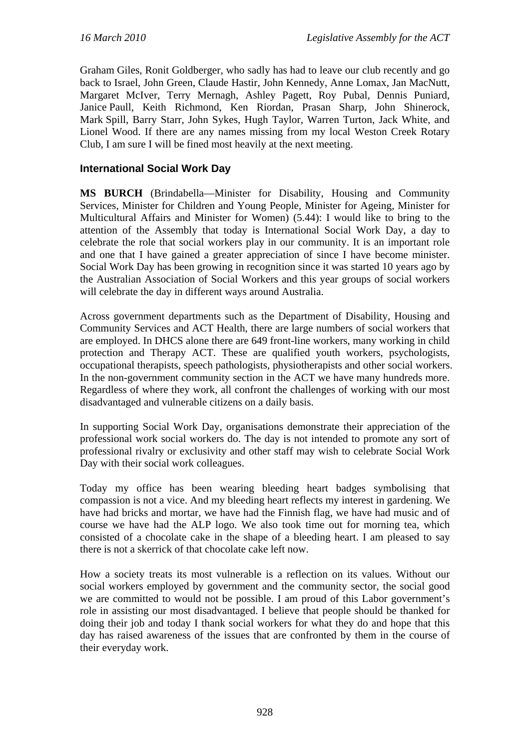Graham Giles, Ronit Goldberger, who sadly has had to leave our club recently and go back to Israel, John Green, Claude Hastir, John Kennedy, Anne Lomax, Jan MacNutt, Margaret McIver, Terry Mernagh, Ashley Pagett, Roy Pubal, Dennis Puniard, Janice Paull, Keith Richmond, Ken Riordan, Prasan Sharp, John Shinerock, Mark Spill, Barry Starr, John Sykes, Hugh Taylor, Warren Turton, Jack White, and Lionel Wood. If there are any names missing from my local Weston Creek Rotary Club, I am sure I will be fined most heavily at the next meeting.

## International Social Work Day

**MS BURCH** (Brindabella—Minister for Disability, Housing and Community Services, Minister for Children and Young People, Minister for Ageing, Minister for Multicultural Affairs and Minister for Women) (5.44): I would like to bring to the attention of the Assembly that today is International Social Work Day, a day to celebrate the role that social workers play in our community. It is an important role and one that I have gained a greater appreciation of since I have become minister. Social Work Day has been growing in recognition since it was started 10 years ago by the Australian Association of Social Workers and this year groups of social workers will celebrate the day in different ways around Australia.

Across government departments such as the Department of Disability, Housing and Community Services and ACT Health, there are large numbers of social workers that are employed. In DHCS alone there are 649 front-line workers, many working in child protection and Therapy ACT. These are qualified youth workers, psychologists, occupational therapists, speech pathologists, physiotherapists and other social workers. In the non-government community section in the ACT we have many hundreds more. Regardless of where they work, all confront the challenges of working with our most disadvantaged and vulnerable citizens on a daily basis.

In supporting Social Work Day, organisations demonstrate their appreciation of the professional work social workers do. The day is not intended to promote any sort of professional rivalry or exclusivity and other staff may wish to celebrate Social Work Day with their social work colleagues.

Today my office has been wearing bleeding heart badges symbolising that compassion is not a vice. And my bleeding heart reflects my interest in gardening. We have had bricks and mortar, we have had the Finnish flag, we have had music and of course we have had the ALP logo. We also took time out for morning tea, which consisted of a chocolate cake in the shape of a bleeding heart. I am pleased to say there is not a skerrick of that chocolate cake left now.

How a society treats its most vulnerable is a reflection on its values. Without our social workers employed by government and the community sector, the social good we are committed to would not be possible. I am proud of this Labor government's role in assisting our most disadvantaged. I believe that people should be thanked for doing their job and today I thank social workers for what they do and hope that this day has raised awareness of the issues that are confronted by them in the course of their everyday work.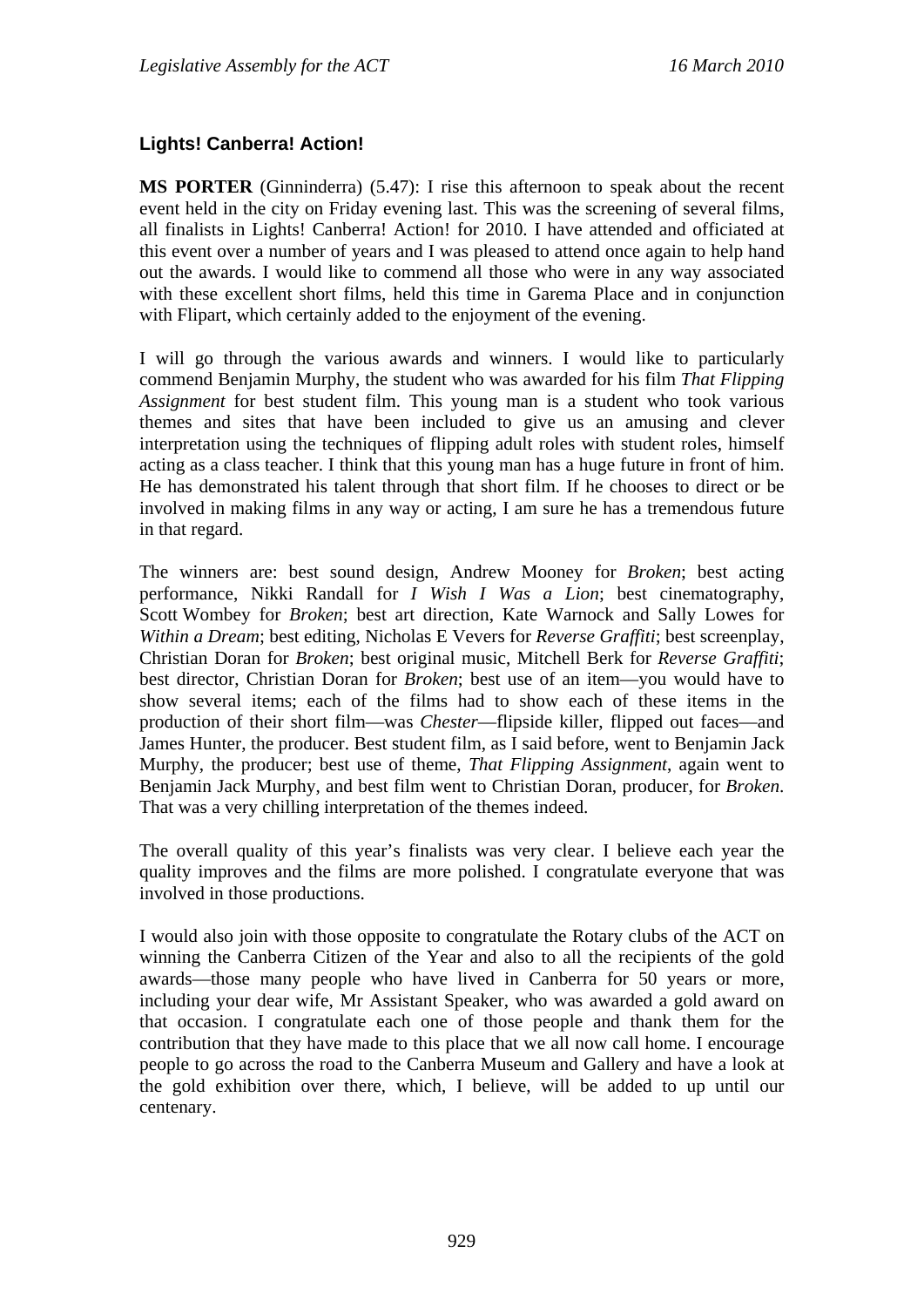### Lights! Canberra! Action!

**MS PORTER** (Ginninderra) (5.47): I rise this afternoon to speak about the recent event held in the city on Friday evening last. This was the screening of several films, all finalists in Lights! Canberra! Action! for 2010. I have attended and officiated at this event over a number of years and I was pleased to attend once again to help hand out the awards. I would like to commend all those who were in any way associated with these excellent short films, held this time in Garema Place and in conjunction with Flipart, which certainly added to the enjoyment of the evening.

I will go through the various awards and winners. I would like to particularly commend Benjamin Murphy, the student who was awarded for his film *That Flipping Assignment* for best student film. This young man is a student who took various themes and sites that have been included to give us an amusing and clever interpretation using the techniques of flipping adult roles with student roles, himself acting as a class teacher. I think that this young man has a huge future in front of him. He has demonstrated his talent through that short film. If he chooses to direct or be involved in making films in any way or acting, I am sure he has a tremendous future in that regard.

The winners are: best sound design, Andrew Mooney for *Broken*; best acting performance, Nikki Randall for *I Wish I Was a Lion*; best cinematography, Scott Wombey for *Broken*; best art direction, Kate Warnock and Sally Lowes for *Within a Dream*; best editing, Nicholas E Vevers for *Reverse Graffiti*; best screenplay, Christian Doran for *Broken*; best original music, Mitchell Berk for *Reverse Graffiti*; best director, Christian Doran for *Broken*; best use of an item—you would have to show several items; each of the films had to show each of these items in the production of their short film—was *Chester*—flipside killer, flipped out faces—and James Hunter, the producer. Best student film, as I said before, went to Benjamin Jack Murphy, the producer; best use of theme, *That Flipping Assignment*, again went to Benjamin Jack Murphy, and best film went to Christian Doran, producer, for *Broken*. That was a very chilling interpretation of the themes indeed.

The overall quality of this year's finalists was very clear. I believe each year the quality improves and the films are more polished. I congratulate everyone that was involved in those productions.

I would also join with those opposite to congratulate the Rotary clubs of the ACT on winning the Canberra Citizen of the Year and also to all the recipients of the gold awards—those many people who have lived in Canberra for 50 years or more, including your dear wife, Mr Assistant Speaker, who was awarded a gold award on that occasion. I congratulate each one of those people and thank them for the contribution that they have made to this place that we all now call home. I encourage people to go across the road to the Canberra Museum and Gallery and have a look at the gold exhibition over there, which, I believe, will be added to up until our centenary.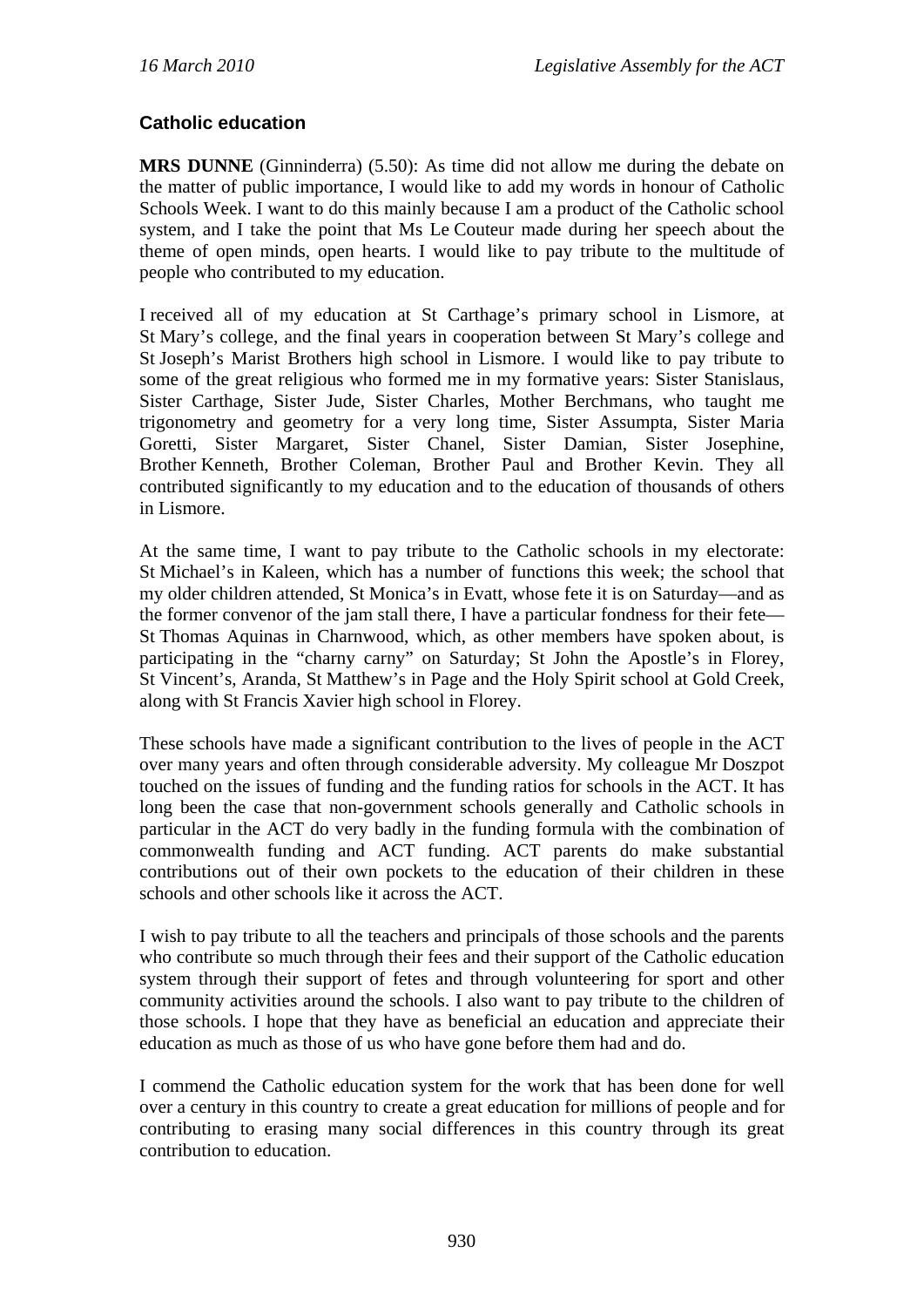## Catholic education

**MRS DUNNE** (Ginninderra) (5.50): As time did not allow me during the debate on the matter of public importance, I would like to add my words in honour of Catholic Schools Week. I want to do this mainly because I am a product of the Catholic school system, and I take the point that Ms Le Couteur made during her speech about the theme of open minds, open hearts. I would like to pay tribute to the multitude of people who contributed to my education.

I received all of my education at St Carthage's primary school in Lismore, at St Mary's college, and the final years in cooperation between St Mary's college and St Joseph's Marist Brothers high school in Lismore. I would like to pay tribute to some of the great religious who formed me in my formative years: Sister Stanislaus, Sister Carthage, Sister Jude, Sister Charles, Mother Berchmans, who taught me trigonometry and geometry for a very long time, Sister Assumpta, Sister Maria Goretti, Sister Margaret, Sister Chanel, Sister Damian, Sister Josephine, Brother Kenneth, Brother Coleman, Brother Paul and Brother Kevin. They all contributed significantly to my education and to the education of thousands of others in Lismore.

At the same time, I want to pay tribute to the Catholic schools in my electorate: St Michael's in Kaleen, which has a number of functions this week; the school that my older children attended, St Monica's in Evatt, whose fete it is on Saturday—and as the former convenor of the jam stall there, I have a particular fondness for their fete—St Thomas Aquinas in Charnwood, which, as other members have spoken about, is participating in the "charny carny" on Saturday; St John the Apostle's in Florey, St Vincent's, Aranda, St Matthew's in Page and the Holy Spirit school at Gold Creek, along with St Francis Xavier high school in Florey.

These schools have made a significant contribution to the lives of people in the ACT over many years and often through considerable adversity. My colleague Mr Doszpot touched on the issues of funding and the funding ratios for schools in the ACT. It has long been the case that non-government schools generally and Catholic schools in particular in the ACT do very badly in the funding formula with the combination of commonwealth funding and ACT funding. ACT parents do make substantial contributions out of their own pockets to the education of their children in these schools and other schools like it across the ACT.

I wish to pay tribute to all the teachers and principals of those schools and the parents who contribute so much through their fees and their support of the Catholic education system through their support of fetes and through volunteering for sport and other community activities around the schools. I also want to pay tribute to the children of those schools. I hope that they have as beneficial an education and appreciate their education as much as those of us who have gone before them had and do.

I commend the Catholic education system for the work that has been done for well over a century in this country to create a great education for millions of people and for contributing to erasing many social differences in this country through its great contribution to education.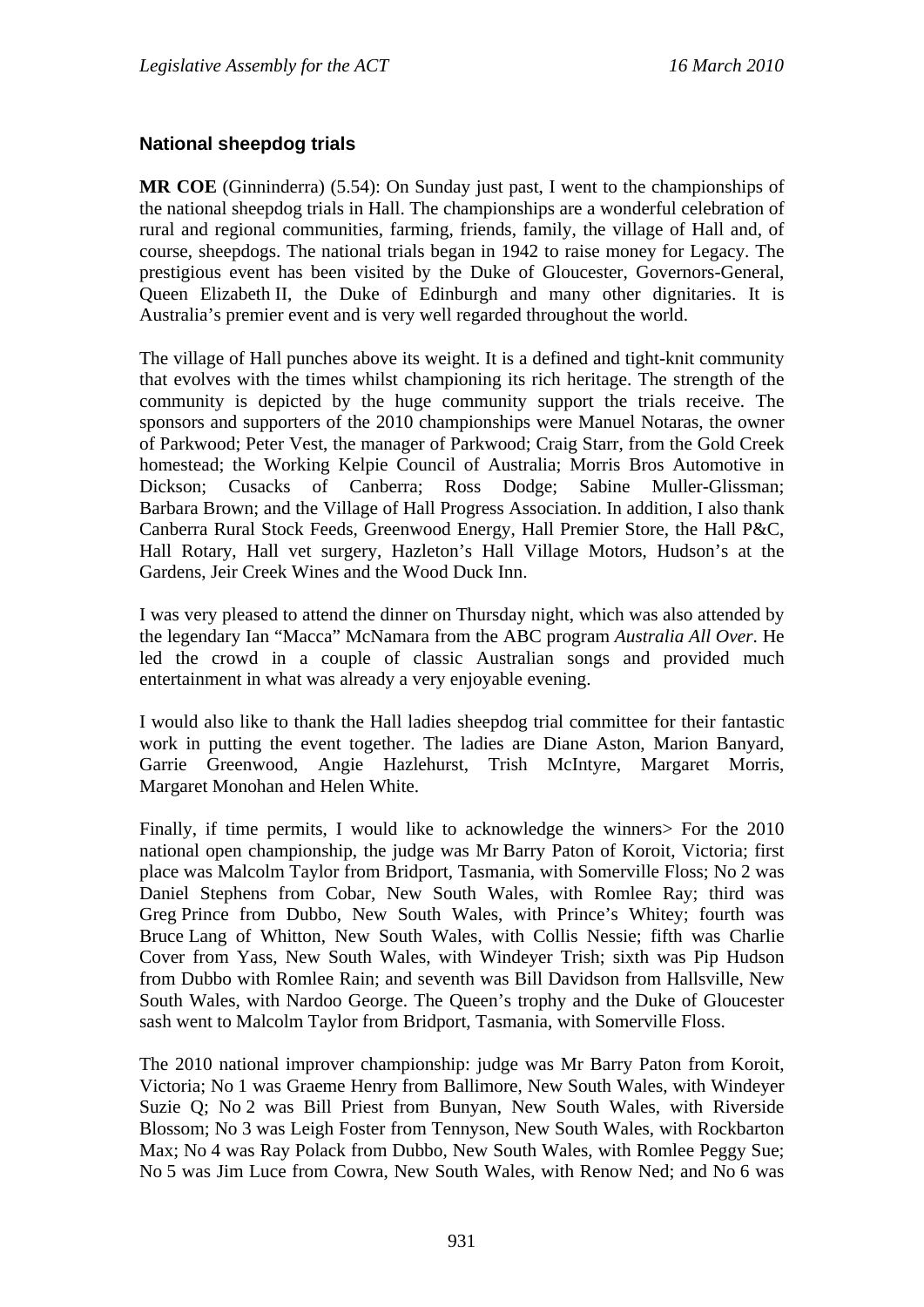### National sheepdog trials

**MR COE** (Ginninderra) (5.54): On Sunday just past, I went to the championships of the national sheepdog trials in Hall. The championships are a wonderful celebration of rural and regional communities, farming, friends, family, the village of Hall and, of course, sheepdogs. The national trials began in 1942 to raise money for Legacy. The prestigious event has been visited by the Duke of Gloucester, Governors-General, Queen Elizabeth II, the Duke of Edinburgh and many other dignitaries. It is Australia's premier event and is very well regarded throughout the world.

The village of Hall punches above its weight. It is a defined and tight-knit community that evolves with the times whilst championing its rich heritage. The strength of the community is depicted by the huge community support the trials receive. The sponsors and supporters of the 2010 championships were Manuel Notaras, the owner of Parkwood; Peter Vest, the manager of Parkwood; Craig Starr, from the Gold Creek homestead; the Working Kelpie Council of Australia; Morris Bros Automotive in Dickson; Cusacks of Canberra; Ross Dodge; Sabine Muller-Glissman; Barbara Brown; and the Village of Hall Progress Association. In addition, I also thank Canberra Rural Stock Feeds, Greenwood Energy, Hall Premier Store, the Hall P&C, Hall Rotary, Hall vet surgery, Hazleton's Hall Village Motors, Hudson's at the Gardens, Jeir Creek Wines and the Wood Duck Inn.

I was very pleased to attend the dinner on Thursday night, which was also attended by the legendary Ian "Macca" McNamara from the ABC program *Australia All Over*. He led the crowd in a couple of classic Australian songs and provided much entertainment in what was already a very enjoyable evening.

I would also like to thank the Hall ladies sheepdog trial committee for their fantastic work in putting the event together. The ladies are Diane Aston, Marion Banyard, Garrie Greenwood, Angie Hazlehurst, Trish McIntyre, Margaret Morris, Margaret Monohan and Helen White.

Finally, if time permits, I would like to acknowledge the winners> For the 2010 national open championship, the judge was Mr Barry Paton of Koroit, Victoria; first place was Malcolm Taylor from Bridport, Tasmania, with Somerville Floss; No 2 was Daniel Stephens from Cobar, New South Wales, with Romlee Ray; third was Greg Prince from Dubbo, New South Wales, with Prince's Whitey; fourth was Bruce Lang of Whitton, New South Wales, with Collis Nessie; fifth was Charlie Cover from Yass, New South Wales, with Windeyer Trish; sixth was Pip Hudson from Dubbo with Romlee Rain; and seventh was Bill Davidson from Hallsville, New South Wales, with Nardoo George. The Queen's trophy and the Duke of Gloucester sash went to Malcolm Taylor from Bridport, Tasmania, with Somerville Floss.

The 2010 national improver championship: judge was Mr Barry Paton from Koroit, Victoria; No 1 was Graeme Henry from Ballimore, New South Wales, with Windeyer Suzie Q; No 2 was Bill Priest from Bunyan, New South Wales, with Riverside Blossom; No 3 was Leigh Foster from Tennyson, New South Wales, with Rockbarton Max; No 4 was Ray Polack from Dubbo, New South Wales, with Romlee Peggy Sue; No 5 was Jim Luce from Cowra, New South Wales, with Renow Ned; and No 6 was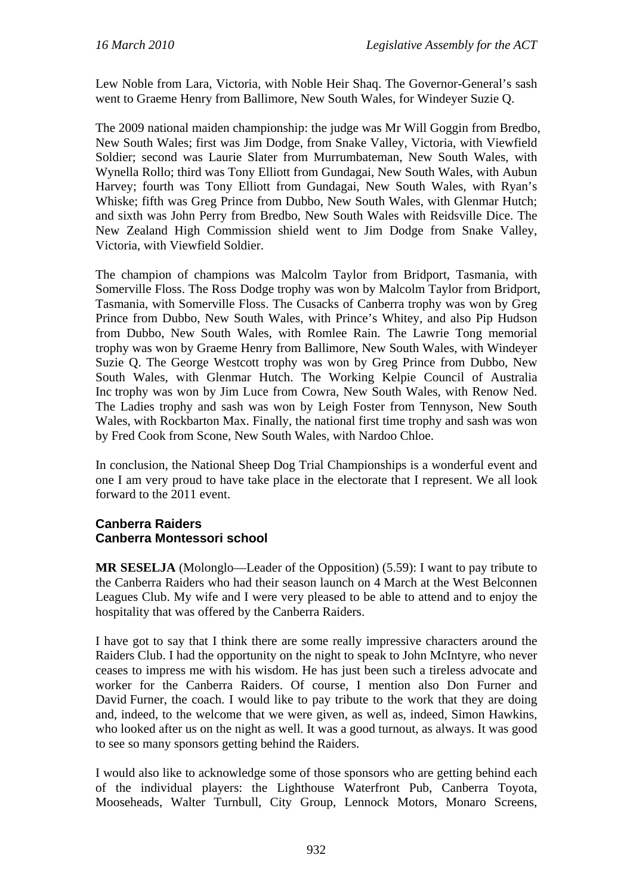Lew Noble from Lara, Victoria, with Noble Heir Shaq. The Governor-General's sash went to Graeme Henry from Ballimore, New South Wales, for Windeyer Suzie Q.

The 2009 national maiden championship: the judge was Mr Will Goggin from Bredbo, New South Wales; first was Jim Dodge, from Snake Valley, Victoria, with Viewfield Soldier; second was Laurie Slater from Murrumbateman, New South Wales, with Wynella Rollo; third was Tony Elliott from Gundagai, New South Wales, with Aubun Harvey; fourth was Tony Elliott from Gundagai, New South Wales, with Ryan's Whiske; fifth was Greg Prince from Dubbo, New South Wales, with Glenmar Hutch; and sixth was John Perry from Bredbo, New South Wales with Reidsville Dice. The New Zealand High Commission shield went to Jim Dodge from Snake Valley, Victoria, with Viewfield Soldier.

The champion of champions was Malcolm Taylor from Bridport, Tasmania, with Somerville Floss. The Ross Dodge trophy was won by Malcolm Taylor from Bridport, Tasmania, with Somerville Floss. The Cusacks of Canberra trophy was won by Greg Prince from Dubbo, New South Wales, with Prince's Whitey, and also Pip Hudson from Dubbo, New South Wales, with Romlee Rain. The Lawrie Tong memorial trophy was won by Graeme Henry from Ballimore, New South Wales, with Windeyer Suzie Q. The George Westcott trophy was won by Greg Prince from Dubbo, New South Wales, with Glenmar Hutch. The Working Kelpie Council of Australia Inc trophy was won by Jim Luce from Cowra, New South Wales, with Renow Ned. The Ladies trophy and sash was won by Leigh Foster from Tennyson, New South Wales, with Rockbarton Max. Finally, the national first time trophy and sash was won by Fred Cook from Scone, New South Wales, with Nardoo Chloe.

In conclusion, the National Sheep Dog Trial Championships is a wonderful event and one I am very proud to have take place in the electorate that I represent. We all look forward to the 2011 event.

### Canberra Raiders
### Canberra Montessori school

**MR SESELJA** (Molonglo—Leader of the Opposition) (5.59): I want to pay tribute to the Canberra Raiders who had their season launch on 4 March at the West Belconnen Leagues Club. My wife and I were very pleased to be able to attend and to enjoy the hospitality that was offered by the Canberra Raiders.

I have got to say that I think there are some really impressive characters around the Raiders Club. I had the opportunity on the night to speak to John McIntyre, who never ceases to impress me with his wisdom. He has just been such a tireless advocate and worker for the Canberra Raiders. Of course, I mention also Don Furner and David Furner, the coach. I would like to pay tribute to the work that they are doing and, indeed, to the welcome that we were given, as well as, indeed, Simon Hawkins, who looked after us on the night as well. It was a good turnout, as always. It was good to see so many sponsors getting behind the Raiders.

I would also like to acknowledge some of those sponsors who are getting behind each of the individual players: the Lighthouse Waterfront Pub, Canberra Toyota, Mooseheads, Walter Turnbull, City Group, Lennock Motors, Monaro Screens,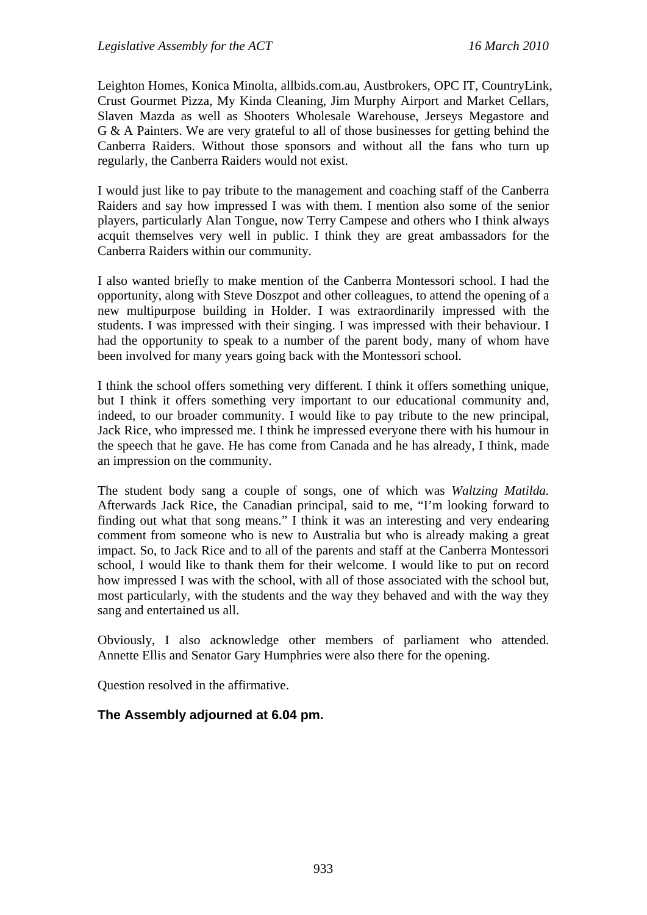Leighton Homes, Konica Minolta, allbids.com.au, Austbrokers, OPC IT, CountryLink, Crust Gourmet Pizza, My Kinda Cleaning, Jim Murphy Airport and Market Cellars, Slaven Mazda as well as Shooters Wholesale Warehouse, Jerseys Megastore and G & A Painters. We are very grateful to all of those businesses for getting behind the Canberra Raiders. Without those sponsors and without all the fans who turn up regularly, the Canberra Raiders would not exist.

I would just like to pay tribute to the management and coaching staff of the Canberra Raiders and say how impressed I was with them. I mention also some of the senior players, particularly Alan Tongue, now Terry Campese and others who I think always acquit themselves very well in public. I think they are great ambassadors for the Canberra Raiders within our community.

I also wanted briefly to make mention of the Canberra Montessori school. I had the opportunity, along with Steve Doszpot and other colleagues, to attend the opening of a new multipurpose building in Holder. I was extraordinarily impressed with the students. I was impressed with their singing. I was impressed with their behaviour. I had the opportunity to speak to a number of the parent body, many of whom have been involved for many years going back with the Montessori school.

I think the school offers something very different. I think it offers something unique, but I think it offers something very important to our educational community and, indeed, to our broader community. I would like to pay tribute to the new principal, Jack Rice, who impressed me. I think he impressed everyone there with his humour in the speech that he gave. He has come from Canada and he has already, I think, made an impression on the community.

The student body sang a couple of songs, one of which was *Waltzing Matilda.* Afterwards Jack Rice, the Canadian principal, said to me, "I'm looking forward to finding out what that song means." I think it was an interesting and very endearing comment from someone who is new to Australia but who is already making a great impact. So, to Jack Rice and to all of the parents and staff at the Canberra Montessori school, I would like to thank them for their welcome. I would like to put on record how impressed I was with the school, with all of those associated with the school but, most particularly, with the students and the way they behaved and with the way they sang and entertained us all.

Obviously, I also acknowledge other members of parliament who attended. Annette Ellis and Senator Gary Humphries were also there for the opening.

Question resolved in the affirmative.

**The Assembly adjourned at 6.04 pm.**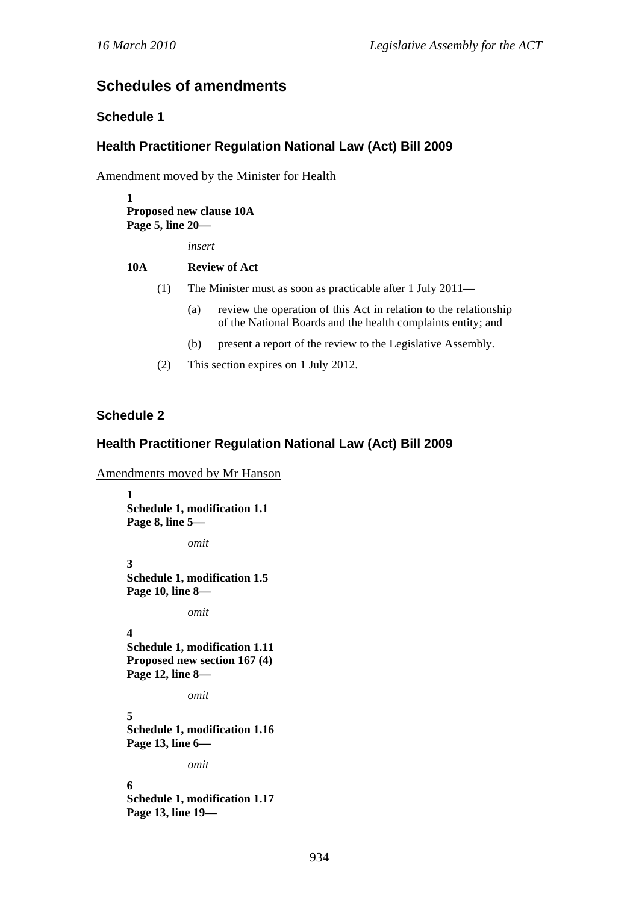## Schedules of amendments

### Schedule 1

### Health Practitioner Regulation National Law (Act) Bill 2009

Amendment moved by the Minister for Health

**1**
**Proposed new clause 10A**
**Page 5, line 20—**

*insert*

**10A Review of Act**

(1) The Minister must as soon as practicable after 1 July 2011—

(a) review the operation of this Act in relation to the relationship of the National Boards and the health complaints entity; and

(b) present a report of the review to the Legislative Assembly.

(2) This section expires on 1 July 2012.

---

### Schedule 2

### Health Practitioner Regulation National Law (Act) Bill 2009

Amendments moved by Mr Hanson

**1**
**Schedule 1, modification 1.1**
**Page 8, line 5—**

*omit*

**3**
**Schedule 1, modification 1.5**
**Page 10, line 8—**

*omit*

**4**
**Schedule 1, modification 1.11**
**Proposed new section 167 (4)**
**Page 12, line 8—**

*omit*

**5**
**Schedule 1, modification 1.16**
**Page 13, line 6—**

*omit*

**6**
**Schedule 1, modification 1.17**
**Page 13, line 19—**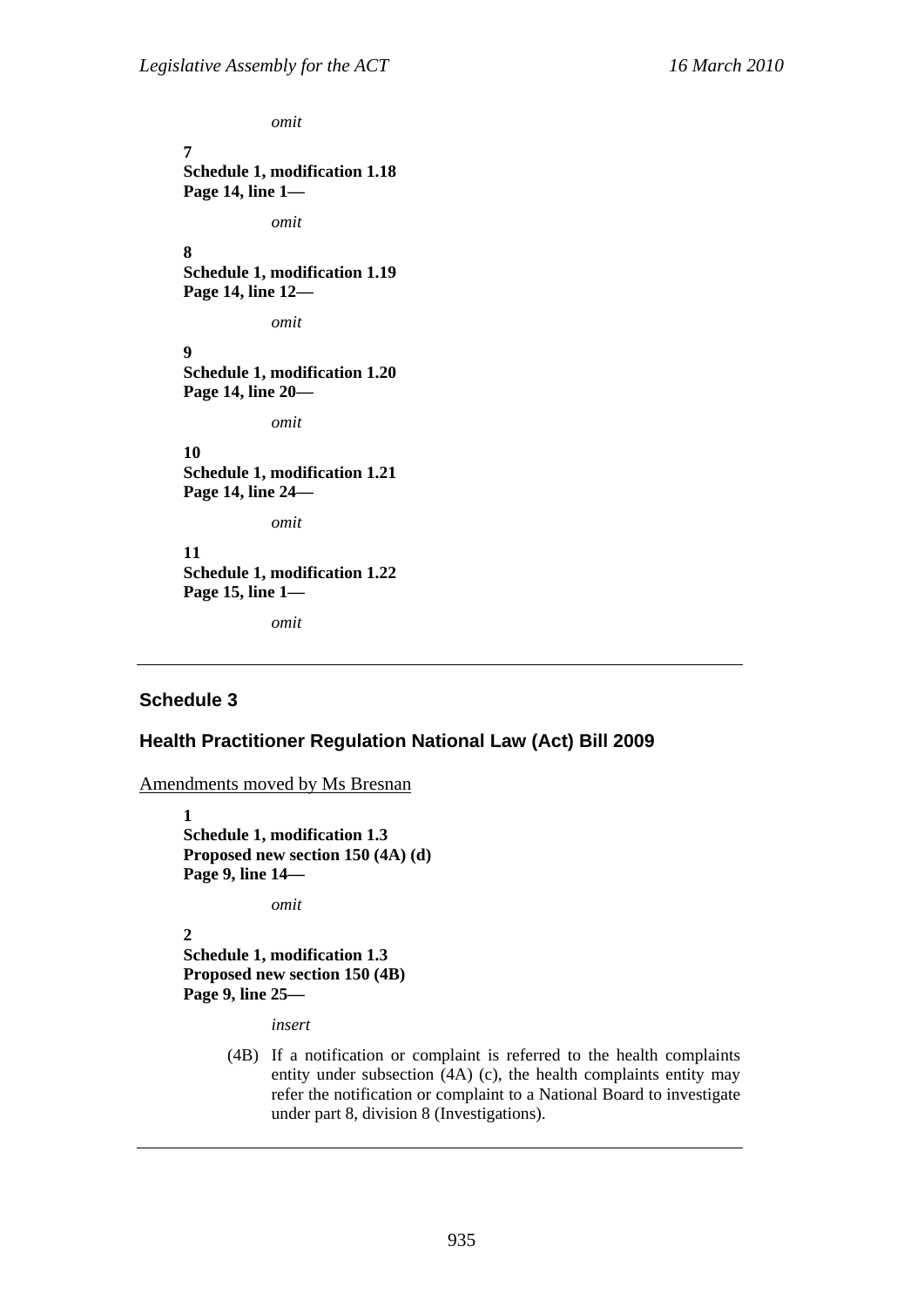*omit*

**7**
**Schedule 1, modification 1.18**
**Page 14, line 1—**

*omit*

**8**
**Schedule 1, modification 1.19**
**Page 14, line 12—**

*omit*

**9**
**Schedule 1, modification 1.20**
**Page 14, line 20—**

*omit*

**10**
**Schedule 1, modification 1.21**
**Page 14, line 24—**

*omit*

**11**
**Schedule 1, modification 1.22**
**Page 15, line 1—**

*omit*

---

## Schedule 3

## Health Practitioner Regulation National Law (Act) Bill 2009

Amendments moved by Ms Bresnan

**1**
**Schedule 1, modification 1.3**
**Proposed new section 150 (4A) (d)**
**Page 9, line 14—**

*omit*

**2**
**Schedule 1, modification 1.3**
**Proposed new section 150 (4B)**
**Page 9, line 25—**

*insert*

(4B) If a notification or complaint is referred to the health complaints entity under subsection (4A) (c), the health complaints entity may refer the notification or complaint to a National Board to investigate under part 8, division 8 (Investigations).

---